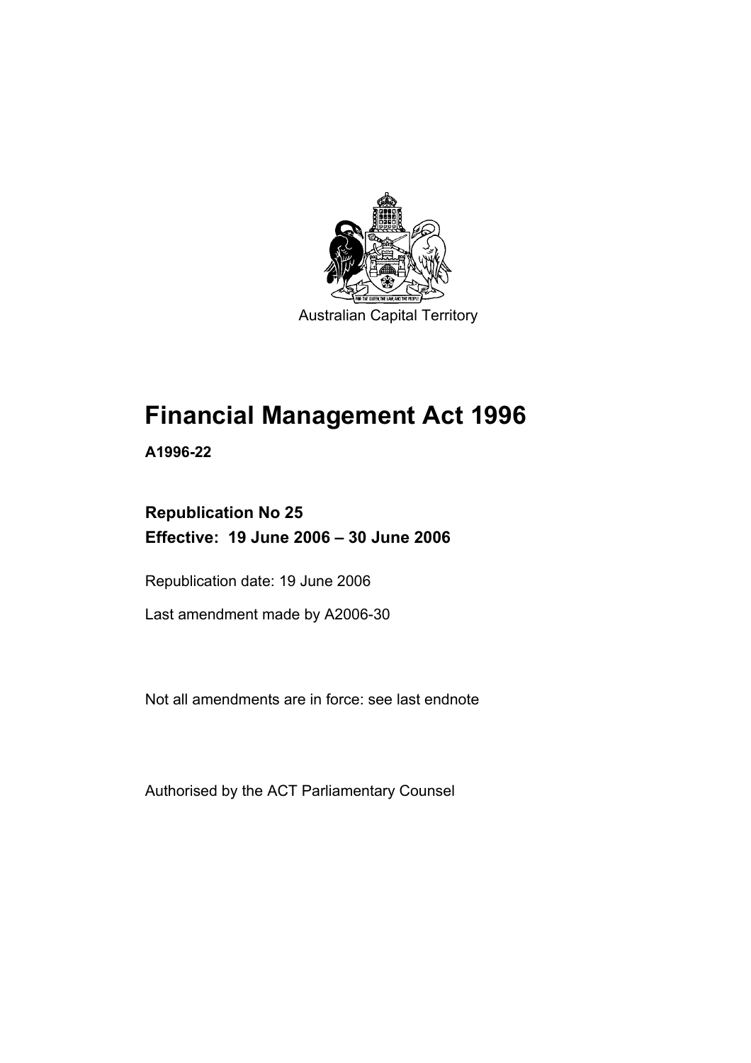Australian Capital Territory

# Financial Management Act 1996

**A1996-22**

## Republication No 25
## Effective: 19 June 2006 – 30 June 2006

Republication date: 19 June 2006

Last amendment made by A2006-30

Not all amendments are in force: see last endnote

Authorised by the ACT Parliamentary Counsel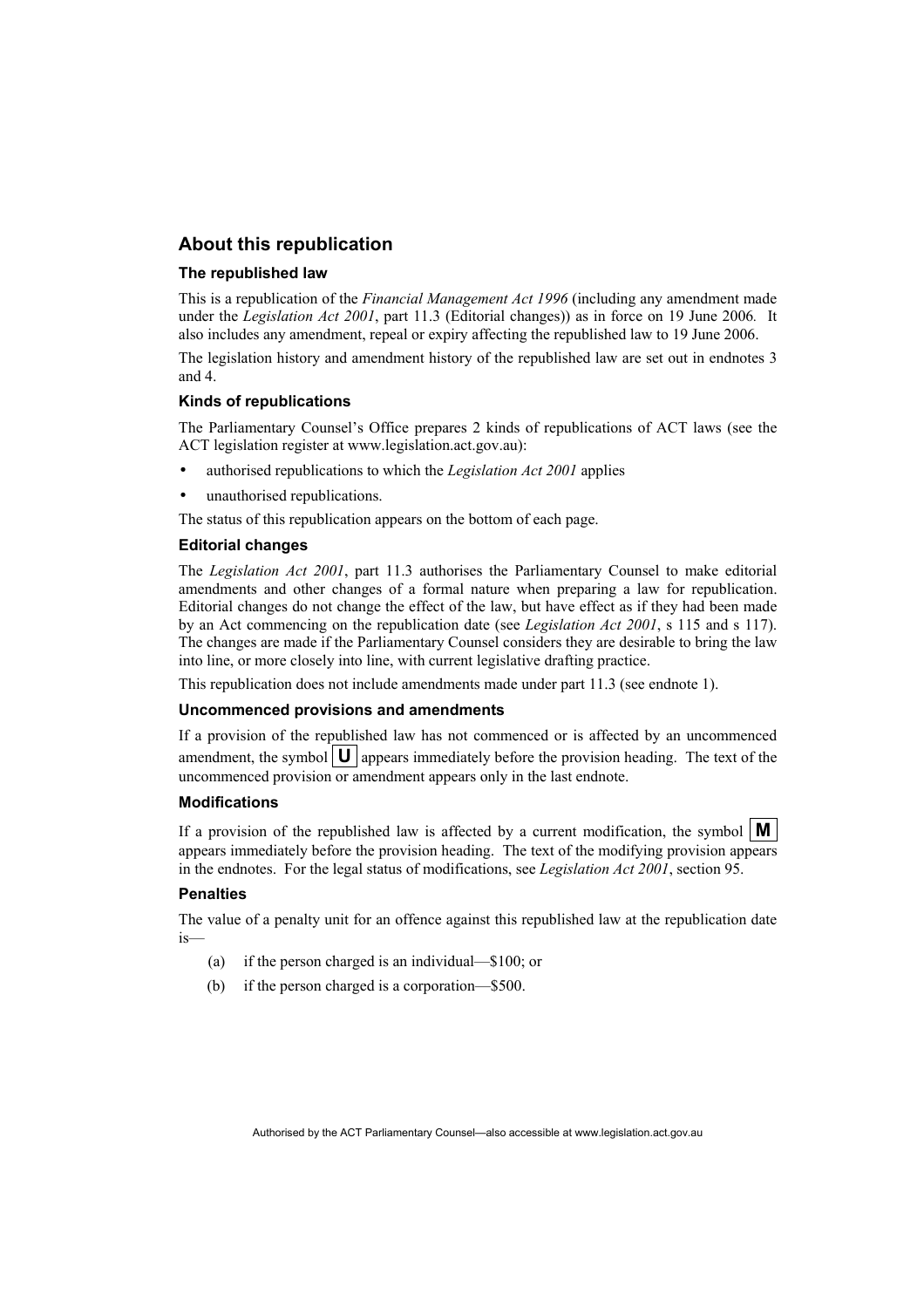## About this republication

### The republished law

This is a republication of the *Financial Management Act 1996* (including any amendment made under the *Legislation Act 2001*, part 11.3 (Editorial changes)) as in force on 19 June 2006*.* It also includes any amendment, repeal or expiry affecting the republished law to 19 June 2006.

The legislation history and amendment history of the republished law are set out in endnotes 3 and 4.

### Kinds of republications

The Parliamentary Counsel's Office prepares 2 kinds of republications of ACT laws (see the ACT legislation register at www.legislation.act.gov.au):

- authorised republications to which the *Legislation Act 2001* applies
- unauthorised republications.

The status of this republication appears on the bottom of each page.

### Editorial changes

The *Legislation Act 2001*, part 11.3 authorises the Parliamentary Counsel to make editorial amendments and other changes of a formal nature when preparing a law for republication. Editorial changes do not change the effect of the law, but have effect as if they had been made by an Act commencing on the republication date (see *Legislation Act 2001*, s 115 and s 117). The changes are made if the Parliamentary Counsel considers they are desirable to bring the law into line, or more closely into line, with current legislative drafting practice.

This republication does not include amendments made under part 11.3 (see endnote 1).

### Uncommenced provisions and amendments

If a provision of the republished law has not commenced or is affected by an uncommenced amendment, the symbol **U** appears immediately before the provision heading. The text of the uncommenced provision or amendment appears only in the last endnote.

### Modifications

If a provision of the republished law is affected by a current modification, the symbol **M** appears immediately before the provision heading. The text of the modifying provision appears in the endnotes. For the legal status of modifications, see *Legislation Act 2001*, section 95.

### Penalties

The value of a penalty unit for an offence against this republished law at the republication date is—

(a) if the person charged is an individual—$100; or

(b) if the person charged is a corporation—$500.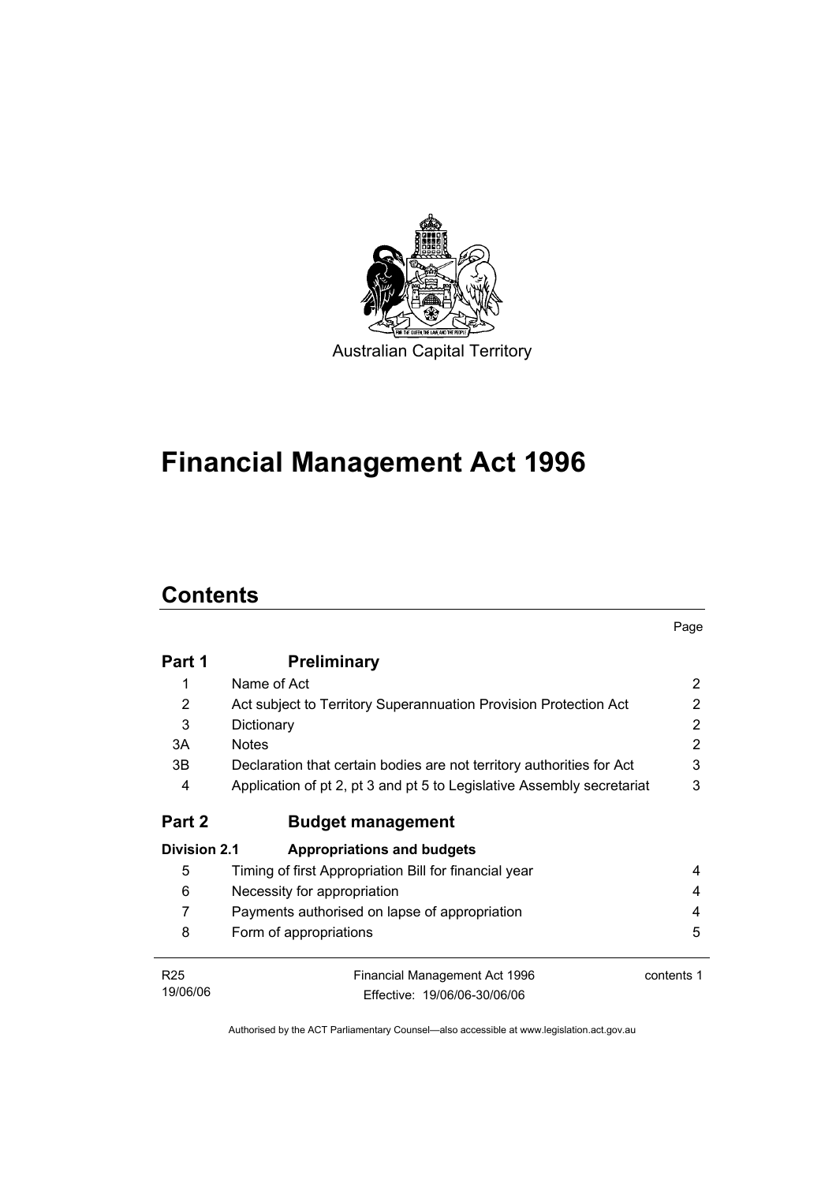Australian Capital Territory

# Financial Management Act 1996

## Contents

| | | Page |
|---|---|---|
| **Part 1** | **Preliminary** | |
| 1 | Name of Act | 2 |
| 2 | Act subject to Territory Superannuation Provision Protection Act | 2 |
| 3 | Dictionary | 2 |
| 3A | Notes | 2 |
| 3B | Declaration that certain bodies are not territory authorities for Act | 3 |
| 4 | Application of pt 2, pt 3 and pt 5 to Legislative Assembly secretariat | 3 |
| **Part 2** | **Budget management** | |
| **Division 2.1** | **Appropriations and budgets** | |
| 5 | Timing of first Appropriation Bill for financial year | 4 |
| 6 | Necessity for appropriation | 4 |
| 7 | Payments authorised on lapse of appropriation | 4 |
| 8 | Form of appropriations | 5 |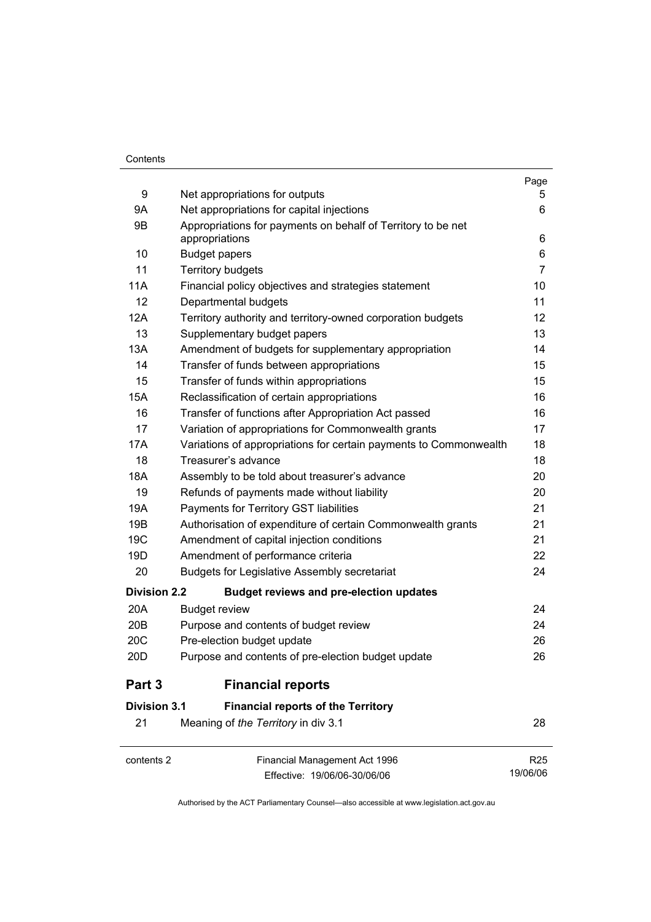| | | Page |
|---|---|---|
| 9 | Net appropriations for outputs | 5 |
| 9A | Net appropriations for capital injections | 6 |
| 9B | Appropriations for payments on behalf of Territory to be net appropriations | 6 |
| 10 | Budget papers | 6 |
| 11 | Territory budgets | 7 |
| 11A | Financial policy objectives and strategies statement | 10 |
| 12 | Departmental budgets | 11 |
| 12A | Territory authority and territory-owned corporation budgets | 12 |
| 13 | Supplementary budget papers | 13 |
| 13A | Amendment of budgets for supplementary appropriation | 14 |
| 14 | Transfer of funds between appropriations | 15 |
| 15 | Transfer of funds within appropriations | 15 |
| 15A | Reclassification of certain appropriations | 16 |
| 16 | Transfer of functions after Appropriation Act passed | 16 |
| 17 | Variation of appropriations for Commonwealth grants | 17 |
| 17A | Variations of appropriations for certain payments to Commonwealth | 18 |
| 18 | Treasurer's advance | 18 |
| 18A | Assembly to be told about treasurer's advance | 20 |
| 19 | Refunds of payments made without liability | 20 |
| 19A | Payments for Territory GST liabilities | 21 |
| 19B | Authorisation of expenditure of certain Commonwealth grants | 21 |
| 19C | Amendment of capital injection conditions | 21 |
| 19D | Amendment of performance criteria | 22 |
| 20 | Budgets for Legislative Assembly secretariat | 24 |
| **Division 2.2** | **Budget reviews and pre-election updates** | |
| 20A | Budget review | 24 |
| 20B | Purpose and contents of budget review | 24 |
| 20C | Pre-election budget update | 26 |
| 20D | Purpose and contents of pre-election budget update | 26 |
| **Part 3** | **Financial reports** | |
| **Division 3.1** | **Financial reports of the Territory** | |
| 21 | Meaning of *the Territory* in div 3.1 | 28 |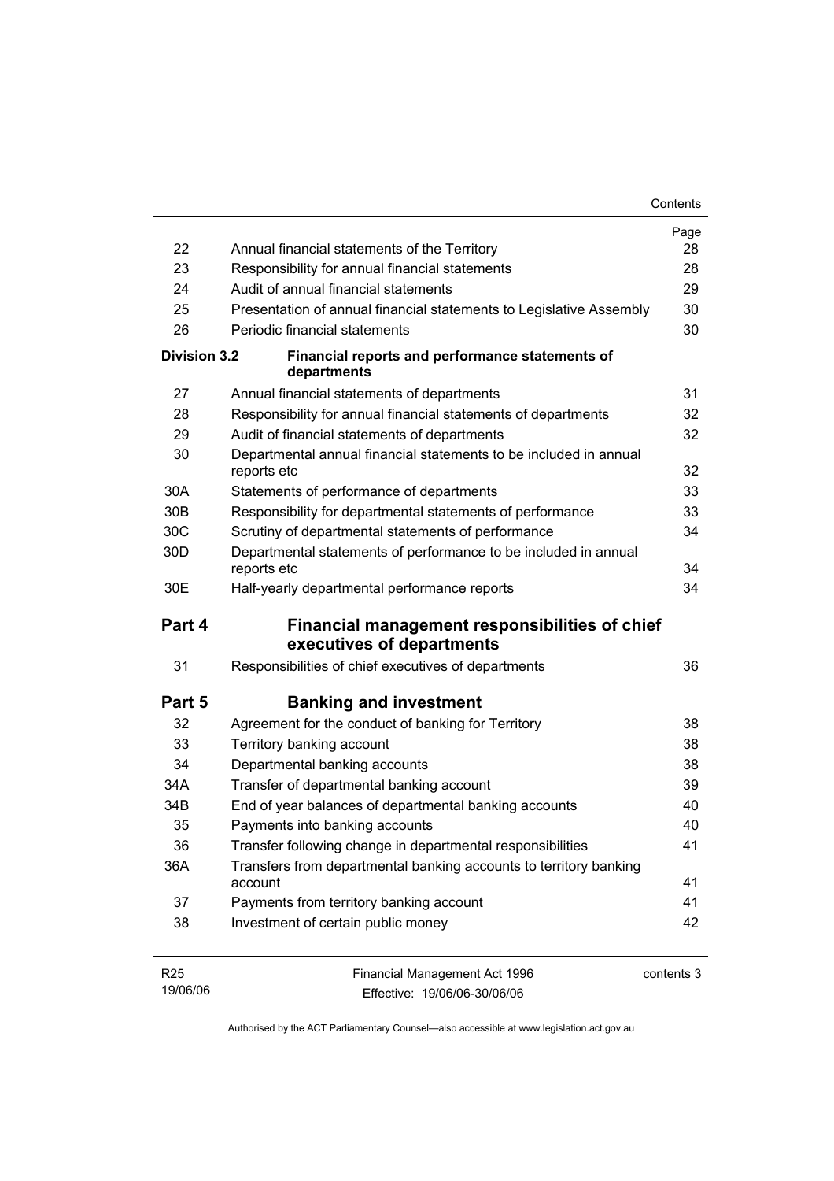| | | Page |
|---|---|---|
| 22 | Annual financial statements of the Territory | 28 |
| 23 | Responsibility for annual financial statements | 28 |
| 24 | Audit of annual financial statements | 29 |
| 25 | Presentation of annual financial statements to Legislative Assembly | 30 |
| 26 | Periodic financial statements | 30 |
| **Division 3.2** | **Financial reports and performance statements of departments** | |
| 27 | Annual financial statements of departments | 31 |
| 28 | Responsibility for annual financial statements of departments | 32 |
| 29 | Audit of financial statements of departments | 32 |
| 30 | Departmental annual financial statements to be included in annual reports etc | 32 |
| 30A | Statements of performance of departments | 33 |
| 30B | Responsibility for departmental statements of performance | 33 |
| 30C | Scrutiny of departmental statements of performance | 34 |
| 30D | Departmental statements of performance to be included in annual reports etc | 34 |
| 30E | Half-yearly departmental performance reports | 34 |

## Part 4 Financial management responsibilities of chief executives of departments

| | | |
|---|---|---|
| 31 | Responsibilities of chief executives of departments | 36 |

## Part 5 Banking and investment

| | | |
|---|---|---|
| 32 | Agreement for the conduct of banking for Territory | 38 |
| 33 | Territory banking account | 38 |
| 34 | Departmental banking accounts | 38 |
| 34A | Transfer of departmental banking account | 39 |
| 34B | End of year balances of departmental banking accounts | 40 |
| 35 | Payments into banking accounts | 40 |
| 36 | Transfer following change in departmental responsibilities | 41 |
| 36A | Transfers from departmental banking accounts to territory banking account | 41 |
| 37 | Payments from territory banking account | 41 |
| 38 | Investment of certain public money | 42 |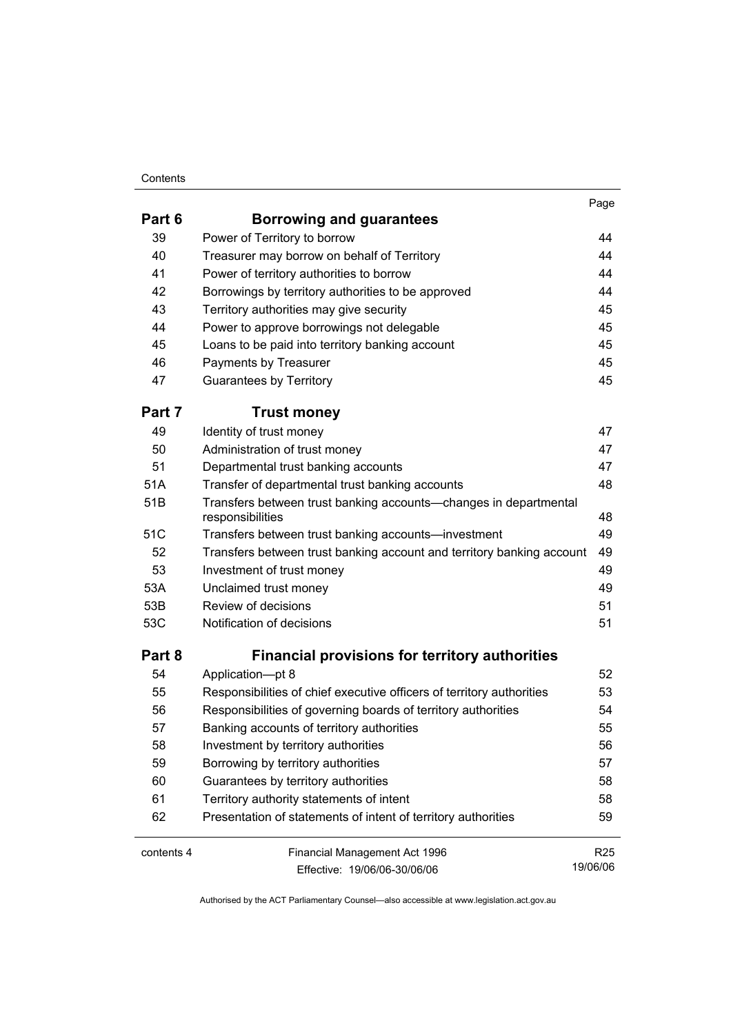| | | Page |
|---|---|---|
| **Part 6** | **Borrowing and guarantees** | |
| 39 | Power of Territory to borrow | 44 |
| 40 | Treasurer may borrow on behalf of Territory | 44 |
| 41 | Power of territory authorities to borrow | 44 |
| 42 | Borrowings by territory authorities to be approved | 44 |
| 43 | Territory authorities may give security | 45 |
| 44 | Power to approve borrowings not delegable | 45 |
| 45 | Loans to be paid into territory banking account | 45 |
| 46 | Payments by Treasurer | 45 |
| 47 | Guarantees by Territory | 45 |
| **Part 7** | **Trust money** | |
| 49 | Identity of trust money | 47 |
| 50 | Administration of trust money | 47 |
| 51 | Departmental trust banking accounts | 47 |
| 51A | Transfer of departmental trust banking accounts | 48 |
| 51B | Transfers between trust banking accounts—changes in departmental responsibilities | 48 |
| 51C | Transfers between trust banking accounts—investment | 49 |
| 52 | Transfers between trust banking account and territory banking account | 49 |
| 53 | Investment of trust money | 49 |
| 53A | Unclaimed trust money | 49 |
| 53B | Review of decisions | 51 |
| 53C | Notification of decisions | 51 |
| **Part 8** | **Financial provisions for territory authorities** | |
| 54 | Application—pt 8 | 52 |
| 55 | Responsibilities of chief executive officers of territory authorities | 53 |
| 56 | Responsibilities of governing boards of territory authorities | 54 |
| 57 | Banking accounts of territory authorities | 55 |
| 58 | Investment by territory authorities | 56 |
| 59 | Borrowing by territory authorities | 57 |
| 60 | Guarantees by territory authorities | 58 |
| 61 | Territory authority statements of intent | 58 |
| 62 | Presentation of statements of intent of territory authorities | 59 |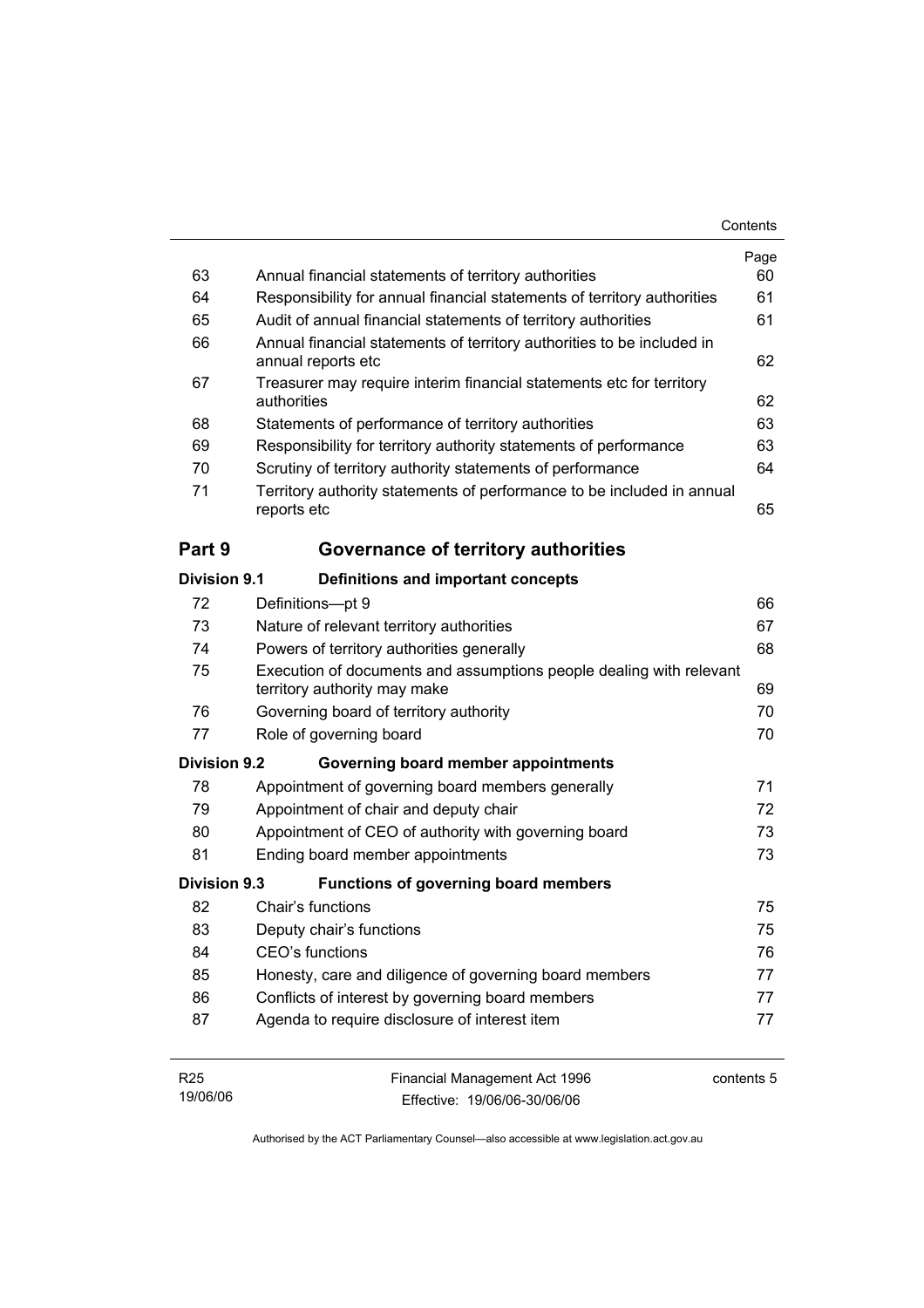| | | Page |
|---|---|---|
| 63 | Annual financial statements of territory authorities | 60 |
| 64 | Responsibility for annual financial statements of territory authorities | 61 |
| 65 | Audit of annual financial statements of territory authorities | 61 |
| 66 | Annual financial statements of territory authorities to be included in annual reports etc | 62 |
| 67 | Treasurer may require interim financial statements etc for territory authorities | 62 |
| 68 | Statements of performance of territory authorities | 63 |
| 69 | Responsibility for territory authority statements of performance | 63 |
| 70 | Scrutiny of territory authority statements of performance | 64 |
| 71 | Territory authority statements of performance to be included in annual reports etc | 65 |

## Part 9 Governance of territory authorities

### Division 9.1 Definitions and important concepts

| | | |
|---|---|---|
| 72 | Definitions—pt 9 | 66 |
| 73 | Nature of relevant territory authorities | 67 |
| 74 | Powers of territory authorities generally | 68 |
| 75 | Execution of documents and assumptions people dealing with relevant territory authority may make | 69 |
| 76 | Governing board of territory authority | 70 |
| 77 | Role of governing board | 70 |

### Division 9.2 Governing board member appointments

| | | |
|---|---|---|
| 78 | Appointment of governing board members generally | 71 |
| 79 | Appointment of chair and deputy chair | 72 |
| 80 | Appointment of CEO of authority with governing board | 73 |
| 81 | Ending board member appointments | 73 |

### Division 9.3 Functions of governing board members

| | | |
|---|---|---|
| 82 | Chair's functions | 75 |
| 83 | Deputy chair's functions | 75 |
| 84 | CEO's functions | 76 |
| 85 | Honesty, care and diligence of governing board members | 77 |
| 86 | Conflicts of interest by governing board members | 77 |
| 87 | Agenda to require disclosure of interest item | 77 |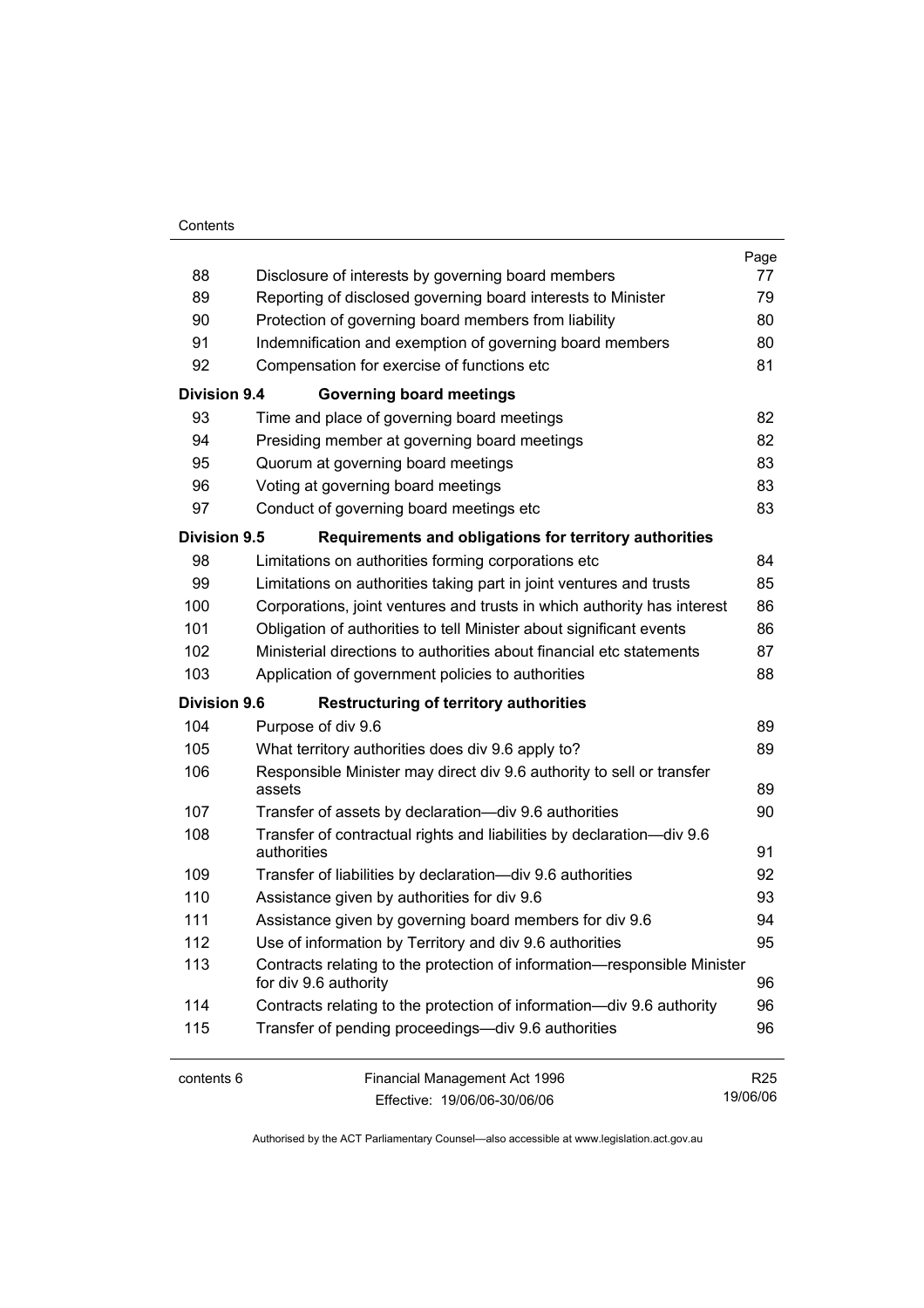| | | Page |
|---|---|---|
| 88 | Disclosure of interests by governing board members | 77 |
| 89 | Reporting of disclosed governing board interests to Minister | 79 |
| 90 | Protection of governing board members from liability | 80 |
| 91 | Indemnification and exemption of governing board members | 80 |
| 92 | Compensation for exercise of functions etc | 81 |
| **Division 9.4** | **Governing board meetings** | |
| 93 | Time and place of governing board meetings | 82 |
| 94 | Presiding member at governing board meetings | 82 |
| 95 | Quorum at governing board meetings | 83 |
| 96 | Voting at governing board meetings | 83 |
| 97 | Conduct of governing board meetings etc | 83 |
| **Division 9.5** | **Requirements and obligations for territory authorities** | |
| 98 | Limitations on authorities forming corporations etc | 84 |
| 99 | Limitations on authorities taking part in joint ventures and trusts | 85 |
| 100 | Corporations, joint ventures and trusts in which authority has interest | 86 |
| 101 | Obligation of authorities to tell Minister about significant events | 86 |
| 102 | Ministerial directions to authorities about financial etc statements | 87 |
| 103 | Application of government policies to authorities | 88 |
| **Division 9.6** | **Restructuring of territory authorities** | |
| 104 | Purpose of div 9.6 | 89 |
| 105 | What territory authorities does div 9.6 apply to? | 89 |
| 106 | Responsible Minister may direct div 9.6 authority to sell or transfer assets | 89 |
| 107 | Transfer of assets by declaration—div 9.6 authorities | 90 |
| 108 | Transfer of contractual rights and liabilities by declaration—div 9.6 authorities | 91 |
| 109 | Transfer of liabilities by declaration—div 9.6 authorities | 92 |
| 110 | Assistance given by authorities for div 9.6 | 93 |
| 111 | Assistance given by governing board members for div 9.6 | 94 |
| 112 | Use of information by Territory and div 9.6 authorities | 95 |
| 113 | Contracts relating to the protection of information—responsible Minister for div 9.6 authority | 96 |
| 114 | Contracts relating to the protection of information—div 9.6 authority | 96 |
| 115 | Transfer of pending proceedings—div 9.6 authorities | 96 |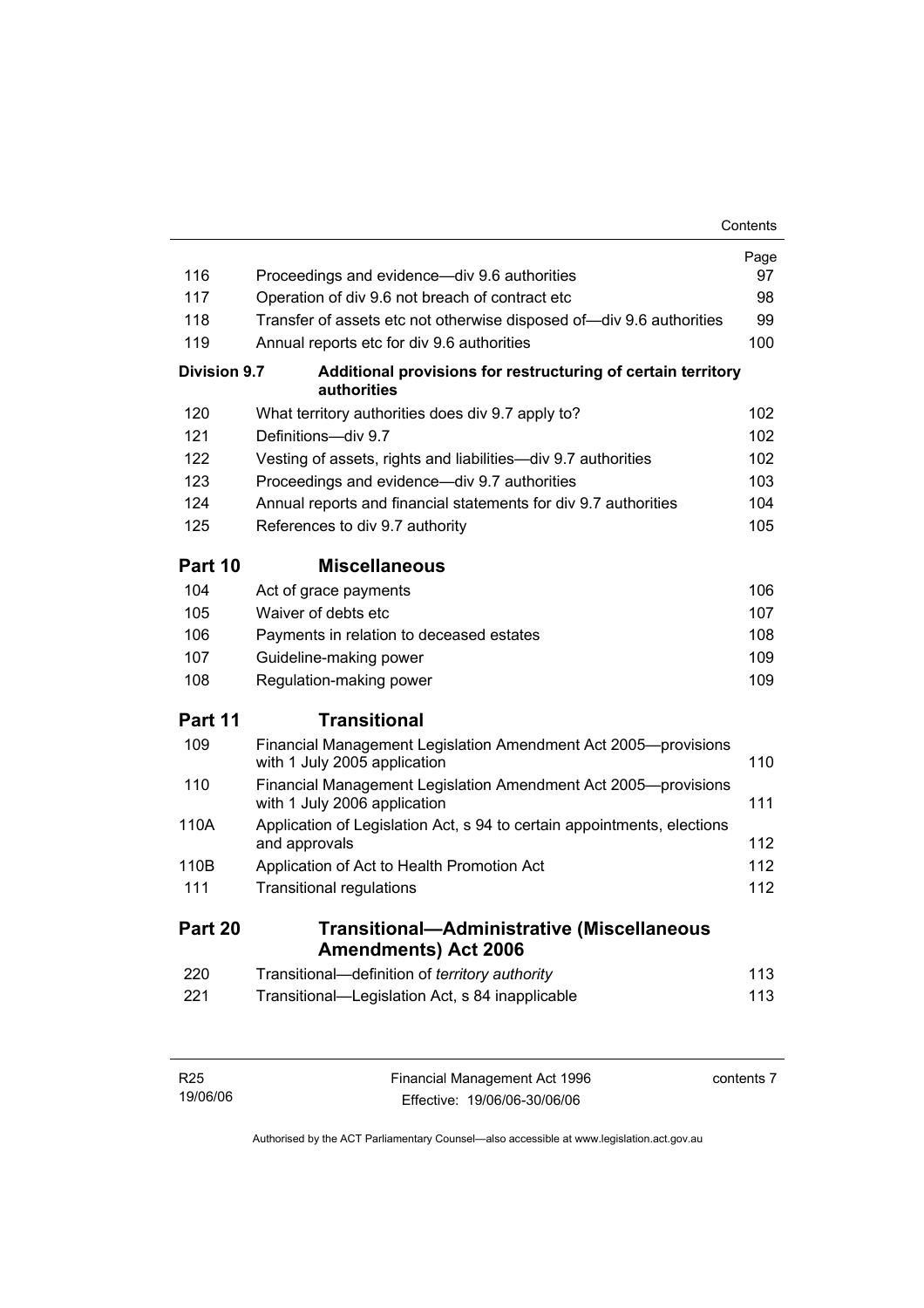| | | Page |
|---|---|---|
| 116 | Proceedings and evidence—div 9.6 authorities | 97 |
| 117 | Operation of div 9.6 not breach of contract etc | 98 |
| 118 | Transfer of assets etc not otherwise disposed of—div 9.6 authorities | 99 |
| 119 | Annual reports etc for div 9.6 authorities | 100 |
| **Division 9.7** | **Additional provisions for restructuring of certain territory authorities** | |
| 120 | What territory authorities does div 9.7 apply to? | 102 |
| 121 | Definitions—div 9.7 | 102 |
| 122 | Vesting of assets, rights and liabilities—div 9.7 authorities | 102 |
| 123 | Proceedings and evidence—div 9.7 authorities | 103 |
| 124 | Annual reports and financial statements for div 9.7 authorities | 104 |
| 125 | References to div 9.7 authority | 105 |
| **Part 10** | **Miscellaneous** | |
| 104 | Act of grace payments | 106 |
| 105 | Waiver of debts etc | 107 |
| 106 | Payments in relation to deceased estates | 108 |
| 107 | Guideline-making power | 109 |
| 108 | Regulation-making power | 109 |
| **Part 11** | **Transitional** | |
| 109 | Financial Management Legislation Amendment Act 2005—provisions with 1 July 2005 application | 110 |
| 110 | Financial Management Legislation Amendment Act 2005—provisions with 1 July 2006 application | 111 |
| 110A | Application of Legislation Act, s 94 to certain appointments, elections and approvals | 112 |
| 110B | Application of Act to Health Promotion Act | 112 |
| 111 | Transitional regulations | 112 |
| **Part 20** | **Transitional—Administrative (Miscellaneous Amendments) Act 2006** | |
| 220 | Transitional—definition of *territory authority* | 113 |
| 221 | Transitional—Legislation Act, s 84 inapplicable | 113 |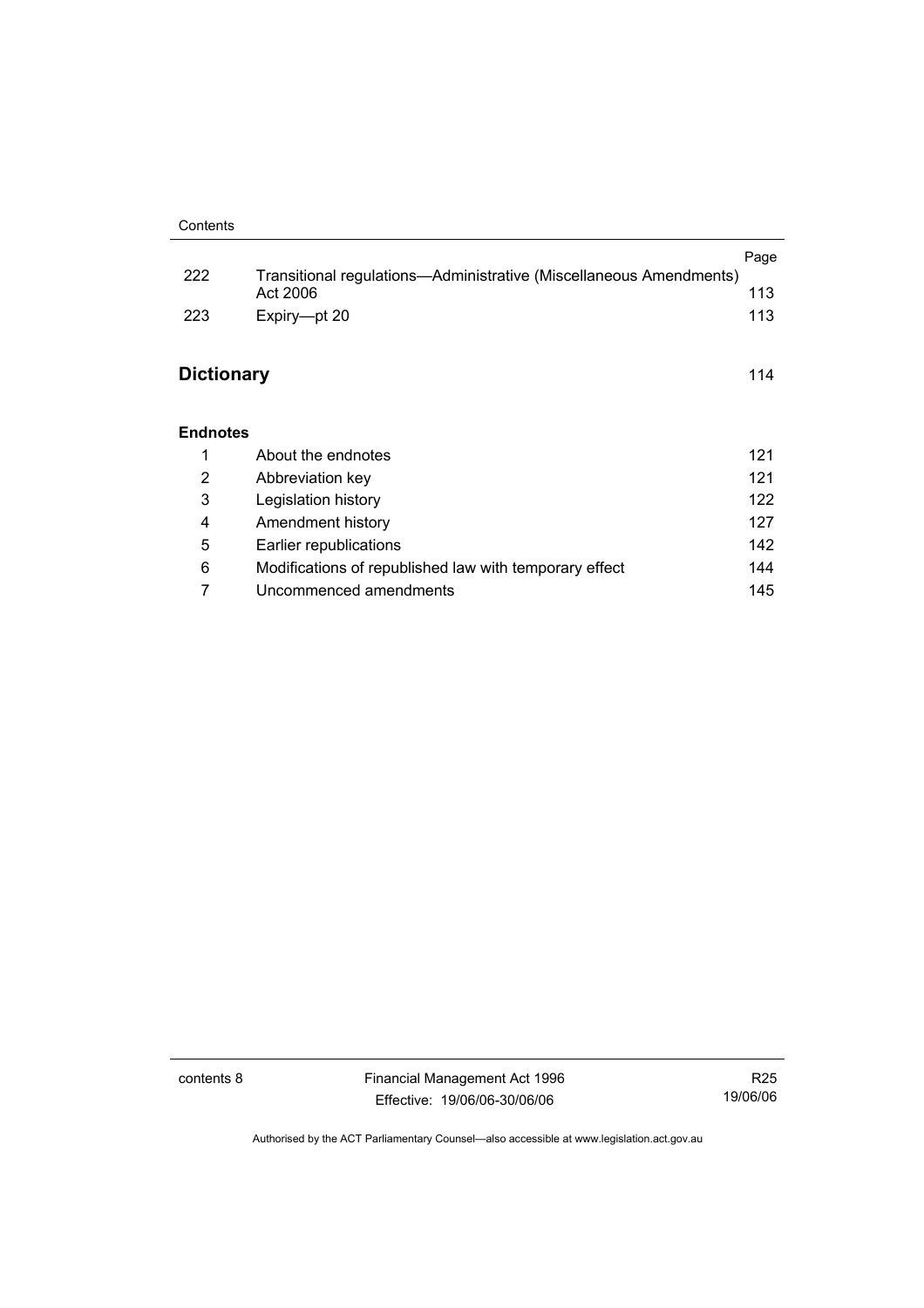| | | Page |
|---|---|---|
| 222 | Transitional regulations—Administrative (Miscellaneous Amendments) Act 2006 | 113 |
| 223 | Expiry—pt 20 | 113 |

## Dictionary 114

### Endnotes

| | | |
|---|---|---|
| 1 | About the endnotes | 121 |
| 2 | Abbreviation key | 121 |
| 3 | Legislation history | 122 |
| 4 | Amendment history | 127 |
| 5 | Earlier republications | 142 |
| 6 | Modifications of republished law with temporary effect | 144 |
| 7 | Uncommenced amendments | 145 |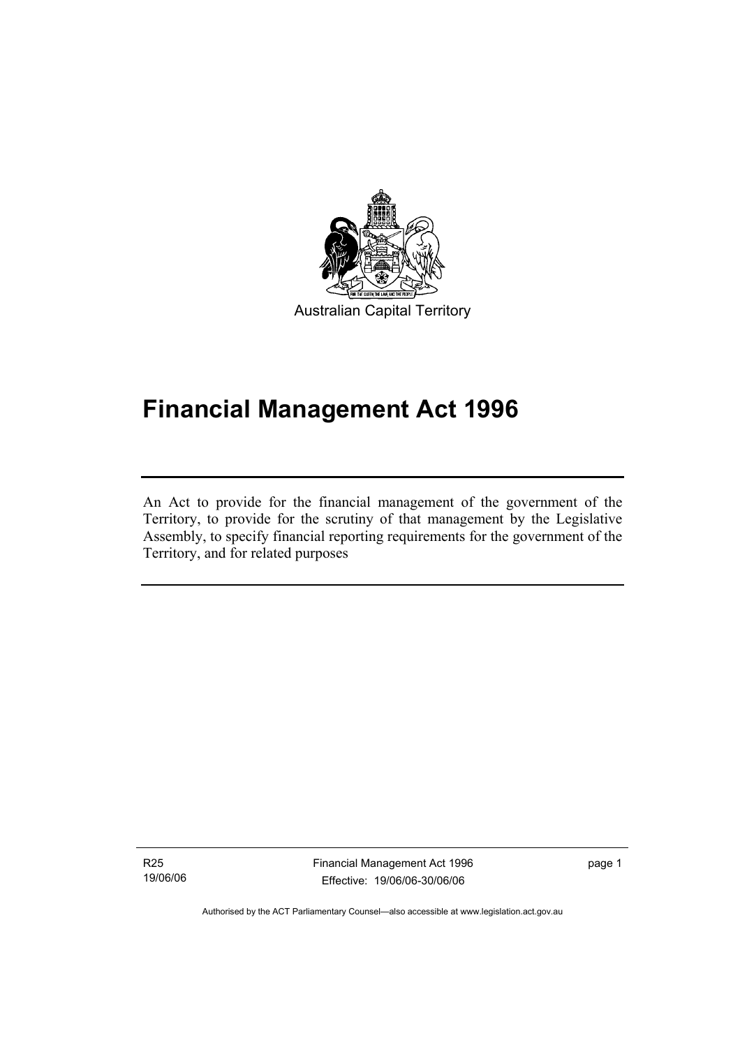Australian Capital Territory

# Financial Management Act 1996

An Act to provide for the financial management of the government of the Territory, to provide for the scrutiny of that management by the Legislative Assembly, to specify financial reporting requirements for the government of the Territory, and for related purposes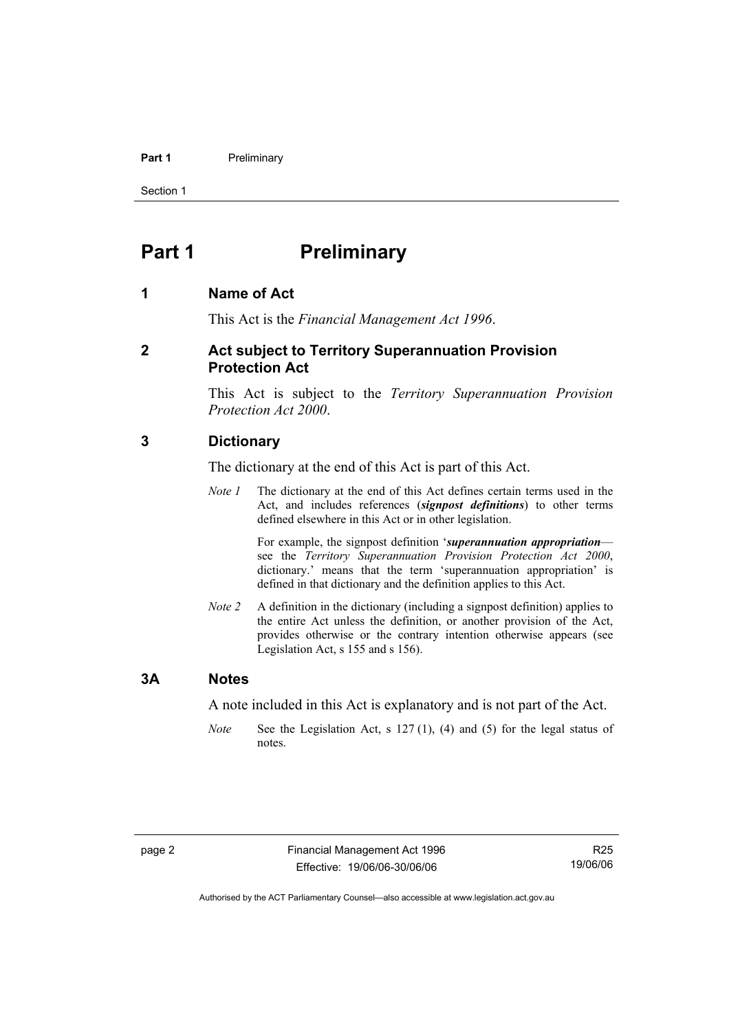# Part 1 Preliminary

## 1 Name of Act

This Act is the *Financial Management Act 1996*.

## 2 Act subject to Territory Superannuation Provision Protection Act

This Act is subject to the *Territory Superannuation Provision Protection Act 2000*.

## 3 Dictionary

The dictionary at the end of this Act is part of this Act.

*Note 1* The dictionary at the end of this Act defines certain terms used in the Act, and includes references (***signpost definitions***) to other terms defined elsewhere in this Act or in other legislation.

For example, the signpost definition '***superannuation appropriation***—see the *Territory Superannuation Provision Protection Act 2000*, dictionary.' means that the term 'superannuation appropriation' is defined in that dictionary and the definition applies to this Act.

*Note 2* A definition in the dictionary (including a signpost definition) applies to the entire Act unless the definition, or another provision of the Act, provides otherwise or the contrary intention otherwise appears (see Legislation Act, s 155 and s 156).

## 3A Notes

A note included in this Act is explanatory and is not part of the Act.

*Note* See the Legislation Act, s 127 (1), (4) and (5) for the legal status of notes.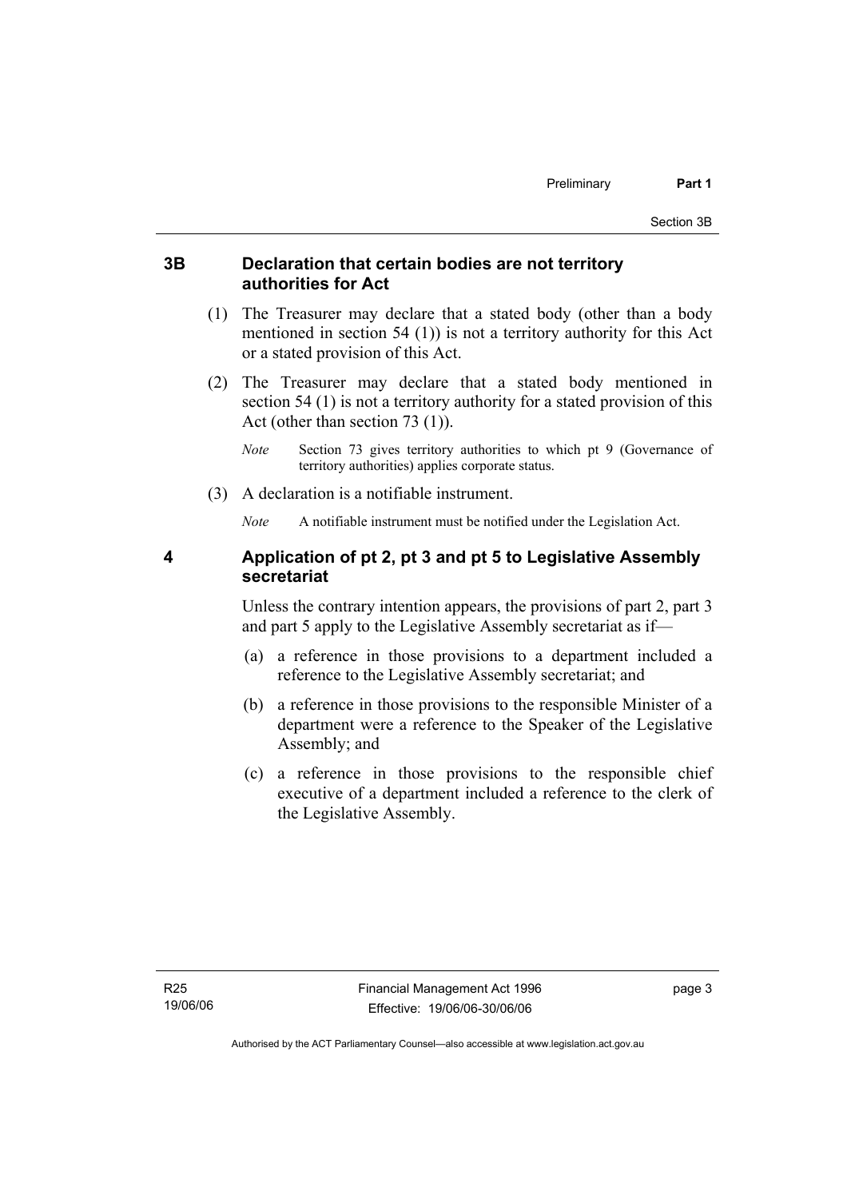## 3B Declaration that certain bodies are not territory authorities for Act

(1) The Treasurer may declare that a stated body (other than a body mentioned in section 54 (1)) is not a territory authority for this Act or a stated provision of this Act.

(2) The Treasurer may declare that a stated body mentioned in section 54 (1) is not a territory authority for a stated provision of this Act (other than section 73 (1)).

*Note* Section 73 gives territory authorities to which pt 9 (Governance of territory authorities) applies corporate status.

(3) A declaration is a notifiable instrument.

*Note* A notifiable instrument must be notified under the Legislation Act.

## 4 Application of pt 2, pt 3 and pt 5 to Legislative Assembly secretariat

Unless the contrary intention appears, the provisions of part 2, part 3 and part 5 apply to the Legislative Assembly secretariat as if—

(a) a reference in those provisions to a department included a reference to the Legislative Assembly secretariat; and

(b) a reference in those provisions to the responsible Minister of a department were a reference to the Speaker of the Legislative Assembly; and

(c) a reference in those provisions to the responsible chief executive of a department included a reference to the clerk of the Legislative Assembly.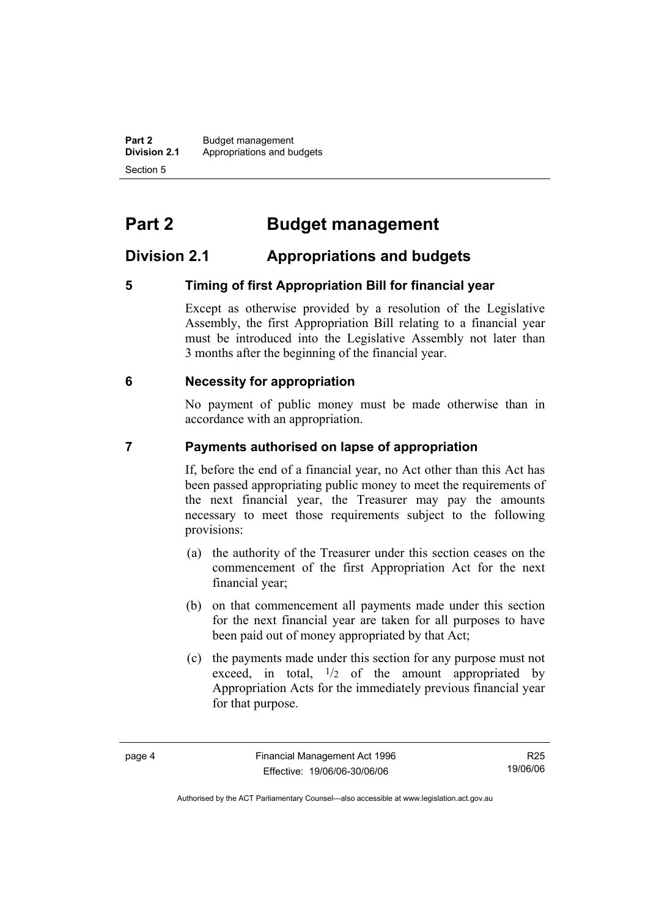# Part 2 Budget management

## Division 2.1 Appropriations and budgets

### 5 Timing of first Appropriation Bill for financial year

Except as otherwise provided by a resolution of the Legislative Assembly, the first Appropriation Bill relating to a financial year must be introduced into the Legislative Assembly not later than 3 months after the beginning of the financial year.

### 6 Necessity for appropriation

No payment of public money must be made otherwise than in accordance with an appropriation.

### 7 Payments authorised on lapse of appropriation

If, before the end of a financial year, no Act other than this Act has been passed appropriating public money to meet the requirements of the next financial year, the Treasurer may pay the amounts necessary to meet those requirements subject to the following provisions:

(a) the authority of the Treasurer under this section ceases on the commencement of the first Appropriation Act for the next financial year;

(b) on that commencement all payments made under this section for the next financial year are taken for all purposes to have been paid out of money appropriated by that Act;

(c) the payments made under this section for any purpose must not exceed, in total, $^1/_2$ of the amount appropriated by Appropriation Acts for the immediately previous financial year for that purpose.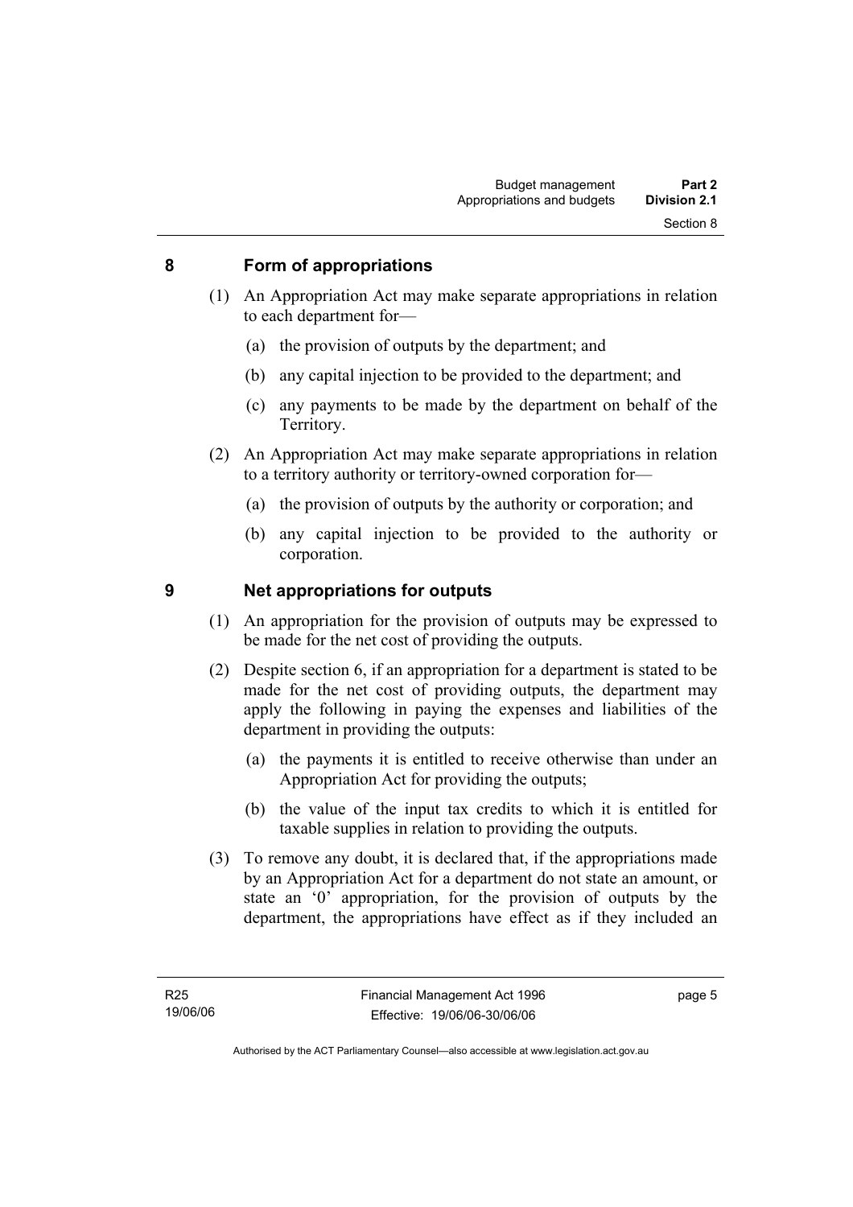## 8 Form of appropriations

(1) An Appropriation Act may make separate appropriations in relation to each department for—

(a) the provision of outputs by the department; and

(b) any capital injection to be provided to the department; and

(c) any payments to be made by the department on behalf of the Territory.

(2) An Appropriation Act may make separate appropriations in relation to a territory authority or territory-owned corporation for—

(a) the provision of outputs by the authority or corporation; and

(b) any capital injection to be provided to the authority or corporation.

## 9 Net appropriations for outputs

(1) An appropriation for the provision of outputs may be expressed to be made for the net cost of providing the outputs.

(2) Despite section 6, if an appropriation for a department is stated to be made for the net cost of providing outputs, the department may apply the following in paying the expenses and liabilities of the department in providing the outputs:

(a) the payments it is entitled to receive otherwise than under an Appropriation Act for providing the outputs;

(b) the value of the input tax credits to which it is entitled for taxable supplies in relation to providing the outputs.

(3) To remove any doubt, it is declared that, if the appropriations made by an Appropriation Act for a department do not state an amount, or state an '0' appropriation, for the provision of outputs by the department, the appropriations have effect as if they included an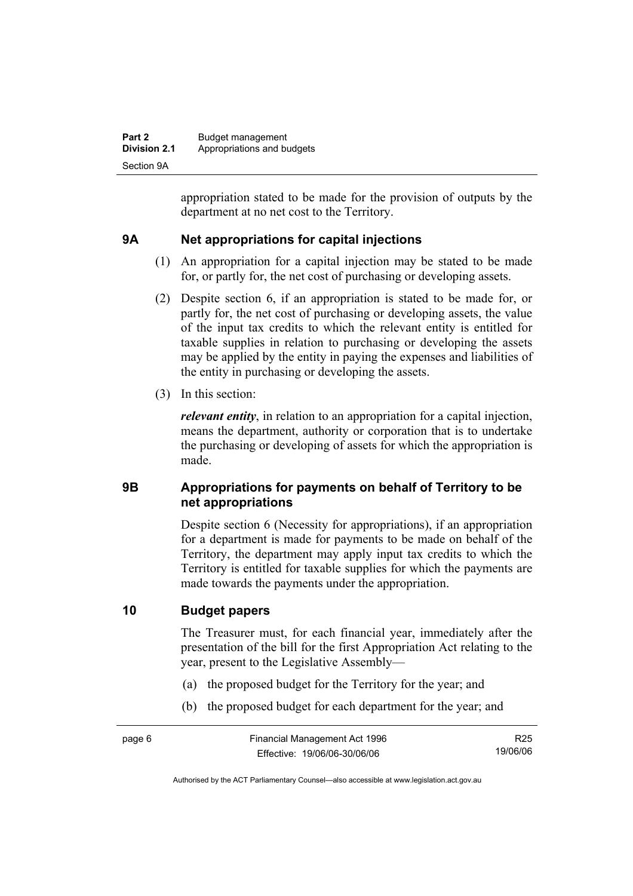appropriation stated to be made for the provision of outputs by the department at no net cost to the Territory.

## 9A Net appropriations for capital injections

(1) An appropriation for a capital injection may be stated to be made for, or partly for, the net cost of purchasing or developing assets.

(2) Despite section 6, if an appropriation is stated to be made for, or partly for, the net cost of purchasing or developing assets, the value of the input tax credits to which the relevant entity is entitled for taxable supplies in relation to purchasing or developing the assets may be applied by the entity in paying the expenses and liabilities of the entity in purchasing or developing the assets.

(3) In this section:

***relevant entity***, in relation to an appropriation for a capital injection, means the department, authority or corporation that is to undertake the purchasing or developing of assets for which the appropriation is made.

## 9B Appropriations for payments on behalf of Territory to be net appropriations

Despite section 6 (Necessity for appropriations), if an appropriation for a department is made for payments to be made on behalf of the Territory, the department may apply input tax credits to which the Territory is entitled for taxable supplies for which the payments are made towards the payments under the appropriation.

## 10 Budget papers

The Treasurer must, for each financial year, immediately after the presentation of the bill for the first Appropriation Act relating to the year, present to the Legislative Assembly—

(a) the proposed budget for the Territory for the year; and

(b) the proposed budget for each department for the year; and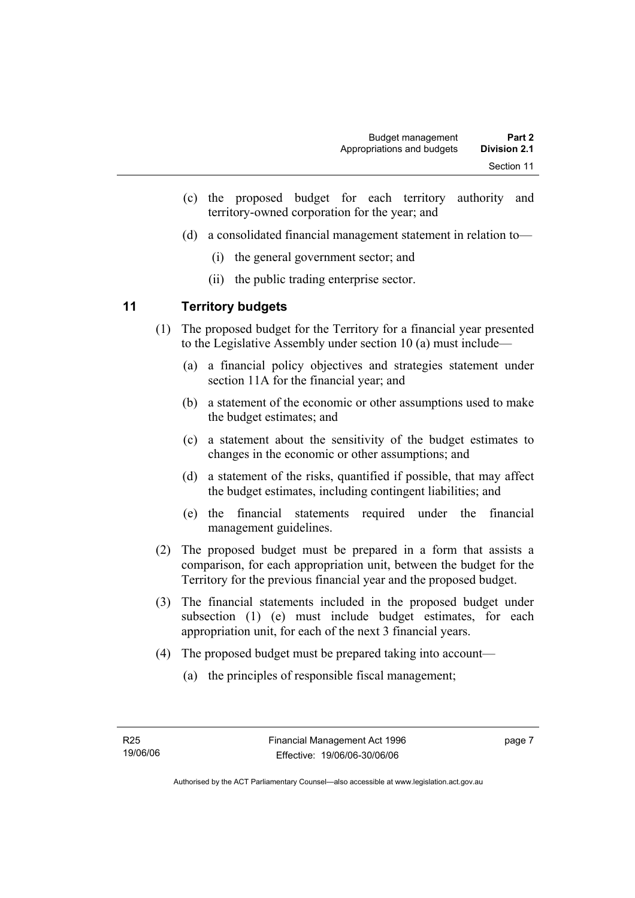(c) the proposed budget for each territory authority and territory-owned corporation for the year; and

(d) a consolidated financial management statement in relation to—

(i) the general government sector; and

(ii) the public trading enterprise sector.

## 11 Territory budgets

(1) The proposed budget for the Territory for a financial year presented to the Legislative Assembly under section 10 (a) must include—

(a) a financial policy objectives and strategies statement under section 11A for the financial year; and

(b) a statement of the economic or other assumptions used to make the budget estimates; and

(c) a statement about the sensitivity of the budget estimates to changes in the economic or other assumptions; and

(d) a statement of the risks, quantified if possible, that may affect the budget estimates, including contingent liabilities; and

(e) the financial statements required under the financial management guidelines.

(2) The proposed budget must be prepared in a form that assists a comparison, for each appropriation unit, between the budget for the Territory for the previous financial year and the proposed budget.

(3) The financial statements included in the proposed budget under subsection (1) (e) must include budget estimates, for each appropriation unit, for each of the next 3 financial years.

(4) The proposed budget must be prepared taking into account—

(a) the principles of responsible fiscal management;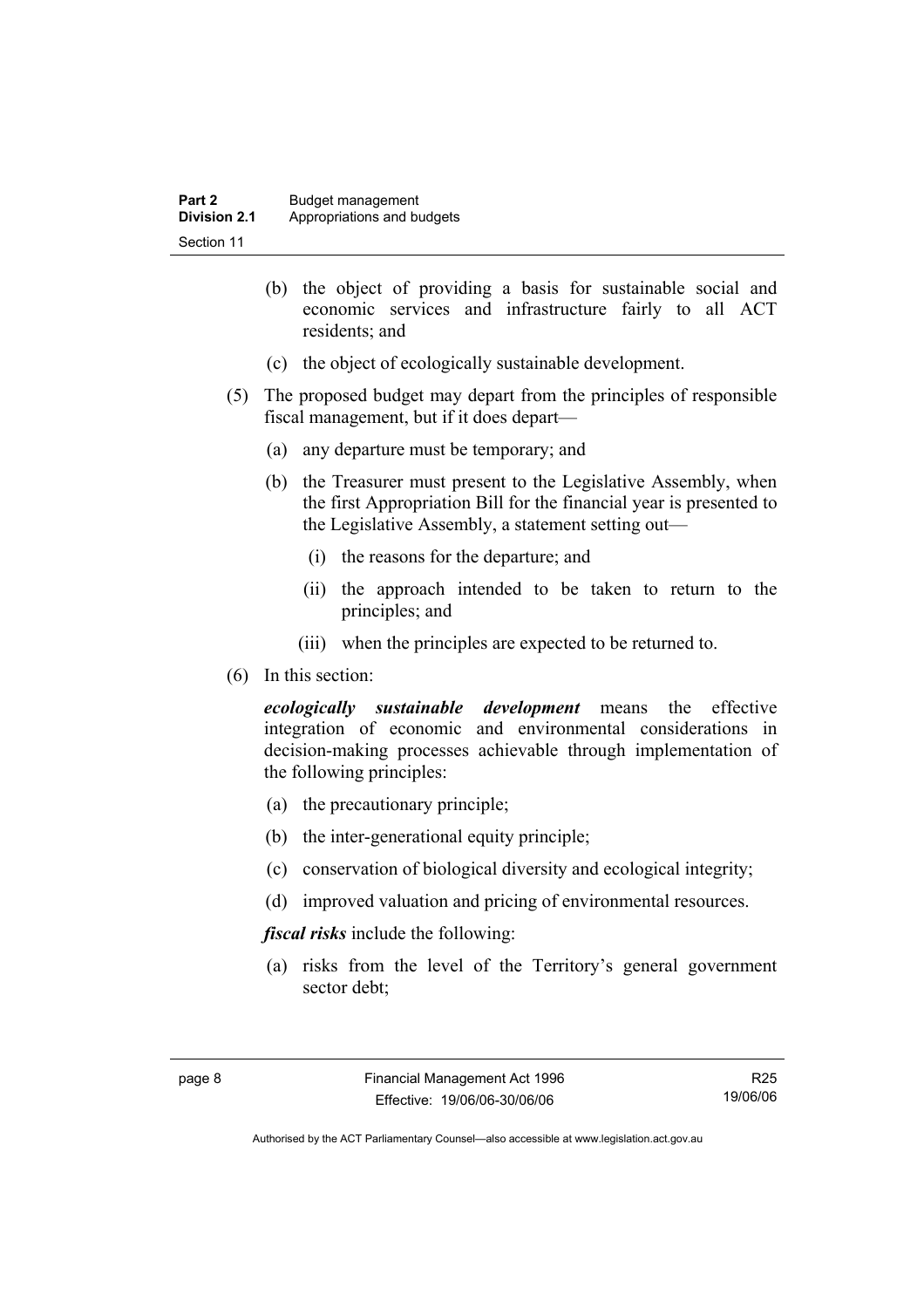(b) the object of providing a basis for sustainable social and economic services and infrastructure fairly to all ACT residents; and

(c) the object of ecologically sustainable development.

(5) The proposed budget may depart from the principles of responsible fiscal management, but if it does depart—

(a) any departure must be temporary; and

(b) the Treasurer must present to the Legislative Assembly, when the first Appropriation Bill for the financial year is presented to the Legislative Assembly, a statement setting out—

(i) the reasons for the departure; and

(ii) the approach intended to be taken to return to the principles; and

(iii) when the principles are expected to be returned to.

(6) In this section:

***ecologically sustainable development*** means the effective integration of economic and environmental considerations in decision-making processes achievable through implementation of the following principles:

(a) the precautionary principle;

(b) the inter-generational equity principle;

(c) conservation of biological diversity and ecological integrity;

(d) improved valuation and pricing of environmental resources.

***fiscal risks*** include the following:

(a) risks from the level of the Territory's general government sector debt;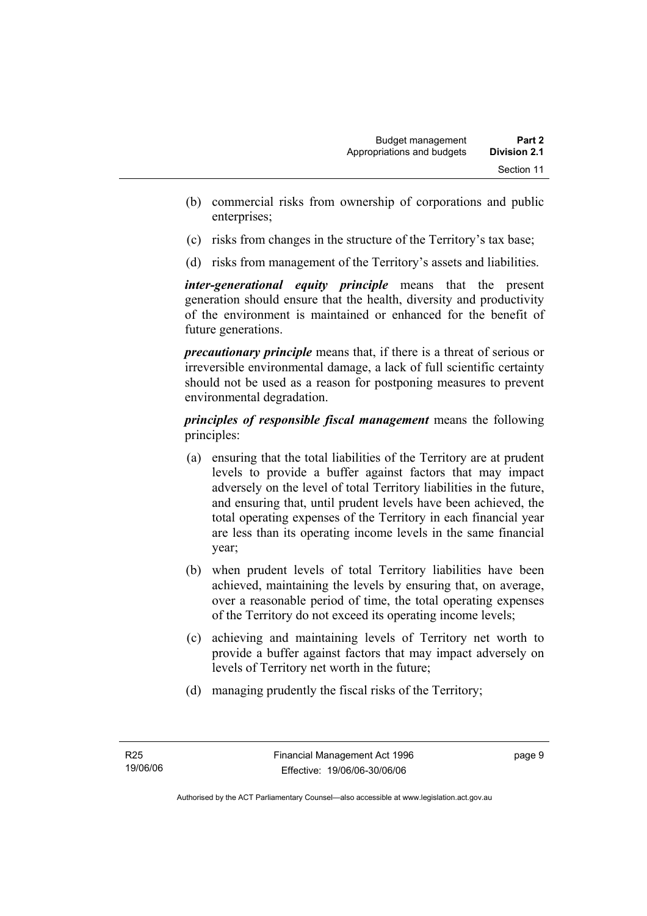(b) commercial risks from ownership of corporations and public enterprises;

(c) risks from changes in the structure of the Territory's tax base;

(d) risks from management of the Territory's assets and liabilities.

***inter-generational equity principle*** means that the present generation should ensure that the health, diversity and productivity of the environment is maintained or enhanced for the benefit of future generations.

***precautionary principle*** means that, if there is a threat of serious or irreversible environmental damage, a lack of full scientific certainty should not be used as a reason for postponing measures to prevent environmental degradation.

***principles of responsible fiscal management*** means the following principles:

(a) ensuring that the total liabilities of the Territory are at prudent levels to provide a buffer against factors that may impact adversely on the level of total Territory liabilities in the future, and ensuring that, until prudent levels have been achieved, the total operating expenses of the Territory in each financial year are less than its operating income levels in the same financial year;

(b) when prudent levels of total Territory liabilities have been achieved, maintaining the levels by ensuring that, on average, over a reasonable period of time, the total operating expenses of the Territory do not exceed its operating income levels;

(c) achieving and maintaining levels of Territory net worth to provide a buffer against factors that may impact adversely on levels of Territory net worth in the future;

(d) managing prudently the fiscal risks of the Territory;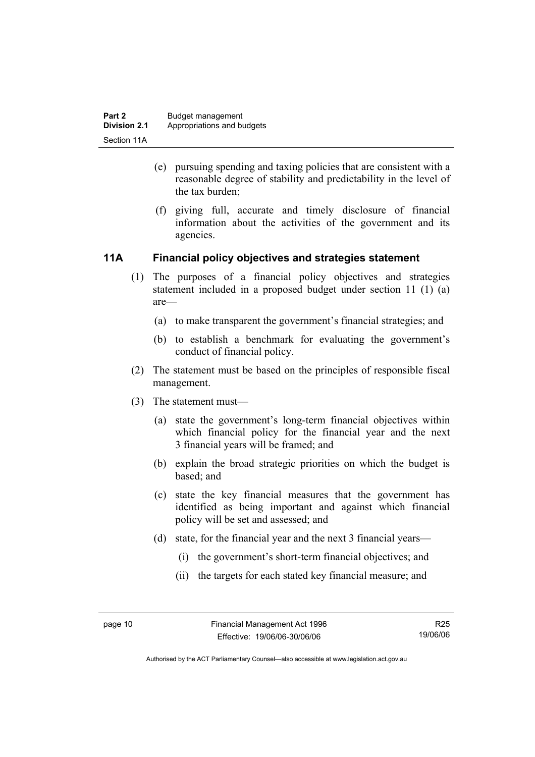(e) pursuing spending and taxing policies that are consistent with a reasonable degree of stability and predictability in the level of the tax burden;

(f) giving full, accurate and timely disclosure of financial information about the activities of the government and its agencies.

## 11A Financial policy objectives and strategies statement

(1) The purposes of a financial policy objectives and strategies statement included in a proposed budget under section 11 (1) (a) are—

(a) to make transparent the government's financial strategies; and

(b) to establish a benchmark for evaluating the government's conduct of financial policy.

(2) The statement must be based on the principles of responsible fiscal management.

(3) The statement must—

(a) state the government's long-term financial objectives within which financial policy for the financial year and the next 3 financial years will be framed; and

(b) explain the broad strategic priorities on which the budget is based; and

(c) state the key financial measures that the government has identified as being important and against which financial policy will be set and assessed; and

(d) state, for the financial year and the next 3 financial years—

(i) the government's short-term financial objectives; and

(ii) the targets for each stated key financial measure; and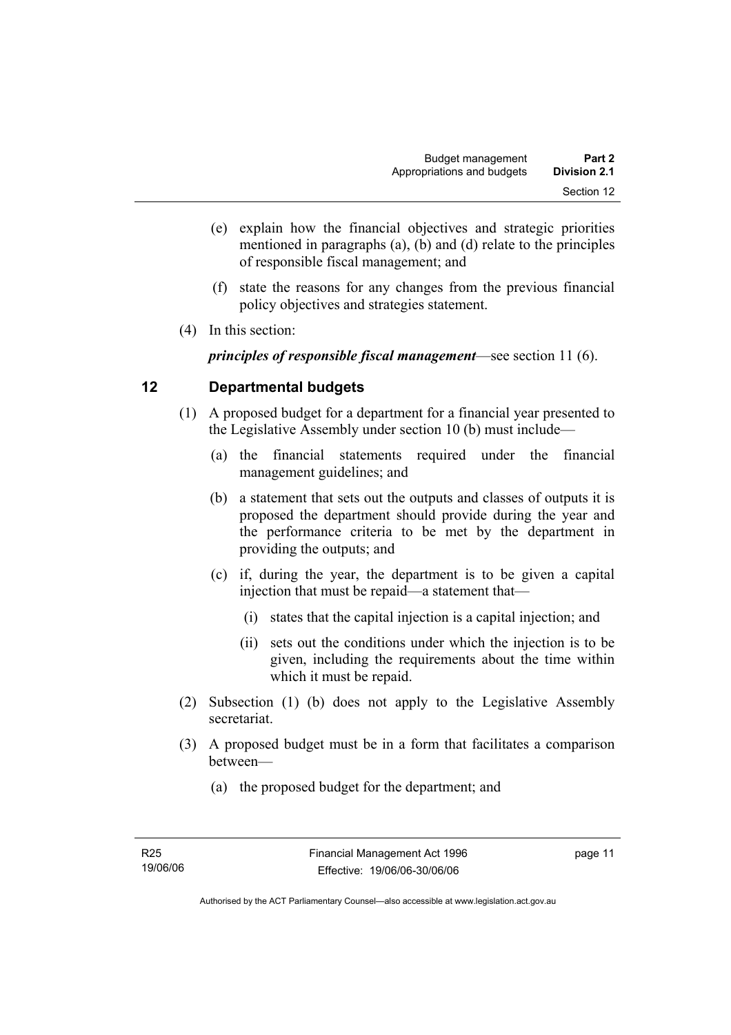(e) explain how the financial objectives and strategic priorities mentioned in paragraphs (a), (b) and (d) relate to the principles of responsible fiscal management; and

(f) state the reasons for any changes from the previous financial policy objectives and strategies statement.

(4) In this section:

***principles of responsible fiscal management***—see section 11 (6).

## 12 Departmental budgets

(1) A proposed budget for a department for a financial year presented to the Legislative Assembly under section 10 (b) must include—

(a) the financial statements required under the financial management guidelines; and

(b) a statement that sets out the outputs and classes of outputs it is proposed the department should provide during the year and the performance criteria to be met by the department in providing the outputs; and

(c) if, during the year, the department is to be given a capital injection that must be repaid—a statement that—

(i) states that the capital injection is a capital injection; and

(ii) sets out the conditions under which the injection is to be given, including the requirements about the time within which it must be repaid.

(2) Subsection (1) (b) does not apply to the Legislative Assembly secretariat.

(3) A proposed budget must be in a form that facilitates a comparison between—

(a) the proposed budget for the department; and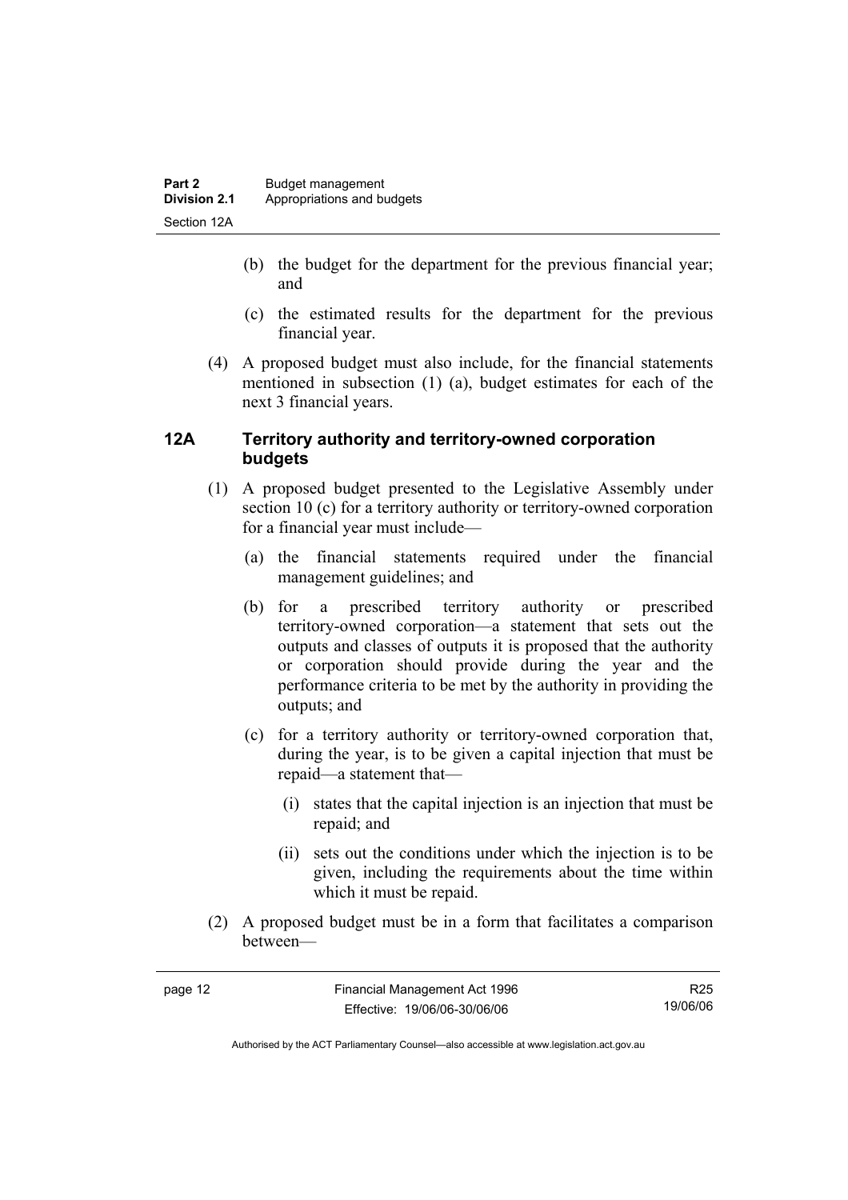(b) the budget for the department for the previous financial year; and

(c) the estimated results for the department for the previous financial year.

(4) A proposed budget must also include, for the financial statements mentioned in subsection (1) (a), budget estimates for each of the next 3 financial years.

### 12A Territory authority and territory-owned corporation budgets

(1) A proposed budget presented to the Legislative Assembly under section 10 (c) for a territory authority or territory-owned corporation for a financial year must include—

(a) the financial statements required under the financial management guidelines; and

(b) for a prescribed territory authority or prescribed territory-owned corporation—a statement that sets out the outputs and classes of outputs it is proposed that the authority or corporation should provide during the year and the performance criteria to be met by the authority in providing the outputs; and

(c) for a territory authority or territory-owned corporation that, during the year, is to be given a capital injection that must be repaid—a statement that—

(i) states that the capital injection is an injection that must be repaid; and

(ii) sets out the conditions under which the injection is to be given, including the requirements about the time within which it must be repaid.

(2) A proposed budget must be in a form that facilitates a comparison between—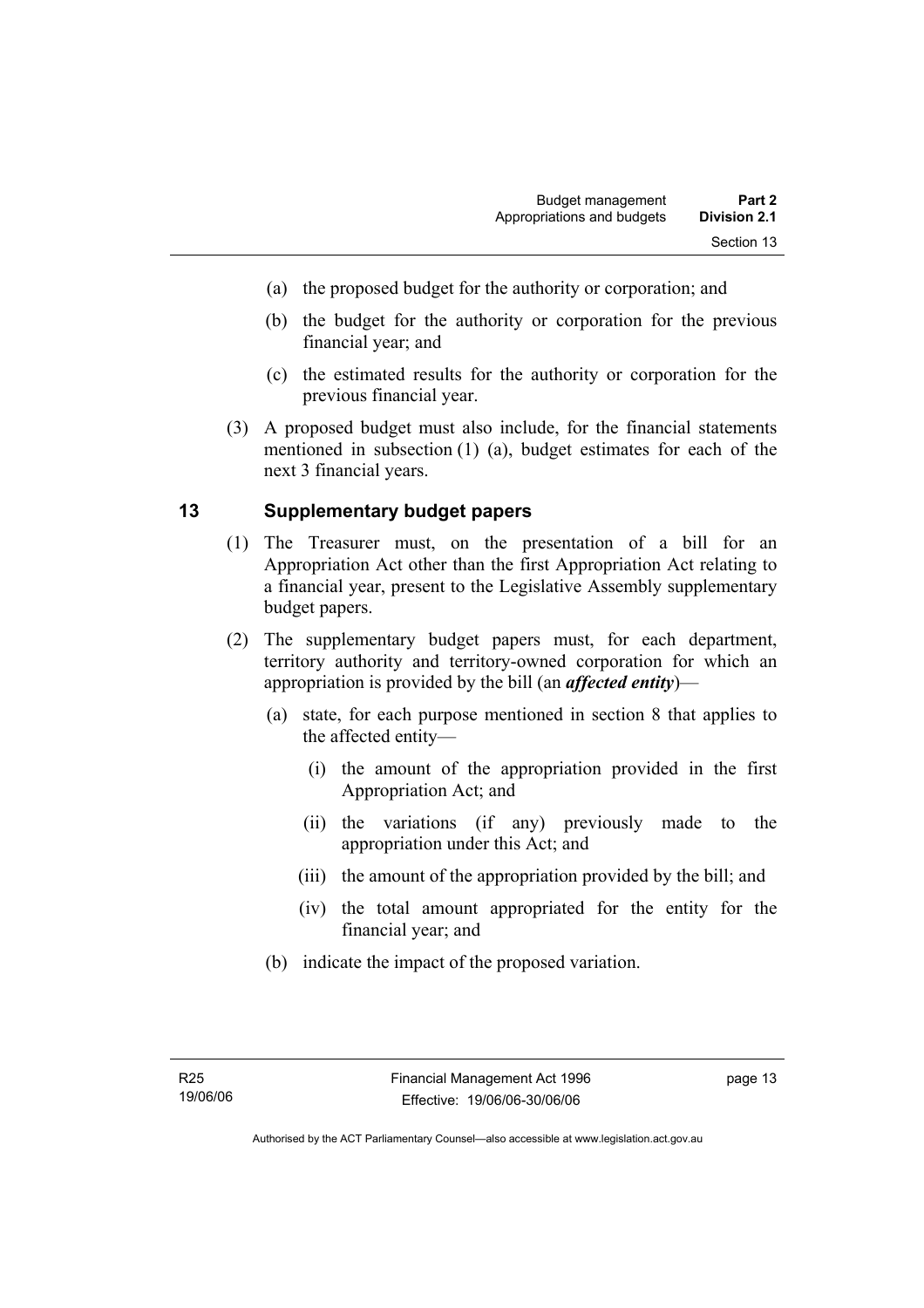(a) the proposed budget for the authority or corporation; and

(b) the budget for the authority or corporation for the previous financial year; and

(c) the estimated results for the authority or corporation for the previous financial year.

(3) A proposed budget must also include, for the financial statements mentioned in subsection (1) (a), budget estimates for each of the next 3 financial years.

## 13 Supplementary budget papers

(1) The Treasurer must, on the presentation of a bill for an Appropriation Act other than the first Appropriation Act relating to a financial year, present to the Legislative Assembly supplementary budget papers.

(2) The supplementary budget papers must, for each department, territory authority and territory-owned corporation for which an appropriation is provided by the bill (an ***affected entity***)—

(a) state, for each purpose mentioned in section 8 that applies to the affected entity—

(i) the amount of the appropriation provided in the first Appropriation Act; and

(ii) the variations (if any) previously made to the appropriation under this Act; and

(iii) the amount of the appropriation provided by the bill; and

(iv) the total amount appropriated for the entity for the financial year; and

(b) indicate the impact of the proposed variation.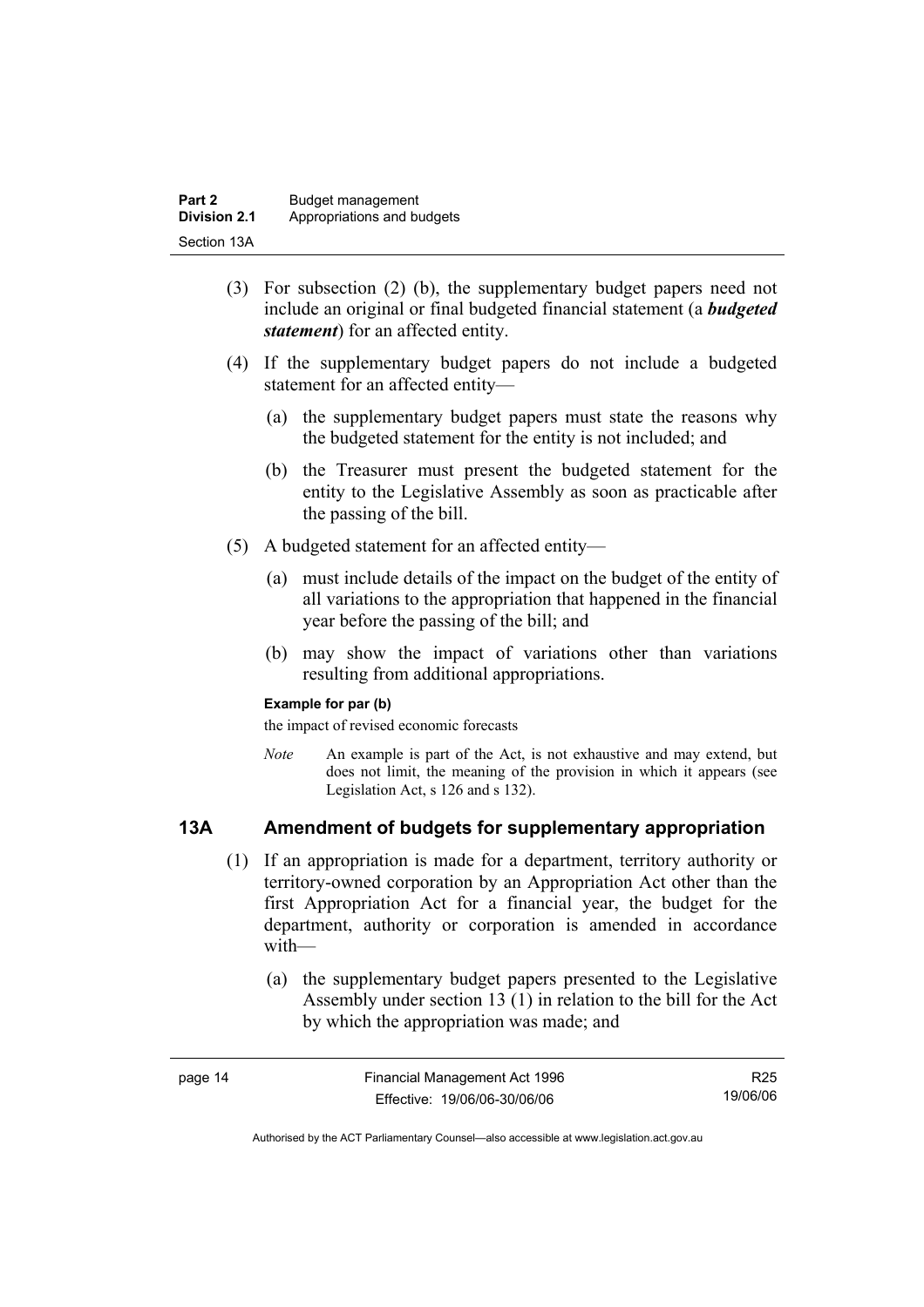(3) For subsection (2) (b), the supplementary budget papers need not include an original or final budgeted financial statement (a ***budgeted statement***) for an affected entity.

(4) If the supplementary budget papers do not include a budgeted statement for an affected entity—

(a) the supplementary budget papers must state the reasons why the budgeted statement for the entity is not included; and

(b) the Treasurer must present the budgeted statement for the entity to the Legislative Assembly as soon as practicable after the passing of the bill.

(5) A budgeted statement for an affected entity—

(a) must include details of the impact on the budget of the entity of all variations to the appropriation that happened in the financial year before the passing of the bill; and

(b) may show the impact of variations other than variations resulting from additional appropriations.

**Example for par (b)**

the impact of revised economic forecasts

*Note* An example is part of the Act, is not exhaustive and may extend, but does not limit, the meaning of the provision in which it appears (see Legislation Act, s 126 and s 132).

## 13A Amendment of budgets for supplementary appropriation

(1) If an appropriation is made for a department, territory authority or territory-owned corporation by an Appropriation Act other than the first Appropriation Act for a financial year, the budget for the department, authority or corporation is amended in accordance with—

(a) the supplementary budget papers presented to the Legislative Assembly under section 13 (1) in relation to the bill for the Act by which the appropriation was made; and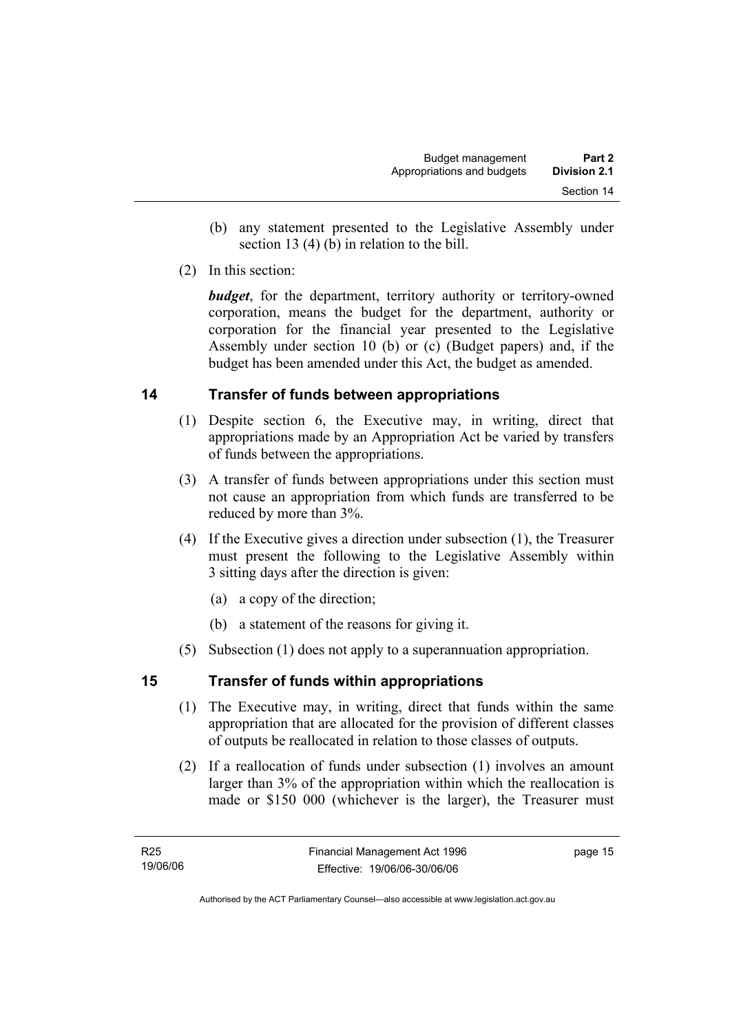(b) any statement presented to the Legislative Assembly under section 13 (4) (b) in relation to the bill.

(2) In this section:

***budget***, for the department, territory authority or territory-owned corporation, means the budget for the department, authority or corporation for the financial year presented to the Legislative Assembly under section 10 (b) or (c) (Budget papers) and, if the budget has been amended under this Act, the budget as amended.

## 14 Transfer of funds between appropriations

(1) Despite section 6, the Executive may, in writing, direct that appropriations made by an Appropriation Act be varied by transfers of funds between the appropriations.

(3) A transfer of funds between appropriations under this section must not cause an appropriation from which funds are transferred to be reduced by more than 3%.

(4) If the Executive gives a direction under subsection (1), the Treasurer must present the following to the Legislative Assembly within 3 sitting days after the direction is given:

(a) a copy of the direction;

(b) a statement of the reasons for giving it.

(5) Subsection (1) does not apply to a superannuation appropriation.

## 15 Transfer of funds within appropriations

(1) The Executive may, in writing, direct that funds within the same appropriation that are allocated for the provision of different classes of outputs be reallocated in relation to those classes of outputs.

(2) If a reallocation of funds under subsection (1) involves an amount larger than 3% of the appropriation within which the reallocation is made or $150 000 (whichever is the larger), the Treasurer must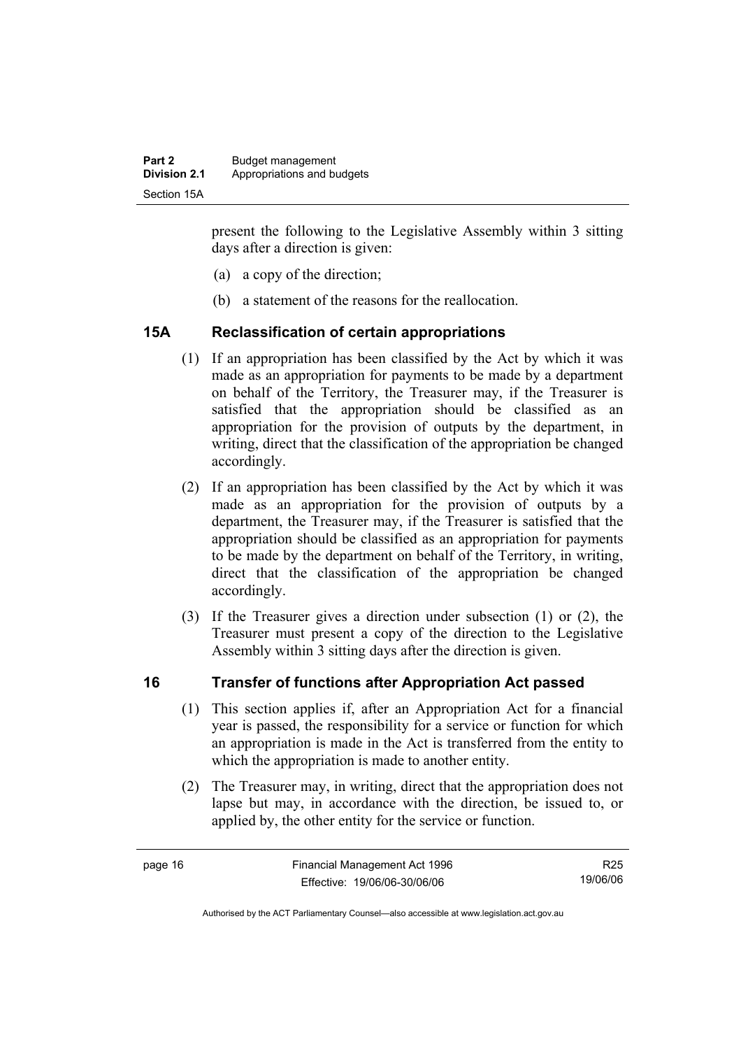present the following to the Legislative Assembly within 3 sitting days after a direction is given:

(a) a copy of the direction;

(b) a statement of the reasons for the reallocation.

### 15A Reclassification of certain appropriations

(1) If an appropriation has been classified by the Act by which it was made as an appropriation for payments to be made by a department on behalf of the Territory, the Treasurer may, if the Treasurer is satisfied that the appropriation should be classified as an appropriation for the provision of outputs by the department, in writing, direct that the classification of the appropriation be changed accordingly.

(2) If an appropriation has been classified by the Act by which it was made as an appropriation for the provision of outputs by a department, the Treasurer may, if the Treasurer is satisfied that the appropriation should be classified as an appropriation for payments to be made by the department on behalf of the Territory, in writing, direct that the classification of the appropriation be changed accordingly.

(3) If the Treasurer gives a direction under subsection (1) or (2), the Treasurer must present a copy of the direction to the Legislative Assembly within 3 sitting days after the direction is given.

### 16 Transfer of functions after Appropriation Act passed

(1) This section applies if, after an Appropriation Act for a financial year is passed, the responsibility for a service or function for which an appropriation is made in the Act is transferred from the entity to which the appropriation is made to another entity.

(2) The Treasurer may, in writing, direct that the appropriation does not lapse but may, in accordance with the direction, be issued to, or applied by, the other entity for the service or function.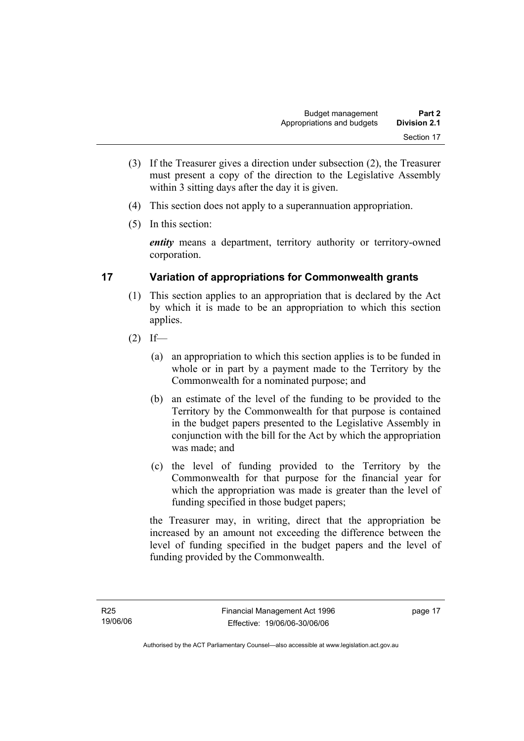(3) If the Treasurer gives a direction under subsection (2), the Treasurer must present a copy of the direction to the Legislative Assembly within 3 sitting days after the day it is given.

(4) This section does not apply to a superannuation appropriation.

(5) In this section:

***entity*** means a department, territory authority or territory-owned corporation.

## 17 Variation of appropriations for Commonwealth grants

(1) This section applies to an appropriation that is declared by the Act by which it is made to be an appropriation to which this section applies.

(2) If—

(a) an appropriation to which this section applies is to be funded in whole or in part by a payment made to the Territory by the Commonwealth for a nominated purpose; and

(b) an estimate of the level of the funding to be provided to the Territory by the Commonwealth for that purpose is contained in the budget papers presented to the Legislative Assembly in conjunction with the bill for the Act by which the appropriation was made; and

(c) the level of funding provided to the Territory by the Commonwealth for that purpose for the financial year for which the appropriation was made is greater than the level of funding specified in those budget papers;

the Treasurer may, in writing, direct that the appropriation be increased by an amount not exceeding the difference between the level of funding specified in the budget papers and the level of funding provided by the Commonwealth.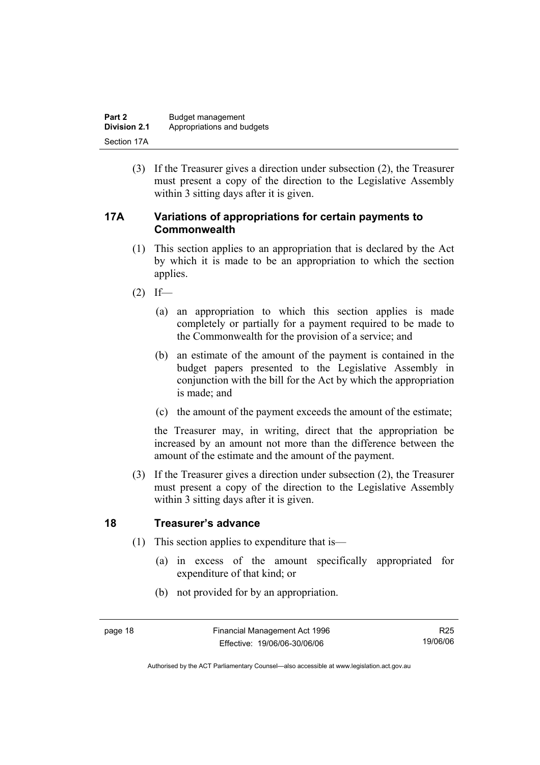(3) If the Treasurer gives a direction under subsection (2), the Treasurer must present a copy of the direction to the Legislative Assembly within 3 sitting days after it is given.

## 17A Variations of appropriations for certain payments to Commonwealth

(1) This section applies to an appropriation that is declared by the Act by which it is made to be an appropriation to which the section applies.

(2) If—

(a) an appropriation to which this section applies is made completely or partially for a payment required to be made to the Commonwealth for the provision of a service; and

(b) an estimate of the amount of the payment is contained in the budget papers presented to the Legislative Assembly in conjunction with the bill for the Act by which the appropriation is made; and

(c) the amount of the payment exceeds the amount of the estimate;

the Treasurer may, in writing, direct that the appropriation be increased by an amount not more than the difference between the amount of the estimate and the amount of the payment.

(3) If the Treasurer gives a direction under subsection (2), the Treasurer must present a copy of the direction to the Legislative Assembly within 3 sitting days after it is given.

## 18 Treasurer's advance

(1) This section applies to expenditure that is—

(a) in excess of the amount specifically appropriated for expenditure of that kind; or

(b) not provided for by an appropriation.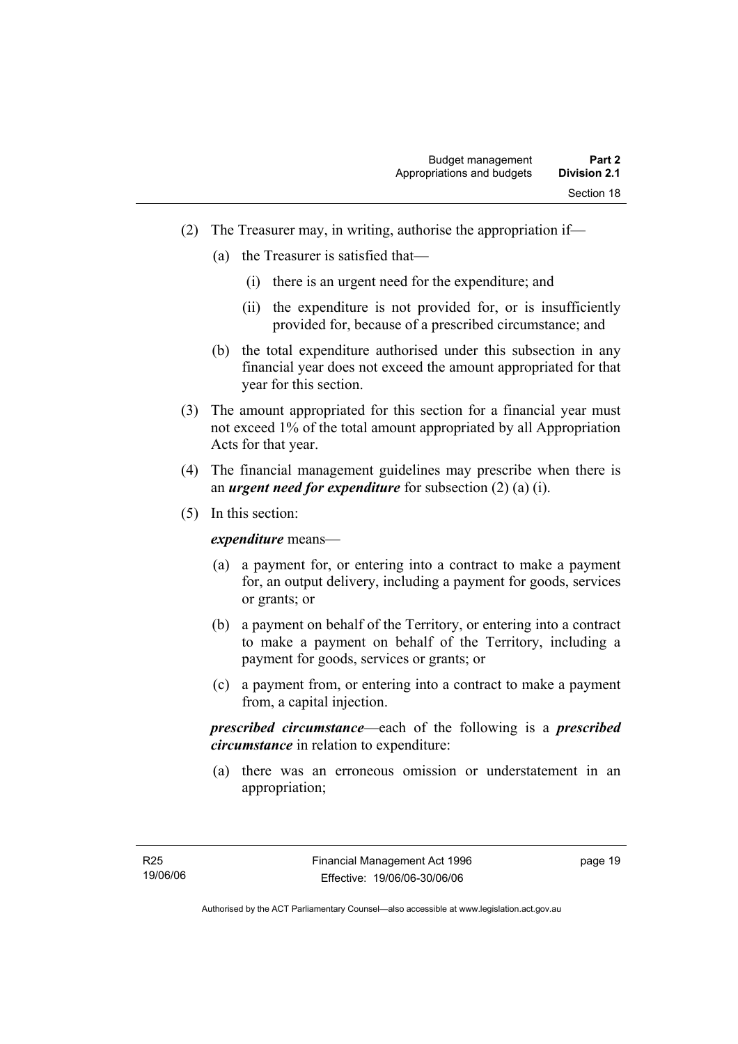(2) The Treasurer may, in writing, authorise the appropriation if—

(a) the Treasurer is satisfied that—

(i) there is an urgent need for the expenditure; and

(ii) the expenditure is not provided for, or is insufficiently provided for, because of a prescribed circumstance; and

(b) the total expenditure authorised under this subsection in any financial year does not exceed the amount appropriated for that year for this section.

(3) The amount appropriated for this section for a financial year must not exceed 1% of the total amount appropriated by all Appropriation Acts for that year.

(4) The financial management guidelines may prescribe when there is an ***urgent need for expenditure*** for subsection (2) (a) (i).

(5) In this section:

***expenditure*** means—

(a) a payment for, or entering into a contract to make a payment for, an output delivery, including a payment for goods, services or grants; or

(b) a payment on behalf of the Territory, or entering into a contract to make a payment on behalf of the Territory, including a payment for goods, services or grants; or

(c) a payment from, or entering into a contract to make a payment from, a capital injection.

***prescribed circumstance***—each of the following is a ***prescribed circumstance*** in relation to expenditure:

(a) there was an erroneous omission or understatement in an appropriation;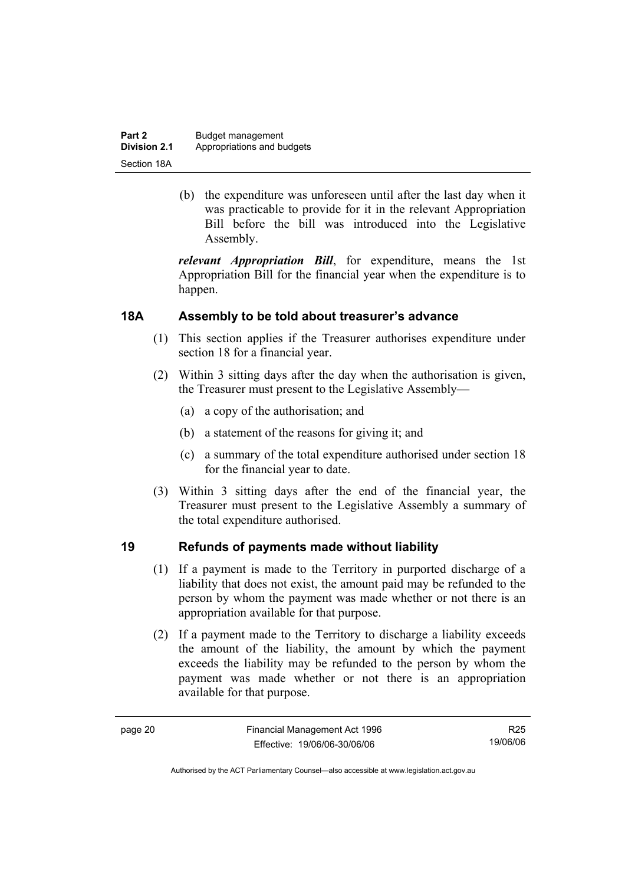(b) the expenditure was unforeseen until after the last day when it was practicable to provide for it in the relevant Appropriation Bill before the bill was introduced into the Legislative Assembly.

***relevant Appropriation Bill***, for expenditure, means the 1st Appropriation Bill for the financial year when the expenditure is to happen.

## 18A Assembly to be told about treasurer's advance

(1) This section applies if the Treasurer authorises expenditure under section 18 for a financial year.

(2) Within 3 sitting days after the day when the authorisation is given, the Treasurer must present to the Legislative Assembly—

(a) a copy of the authorisation; and

(b) a statement of the reasons for giving it; and

(c) a summary of the total expenditure authorised under section 18 for the financial year to date.

(3) Within 3 sitting days after the end of the financial year, the Treasurer must present to the Legislative Assembly a summary of the total expenditure authorised.

## 19 Refunds of payments made without liability

(1) If a payment is made to the Territory in purported discharge of a liability that does not exist, the amount paid may be refunded to the person by whom the payment was made whether or not there is an appropriation available for that purpose.

(2) If a payment made to the Territory to discharge a liability exceeds the amount of the liability, the amount by which the payment exceeds the liability may be refunded to the person by whom the payment was made whether or not there is an appropriation available for that purpose.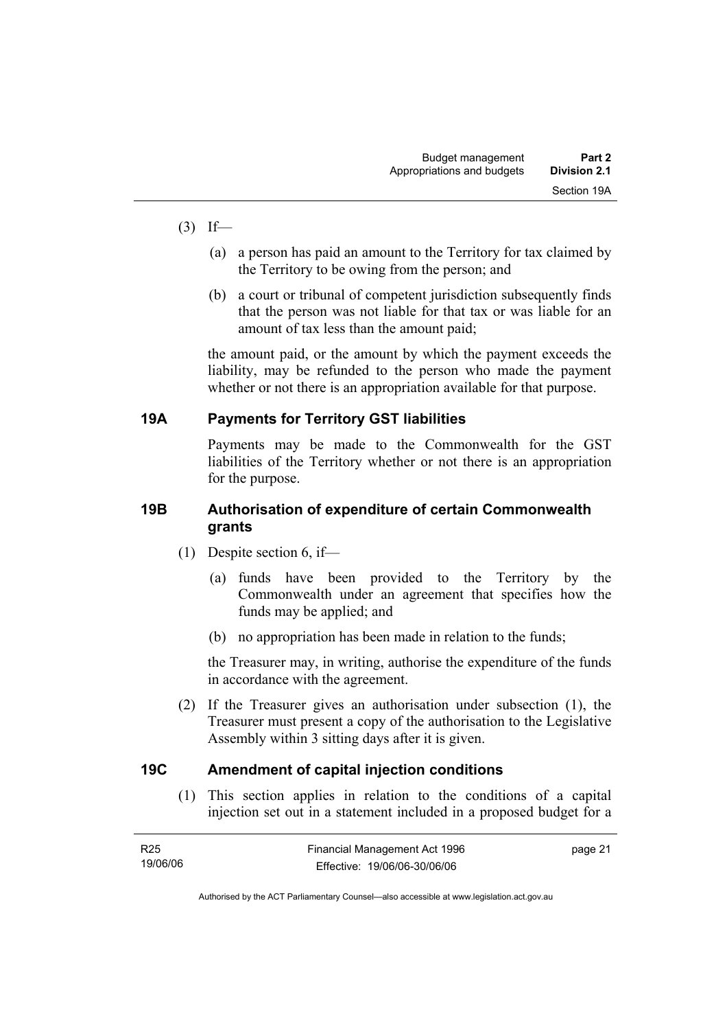(3) If—

  (a) a person has paid an amount to the Territory for tax claimed by the Territory to be owing from the person; and

  (b) a court or tribunal of competent jurisdiction subsequently finds that the person was not liable for that tax or was liable for an amount of tax less than the amount paid;

the amount paid, or the amount by which the payment exceeds the liability, may be refunded to the person who made the payment whether or not there is an appropriation available for that purpose.

## 19A Payments for Territory GST liabilities

Payments may be made to the Commonwealth for the GST liabilities of the Territory whether or not there is an appropriation for the purpose.

## 19B Authorisation of expenditure of certain Commonwealth grants

(1) Despite section 6, if—

  (a) funds have been provided to the Territory by the Commonwealth under an agreement that specifies how the funds may be applied; and

  (b) no appropriation has been made in relation to the funds;

the Treasurer may, in writing, authorise the expenditure of the funds in accordance with the agreement.

(2) If the Treasurer gives an authorisation under subsection (1), the Treasurer must present a copy of the authorisation to the Legislative Assembly within 3 sitting days after it is given.

## 19C Amendment of capital injection conditions

(1) This section applies in relation to the conditions of a capital injection set out in a statement included in a proposed budget for a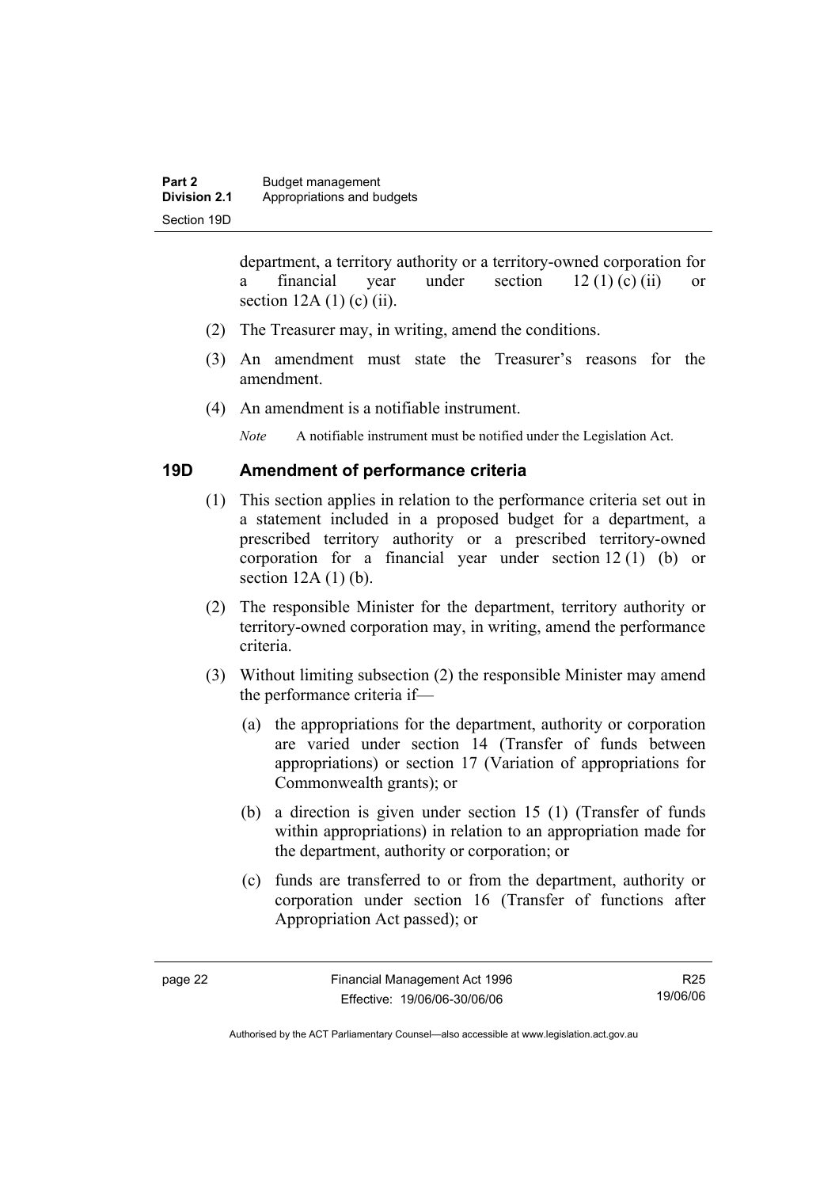department, a territory authority or a territory-owned corporation for a financial year under section 12 (1) (c) (ii) or section 12A (1) (c) (ii).

(2) The Treasurer may, in writing, amend the conditions.

(3) An amendment must state the Treasurer's reasons for the amendment.

(4) An amendment is a notifiable instrument.

*Note* A notifiable instrument must be notified under the Legislation Act.

## 19D Amendment of performance criteria

(1) This section applies in relation to the performance criteria set out in a statement included in a proposed budget for a department, a prescribed territory authority or a prescribed territory-owned corporation for a financial year under section 12 (1) (b) or section 12A (1) (b).

(2) The responsible Minister for the department, territory authority or territory-owned corporation may, in writing, amend the performance criteria.

(3) Without limiting subsection (2) the responsible Minister may amend the performance criteria if—

(a) the appropriations for the department, authority or corporation are varied under section 14 (Transfer of funds between appropriations) or section 17 (Variation of appropriations for Commonwealth grants); or

(b) a direction is given under section 15 (1) (Transfer of funds within appropriations) in relation to an appropriation made for the department, authority or corporation; or

(c) funds are transferred to or from the department, authority or corporation under section 16 (Transfer of functions after Appropriation Act passed); or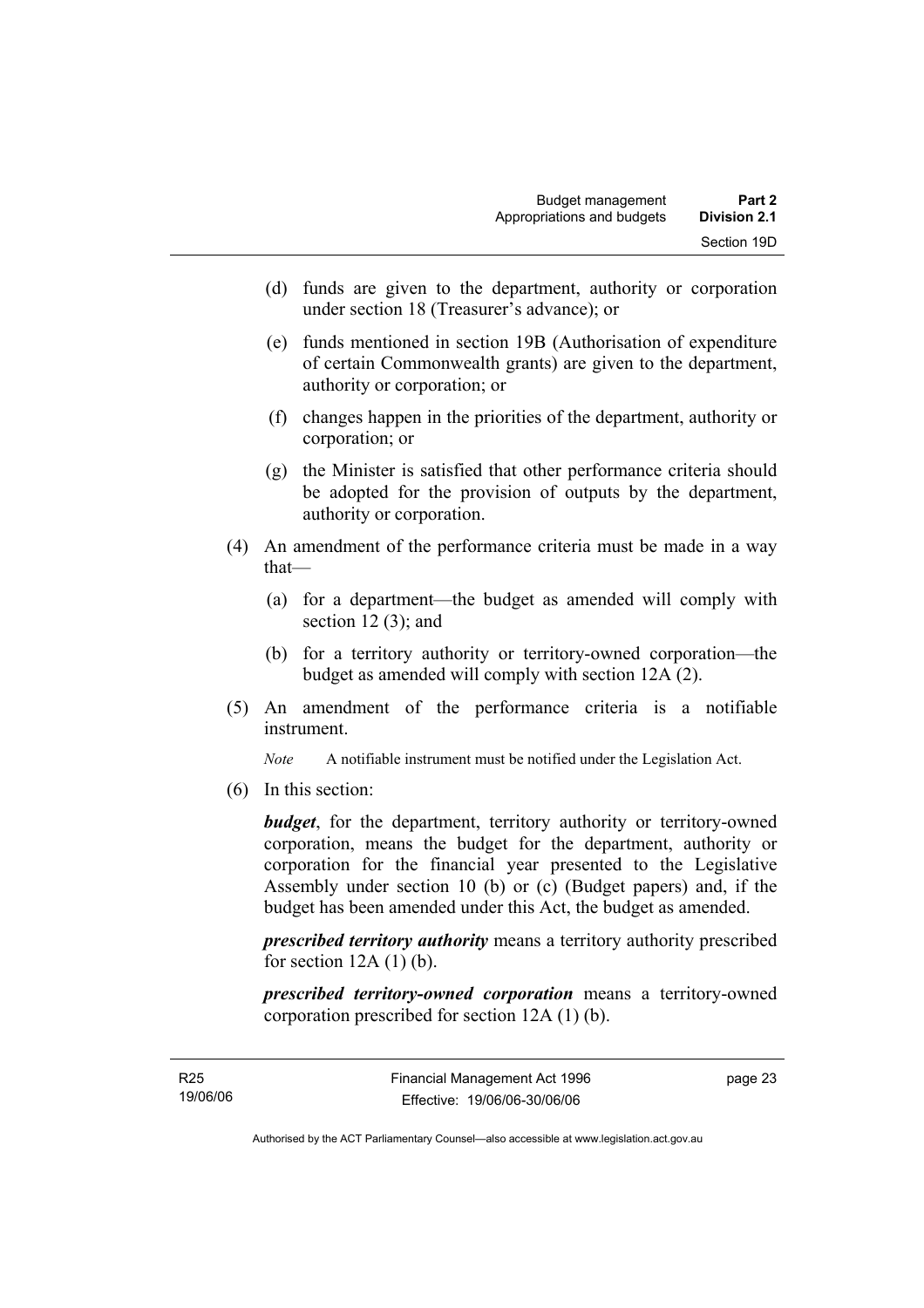(d) funds are given to the department, authority or corporation under section 18 (Treasurer's advance); or

(e) funds mentioned in section 19B (Authorisation of expenditure of certain Commonwealth grants) are given to the department, authority or corporation; or

(f) changes happen in the priorities of the department, authority or corporation; or

(g) the Minister is satisfied that other performance criteria should be adopted for the provision of outputs by the department, authority or corporation.

(4) An amendment of the performance criteria must be made in a way that—

(a) for a department—the budget as amended will comply with section 12 (3); and

(b) for a territory authority or territory-owned corporation—the budget as amended will comply with section 12A (2).

(5) An amendment of the performance criteria is a notifiable instrument.

*Note* A notifiable instrument must be notified under the Legislation Act.

(6) In this section:

***budget***, for the department, territory authority or territory-owned corporation, means the budget for the department, authority or corporation for the financial year presented to the Legislative Assembly under section 10 (b) or (c) (Budget papers) and, if the budget has been amended under this Act, the budget as amended.

***prescribed territory authority*** means a territory authority prescribed for section 12A (1) (b).

***prescribed territory-owned corporation*** means a territory-owned corporation prescribed for section 12A (1) (b).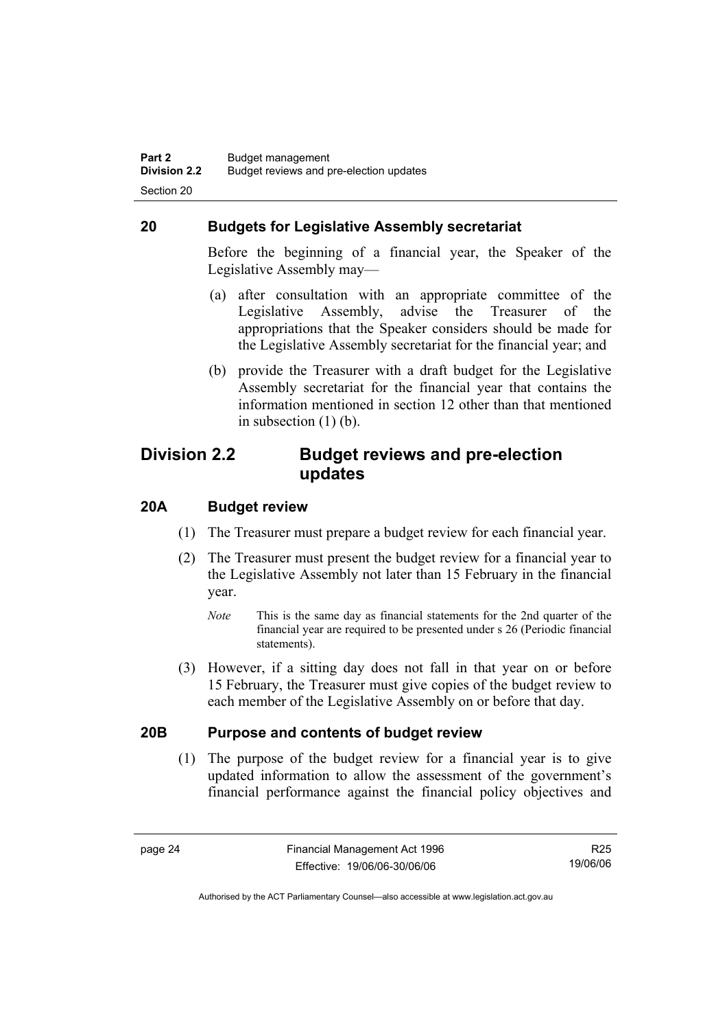## 20 Budgets for Legislative Assembly secretariat

Before the beginning of a financial year, the Speaker of the Legislative Assembly may—

(a) after consultation with an appropriate committee of the Legislative Assembly, advise the Treasurer of the appropriations that the Speaker considers should be made for the Legislative Assembly secretariat for the financial year; and

(b) provide the Treasurer with a draft budget for the Legislative Assembly secretariat for the financial year that contains the information mentioned in section 12 other than that mentioned in subsection (1) (b).

# Division 2.2 Budget reviews and pre-election updates

## 20A Budget review

(1) The Treasurer must prepare a budget review for each financial year.

(2) The Treasurer must present the budget review for a financial year to the Legislative Assembly not later than 15 February in the financial year.

*Note* This is the same day as financial statements for the 2nd quarter of the financial year are required to be presented under s 26 (Periodic financial statements).

(3) However, if a sitting day does not fall in that year on or before 15 February, the Treasurer must give copies of the budget review to each member of the Legislative Assembly on or before that day.

## 20B Purpose and contents of budget review

(1) The purpose of the budget review for a financial year is to give updated information to allow the assessment of the government's financial performance against the financial policy objectives and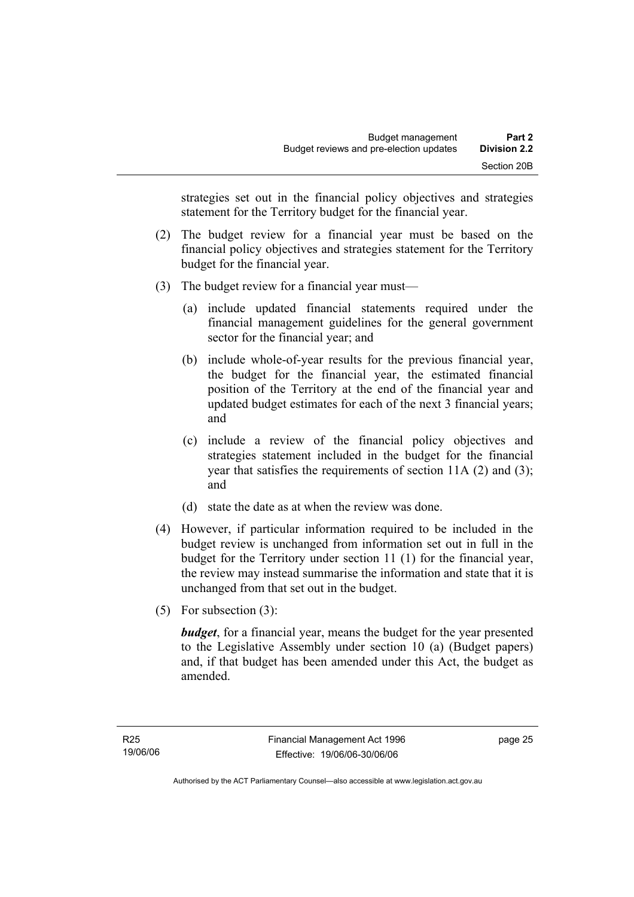strategies set out in the financial policy objectives and strategies statement for the Territory budget for the financial year.

(2) The budget review for a financial year must be based on the financial policy objectives and strategies statement for the Territory budget for the financial year.

(3) The budget review for a financial year must—

  (a) include updated financial statements required under the financial management guidelines for the general government sector for the financial year; and

  (b) include whole-of-year results for the previous financial year, the budget for the financial year, the estimated financial position of the Territory at the end of the financial year and updated budget estimates for each of the next 3 financial years; and

  (c) include a review of the financial policy objectives and strategies statement included in the budget for the financial year that satisfies the requirements of section 11A (2) and (3); and

  (d) state the date as at when the review was done.

(4) However, if particular information required to be included in the budget review is unchanged from information set out in full in the budget for the Territory under section 11 (1) for the financial year, the review may instead summarise the information and state that it is unchanged from that set out in the budget.

(5) For subsection (3):

***budget***, for a financial year, means the budget for the year presented to the Legislative Assembly under section 10 (a) (Budget papers) and, if that budget has been amended under this Act, the budget as amended.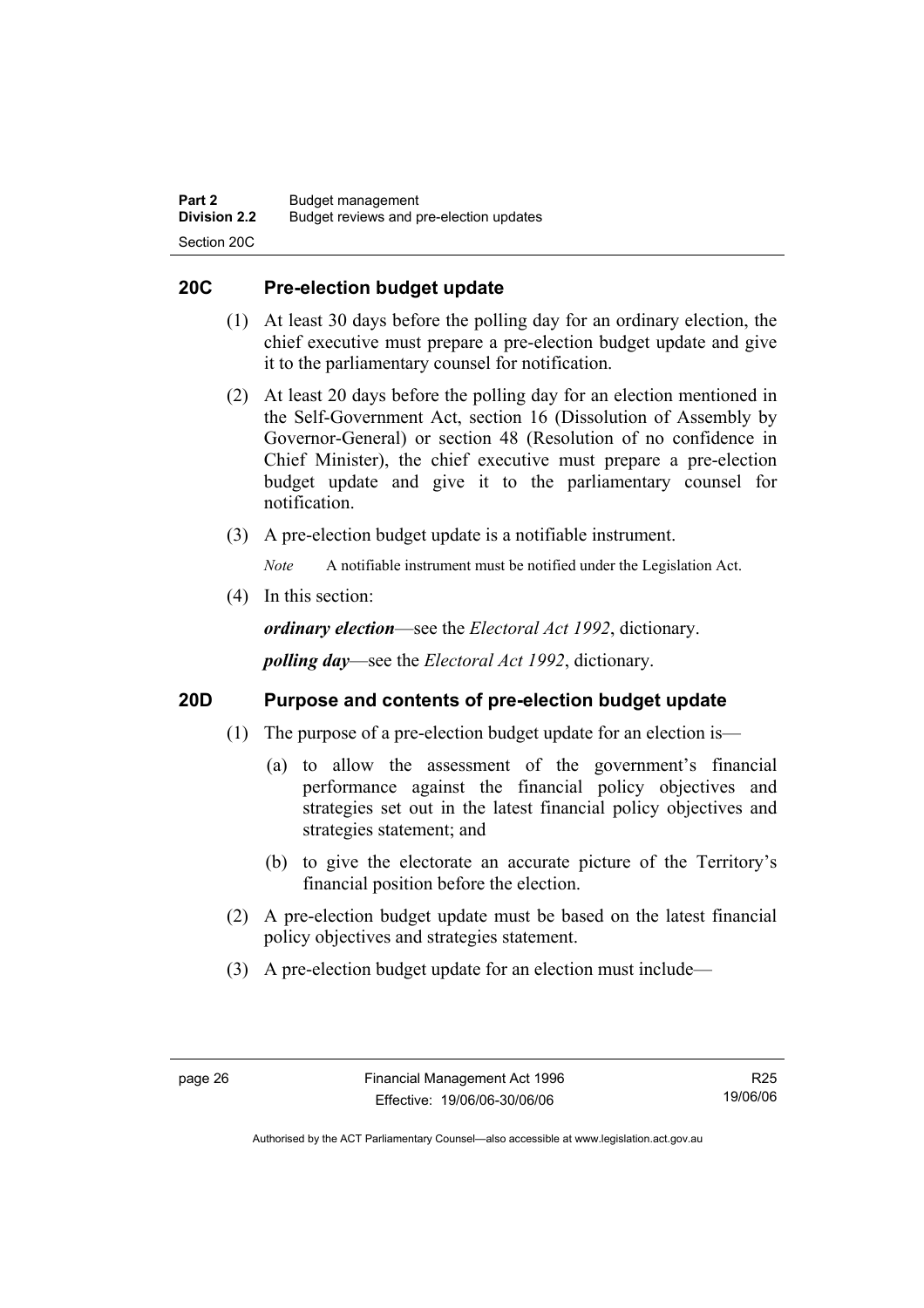## 20C Pre-election budget update

(1) At least 30 days before the polling day for an ordinary election, the chief executive must prepare a pre-election budget update and give it to the parliamentary counsel for notification.

(2) At least 20 days before the polling day for an election mentioned in the Self-Government Act, section 16 (Dissolution of Assembly by Governor-General) or section 48 (Resolution of no confidence in Chief Minister), the chief executive must prepare a pre-election budget update and give it to the parliamentary counsel for notification.

(3) A pre-election budget update is a notifiable instrument.

*Note* A notifiable instrument must be notified under the Legislation Act.

(4) In this section:

***ordinary election***—see the *Electoral Act 1992*, dictionary.

***polling day***—see the *Electoral Act 1992*, dictionary.

## 20D Purpose and contents of pre-election budget update

(1) The purpose of a pre-election budget update for an election is—

(a) to allow the assessment of the government's financial performance against the financial policy objectives and strategies set out in the latest financial policy objectives and strategies statement; and

(b) to give the electorate an accurate picture of the Territory's financial position before the election.

(2) A pre-election budget update must be based on the latest financial policy objectives and strategies statement.

(3) A pre-election budget update for an election must include—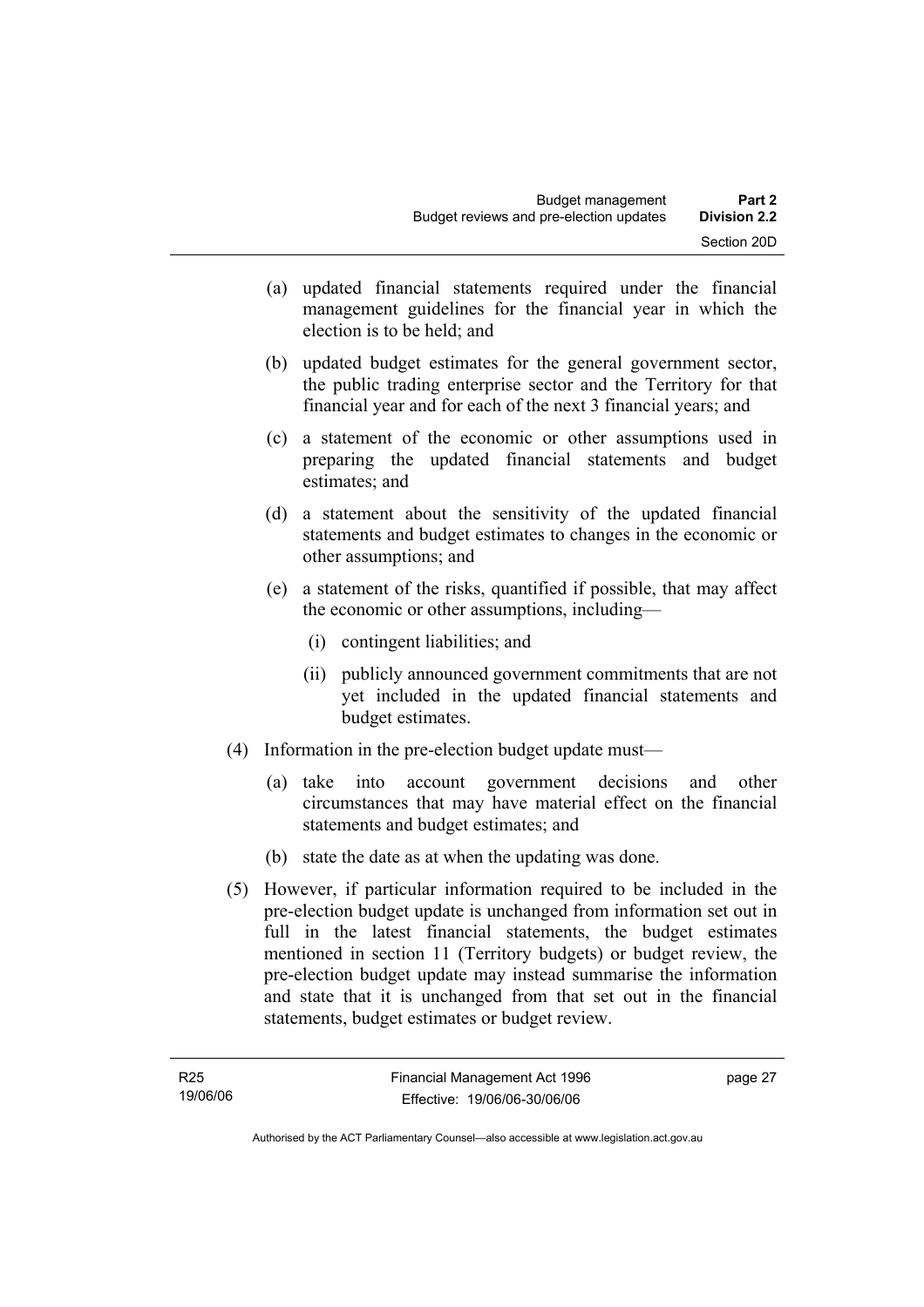(a) updated financial statements required under the financial management guidelines for the financial year in which the election is to be held; and

(b) updated budget estimates for the general government sector, the public trading enterprise sector and the Territory for that financial year and for each of the next 3 financial years; and

(c) a statement of the economic or other assumptions used in preparing the updated financial statements and budget estimates; and

(d) a statement about the sensitivity of the updated financial statements and budget estimates to changes in the economic or other assumptions; and

(e) a statement of the risks, quantified if possible, that may affect the economic or other assumptions, including—

(i) contingent liabilities; and

(ii) publicly announced government commitments that are not yet included in the updated financial statements and budget estimates.

(4) Information in the pre-election budget update must—

(a) take into account government decisions and other circumstances that may have material effect on the financial statements and budget estimates; and

(b) state the date as at when the updating was done.

(5) However, if particular information required to be included in the pre-election budget update is unchanged from information set out in full in the latest financial statements, the budget estimates mentioned in section 11 (Territory budgets) or budget review, the pre-election budget update may instead summarise the information and state that it is unchanged from that set out in the financial statements, budget estimates or budget review.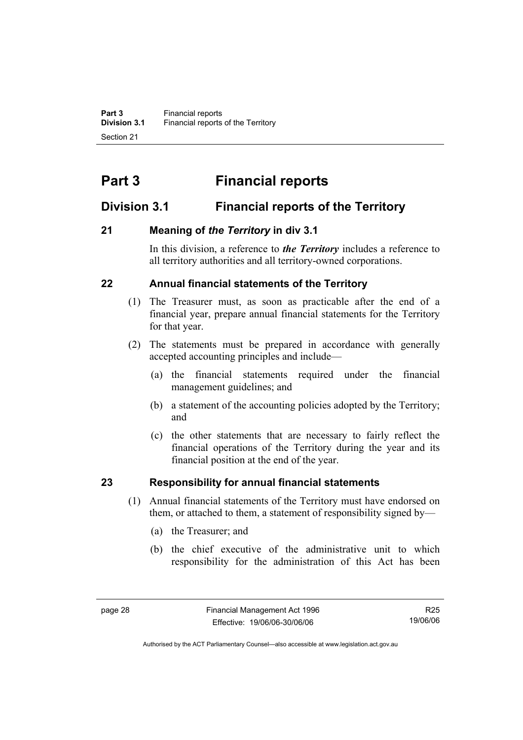# Part 3 Financial reports

## Division 3.1 Financial reports of the Territory

### 21 Meaning of *the Territory* in div 3.1

In this division, a reference to ***the Territory*** includes a reference to all territory authorities and all territory-owned corporations.

### 22 Annual financial statements of the Territory

(1) The Treasurer must, as soon as practicable after the end of a financial year, prepare annual financial statements for the Territory for that year.

(2) The statements must be prepared in accordance with generally accepted accounting principles and include—

(a) the financial statements required under the financial management guidelines; and

(b) a statement of the accounting policies adopted by the Territory; and

(c) the other statements that are necessary to fairly reflect the financial operations of the Territory during the year and its financial position at the end of the year.

### 23 Responsibility for annual financial statements

(1) Annual financial statements of the Territory must have endorsed on them, or attached to them, a statement of responsibility signed by—

(a) the Treasurer; and

(b) the chief executive of the administrative unit to which responsibility for the administration of this Act has been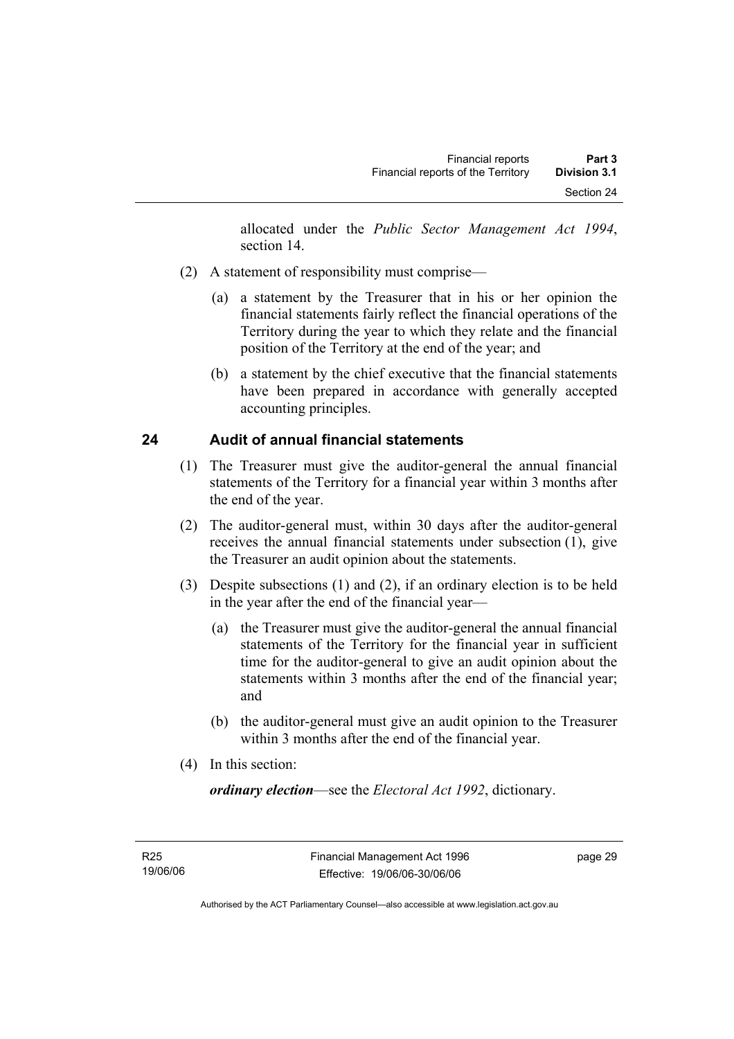allocated under the *Public Sector Management Act 1994*, section 14.

(2) A statement of responsibility must comprise—

(a) a statement by the Treasurer that in his or her opinion the financial statements fairly reflect the financial operations of the Territory during the year to which they relate and the financial position of the Territory at the end of the year; and

(b) a statement by the chief executive that the financial statements have been prepared in accordance with generally accepted accounting principles.

## 24 Audit of annual financial statements

(1) The Treasurer must give the auditor-general the annual financial statements of the Territory for a financial year within 3 months after the end of the year.

(2) The auditor-general must, within 30 days after the auditor-general receives the annual financial statements under subsection (1), give the Treasurer an audit opinion about the statements.

(3) Despite subsections (1) and (2), if an ordinary election is to be held in the year after the end of the financial year—

(a) the Treasurer must give the auditor-general the annual financial statements of the Territory for the financial year in sufficient time for the auditor-general to give an audit opinion about the statements within 3 months after the end of the financial year; and

(b) the auditor-general must give an audit opinion to the Treasurer within 3 months after the end of the financial year.

(4) In this section:

***ordinary election***—see the *Electoral Act 1992*, dictionary.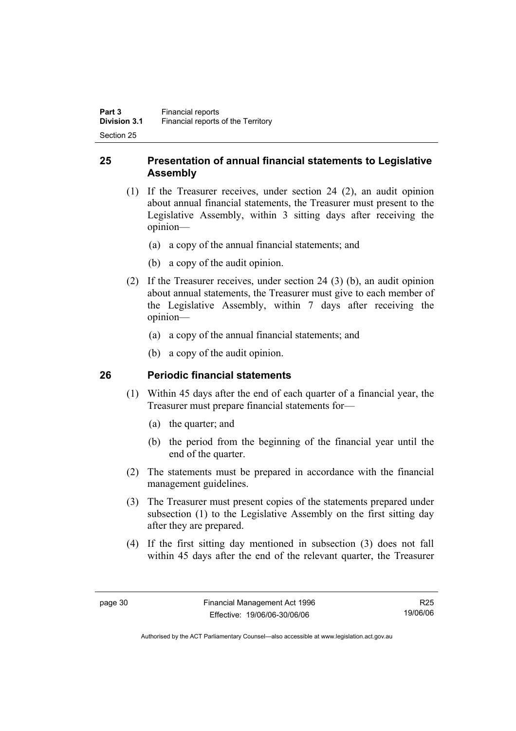## 25 Presentation of annual financial statements to Legislative Assembly

(1) If the Treasurer receives, under section 24 (2), an audit opinion about annual financial statements, the Treasurer must present to the Legislative Assembly, within 3 sitting days after receiving the opinion—

- (a) a copy of the annual financial statements; and
- (b) a copy of the audit opinion.

(2) If the Treasurer receives, under section 24 (3) (b), an audit opinion about annual statements, the Treasurer must give to each member of the Legislative Assembly, within 7 days after receiving the opinion—

- (a) a copy of the annual financial statements; and
- (b) a copy of the audit opinion.

## 26 Periodic financial statements

(1) Within 45 days after the end of each quarter of a financial year, the Treasurer must prepare financial statements for—

- (a) the quarter; and
- (b) the period from the beginning of the financial year until the end of the quarter.

(2) The statements must be prepared in accordance with the financial management guidelines.

(3) The Treasurer must present copies of the statements prepared under subsection (1) to the Legislative Assembly on the first sitting day after they are prepared.

(4) If the first sitting day mentioned in subsection (3) does not fall within 45 days after the end of the relevant quarter, the Treasurer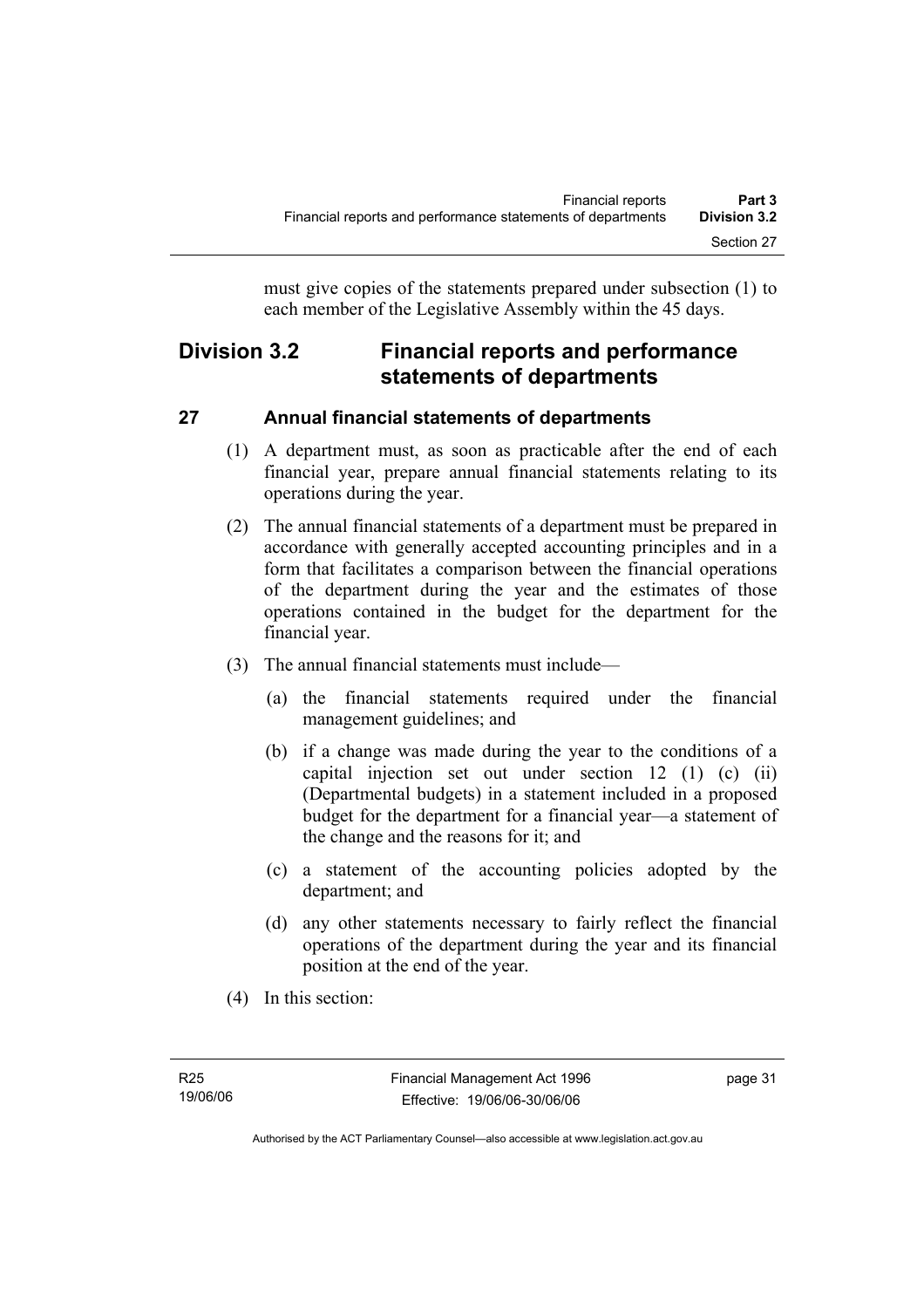must give copies of the statements prepared under subsection (1) to each member of the Legislative Assembly within the 45 days.

## Division 3.2 Financial reports and performance statements of departments

### 27 Annual financial statements of departments

(1) A department must, as soon as practicable after the end of each financial year, prepare annual financial statements relating to its operations during the year.

(2) The annual financial statements of a department must be prepared in accordance with generally accepted accounting principles and in a form that facilitates a comparison between the financial operations of the department during the year and the estimates of those operations contained in the budget for the department for the financial year.

(3) The annual financial statements must include—

(a) the financial statements required under the financial management guidelines; and

(b) if a change was made during the year to the conditions of a capital injection set out under section 12 (1) (c) (ii) (Departmental budgets) in a statement included in a proposed budget for the department for a financial year—a statement of the change and the reasons for it; and

(c) a statement of the accounting policies adopted by the department; and

(d) any other statements necessary to fairly reflect the financial operations of the department during the year and its financial position at the end of the year.

(4) In this section: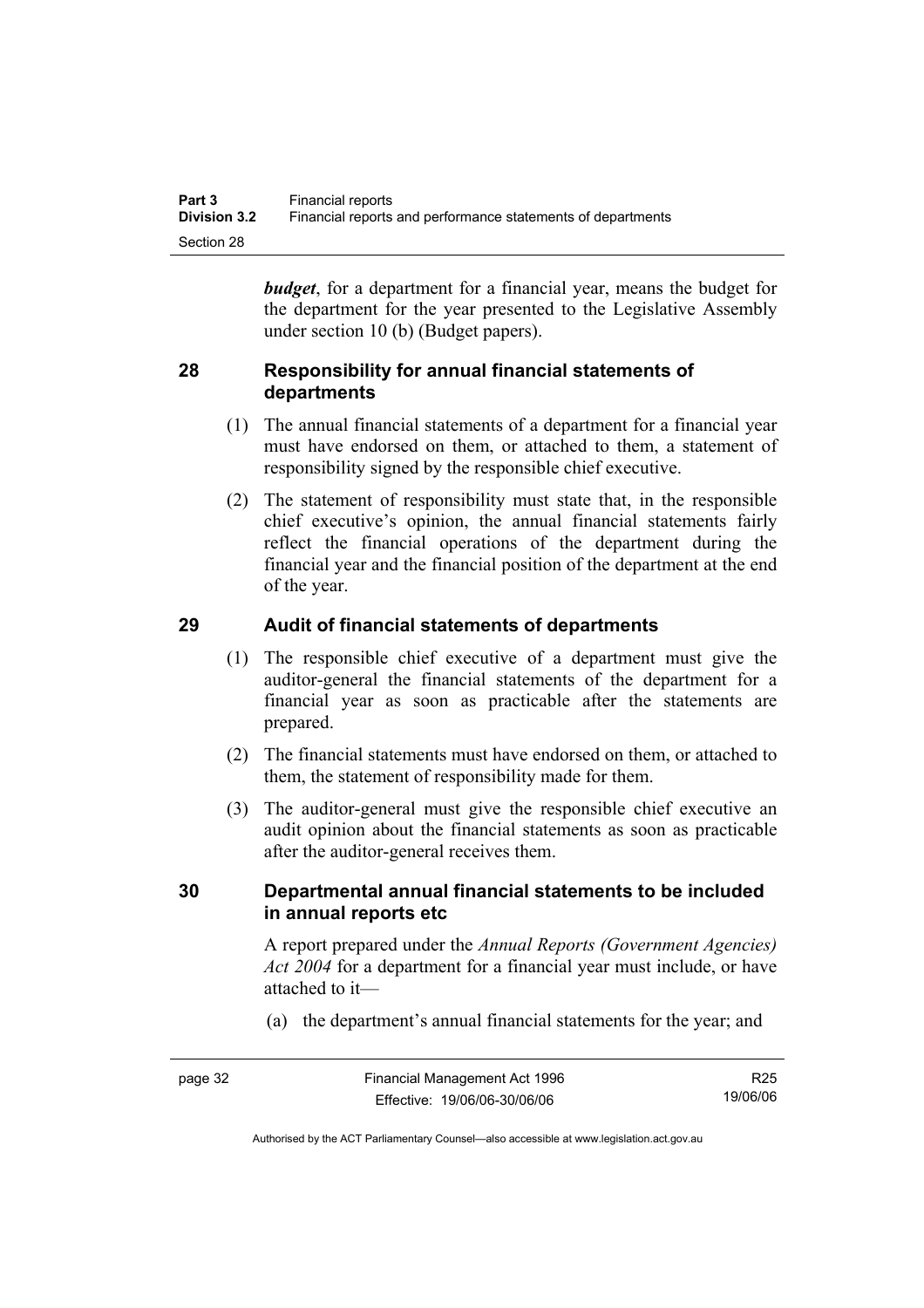***budget***, for a department for a financial year, means the budget for the department for the year presented to the Legislative Assembly under section 10 (b) (Budget papers).

## 28 Responsibility for annual financial statements of departments

(1) The annual financial statements of a department for a financial year must have endorsed on them, or attached to them, a statement of responsibility signed by the responsible chief executive.

(2) The statement of responsibility must state that, in the responsible chief executive's opinion, the annual financial statements fairly reflect the financial operations of the department during the financial year and the financial position of the department at the end of the year.

## 29 Audit of financial statements of departments

(1) The responsible chief executive of a department must give the auditor-general the financial statements of the department for a financial year as soon as practicable after the statements are prepared.

(2) The financial statements must have endorsed on them, or attached to them, the statement of responsibility made for them.

(3) The auditor-general must give the responsible chief executive an audit opinion about the financial statements as soon as practicable after the auditor-general receives them.

## 30 Departmental annual financial statements to be included in annual reports etc

A report prepared under the *Annual Reports (Government Agencies) Act 2004* for a department for a financial year must include, or have attached to it—

(a) the department's annual financial statements for the year; and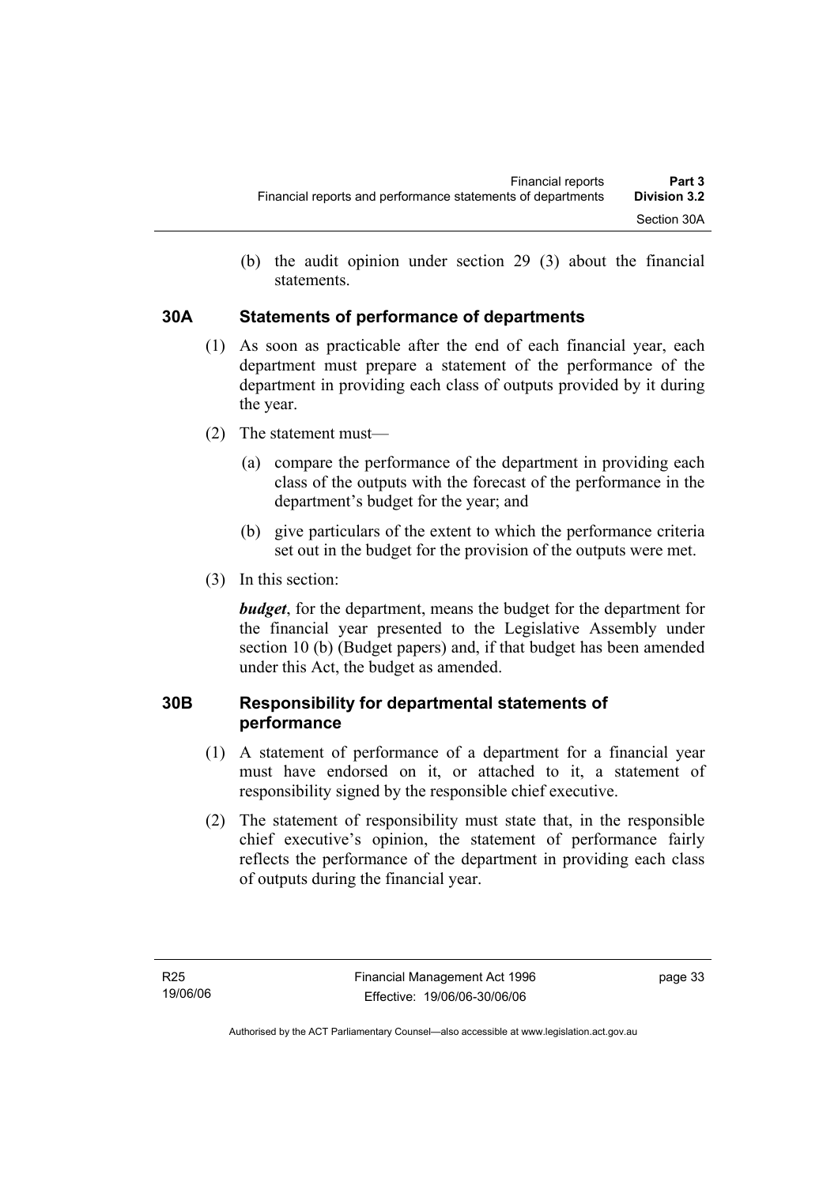(b) the audit opinion under section 29 (3) about the financial statements.

## 30A Statements of performance of departments

(1) As soon as practicable after the end of each financial year, each department must prepare a statement of the performance of the department in providing each class of outputs provided by it during the year.

(2) The statement must—

(a) compare the performance of the department in providing each class of the outputs with the forecast of the performance in the department's budget for the year; and

(b) give particulars of the extent to which the performance criteria set out in the budget for the provision of the outputs were met.

(3) In this section:

***budget***, for the department, means the budget for the department for the financial year presented to the Legislative Assembly under section 10 (b) (Budget papers) and, if that budget has been amended under this Act, the budget as amended.

## 30B Responsibility for departmental statements of performance

(1) A statement of performance of a department for a financial year must have endorsed on it, or attached to it, a statement of responsibility signed by the responsible chief executive.

(2) The statement of responsibility must state that, in the responsible chief executive's opinion, the statement of performance fairly reflects the performance of the department in providing each class of outputs during the financial year.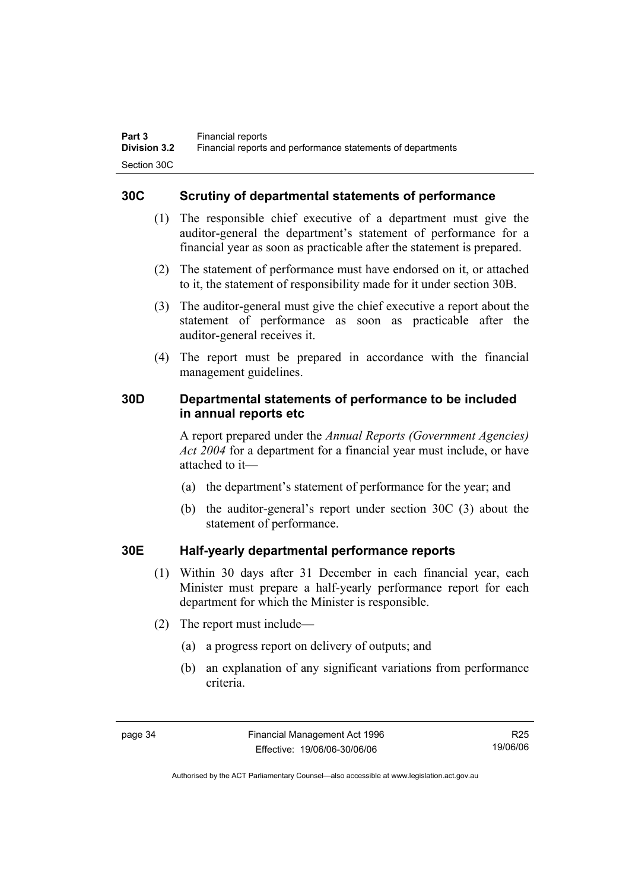## 30C Scrutiny of departmental statements of performance

(1) The responsible chief executive of a department must give the auditor-general the department's statement of performance for a financial year as soon as practicable after the statement is prepared.

(2) The statement of performance must have endorsed on it, or attached to it, the statement of responsibility made for it under section 30B.

(3) The auditor-general must give the chief executive a report about the statement of performance as soon as practicable after the auditor-general receives it.

(4) The report must be prepared in accordance with the financial management guidelines.

## 30D Departmental statements of performance to be included in annual reports etc

A report prepared under the *Annual Reports (Government Agencies) Act 2004* for a department for a financial year must include, or have attached to it—

(a) the department's statement of performance for the year; and

(b) the auditor-general's report under section 30C (3) about the statement of performance.

## 30E Half-yearly departmental performance reports

(1) Within 30 days after 31 December in each financial year, each Minister must prepare a half-yearly performance report for each department for which the Minister is responsible.

(2) The report must include—

(a) a progress report on delivery of outputs; and

(b) an explanation of any significant variations from performance criteria.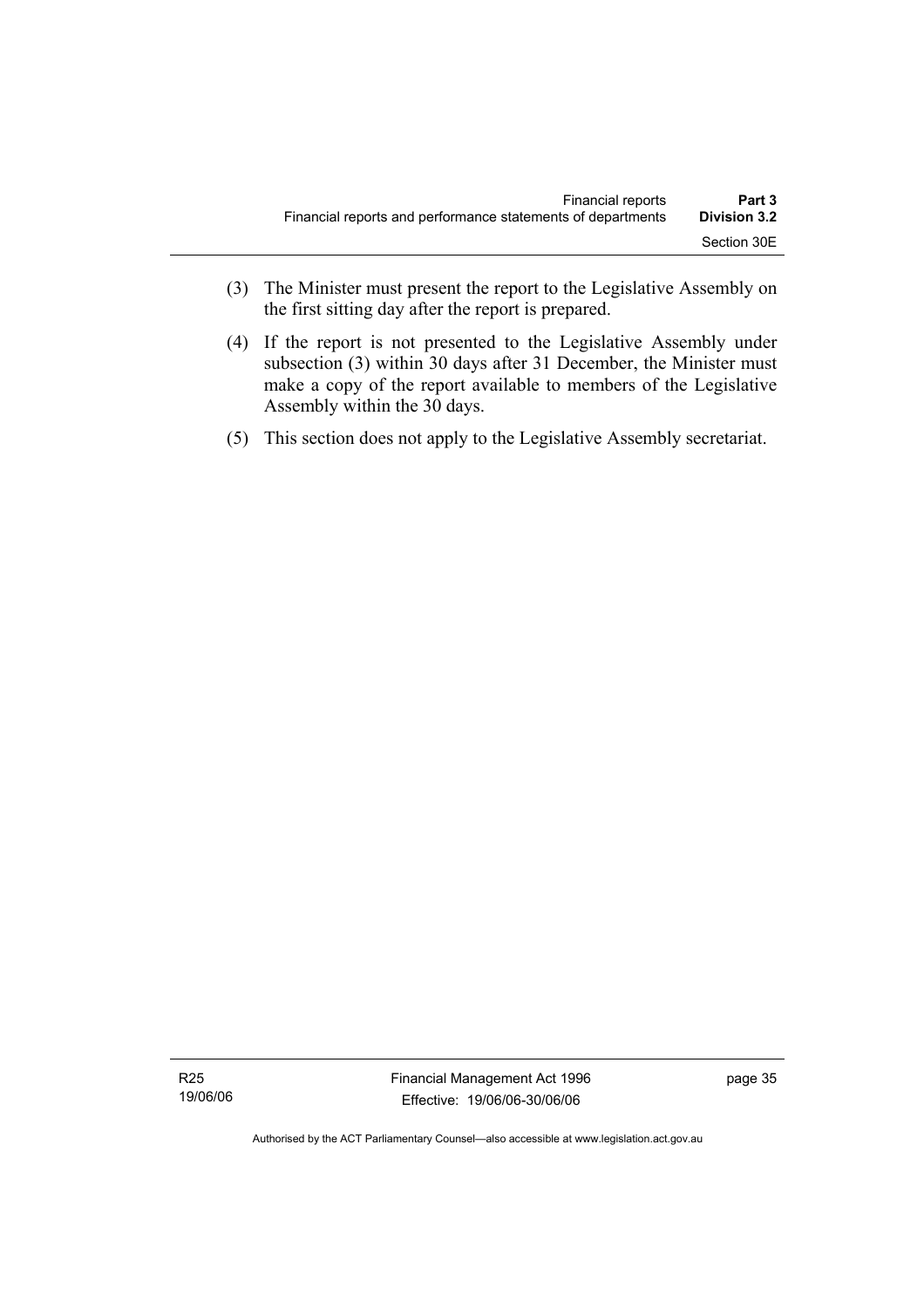(3) The Minister must present the report to the Legislative Assembly on the first sitting day after the report is prepared.

(4) If the report is not presented to the Legislative Assembly under subsection (3) within 30 days after 31 December, the Minister must make a copy of the report available to members of the Legislative Assembly within the 30 days.

(5) This section does not apply to the Legislative Assembly secretariat.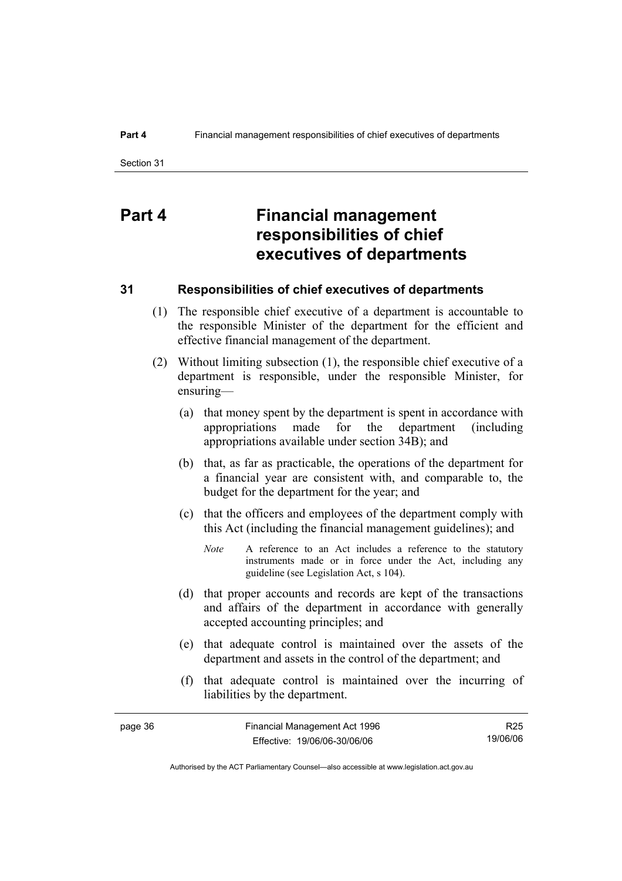# Part 4 Financial management responsibilities of chief executives of departments

## 31 Responsibilities of chief executives of departments

(1) The responsible chief executive of a department is accountable to the responsible Minister of the department for the efficient and effective financial management of the department.

(2) Without limiting subsection (1), the responsible chief executive of a department is responsible, under the responsible Minister, for ensuring—

(a) that money spent by the department is spent in accordance with appropriations made for the department (including appropriations available under section 34B); and

(b) that, as far as practicable, the operations of the department for a financial year are consistent with, and comparable to, the budget for the department for the year; and

(c) that the officers and employees of the department comply with this Act (including the financial management guidelines); and

*Note* A reference to an Act includes a reference to the statutory instruments made or in force under the Act, including any guideline (see Legislation Act, s 104).

(d) that proper accounts and records are kept of the transactions and affairs of the department in accordance with generally accepted accounting principles; and

(e) that adequate control is maintained over the assets of the department and assets in the control of the department; and

(f) that adequate control is maintained over the incurring of liabilities by the department.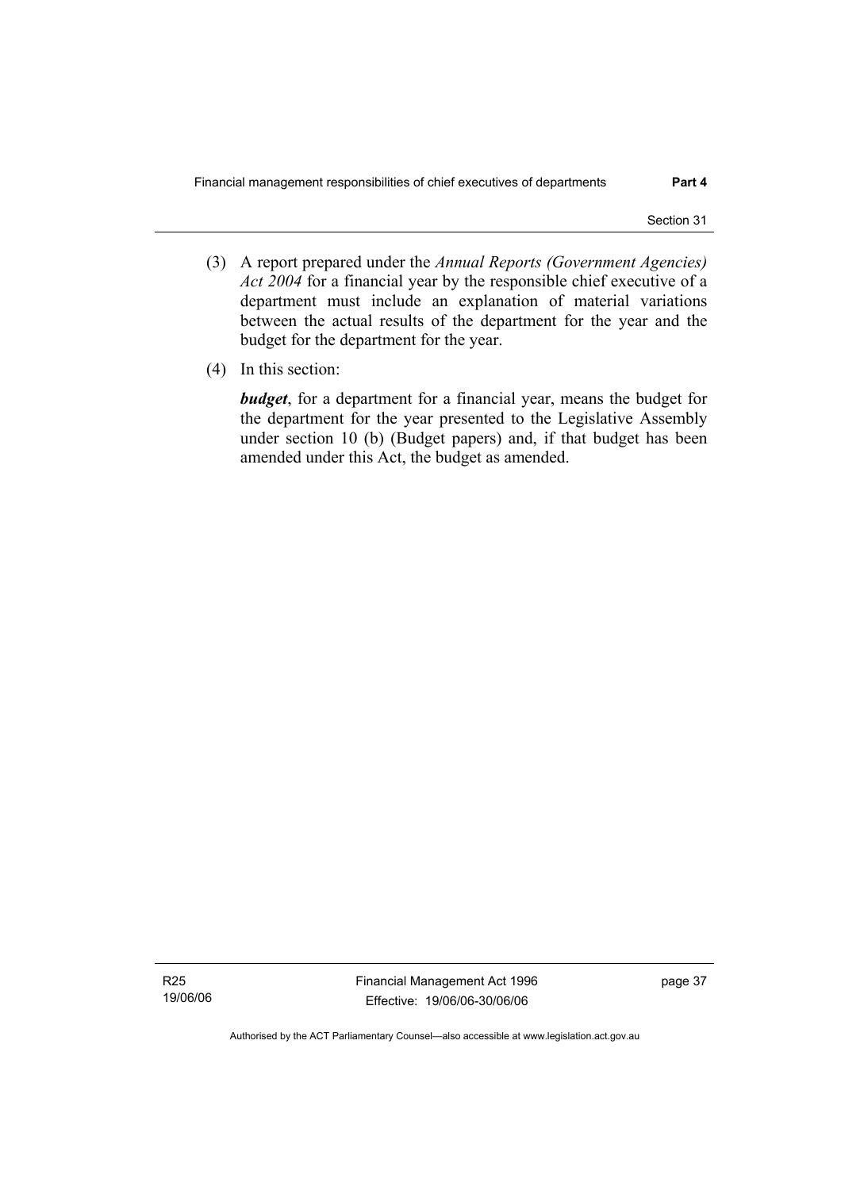(3) A report prepared under the *Annual Reports (Government Agencies) Act 2004* for a financial year by the responsible chief executive of a department must include an explanation of material variations between the actual results of the department for the year and the budget for the department for the year.

(4) In this section:

***budget***, for a department for a financial year, means the budget for the department for the year presented to the Legislative Assembly under section 10 (b) (Budget papers) and, if that budget has been amended under this Act, the budget as amended.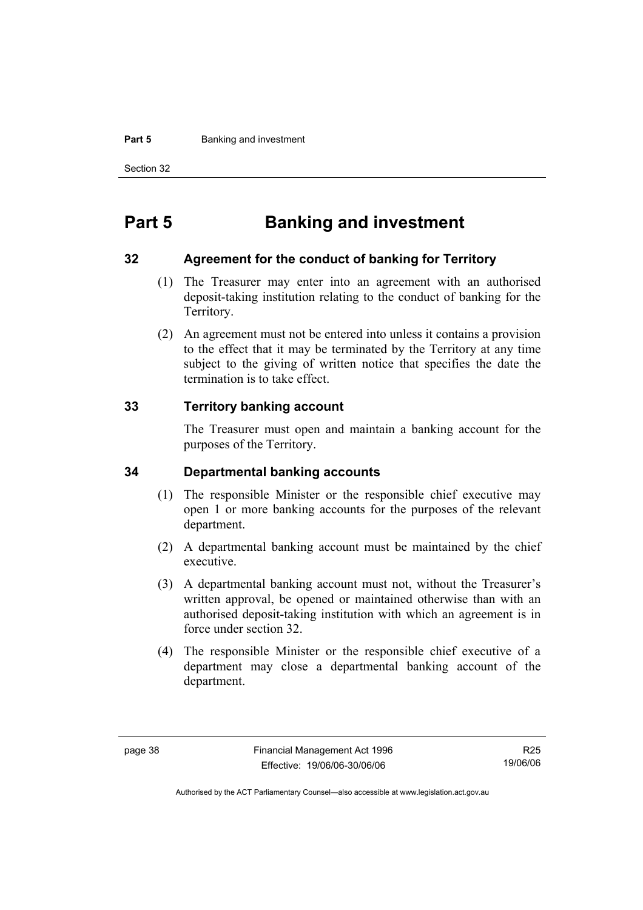# Part 5 Banking and investment

## 32 Agreement for the conduct of banking for Territory

(1) The Treasurer may enter into an agreement with an authorised deposit-taking institution relating to the conduct of banking for the Territory.

(2) An agreement must not be entered into unless it contains a provision to the effect that it may be terminated by the Territory at any time subject to the giving of written notice that specifies the date the termination is to take effect.

## 33 Territory banking account

The Treasurer must open and maintain a banking account for the purposes of the Territory.

## 34 Departmental banking accounts

(1) The responsible Minister or the responsible chief executive may open 1 or more banking accounts for the purposes of the relevant department.

(2) A departmental banking account must be maintained by the chief executive.

(3) A departmental banking account must not, without the Treasurer's written approval, be opened or maintained otherwise than with an authorised deposit-taking institution with which an agreement is in force under section 32.

(4) The responsible Minister or the responsible chief executive of a department may close a departmental banking account of the department.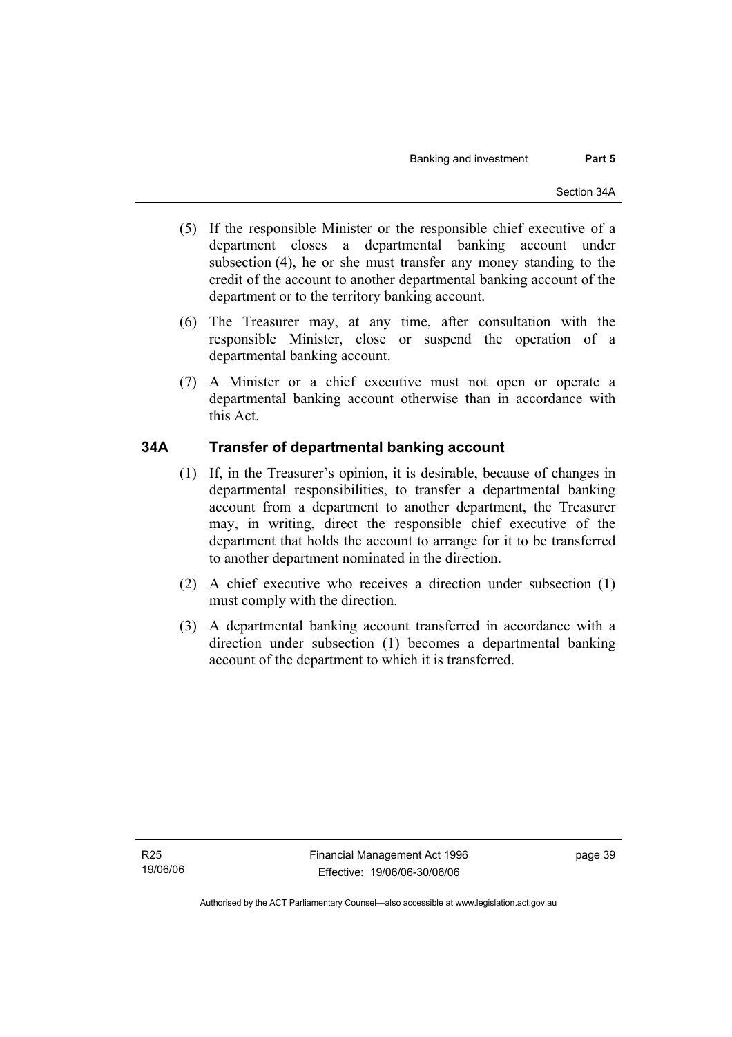(5) If the responsible Minister or the responsible chief executive of a department closes a departmental banking account under subsection (4), he or she must transfer any money standing to the credit of the account to another departmental banking account of the department or to the territory banking account.

(6) The Treasurer may, at any time, after consultation with the responsible Minister, close or suspend the operation of a departmental banking account.

(7) A Minister or a chief executive must not open or operate a departmental banking account otherwise than in accordance with this Act.

### 34A Transfer of departmental banking account

(1) If, in the Treasurer's opinion, it is desirable, because of changes in departmental responsibilities, to transfer a departmental banking account from a department to another department, the Treasurer may, in writing, direct the responsible chief executive of the department that holds the account to arrange for it to be transferred to another department nominated in the direction.

(2) A chief executive who receives a direction under subsection (1) must comply with the direction.

(3) A departmental banking account transferred in accordance with a direction under subsection (1) becomes a departmental banking account of the department to which it is transferred.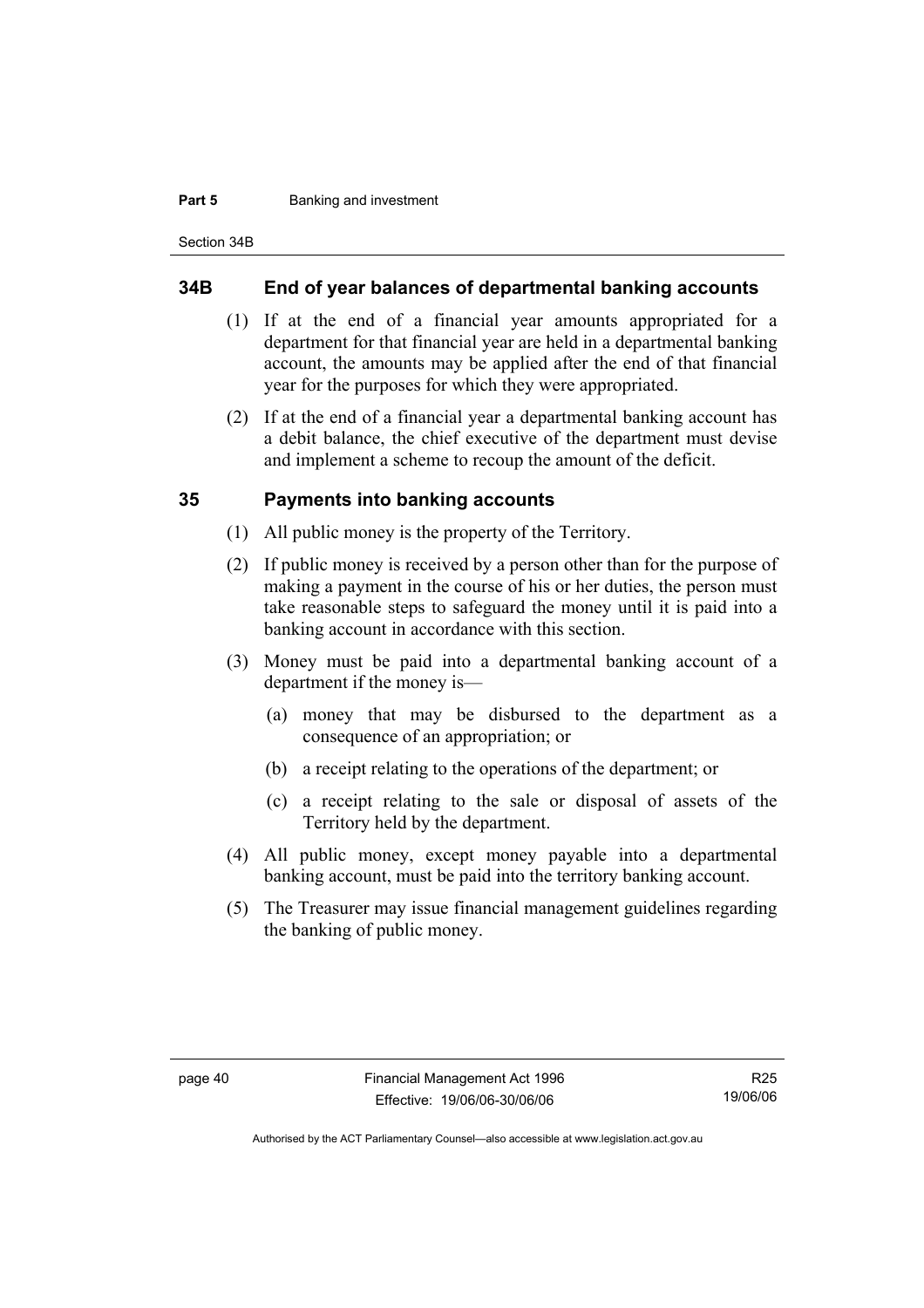## 34B End of year balances of departmental banking accounts

(1) If at the end of a financial year amounts appropriated for a department for that financial year are held in a departmental banking account, the amounts may be applied after the end of that financial year for the purposes for which they were appropriated.

(2) If at the end of a financial year a departmental banking account has a debit balance, the chief executive of the department must devise and implement a scheme to recoup the amount of the deficit.

## 35 Payments into banking accounts

(1) All public money is the property of the Territory.

(2) If public money is received by a person other than for the purpose of making a payment in the course of his or her duties, the person must take reasonable steps to safeguard the money until it is paid into a banking account in accordance with this section.

(3) Money must be paid into a departmental banking account of a department if the money is—

(a) money that may be disbursed to the department as a consequence of an appropriation; or

(b) a receipt relating to the operations of the department; or

(c) a receipt relating to the sale or disposal of assets of the Territory held by the department.

(4) All public money, except money payable into a departmental banking account, must be paid into the territory banking account.

(5) The Treasurer may issue financial management guidelines regarding the banking of public money.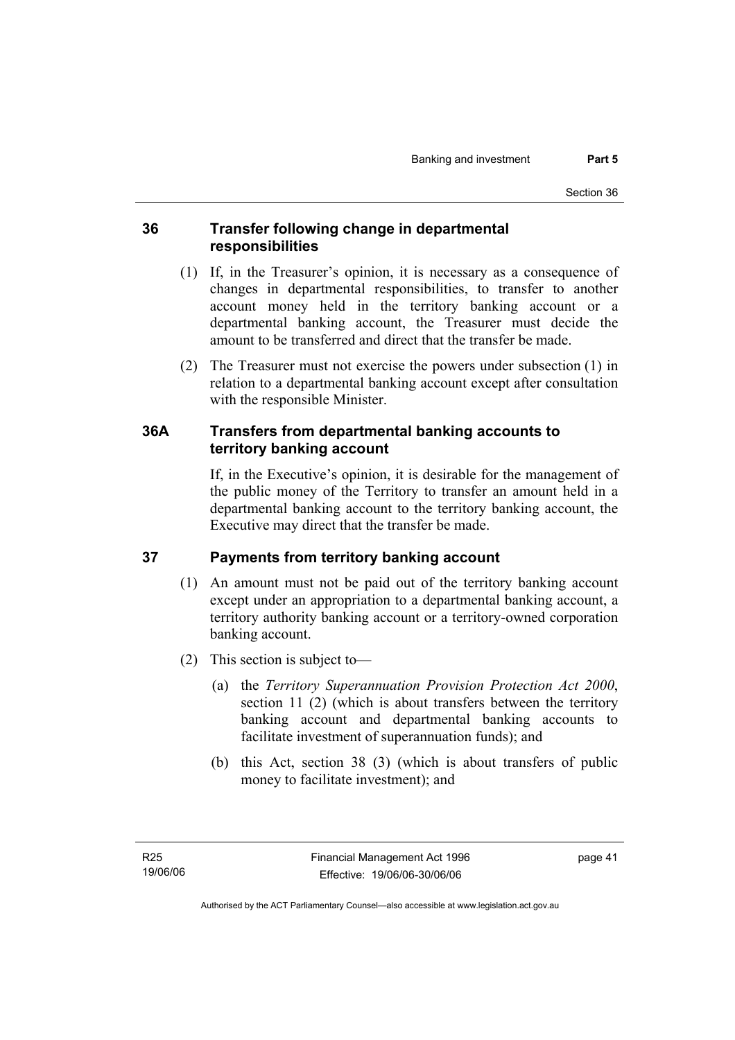### 36 Transfer following change in departmental responsibilities

(1) If, in the Treasurer's opinion, it is necessary as a consequence of changes in departmental responsibilities, to transfer to another account money held in the territory banking account or a departmental banking account, the Treasurer must decide the amount to be transferred and direct that the transfer be made.

(2) The Treasurer must not exercise the powers under subsection (1) in relation to a departmental banking account except after consultation with the responsible Minister.

### 36A Transfers from departmental banking accounts to territory banking account

If, in the Executive's opinion, it is desirable for the management of the public money of the Territory to transfer an amount held in a departmental banking account to the territory banking account, the Executive may direct that the transfer be made.

### 37 Payments from territory banking account

(1) An amount must not be paid out of the territory banking account except under an appropriation to a departmental banking account, a territory authority banking account or a territory-owned corporation banking account.

(2) This section is subject to—

(a) the *Territory Superannuation Provision Protection Act 2000*, section 11 (2) (which is about transfers between the territory banking account and departmental banking accounts to facilitate investment of superannuation funds); and

(b) this Act, section 38 (3) (which is about transfers of public money to facilitate investment); and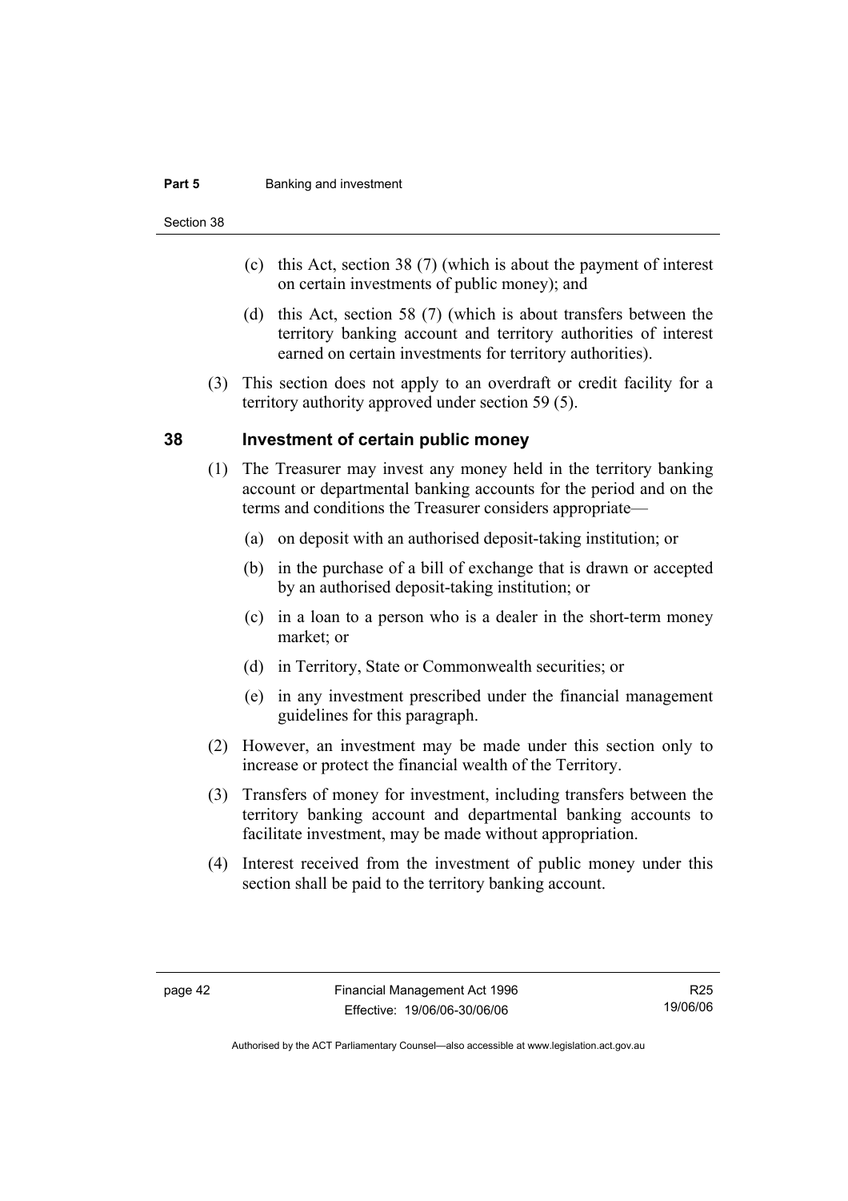(c) this Act, section 38 (7) (which is about the payment of interest on certain investments of public money); and

(d) this Act, section 58 (7) (which is about transfers between the territory banking account and territory authorities of interest earned on certain investments for territory authorities).

(3) This section does not apply to an overdraft or credit facility for a territory authority approved under section 59 (5).

## 38 Investment of certain public money

(1) The Treasurer may invest any money held in the territory banking account or departmental banking accounts for the period and on the terms and conditions the Treasurer considers appropriate—

(a) on deposit with an authorised deposit-taking institution; or

(b) in the purchase of a bill of exchange that is drawn or accepted by an authorised deposit-taking institution; or

(c) in a loan to a person who is a dealer in the short-term money market; or

(d) in Territory, State or Commonwealth securities; or

(e) in any investment prescribed under the financial management guidelines for this paragraph.

(2) However, an investment may be made under this section only to increase or protect the financial wealth of the Territory.

(3) Transfers of money for investment, including transfers between the territory banking account and departmental banking accounts to facilitate investment, may be made without appropriation.

(4) Interest received from the investment of public money under this section shall be paid to the territory banking account.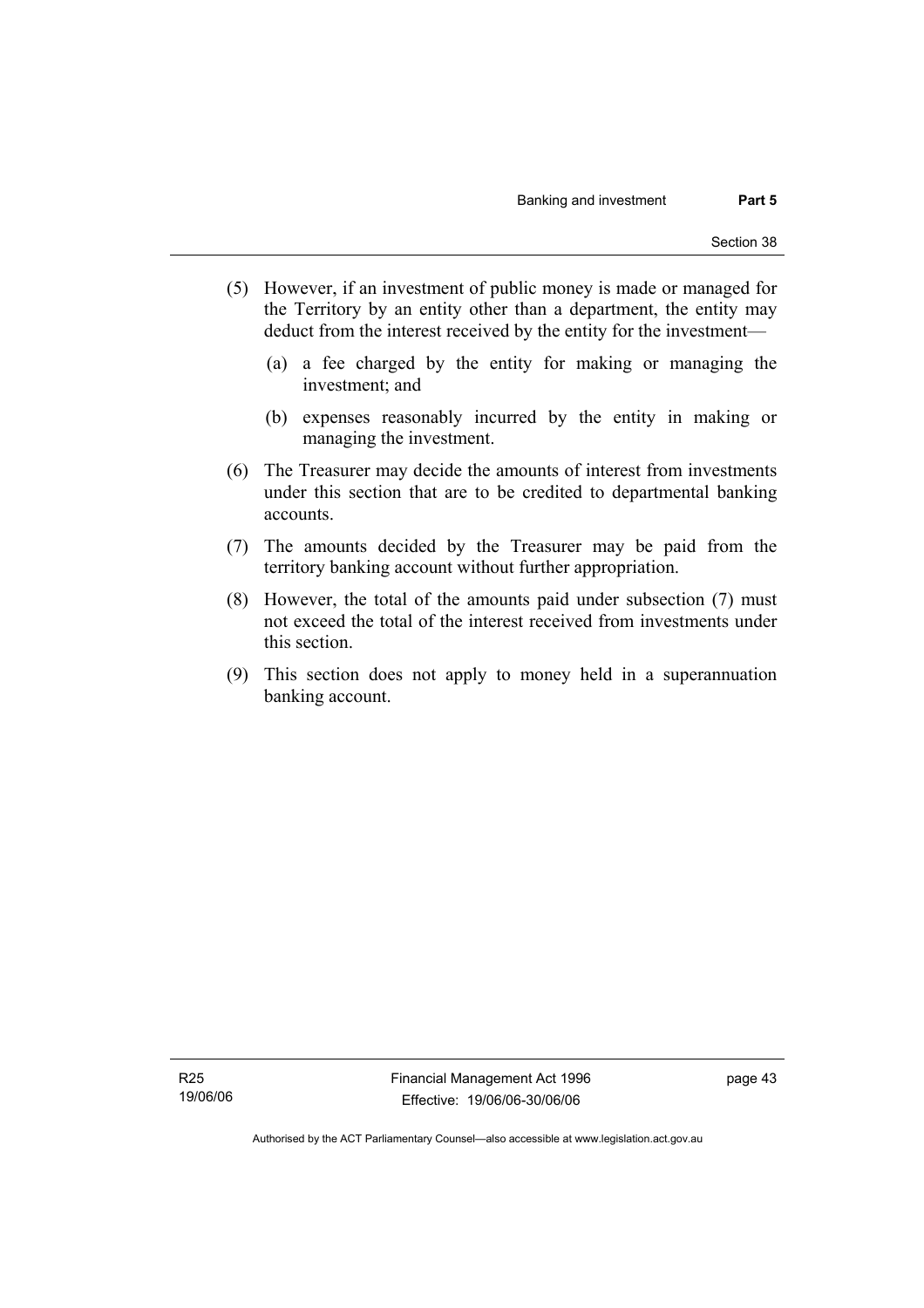(5) However, if an investment of public money is made or managed for the Territory by an entity other than a department, the entity may deduct from the interest received by the entity for the investment—

(a) a fee charged by the entity for making or managing the investment; and

(b) expenses reasonably incurred by the entity in making or managing the investment.

(6) The Treasurer may decide the amounts of interest from investments under this section that are to be credited to departmental banking accounts.

(7) The amounts decided by the Treasurer may be paid from the territory banking account without further appropriation.

(8) However, the total of the amounts paid under subsection (7) must not exceed the total of the interest received from investments under this section.

(9) This section does not apply to money held in a superannuation banking account.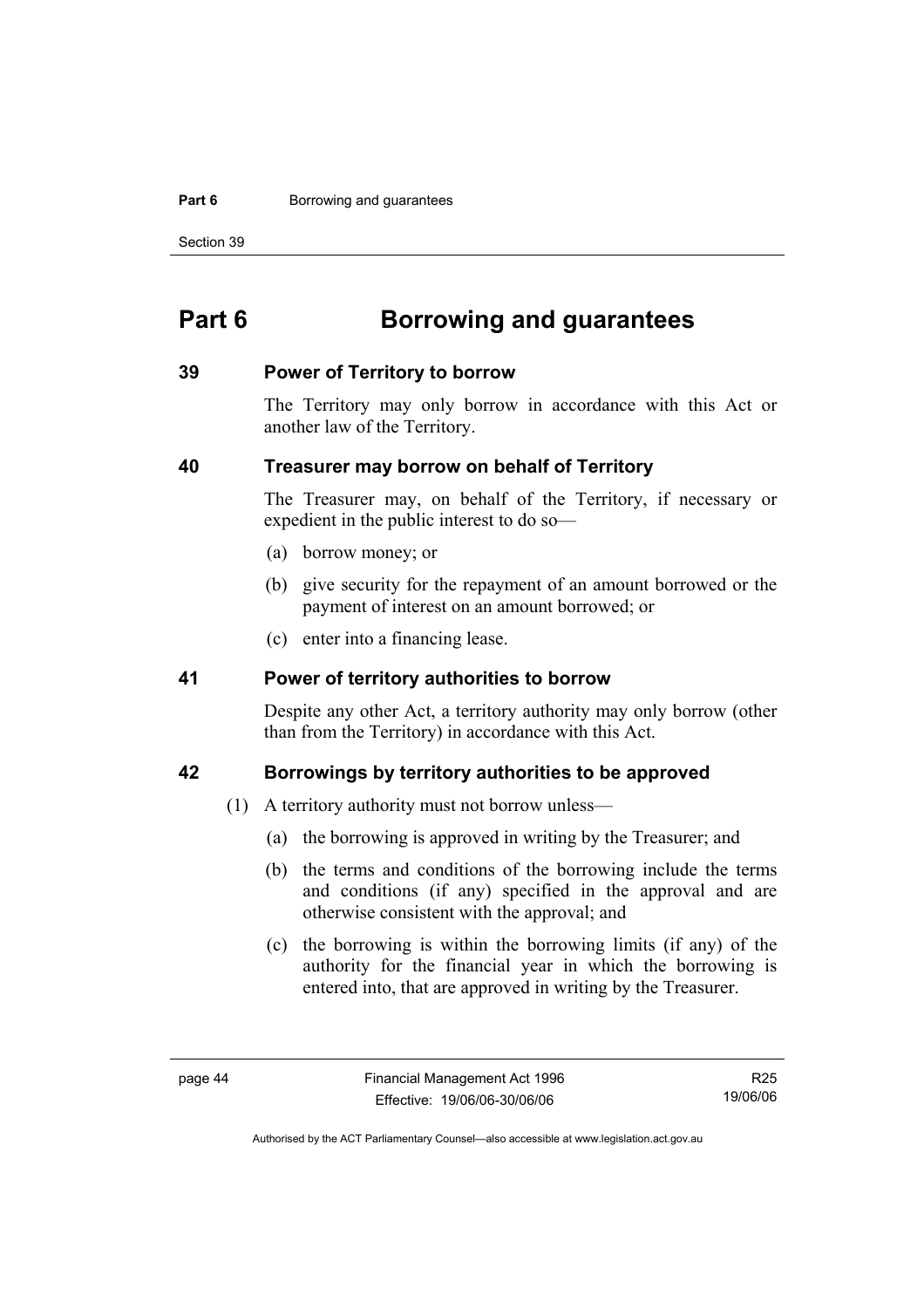# Part 6 Borrowing and guarantees

## 39 Power of Territory to borrow

The Territory may only borrow in accordance with this Act or another law of the Territory.

## 40 Treasurer may borrow on behalf of Territory

The Treasurer may, on behalf of the Territory, if necessary or expedient in the public interest to do so—

(a) borrow money; or

(b) give security for the repayment of an amount borrowed or the payment of interest on an amount borrowed; or

(c) enter into a financing lease.

## 41 Power of territory authorities to borrow

Despite any other Act, a territory authority may only borrow (other than from the Territory) in accordance with this Act.

## 42 Borrowings by territory authorities to be approved

(1) A territory authority must not borrow unless—

(a) the borrowing is approved in writing by the Treasurer; and

(b) the terms and conditions of the borrowing include the terms and conditions (if any) specified in the approval and are otherwise consistent with the approval; and

(c) the borrowing is within the borrowing limits (if any) of the authority for the financial year in which the borrowing is entered into, that are approved in writing by the Treasurer.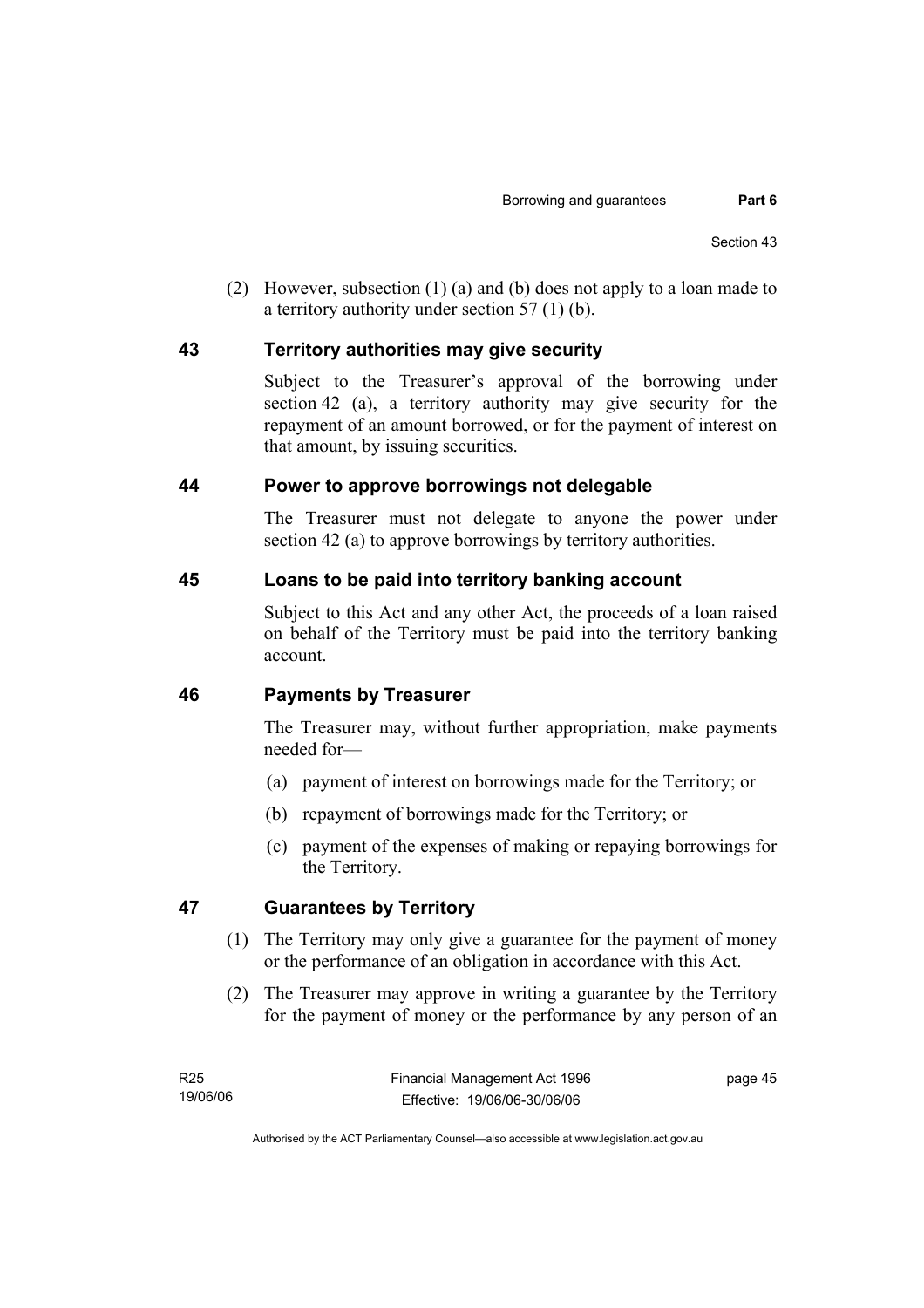(2) However, subsection (1) (a) and (b) does not apply to a loan made to a territory authority under section 57 (1) (b).

## 43 Territory authorities may give security

Subject to the Treasurer's approval of the borrowing under section 42 (a), a territory authority may give security for the repayment of an amount borrowed, or for the payment of interest on that amount, by issuing securities.

## 44 Power to approve borrowings not delegable

The Treasurer must not delegate to anyone the power under section 42 (a) to approve borrowings by territory authorities.

## 45 Loans to be paid into territory banking account

Subject to this Act and any other Act, the proceeds of a loan raised on behalf of the Territory must be paid into the territory banking account.

## 46 Payments by Treasurer

The Treasurer may, without further appropriation, make payments needed for—

(a) payment of interest on borrowings made for the Territory; or

(b) repayment of borrowings made for the Territory; or

(c) payment of the expenses of making or repaying borrowings for the Territory.

## 47 Guarantees by Territory

(1) The Territory may only give a guarantee for the payment of money or the performance of an obligation in accordance with this Act.

(2) The Treasurer may approve in writing a guarantee by the Territory for the payment of money or the performance by any person of an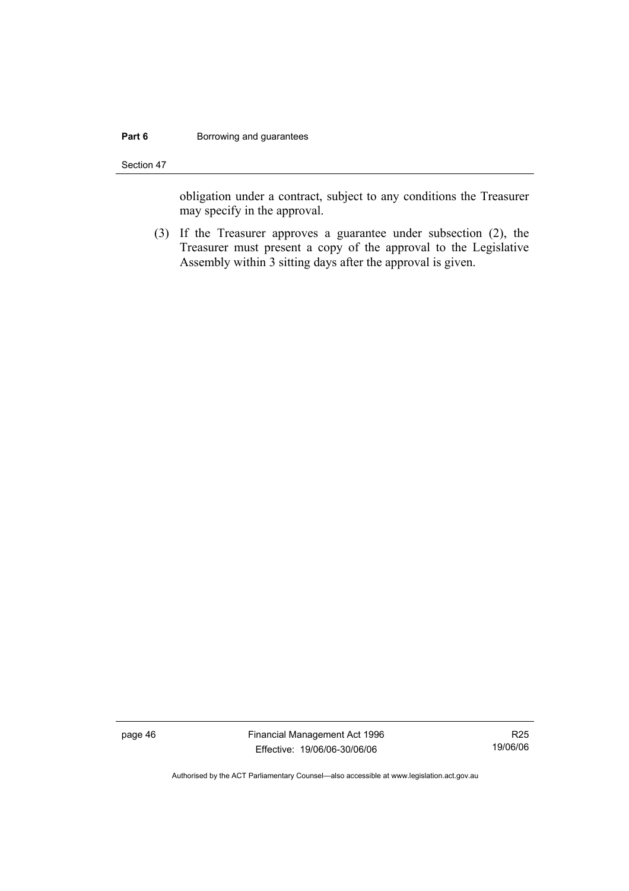obligation under a contract, subject to any conditions the Treasurer may specify in the approval.

(3) If the Treasurer approves a guarantee under subsection (2), the Treasurer must present a copy of the approval to the Legislative Assembly within 3 sitting days after the approval is given.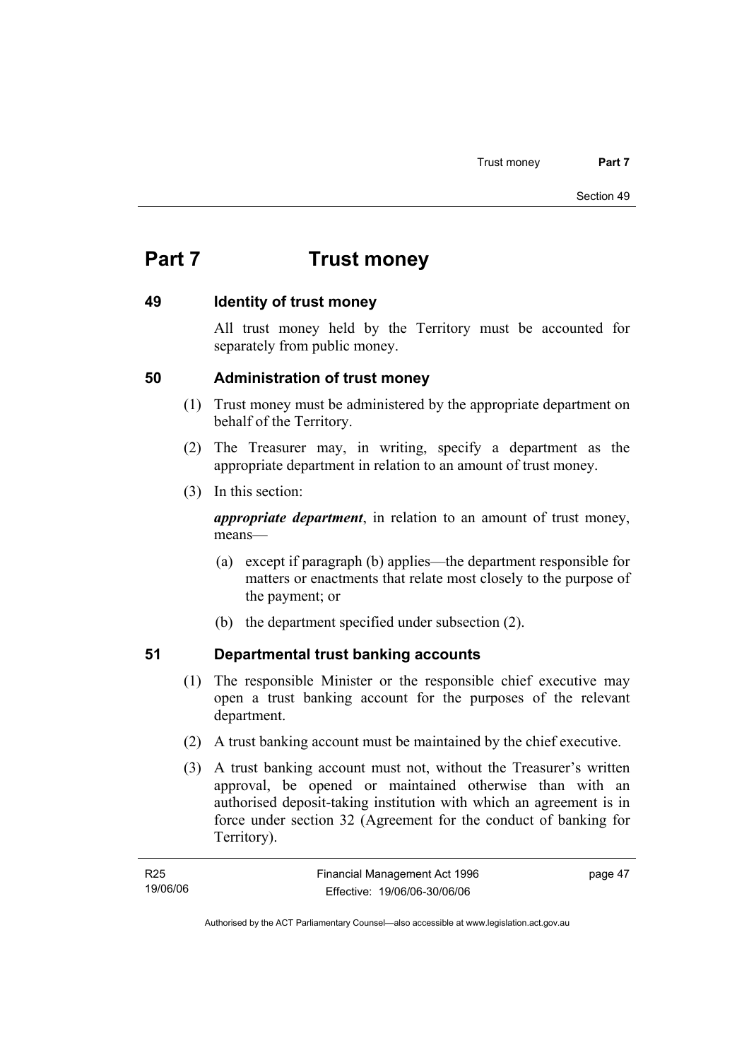# Part 7 Trust money

## 49 Identity of trust money

All trust money held by the Territory must be accounted for separately from public money.

## 50 Administration of trust money

(1) Trust money must be administered by the appropriate department on behalf of the Territory.

(2) The Treasurer may, in writing, specify a department as the appropriate department in relation to an amount of trust money.

(3) In this section:

***appropriate department***, in relation to an amount of trust money, means—

(a) except if paragraph (b) applies—the department responsible for matters or enactments that relate most closely to the purpose of the payment; or

(b) the department specified under subsection (2).

## 51 Departmental trust banking accounts

(1) The responsible Minister or the responsible chief executive may open a trust banking account for the purposes of the relevant department.

(2) A trust banking account must be maintained by the chief executive.

(3) A trust banking account must not, without the Treasurer's written approval, be opened or maintained otherwise than with an authorised deposit-taking institution with which an agreement is in force under section 32 (Agreement for the conduct of banking for Territory).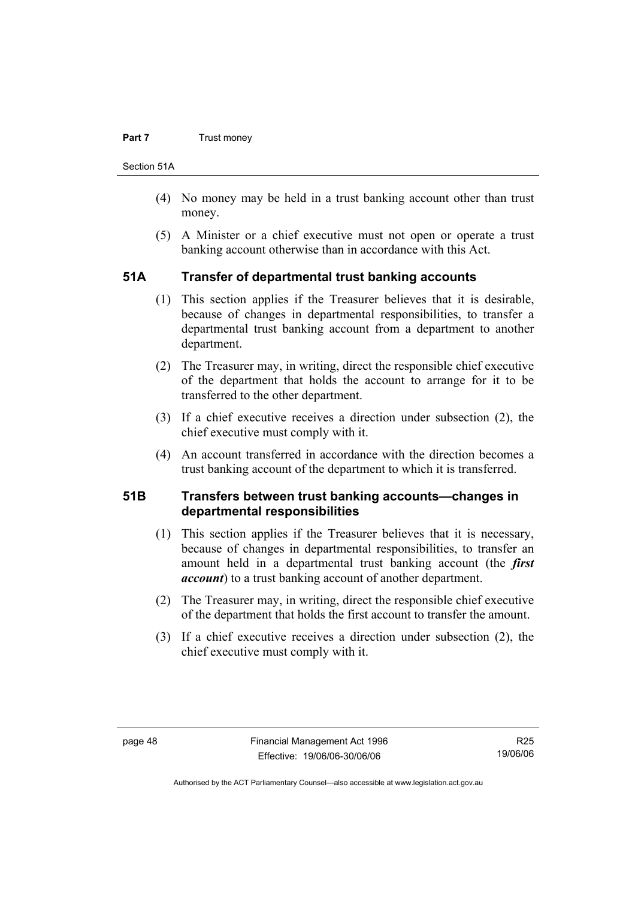(4) No money may be held in a trust banking account other than trust money.

(5) A Minister or a chief executive must not open or operate a trust banking account otherwise than in accordance with this Act.

## 51A Transfer of departmental trust banking accounts

(1) This section applies if the Treasurer believes that it is desirable, because of changes in departmental responsibilities, to transfer a departmental trust banking account from a department to another department.

(2) The Treasurer may, in writing, direct the responsible chief executive of the department that holds the account to arrange for it to be transferred to the other department.

(3) If a chief executive receives a direction under subsection (2), the chief executive must comply with it.

(4) An account transferred in accordance with the direction becomes a trust banking account of the department to which it is transferred.

## 51B Transfers between trust banking accounts—changes in departmental responsibilities

(1) This section applies if the Treasurer believes that it is necessary, because of changes in departmental responsibilities, to transfer an amount held in a departmental trust banking account (the ***first account***) to a trust banking account of another department.

(2) The Treasurer may, in writing, direct the responsible chief executive of the department that holds the first account to transfer the amount.

(3) If a chief executive receives a direction under subsection (2), the chief executive must comply with it.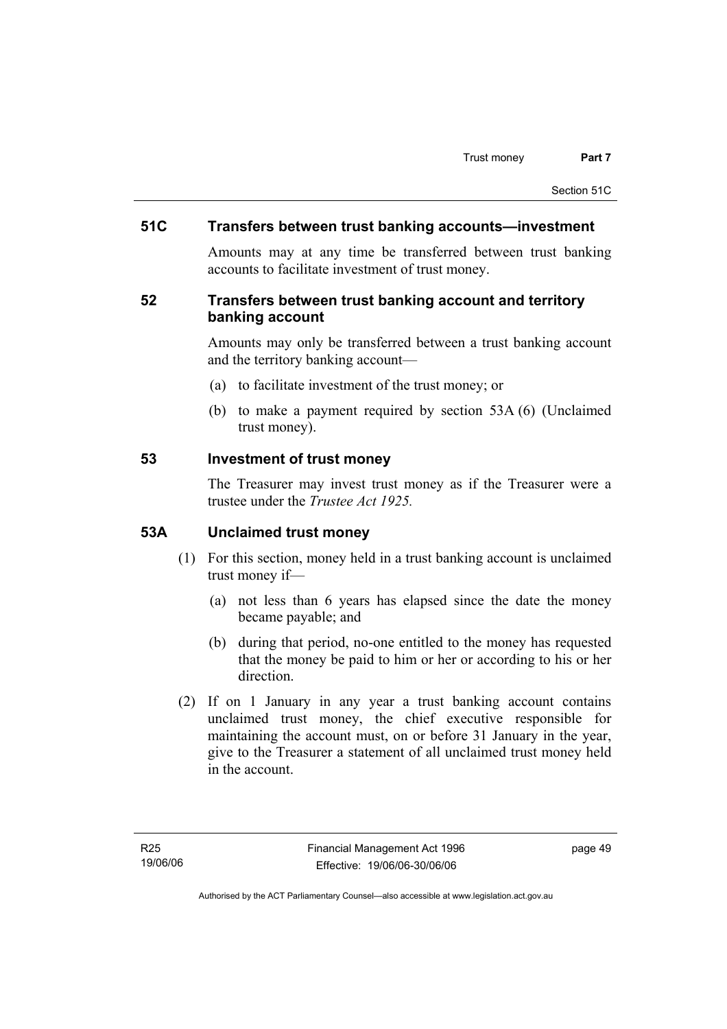## 51C Transfers between trust banking accounts—investment

Amounts may at any time be transferred between trust banking accounts to facilitate investment of trust money.

## 52 Transfers between trust banking account and territory banking account

Amounts may only be transferred between a trust banking account and the territory banking account—

(a) to facilitate investment of the trust money; or

(b) to make a payment required by section 53A (6) (Unclaimed trust money).

## 53 Investment of trust money

The Treasurer may invest trust money as if the Treasurer were a trustee under the *Trustee Act 1925.*

## 53A Unclaimed trust money

(1) For this section, money held in a trust banking account is unclaimed trust money if—

(a) not less than 6 years has elapsed since the date the money became payable; and

(b) during that period, no-one entitled to the money has requested that the money be paid to him or her or according to his or her direction.

(2) If on 1 January in any year a trust banking account contains unclaimed trust money, the chief executive responsible for maintaining the account must, on or before 31 January in the year, give to the Treasurer a statement of all unclaimed trust money held in the account.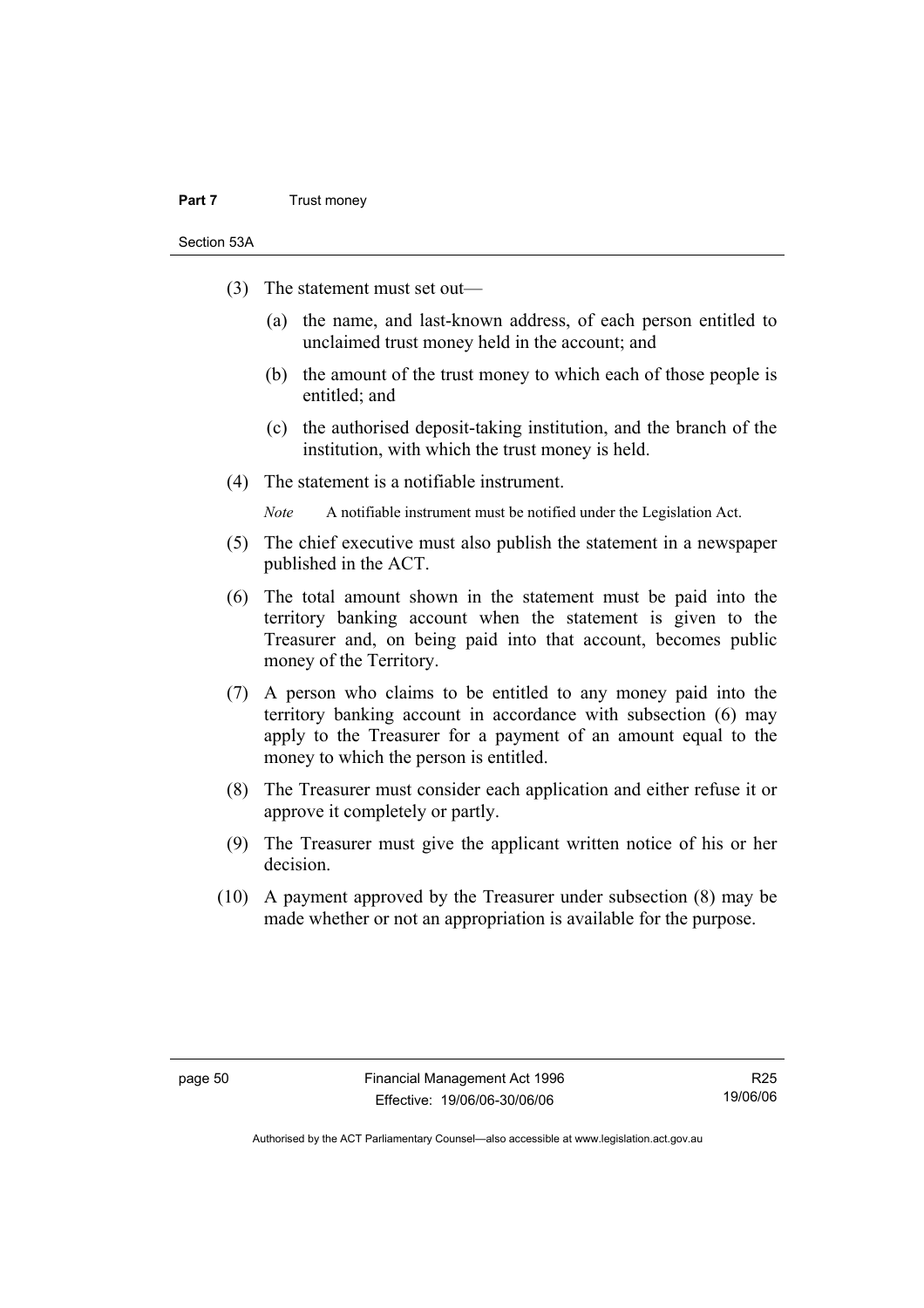(3) The statement must set out—

(a) the name, and last-known address, of each person entitled to unclaimed trust money held in the account; and

(b) the amount of the trust money to which each of those people is entitled; and

(c) the authorised deposit-taking institution, and the branch of the institution, with which the trust money is held.

(4) The statement is a notifiable instrument.

*Note* A notifiable instrument must be notified under the Legislation Act.

(5) The chief executive must also publish the statement in a newspaper published in the ACT.

(6) The total amount shown in the statement must be paid into the territory banking account when the statement is given to the Treasurer and, on being paid into that account, becomes public money of the Territory.

(7) A person who claims to be entitled to any money paid into the territory banking account in accordance with subsection (6) may apply to the Treasurer for a payment of an amount equal to the money to which the person is entitled.

(8) The Treasurer must consider each application and either refuse it or approve it completely or partly.

(9) The Treasurer must give the applicant written notice of his or her decision.

(10) A payment approved by the Treasurer under subsection (8) may be made whether or not an appropriation is available for the purpose.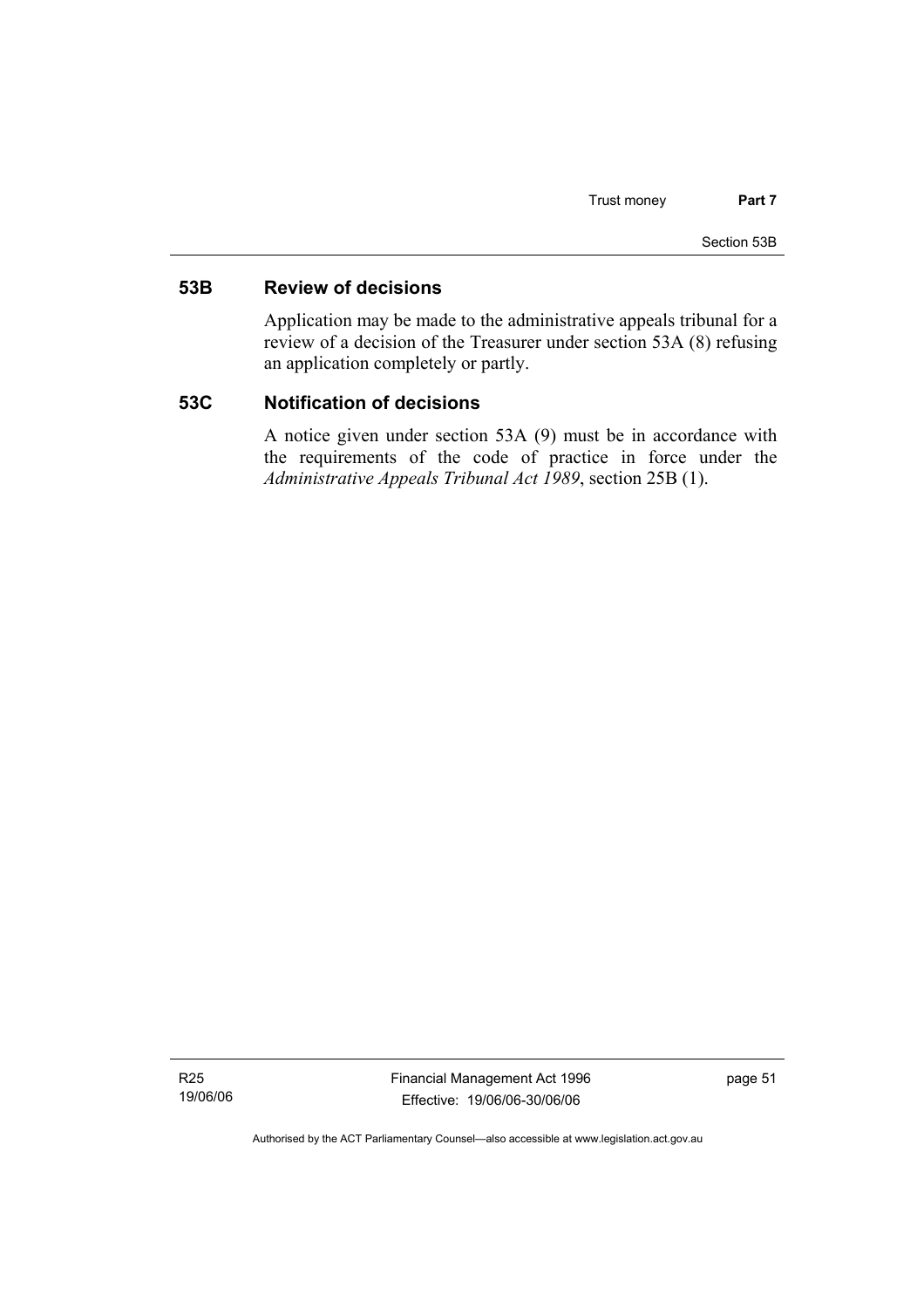## 53B Review of decisions

Application may be made to the administrative appeals tribunal for a review of a decision of the Treasurer under section 53A (8) refusing an application completely or partly.

## 53C Notification of decisions

A notice given under section 53A (9) must be in accordance with the requirements of the code of practice in force under the *Administrative Appeals Tribunal Act 1989*, section 25B (1).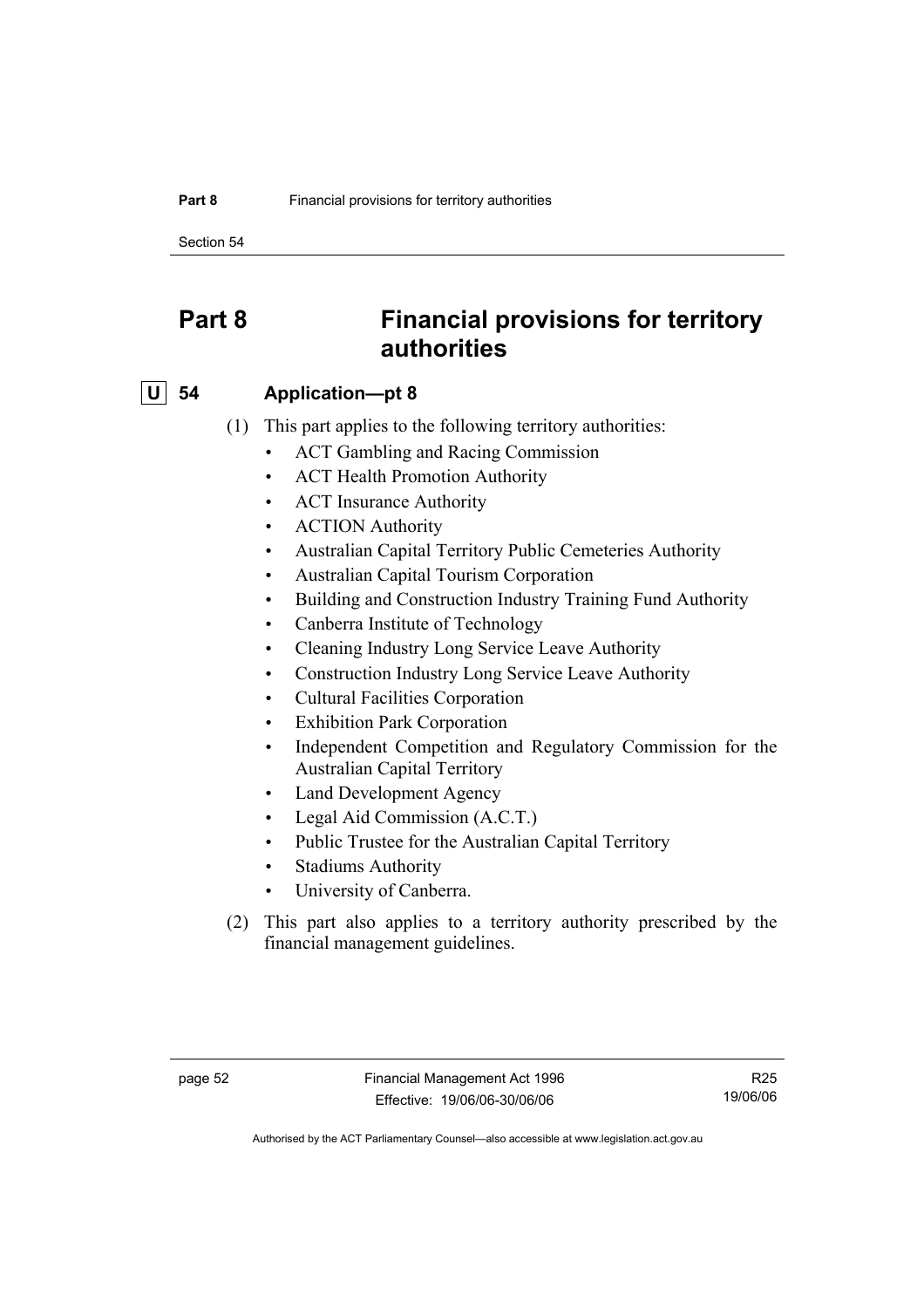# Part 8 Financial provisions for territory authorities

## U 54 Application—pt 8

(1) This part applies to the following territory authorities:

- ACT Gambling and Racing Commission
- ACT Health Promotion Authority
- ACT Insurance Authority
- ACTION Authority
- Australian Capital Territory Public Cemeteries Authority
- Australian Capital Tourism Corporation
- Building and Construction Industry Training Fund Authority
- Canberra Institute of Technology
- Cleaning Industry Long Service Leave Authority
- Construction Industry Long Service Leave Authority
- Cultural Facilities Corporation
- Exhibition Park Corporation
- Independent Competition and Regulatory Commission for the Australian Capital Territory
- Land Development Agency
- Legal Aid Commission (A.C.T.)
- Public Trustee for the Australian Capital Territory
- Stadiums Authority
- University of Canberra.

(2) This part also applies to a territory authority prescribed by the financial management guidelines.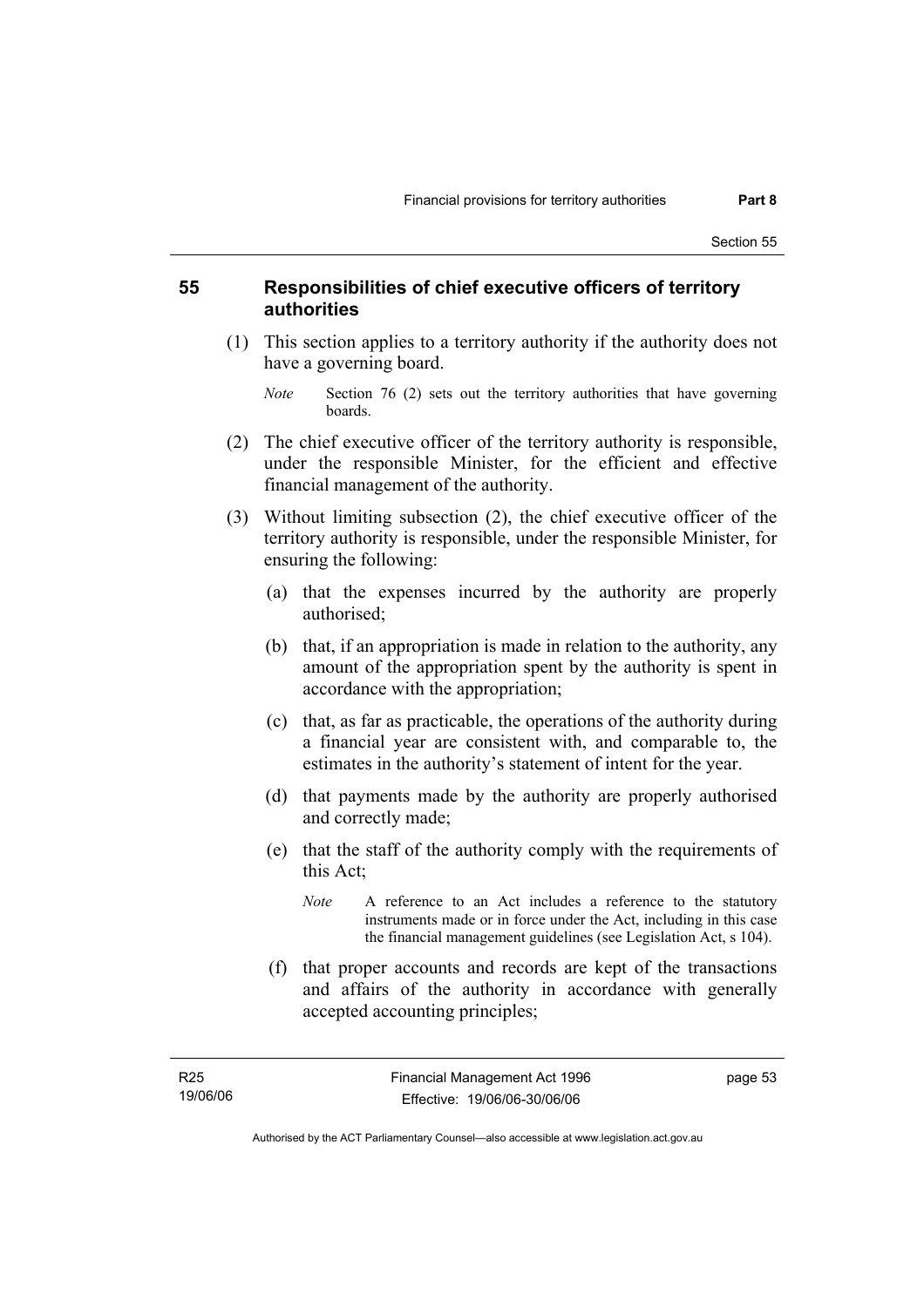## 55 Responsibilities of chief executive officers of territory authorities

(1) This section applies to a territory authority if the authority does not have a governing board.

*Note* Section 76 (2) sets out the territory authorities that have governing boards.

(2) The chief executive officer of the territory authority is responsible, under the responsible Minister, for the efficient and effective financial management of the authority.

(3) Without limiting subsection (2), the chief executive officer of the territory authority is responsible, under the responsible Minister, for ensuring the following:

(a) that the expenses incurred by the authority are properly authorised;

(b) that, if an appropriation is made in relation to the authority, any amount of the appropriation spent by the authority is spent in accordance with the appropriation;

(c) that, as far as practicable, the operations of the authority during a financial year are consistent with, and comparable to, the estimates in the authority's statement of intent for the year.

(d) that payments made by the authority are properly authorised and correctly made;

(e) that the staff of the authority comply with the requirements of this Act;

*Note* A reference to an Act includes a reference to the statutory instruments made or in force under the Act, including in this case the financial management guidelines (see Legislation Act, s 104).

(f) that proper accounts and records are kept of the transactions and affairs of the authority in accordance with generally accepted accounting principles;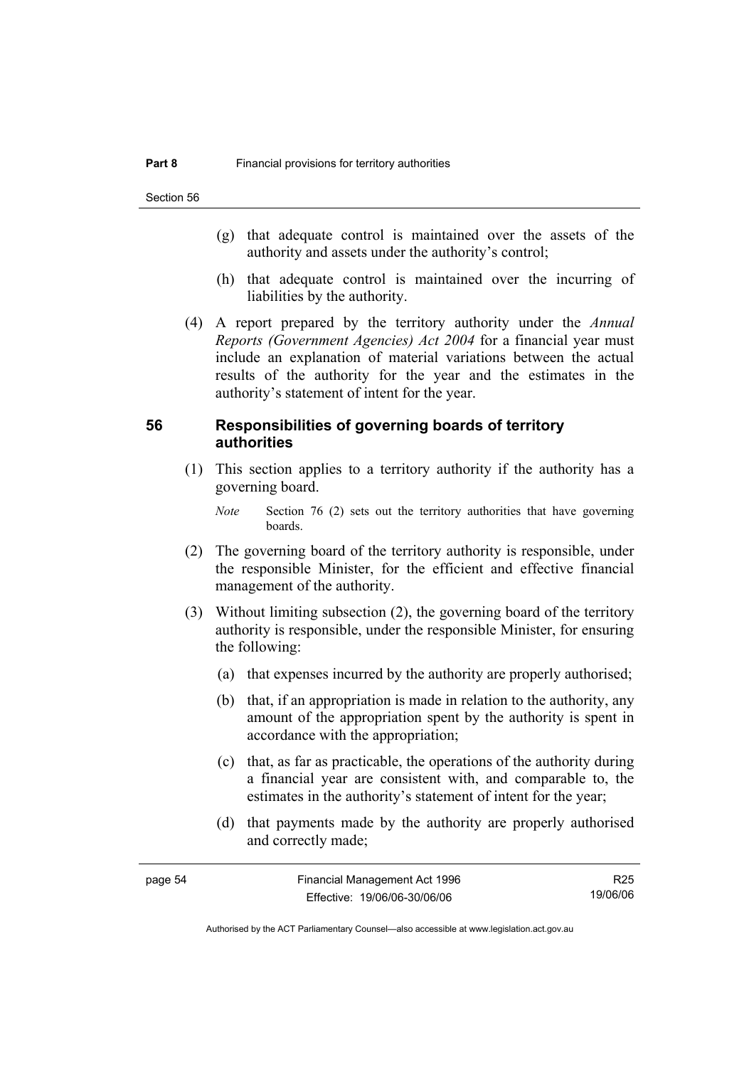(g) that adequate control is maintained over the assets of the authority and assets under the authority's control;

(h) that adequate control is maintained over the incurring of liabilities by the authority.

(4) A report prepared by the territory authority under the *Annual Reports (Government Agencies) Act 2004* for a financial year must include an explanation of material variations between the actual results of the authority for the year and the estimates in the authority's statement of intent for the year.

## 56 Responsibilities of governing boards of territory authorities

(1) This section applies to a territory authority if the authority has a governing board.

*Note* Section 76 (2) sets out the territory authorities that have governing boards.

(2) The governing board of the territory authority is responsible, under the responsible Minister, for the efficient and effective financial management of the authority.

(3) Without limiting subsection (2), the governing board of the territory authority is responsible, under the responsible Minister, for ensuring the following:

(a) that expenses incurred by the authority are properly authorised;

(b) that, if an appropriation is made in relation to the authority, any amount of the appropriation spent by the authority is spent in accordance with the appropriation;

(c) that, as far as practicable, the operations of the authority during a financial year are consistent with, and comparable to, the estimates in the authority's statement of intent for the year;

(d) that payments made by the authority are properly authorised and correctly made;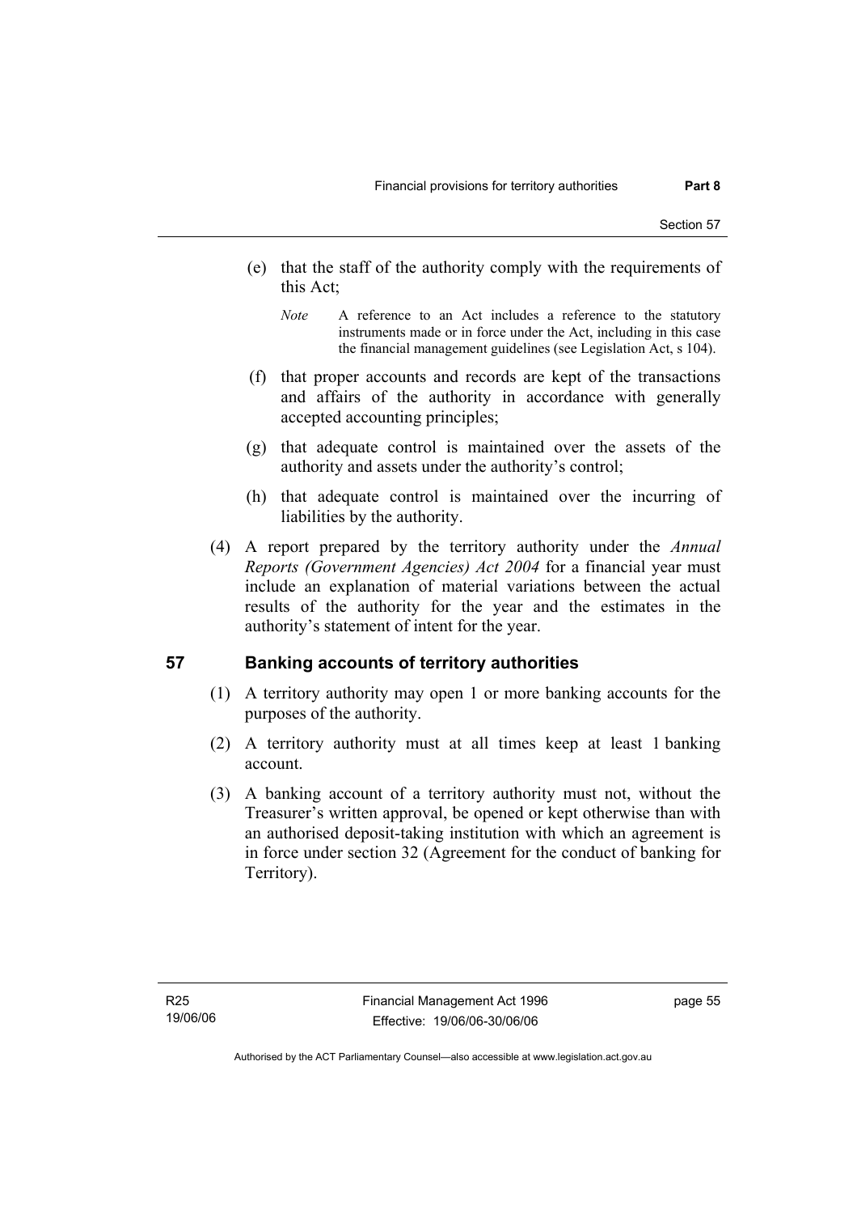(e) that the staff of the authority comply with the requirements of this Act;

*Note* A reference to an Act includes a reference to the statutory instruments made or in force under the Act, including in this case the financial management guidelines (see Legislation Act, s 104).

(f) that proper accounts and records are kept of the transactions and affairs of the authority in accordance with generally accepted accounting principles;

(g) that adequate control is maintained over the assets of the authority and assets under the authority's control;

(h) that adequate control is maintained over the incurring of liabilities by the authority.

(4) A report prepared by the territory authority under the *Annual Reports (Government Agencies) Act 2004* for a financial year must include an explanation of material variations between the actual results of the authority for the year and the estimates in the authority's statement of intent for the year.

## 57 Banking accounts of territory authorities

(1) A territory authority may open 1 or more banking accounts for the purposes of the authority.

(2) A territory authority must at all times keep at least 1 banking account.

(3) A banking account of a territory authority must not, without the Treasurer's written approval, be opened or kept otherwise than with an authorised deposit-taking institution with which an agreement is in force under section 32 (Agreement for the conduct of banking for Territory).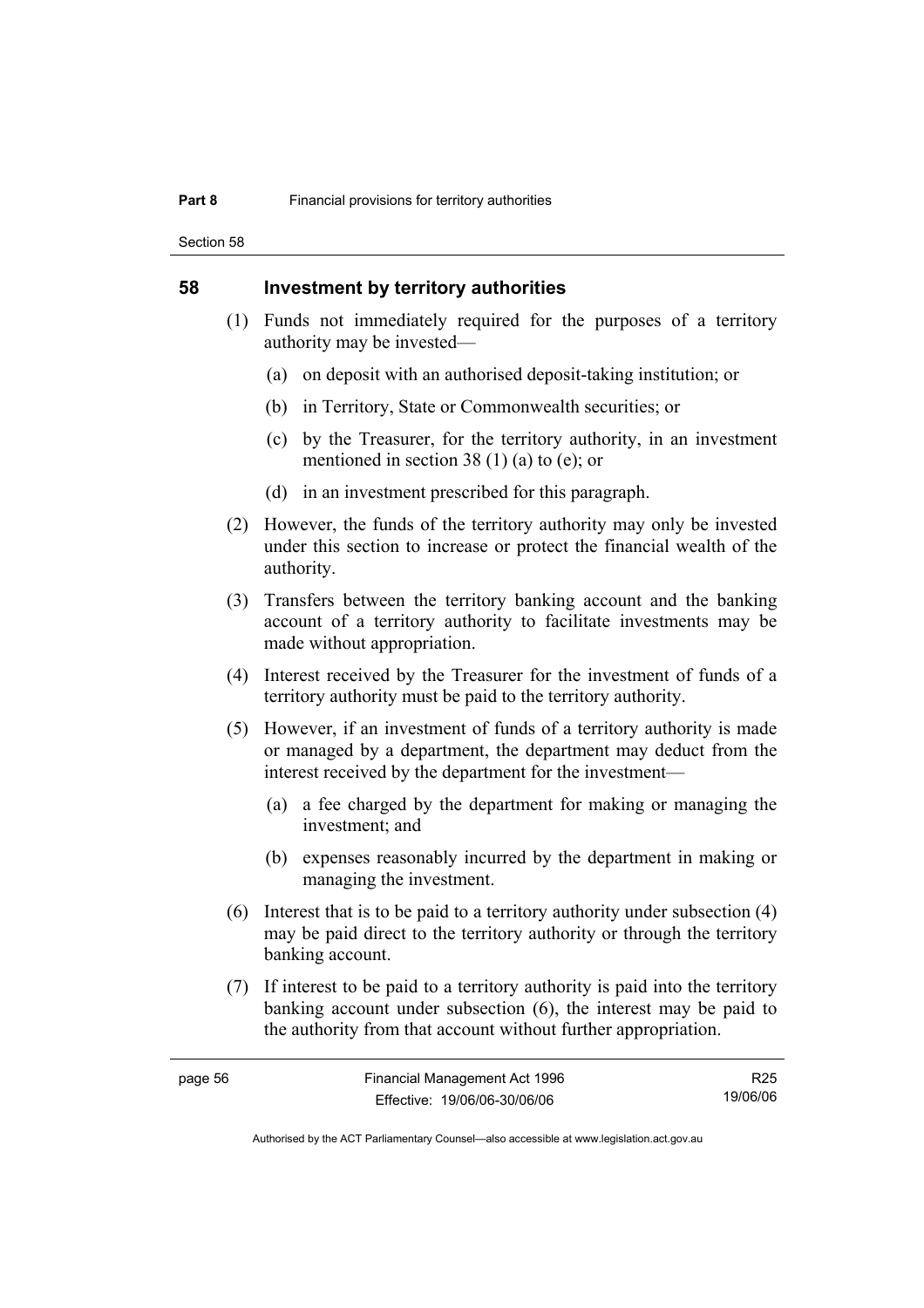## 58 Investment by territory authorities

(1) Funds not immediately required for the purposes of a territory authority may be invested—

(a) on deposit with an authorised deposit-taking institution; or

(b) in Territory, State or Commonwealth securities; or

(c) by the Treasurer, for the territory authority, in an investment mentioned in section 38 (1) (a) to (e); or

(d) in an investment prescribed for this paragraph.

(2) However, the funds of the territory authority may only be invested under this section to increase or protect the financial wealth of the authority.

(3) Transfers between the territory banking account and the banking account of a territory authority to facilitate investments may be made without appropriation.

(4) Interest received by the Treasurer for the investment of funds of a territory authority must be paid to the territory authority.

(5) However, if an investment of funds of a territory authority is made or managed by a department, the department may deduct from the interest received by the department for the investment—

(a) a fee charged by the department for making or managing the investment; and

(b) expenses reasonably incurred by the department in making or managing the investment.

(6) Interest that is to be paid to a territory authority under subsection (4) may be paid direct to the territory authority or through the territory banking account.

(7) If interest to be paid to a territory authority is paid into the territory banking account under subsection (6), the interest may be paid to the authority from that account without further appropriation.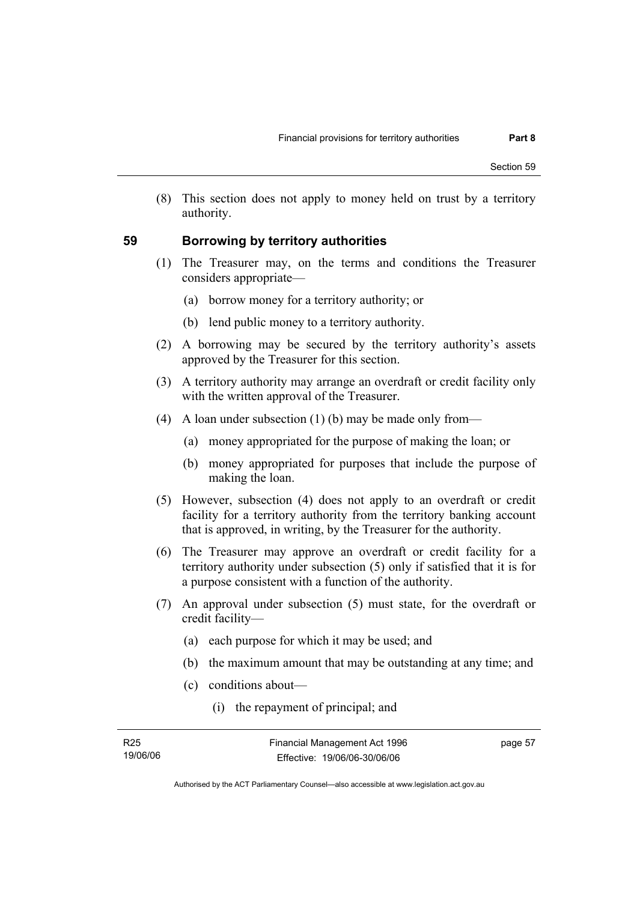(8) This section does not apply to money held on trust by a territory authority.

## 59 Borrowing by territory authorities

(1) The Treasurer may, on the terms and conditions the Treasurer considers appropriate—

(a) borrow money for a territory authority; or

(b) lend public money to a territory authority.

(2) A borrowing may be secured by the territory authority's assets approved by the Treasurer for this section.

(3) A territory authority may arrange an overdraft or credit facility only with the written approval of the Treasurer.

(4) A loan under subsection (1) (b) may be made only from—

(a) money appropriated for the purpose of making the loan; or

(b) money appropriated for purposes that include the purpose of making the loan.

(5) However, subsection (4) does not apply to an overdraft or credit facility for a territory authority from the territory banking account that is approved, in writing, by the Treasurer for the authority.

(6) The Treasurer may approve an overdraft or credit facility for a territory authority under subsection (5) only if satisfied that it is for a purpose consistent with a function of the authority.

(7) An approval under subsection (5) must state, for the overdraft or credit facility—

(a) each purpose for which it may be used; and

(b) the maximum amount that may be outstanding at any time; and

(c) conditions about—

(i) the repayment of principal; and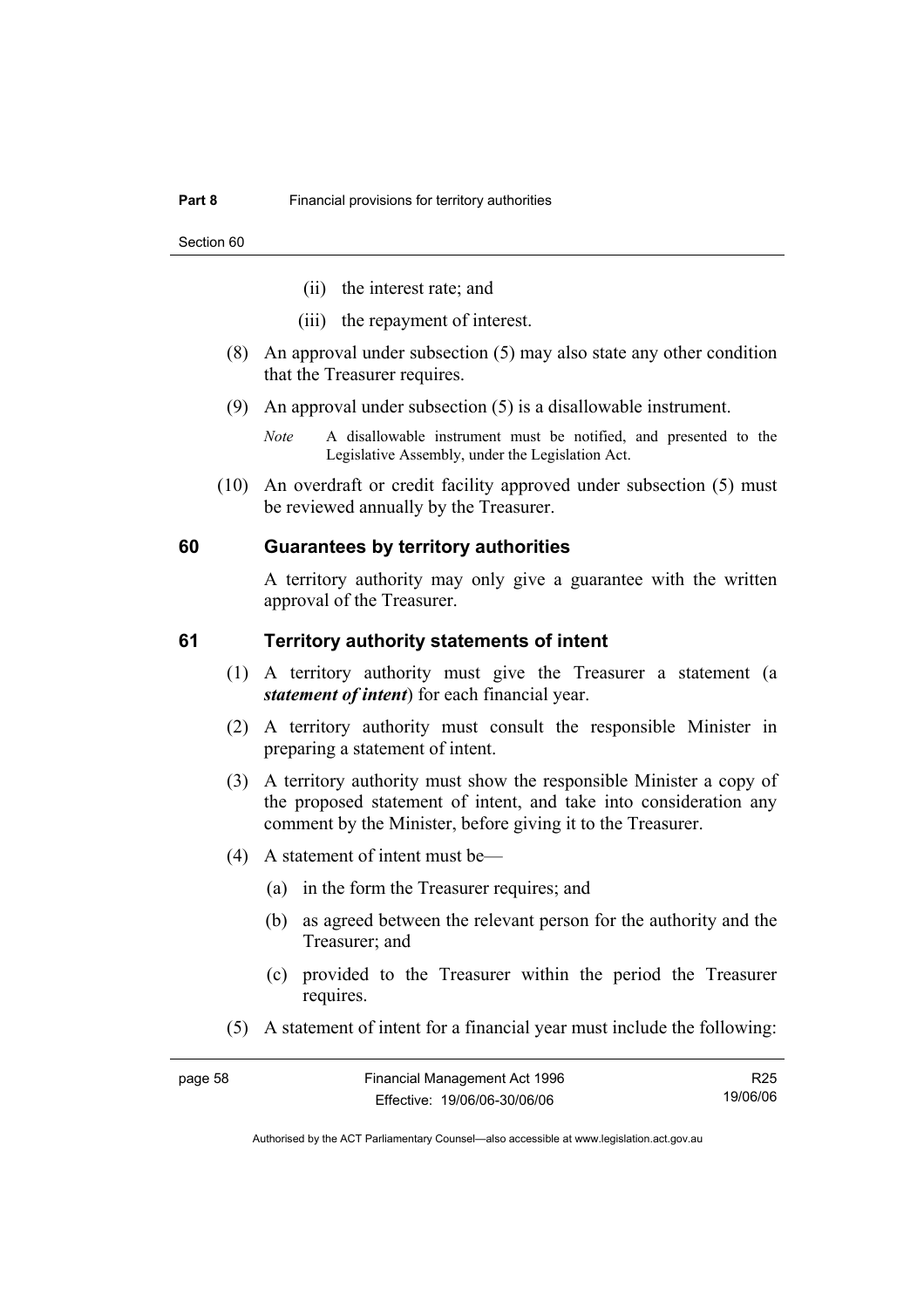(ii) the interest rate; and

(iii) the repayment of interest.

(8) An approval under subsection (5) may also state any other condition that the Treasurer requires.

(9) An approval under subsection (5) is a disallowable instrument.

*Note* A disallowable instrument must be notified, and presented to the Legislative Assembly, under the Legislation Act.

(10) An overdraft or credit facility approved under subsection (5) must be reviewed annually by the Treasurer.

## 60 Guarantees by territory authorities

A territory authority may only give a guarantee with the written approval of the Treasurer.

## 61 Territory authority statements of intent

(1) A territory authority must give the Treasurer a statement (a ***statement of intent***) for each financial year.

(2) A territory authority must consult the responsible Minister in preparing a statement of intent.

(3) A territory authority must show the responsible Minister a copy of the proposed statement of intent, and take into consideration any comment by the Minister, before giving it to the Treasurer.

(4) A statement of intent must be—

(a) in the form the Treasurer requires; and

(b) as agreed between the relevant person for the authority and the Treasurer; and

(c) provided to the Treasurer within the period the Treasurer requires.

(5) A statement of intent for a financial year must include the following: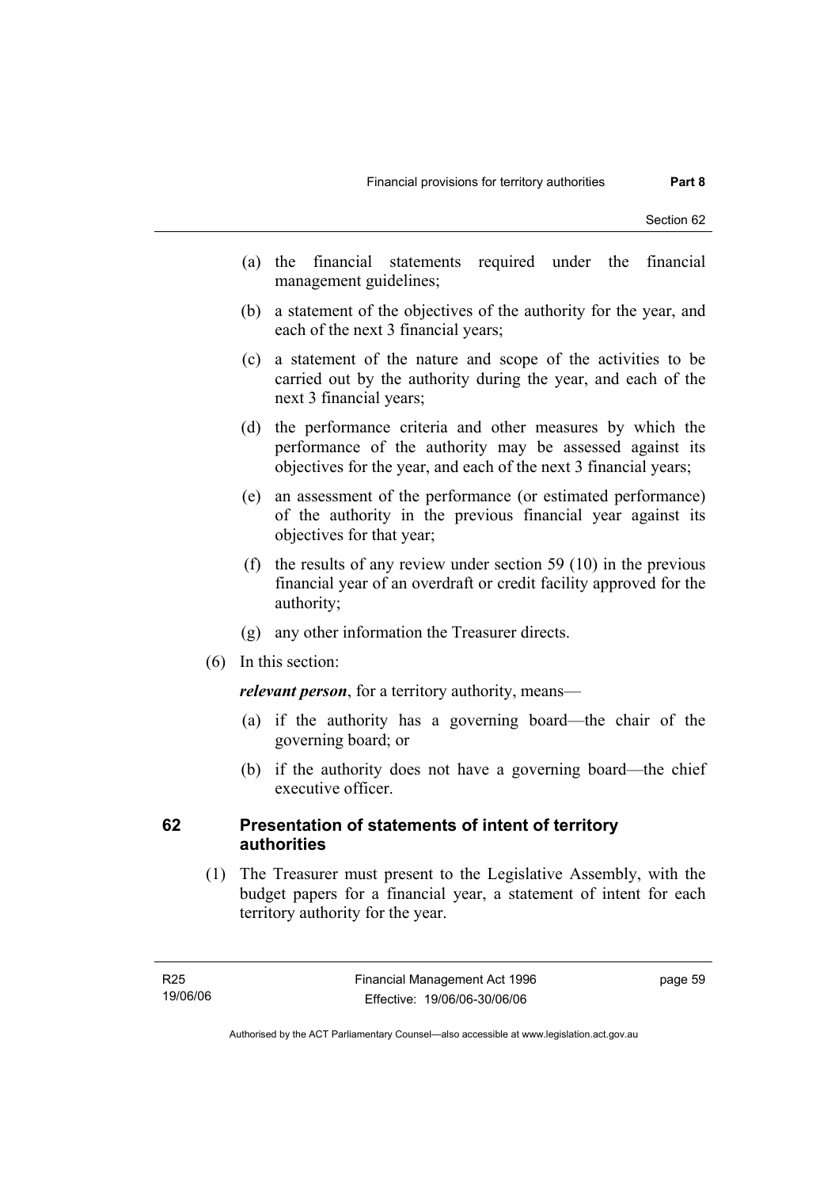(a) the financial statements required under the financial management guidelines;

(b) a statement of the objectives of the authority for the year, and each of the next 3 financial years;

(c) a statement of the nature and scope of the activities to be carried out by the authority during the year, and each of the next 3 financial years;

(d) the performance criteria and other measures by which the performance of the authority may be assessed against its objectives for the year, and each of the next 3 financial years;

(e) an assessment of the performance (or estimated performance) of the authority in the previous financial year against its objectives for that year;

(f) the results of any review under section 59 (10) in the previous financial year of an overdraft or credit facility approved for the authority;

(g) any other information the Treasurer directs.

(6) In this section:

***relevant person***, for a territory authority, means—

(a) if the authority has a governing board—the chair of the governing board; or

(b) if the authority does not have a governing board—the chief executive officer.

## 62 Presentation of statements of intent of territory authorities

(1) The Treasurer must present to the Legislative Assembly, with the budget papers for a financial year, a statement of intent for each territory authority for the year.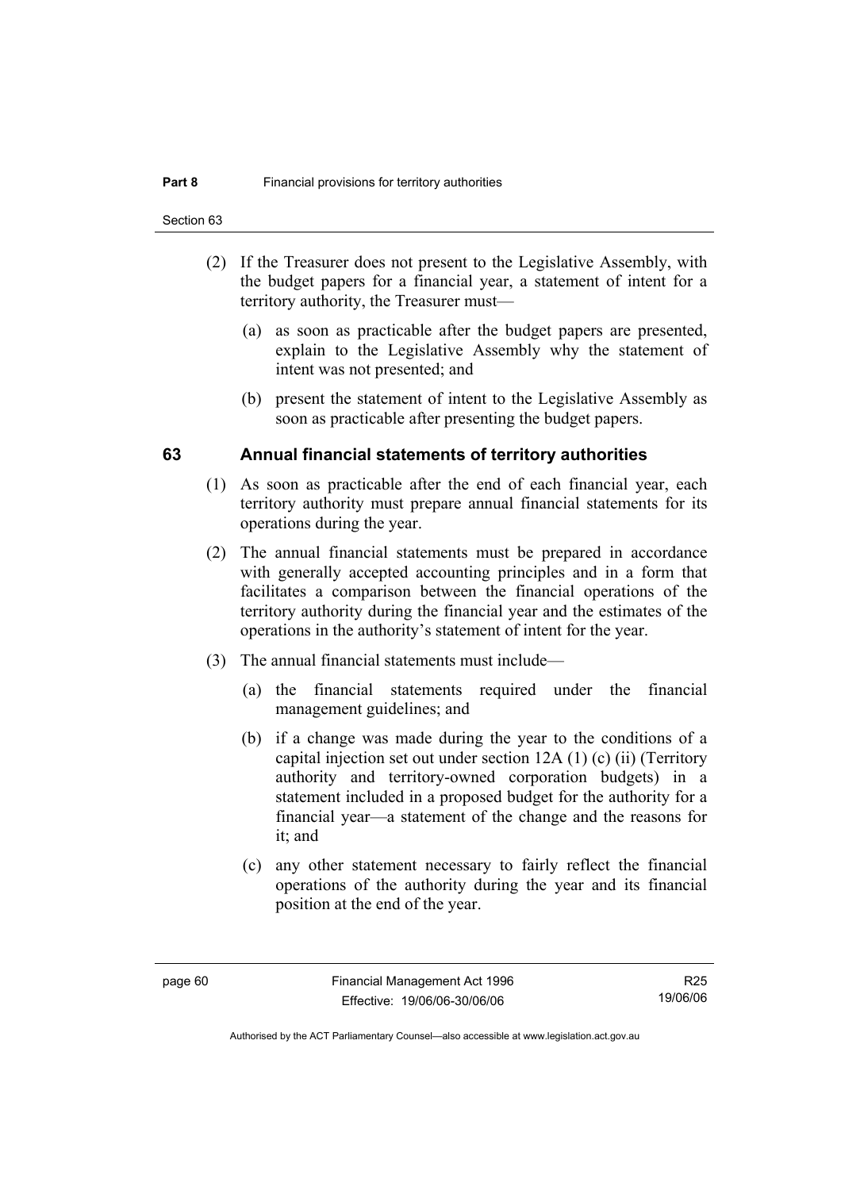(2) If the Treasurer does not present to the Legislative Assembly, with the budget papers for a financial year, a statement of intent for a territory authority, the Treasurer must—

(a) as soon as practicable after the budget papers are presented, explain to the Legislative Assembly why the statement of intent was not presented; and

(b) present the statement of intent to the Legislative Assembly as soon as practicable after presenting the budget papers.

## 63 Annual financial statements of territory authorities

(1) As soon as practicable after the end of each financial year, each territory authority must prepare annual financial statements for its operations during the year.

(2) The annual financial statements must be prepared in accordance with generally accepted accounting principles and in a form that facilitates a comparison between the financial operations of the territory authority during the financial year and the estimates of the operations in the authority's statement of intent for the year.

(3) The annual financial statements must include—

(a) the financial statements required under the financial management guidelines; and

(b) if a change was made during the year to the conditions of a capital injection set out under section 12A (1) (c) (ii) (Territory authority and territory-owned corporation budgets) in a statement included in a proposed budget for the authority for a financial year—a statement of the change and the reasons for it; and

(c) any other statement necessary to fairly reflect the financial operations of the authority during the year and its financial position at the end of the year.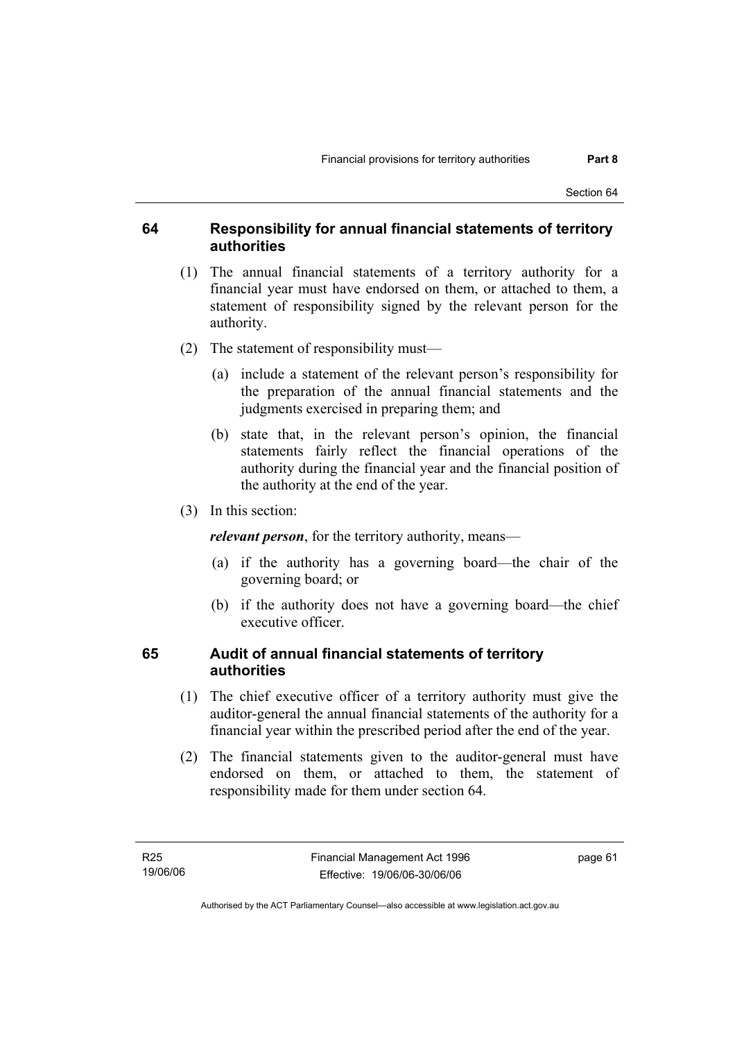## 64 Responsibility for annual financial statements of territory authorities

(1) The annual financial statements of a territory authority for a financial year must have endorsed on them, or attached to them, a statement of responsibility signed by the relevant person for the authority.

(2) The statement of responsibility must—

(a) include a statement of the relevant person's responsibility for the preparation of the annual financial statements and the judgments exercised in preparing them; and

(b) state that, in the relevant person's opinion, the financial statements fairly reflect the financial operations of the authority during the financial year and the financial position of the authority at the end of the year.

(3) In this section:

***relevant person***, for the territory authority, means—

(a) if the authority has a governing board—the chair of the governing board; or

(b) if the authority does not have a governing board—the chief executive officer.

## 65 Audit of annual financial statements of territory authorities

(1) The chief executive officer of a territory authority must give the auditor-general the annual financial statements of the authority for a financial year within the prescribed period after the end of the year.

(2) The financial statements given to the auditor-general must have endorsed on them, or attached to them, the statement of responsibility made for them under section 64.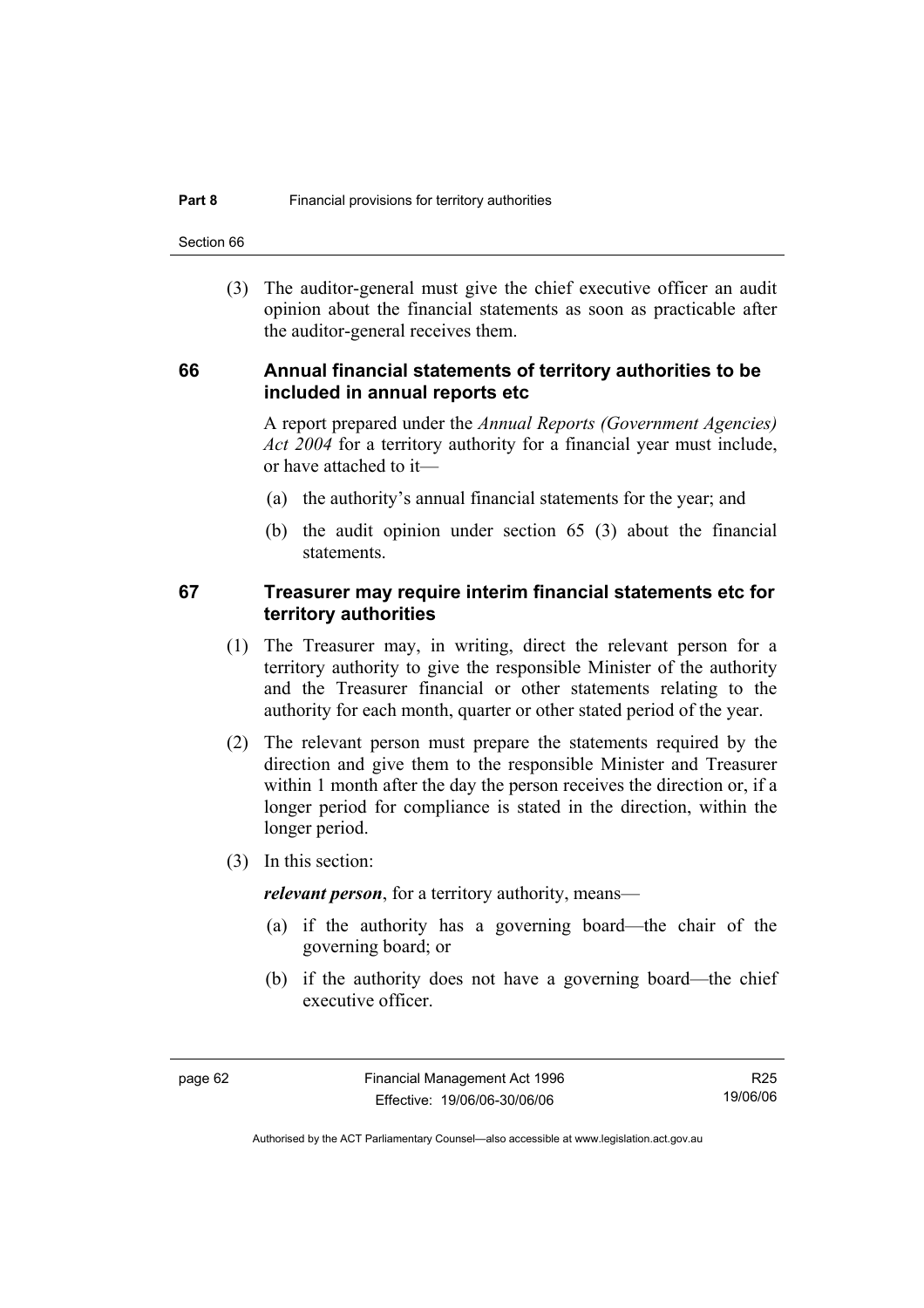(3) The auditor-general must give the chief executive officer an audit opinion about the financial statements as soon as practicable after the auditor-general receives them.

## 66 Annual financial statements of territory authorities to be included in annual reports etc

A report prepared under the *Annual Reports (Government Agencies) Act 2004* for a territory authority for a financial year must include, or have attached to it—

(a) the authority's annual financial statements for the year; and

(b) the audit opinion under section 65 (3) about the financial statements.

## 67 Treasurer may require interim financial statements etc for territory authorities

(1) The Treasurer may, in writing, direct the relevant person for a territory authority to give the responsible Minister of the authority and the Treasurer financial or other statements relating to the authority for each month, quarter or other stated period of the year.

(2) The relevant person must prepare the statements required by the direction and give them to the responsible Minister and Treasurer within 1 month after the day the person receives the direction or, if a longer period for compliance is stated in the direction, within the longer period.

(3) In this section:

***relevant person***, for a territory authority, means—

(a) if the authority has a governing board—the chair of the governing board; or

(b) if the authority does not have a governing board—the chief executive officer.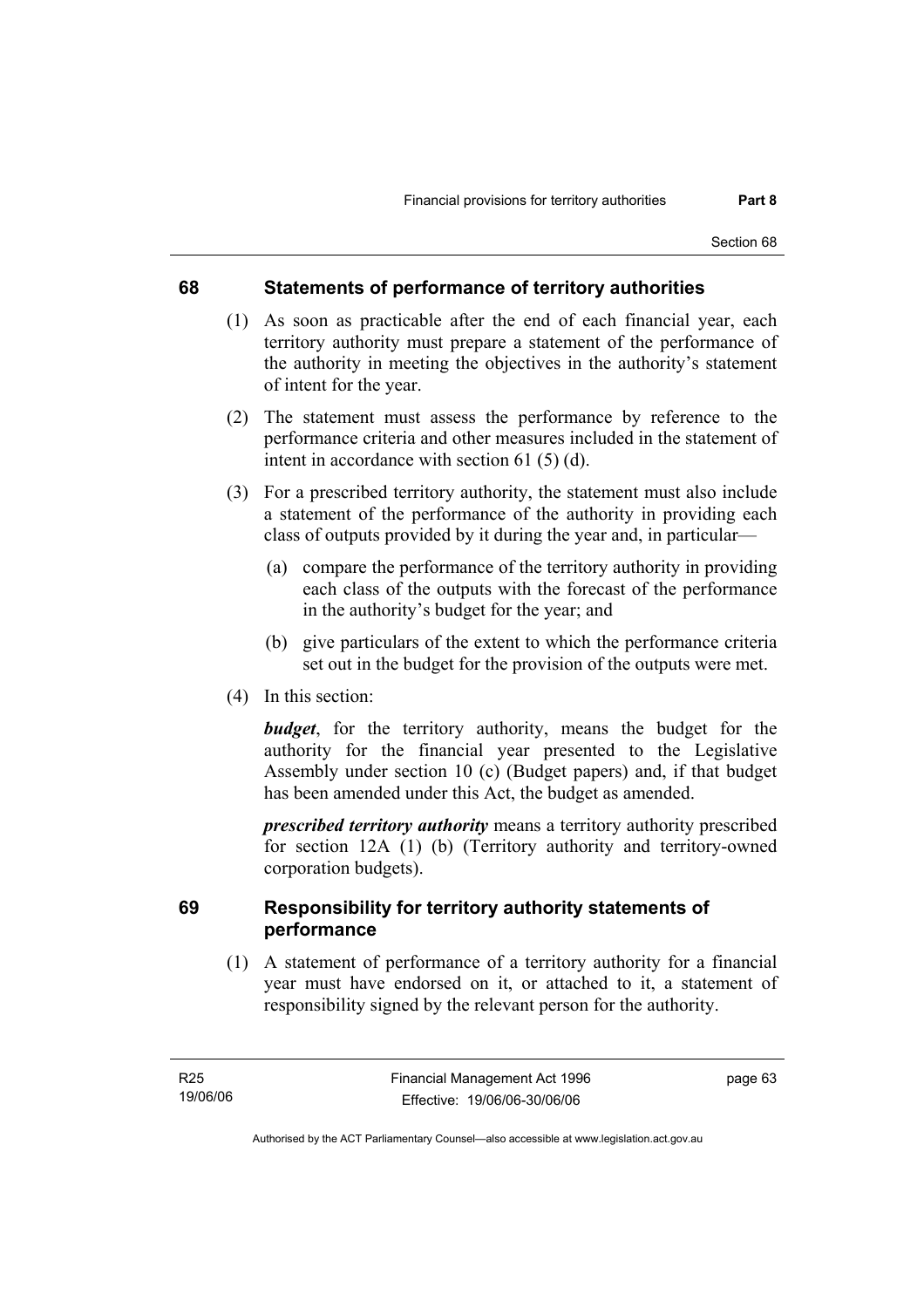## 68 Statements of performance of territory authorities

(1) As soon as practicable after the end of each financial year, each territory authority must prepare a statement of the performance of the authority in meeting the objectives in the authority's statement of intent for the year.

(2) The statement must assess the performance by reference to the performance criteria and other measures included in the statement of intent in accordance with section 61 (5) (d).

(3) For a prescribed territory authority, the statement must also include a statement of the performance of the authority in providing each class of outputs provided by it during the year and, in particular—

(a) compare the performance of the territory authority in providing each class of the outputs with the forecast of the performance in the authority's budget for the year; and

(b) give particulars of the extent to which the performance criteria set out in the budget for the provision of the outputs were met.

(4) In this section:

***budget***, for the territory authority, means the budget for the authority for the financial year presented to the Legislative Assembly under section 10 (c) (Budget papers) and, if that budget has been amended under this Act, the budget as amended.

***prescribed territory authority*** means a territory authority prescribed for section 12A (1) (b) (Territory authority and territory-owned corporation budgets).

## 69 Responsibility for territory authority statements of performance

(1) A statement of performance of a territory authority for a financial year must have endorsed on it, or attached to it, a statement of responsibility signed by the relevant person for the authority.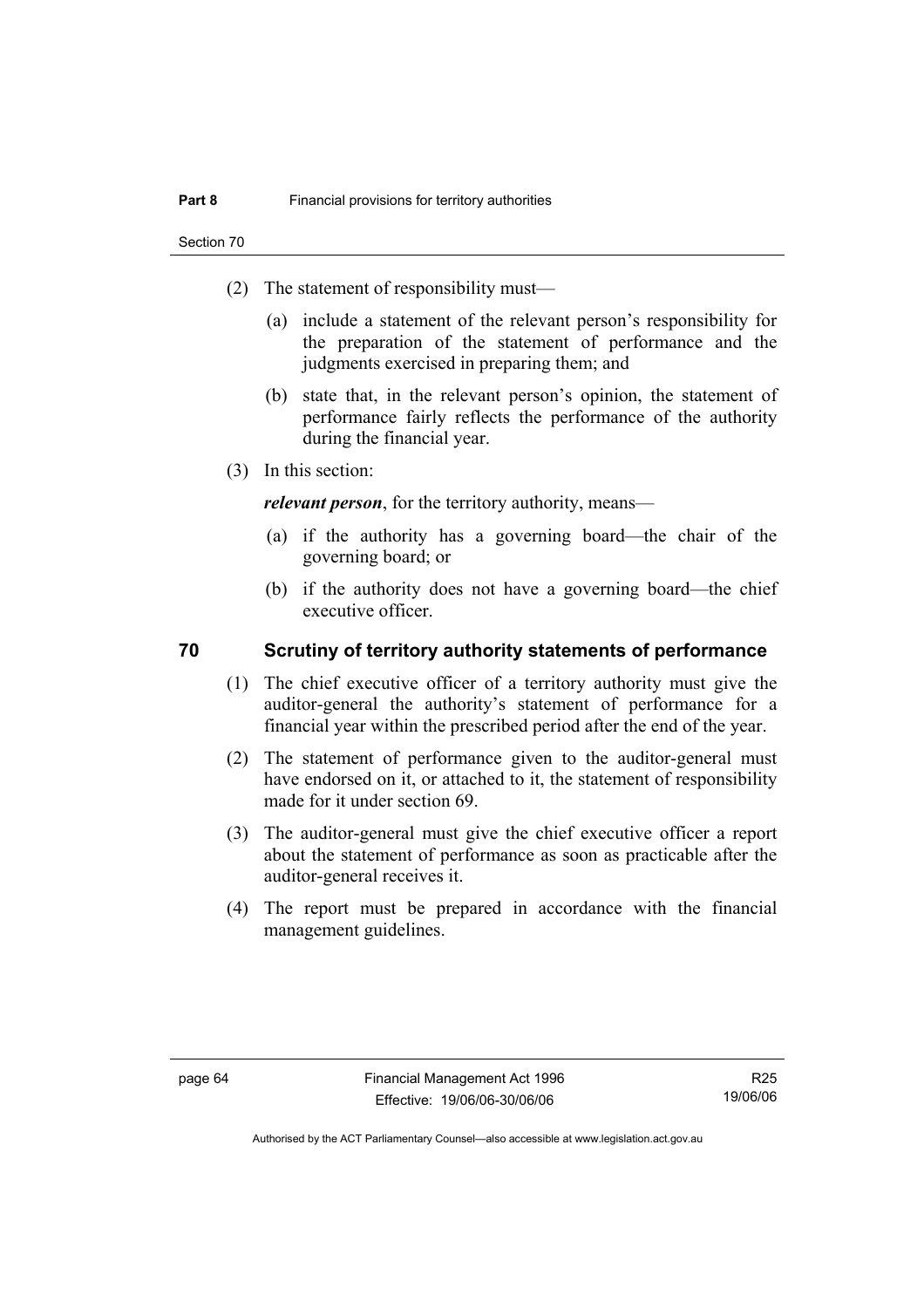(2) The statement of responsibility must—

(a) include a statement of the relevant person's responsibility for the preparation of the statement of performance and the judgments exercised in preparing them; and

(b) state that, in the relevant person's opinion, the statement of performance fairly reflects the performance of the authority during the financial year.

(3) In this section:

***relevant person***, for the territory authority, means—

(a) if the authority has a governing board—the chair of the governing board; or

(b) if the authority does not have a governing board—the chief executive officer.

## 70 Scrutiny of territory authority statements of performance

(1) The chief executive officer of a territory authority must give the auditor-general the authority's statement of performance for a financial year within the prescribed period after the end of the year.

(2) The statement of performance given to the auditor-general must have endorsed on it, or attached to it, the statement of responsibility made for it under section 69.

(3) The auditor-general must give the chief executive officer a report about the statement of performance as soon as practicable after the auditor-general receives it.

(4) The report must be prepared in accordance with the financial management guidelines.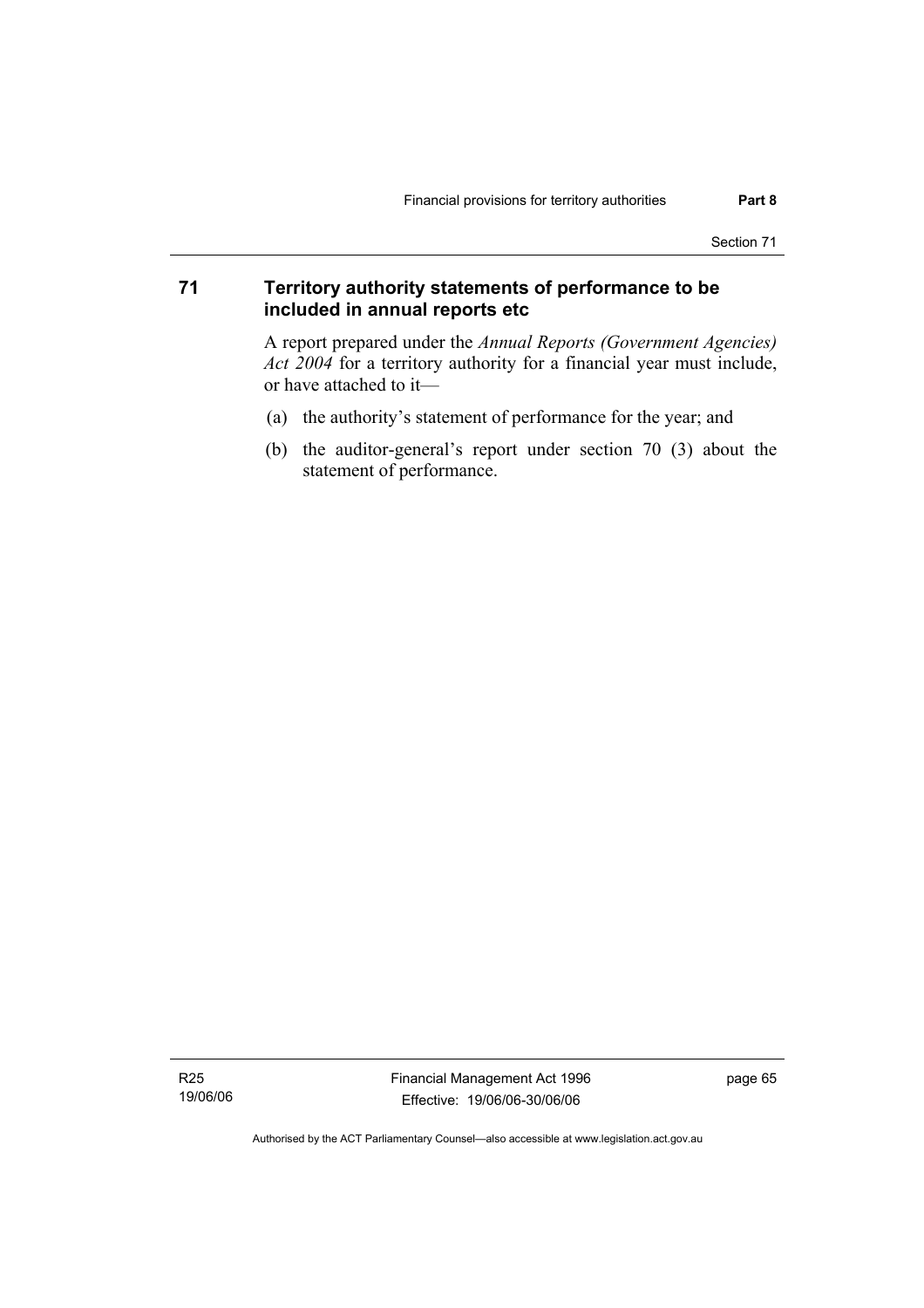## 71 Territory authority statements of performance to be included in annual reports etc

A report prepared under the *Annual Reports (Government Agencies) Act 2004* for a territory authority for a financial year must include, or have attached to it—

(a) the authority's statement of performance for the year; and

(b) the auditor-general's report under section 70 (3) about the statement of performance.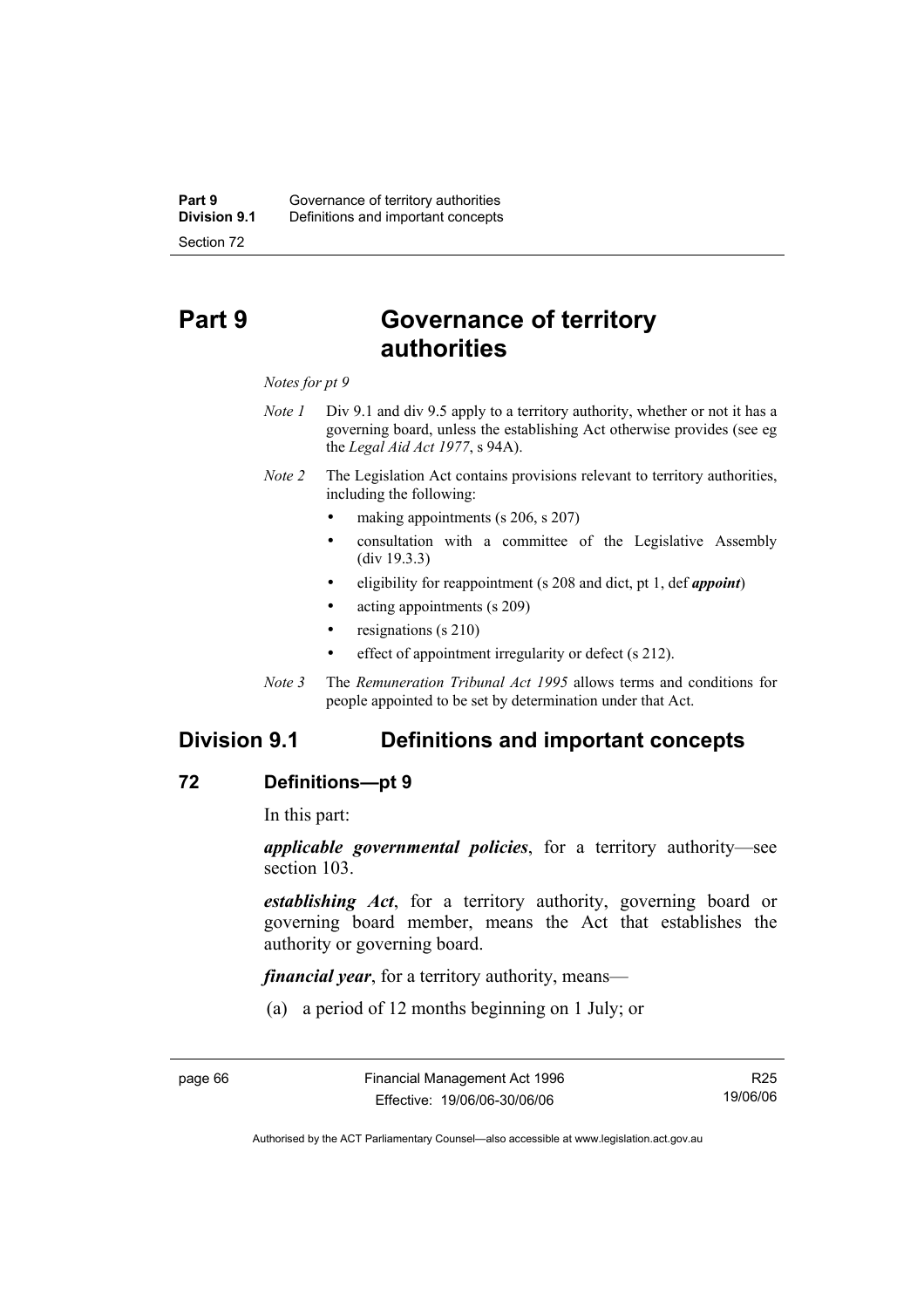# Part 9 Governance of territory authorities

*Notes for pt 9*

*Note 1* Div 9.1 and div 9.5 apply to a territory authority, whether or not it has a governing board, unless the establishing Act otherwise provides (see eg the *Legal Aid Act 1977*, s 94A).

*Note 2* The Legislation Act contains provisions relevant to territory authorities, including the following:

- making appointments (s 206, s 207)
- consultation with a committee of the Legislative Assembly (div 19.3.3)
- eligibility for reappointment (s 208 and dict, pt 1, def ***appoint***)
- acting appointments (s 209)
- resignations (s 210)
- effect of appointment irregularity or defect (s 212).

*Note 3* The *Remuneration Tribunal Act 1995* allows terms and conditions for people appointed to be set by determination under that Act.

## Division 9.1 Definitions and important concepts

### 72 Definitions—pt 9

In this part:

***applicable governmental policies***, for a territory authority—see section 103.

***establishing Act***, for a territory authority, governing board or governing board member, means the Act that establishes the authority or governing board.

***financial year***, for a territory authority, means—

(a) a period of 12 months beginning on 1 July; or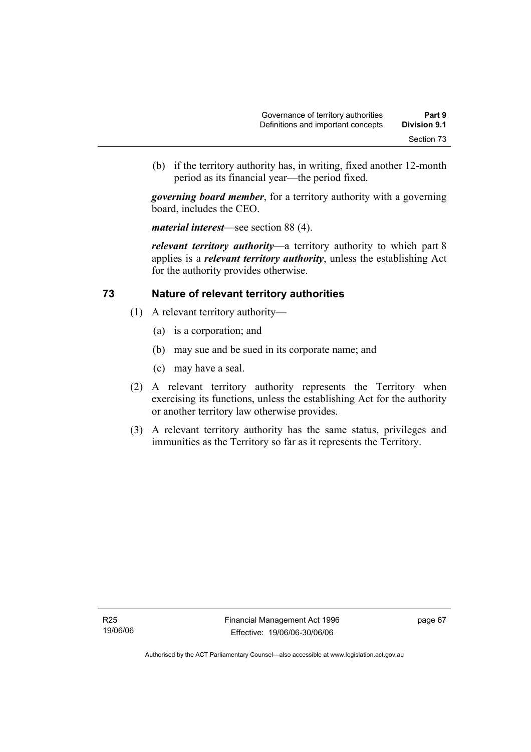(b) if the territory authority has, in writing, fixed another 12-month period as its financial year—the period fixed.

***governing board member***, for a territory authority with a governing board, includes the CEO.

***material interest***—see section 88 (4).

***relevant territory authority***—a territory authority to which part 8 applies is a ***relevant territory authority***, unless the establishing Act for the authority provides otherwise.

## 73 Nature of relevant territory authorities

(1) A relevant territory authority—

(a) is a corporation; and

(b) may sue and be sued in its corporate name; and

(c) may have a seal.

(2) A relevant territory authority represents the Territory when exercising its functions, unless the establishing Act for the authority or another territory law otherwise provides.

(3) A relevant territory authority has the same status, privileges and immunities as the Territory so far as it represents the Territory.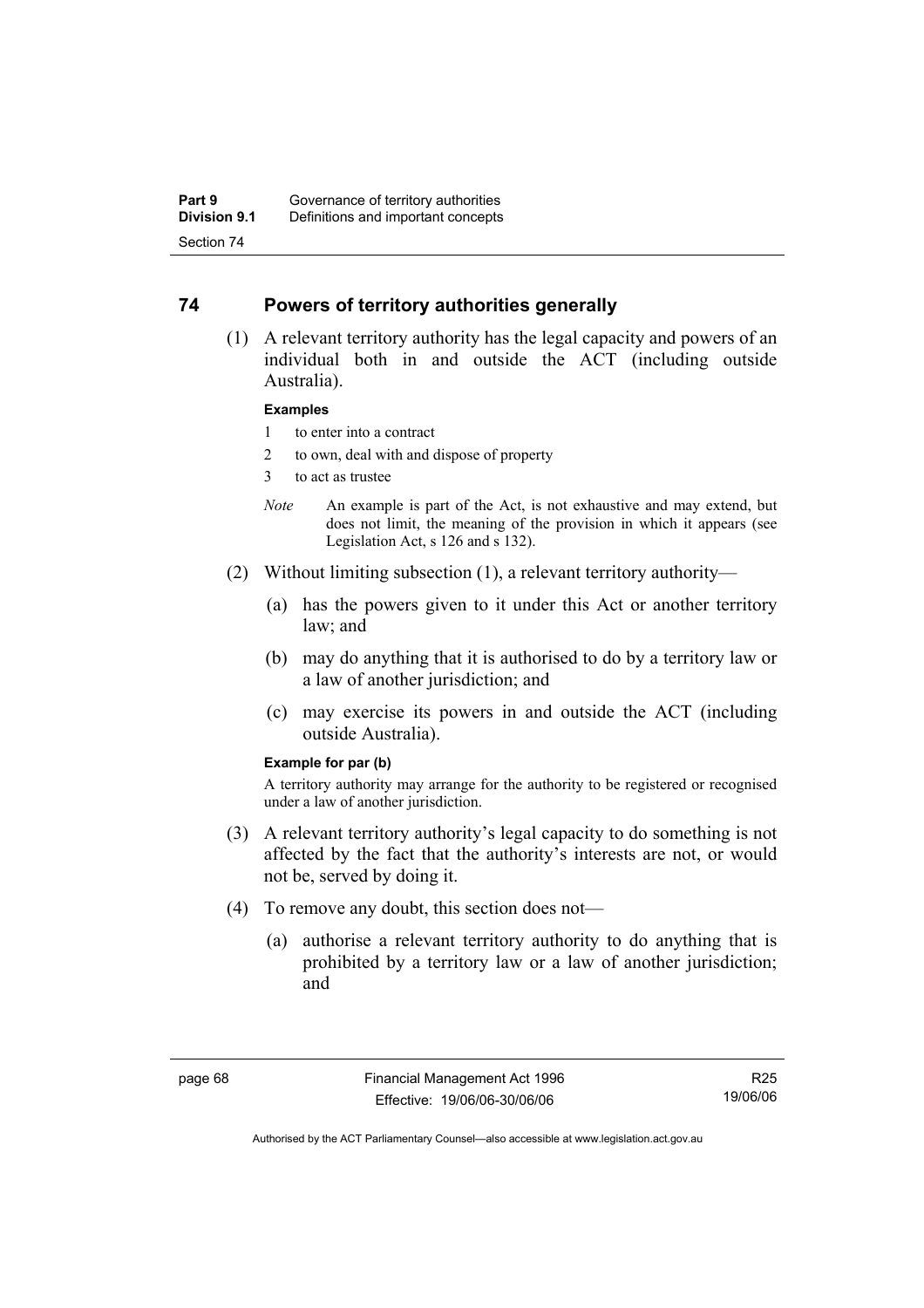## 74 Powers of territory authorities generally

(1) A relevant territory authority has the legal capacity and powers of an individual both in and outside the ACT (including outside Australia).

**Examples**

1 to enter into a contract

2 to own, deal with and dispose of property

3 to act as trustee

*Note* An example is part of the Act, is not exhaustive and may extend, but does not limit, the meaning of the provision in which it appears (see Legislation Act, s 126 and s 132).

(2) Without limiting subsection (1), a relevant territory authority—

(a) has the powers given to it under this Act or another territory law; and

(b) may do anything that it is authorised to do by a territory law or a law of another jurisdiction; and

(c) may exercise its powers in and outside the ACT (including outside Australia).

**Example for par (b)**

A territory authority may arrange for the authority to be registered or recognised under a law of another jurisdiction.

(3) A relevant territory authority's legal capacity to do something is not affected by the fact that the authority's interests are not, or would not be, served by doing it.

(4) To remove any doubt, this section does not—

(a) authorise a relevant territory authority to do anything that is prohibited by a territory law or a law of another jurisdiction; and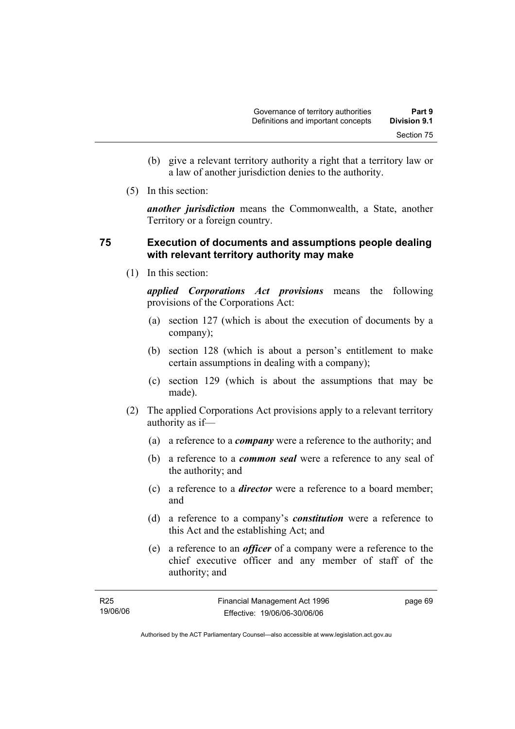(b) give a relevant territory authority a right that a territory law or a law of another jurisdiction denies to the authority.

(5) In this section:

***another jurisdiction*** means the Commonwealth, a State, another Territory or a foreign country.

## 75 Execution of documents and assumptions people dealing with relevant territory authority may make

(1) In this section:

***applied Corporations Act provisions*** means the following provisions of the Corporations Act:

(a) section 127 (which is about the execution of documents by a company);

(b) section 128 (which is about a person's entitlement to make certain assumptions in dealing with a company);

(c) section 129 (which is about the assumptions that may be made).

(2) The applied Corporations Act provisions apply to a relevant territory authority as if—

(a) a reference to a ***company*** were a reference to the authority; and

(b) a reference to a ***common seal*** were a reference to any seal of the authority; and

(c) a reference to a ***director*** were a reference to a board member; and

(d) a reference to a company's ***constitution*** were a reference to this Act and the establishing Act; and

(e) a reference to an ***officer*** of a company were a reference to the chief executive officer and any member of staff of the authority; and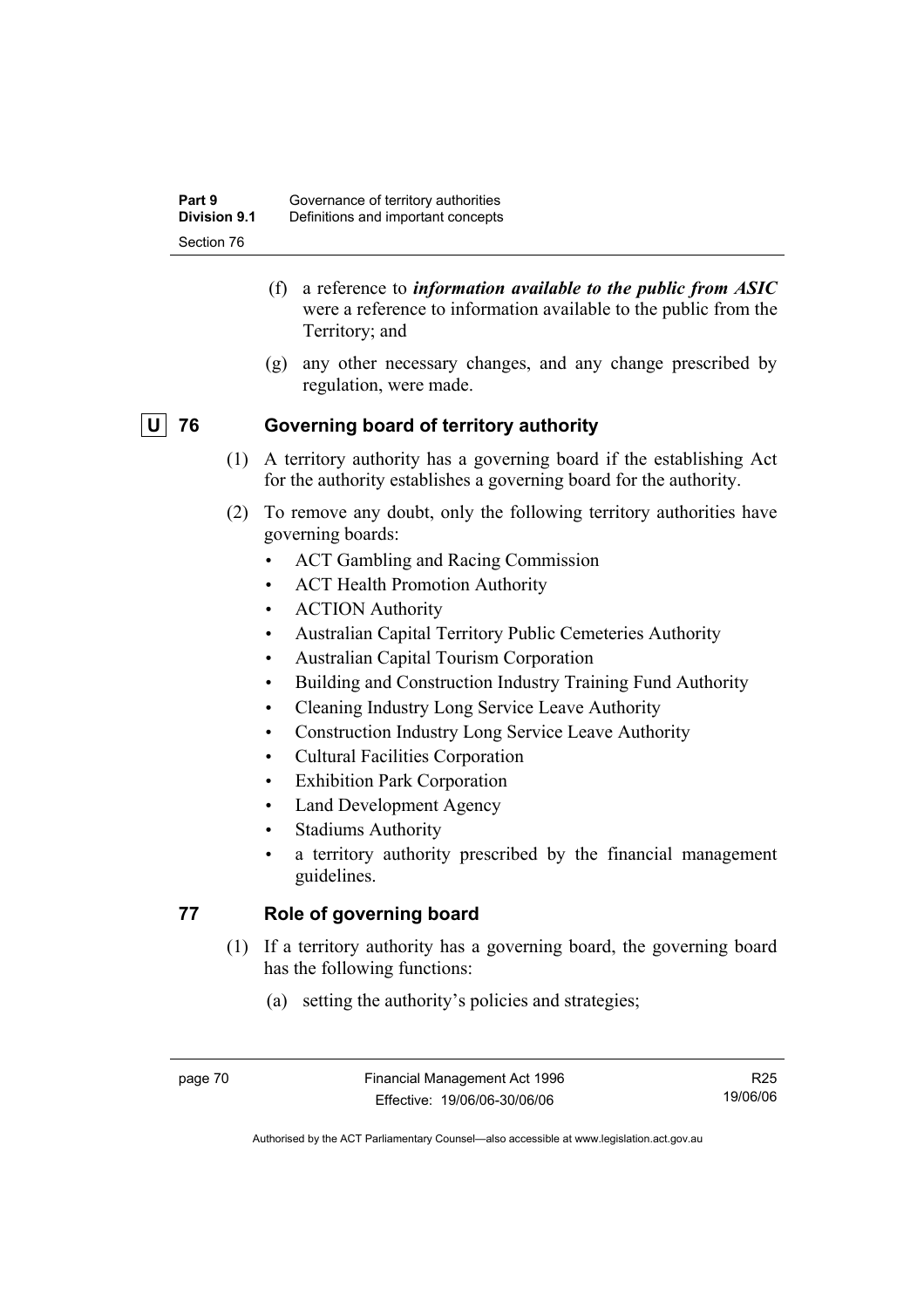(f) a reference to ***information available to the public from ASIC*** were a reference to information available to the public from the Territory; and

(g) any other necessary changes, and any change prescribed by regulation, were made.

## U 76 Governing board of territory authority

(1) A territory authority has a governing board if the establishing Act for the authority establishes a governing board for the authority.

(2) To remove any doubt, only the following territory authorities have governing boards:

- ACT Gambling and Racing Commission
- ACT Health Promotion Authority
- ACTION Authority
- Australian Capital Territory Public Cemeteries Authority
- Australian Capital Tourism Corporation
- Building and Construction Industry Training Fund Authority
- Cleaning Industry Long Service Leave Authority
- Construction Industry Long Service Leave Authority
- Cultural Facilities Corporation
- Exhibition Park Corporation
- Land Development Agency
- Stadiums Authority
- a territory authority prescribed by the financial management guidelines.

## 77 Role of governing board

(1) If a territory authority has a governing board, the governing board has the following functions:

(a) setting the authority's policies and strategies;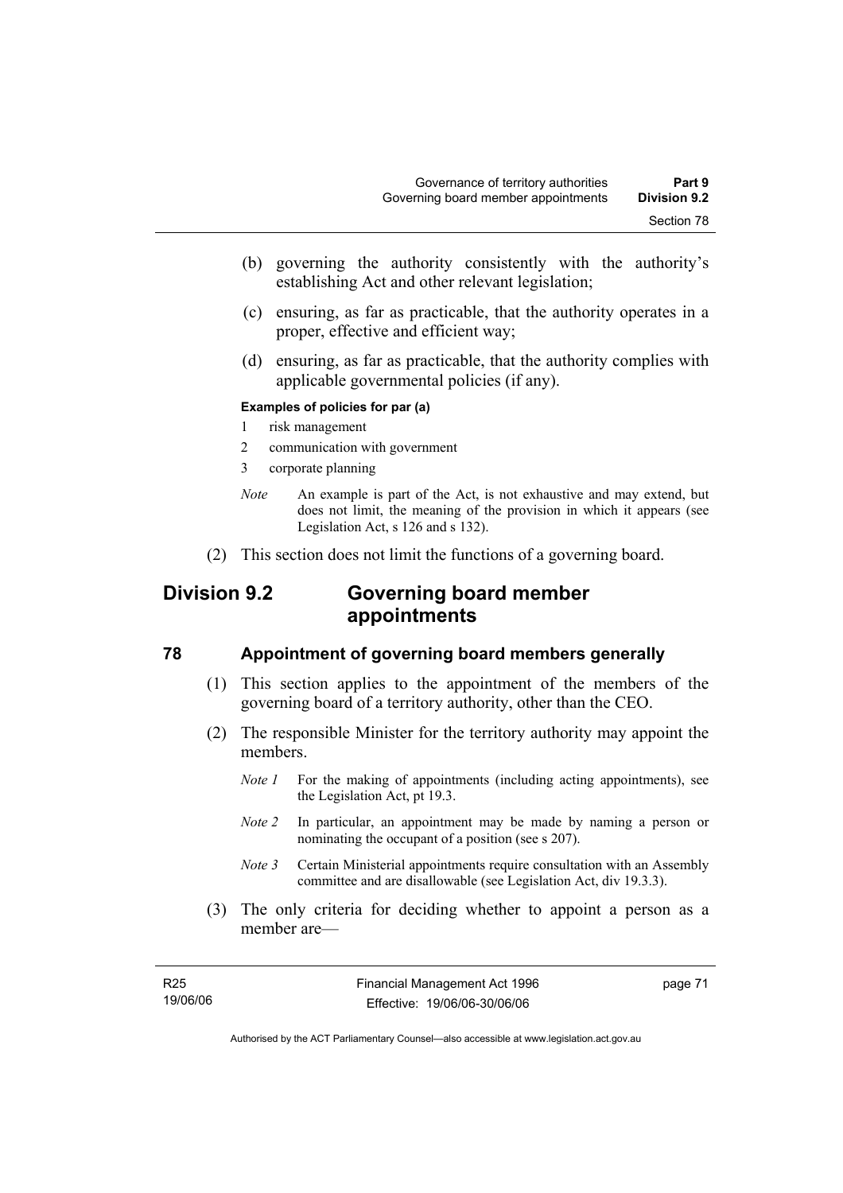(b) governing the authority consistently with the authority's establishing Act and other relevant legislation;

(c) ensuring, as far as practicable, that the authority operates in a proper, effective and efficient way;

(d) ensuring, as far as practicable, that the authority complies with applicable governmental policies (if any).

**Examples of policies for par (a)**

1 risk management

2 communication with government

3 corporate planning

*Note* An example is part of the Act, is not exhaustive and may extend, but does not limit, the meaning of the provision in which it appears (see Legislation Act, s 126 and s 132).

(2) This section does not limit the functions of a governing board.

## Division 9.2 Governing board member appointments

### 78 Appointment of governing board members generally

(1) This section applies to the appointment of the members of the governing board of a territory authority, other than the CEO.

(2) The responsible Minister for the territory authority may appoint the members.

*Note 1* For the making of appointments (including acting appointments), see the Legislation Act, pt 19.3.

*Note 2* In particular, an appointment may be made by naming a person or nominating the occupant of a position (see s 207).

*Note 3* Certain Ministerial appointments require consultation with an Assembly committee and are disallowable (see Legislation Act, div 19.3.3).

(3) The only criteria for deciding whether to appoint a person as a member are—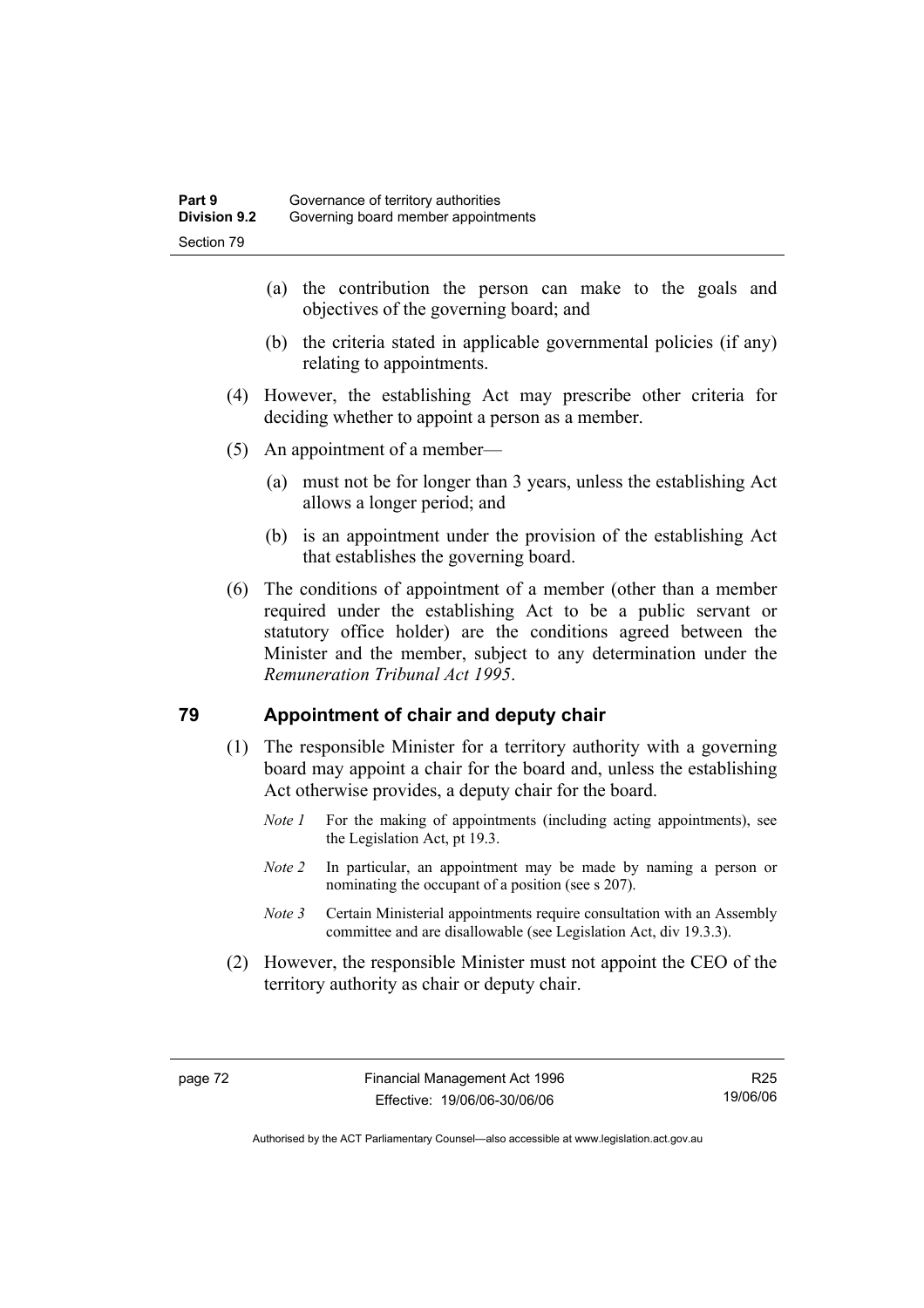(a) the contribution the person can make to the goals and objectives of the governing board; and

(b) the criteria stated in applicable governmental policies (if any) relating to appointments.

(4) However, the establishing Act may prescribe other criteria for deciding whether to appoint a person as a member.

(5) An appointment of a member—

(a) must not be for longer than 3 years, unless the establishing Act allows a longer period; and

(b) is an appointment under the provision of the establishing Act that establishes the governing board.

(6) The conditions of appointment of a member (other than a member required under the establishing Act to be a public servant or statutory office holder) are the conditions agreed between the Minister and the member, subject to any determination under the *Remuneration Tribunal Act 1995*.

## 79 Appointment of chair and deputy chair

(1) The responsible Minister for a territory authority with a governing board may appoint a chair for the board and, unless the establishing Act otherwise provides, a deputy chair for the board.

*Note 1* For the making of appointments (including acting appointments), see the Legislation Act, pt 19.3.

*Note 2* In particular, an appointment may be made by naming a person or nominating the occupant of a position (see s 207).

*Note 3* Certain Ministerial appointments require consultation with an Assembly committee and are disallowable (see Legislation Act, div 19.3.3).

(2) However, the responsible Minister must not appoint the CEO of the territory authority as chair or deputy chair.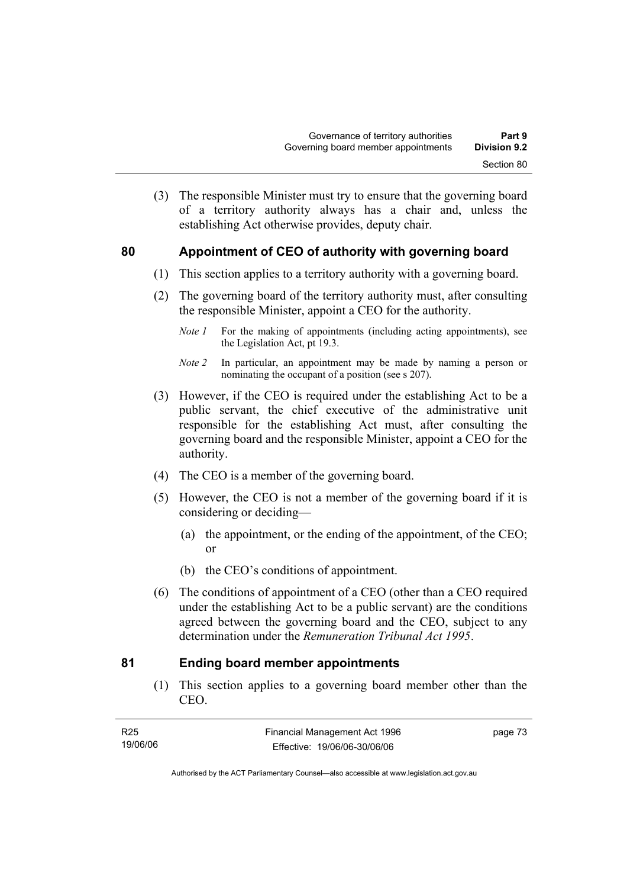(3) The responsible Minister must try to ensure that the governing board of a territory authority always has a chair and, unless the establishing Act otherwise provides, deputy chair.

## 80 Appointment of CEO of authority with governing board

(1) This section applies to a territory authority with a governing board.

(2) The governing board of the territory authority must, after consulting the responsible Minister, appoint a CEO for the authority.

*Note 1* For the making of appointments (including acting appointments), see the Legislation Act, pt 19.3.

*Note 2* In particular, an appointment may be made by naming a person or nominating the occupant of a position (see s 207).

(3) However, if the CEO is required under the establishing Act to be a public servant, the chief executive of the administrative unit responsible for the establishing Act must, after consulting the governing board and the responsible Minister, appoint a CEO for the authority.

(4) The CEO is a member of the governing board.

(5) However, the CEO is not a member of the governing board if it is considering or deciding—

(a) the appointment, or the ending of the appointment, of the CEO; or

(b) the CEO's conditions of appointment.

(6) The conditions of appointment of a CEO (other than a CEO required under the establishing Act to be a public servant) are the conditions agreed between the governing board and the CEO, subject to any determination under the *Remuneration Tribunal Act 1995*.

## 81 Ending board member appointments

(1) This section applies to a governing board member other than the CEO.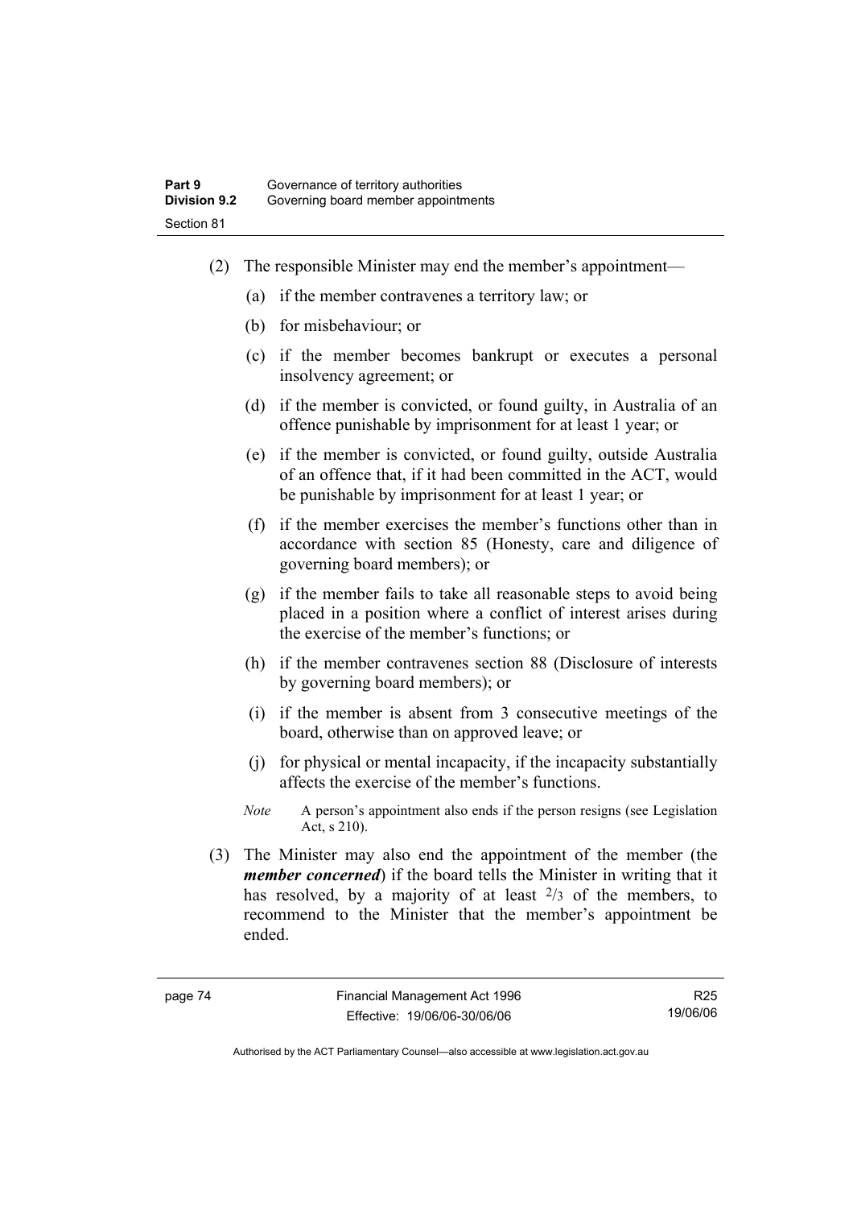(2) The responsible Minister may end the member's appointment—

(a) if the member contravenes a territory law; or

(b) for misbehaviour; or

(c) if the member becomes bankrupt or executes a personal insolvency agreement; or

(d) if the member is convicted, or found guilty, in Australia of an offence punishable by imprisonment for at least 1 year; or

(e) if the member is convicted, or found guilty, outside Australia of an offence that, if it had been committed in the ACT, would be punishable by imprisonment for at least 1 year; or

(f) if the member exercises the member's functions other than in accordance with section 85 (Honesty, care and diligence of governing board members); or

(g) if the member fails to take all reasonable steps to avoid being placed in a position where a conflict of interest arises during the exercise of the member's functions; or

(h) if the member contravenes section 88 (Disclosure of interests by governing board members); or

(i) if the member is absent from 3 consecutive meetings of the board, otherwise than on approved leave; or

(j) for physical or mental incapacity, if the incapacity substantially affects the exercise of the member's functions.

*Note* A person's appointment also ends if the person resigns (see Legislation Act, s 210).

(3) The Minister may also end the appointment of the member (the ***member concerned***) if the board tells the Minister in writing that it has resolved, by a majority of at least $2/3$ of the members, to recommend to the Minister that the member's appointment be ended.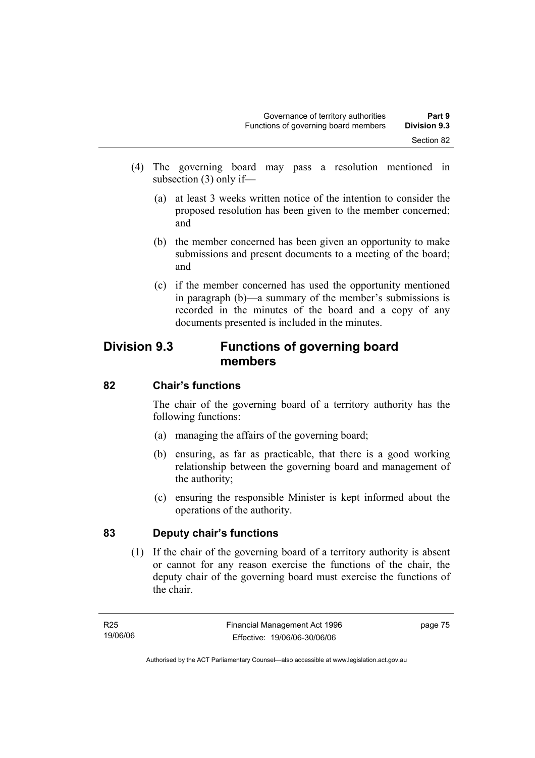(4) The governing board may pass a resolution mentioned in subsection (3) only if—

(a) at least 3 weeks written notice of the intention to consider the proposed resolution has been given to the member concerned; and

(b) the member concerned has been given an opportunity to make submissions and present documents to a meeting of the board; and

(c) if the member concerned has used the opportunity mentioned in paragraph (b)—a summary of the member's submissions is recorded in the minutes of the board and a copy of any documents presented is included in the minutes.

## Division 9.3 Functions of governing board members

### 82 Chair's functions

The chair of the governing board of a territory authority has the following functions:

(a) managing the affairs of the governing board;

(b) ensuring, as far as practicable, that there is a good working relationship between the governing board and management of the authority;

(c) ensuring the responsible Minister is kept informed about the operations of the authority.

### 83 Deputy chair's functions

(1) If the chair of the governing board of a territory authority is absent or cannot for any reason exercise the functions of the chair, the deputy chair of the governing board must exercise the functions of the chair.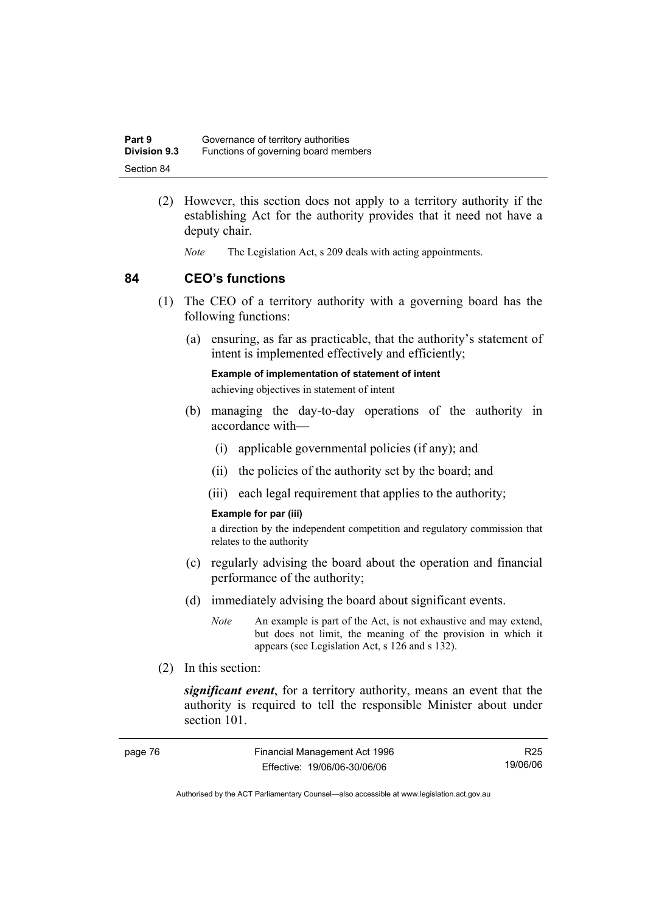(2) However, this section does not apply to a territory authority if the establishing Act for the authority provides that it need not have a deputy chair.

*Note* The Legislation Act, s 209 deals with acting appointments.

## 84 CEO's functions

(1) The CEO of a territory authority with a governing board has the following functions:

(a) ensuring, as far as practicable, that the authority's statement of intent is implemented effectively and efficiently;

**Example of implementation of statement of intent**

achieving objectives in statement of intent

(b) managing the day-to-day operations of the authority in accordance with—

(i) applicable governmental policies (if any); and

(ii) the policies of the authority set by the board; and

(iii) each legal requirement that applies to the authority;

**Example for par (iii)**

a direction by the independent competition and regulatory commission that relates to the authority

(c) regularly advising the board about the operation and financial performance of the authority;

(d) immediately advising the board about significant events.

*Note* An example is part of the Act, is not exhaustive and may extend, but does not limit, the meaning of the provision in which it appears (see Legislation Act, s 126 and s 132).

(2) In this section:

***significant event***, for a territory authority, means an event that the authority is required to tell the responsible Minister about under section 101.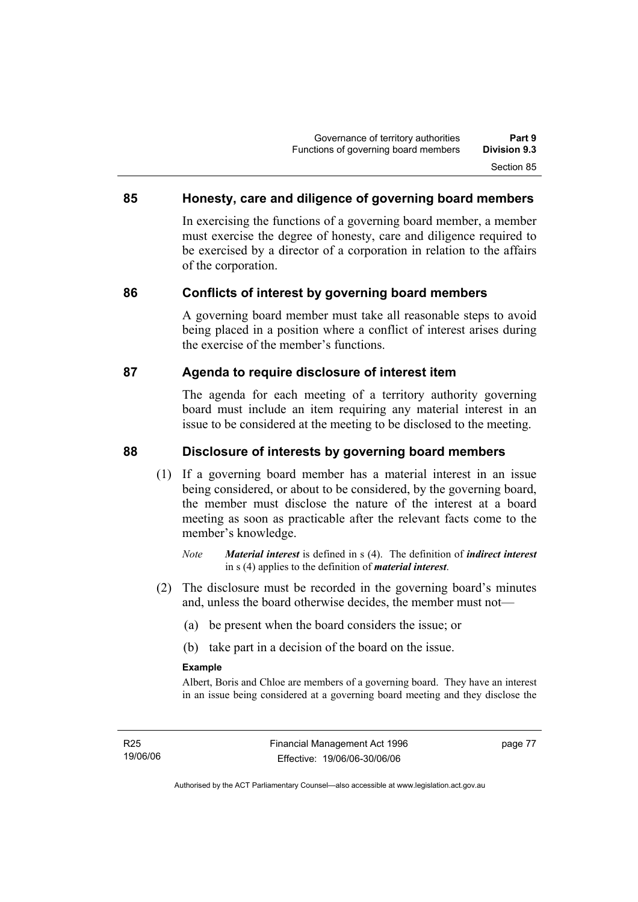## 85 Honesty, care and diligence of governing board members

In exercising the functions of a governing board member, a member must exercise the degree of honesty, care and diligence required to be exercised by a director of a corporation in relation to the affairs of the corporation.

## 86 Conflicts of interest by governing board members

A governing board member must take all reasonable steps to avoid being placed in a position where a conflict of interest arises during the exercise of the member's functions.

## 87 Agenda to require disclosure of interest item

The agenda for each meeting of a territory authority governing board must include an item requiring any material interest in an issue to be considered at the meeting to be disclosed to the meeting.

## 88 Disclosure of interests by governing board members

(1) If a governing board member has a material interest in an issue being considered, or about to be considered, by the governing board, the member must disclose the nature of the interest at a board meeting as soon as practicable after the relevant facts come to the member's knowledge.

*Note* ***Material interest*** is defined in s (4). The definition of ***indirect interest*** in s (4) applies to the definition of ***material interest***.

(2) The disclosure must be recorded in the governing board's minutes and, unless the board otherwise decides, the member must not—

(a) be present when the board considers the issue; or

(b) take part in a decision of the board on the issue.

**Example**

Albert, Boris and Chloe are members of a governing board. They have an interest in an issue being considered at a governing board meeting and they disclose the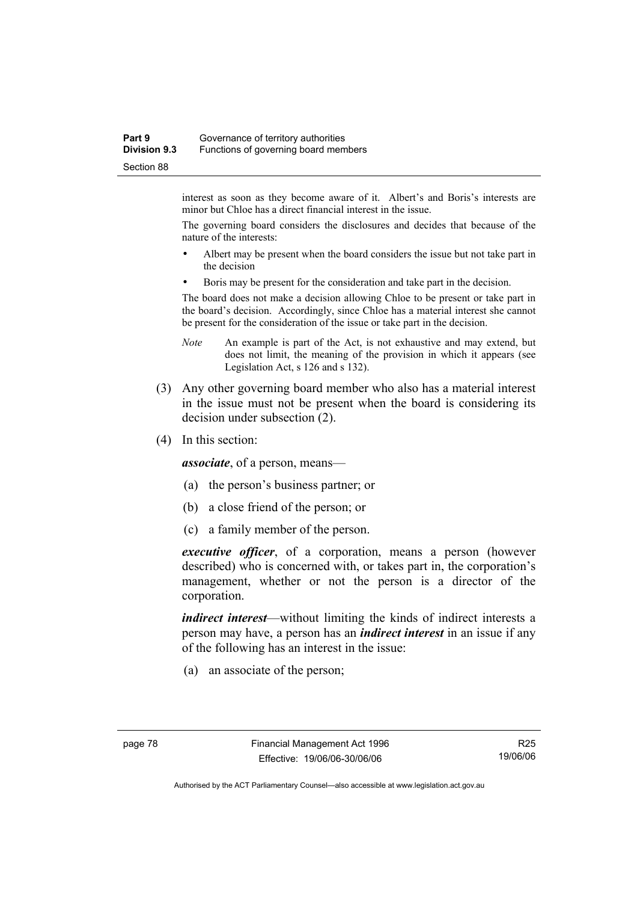interest as soon as they become aware of it. Albert's and Boris's interests are minor but Chloe has a direct financial interest in the issue.

The governing board considers the disclosures and decides that because of the nature of the interests:

- Albert may be present when the board considers the issue but not take part in the decision
- Boris may be present for the consideration and take part in the decision.

The board does not make a decision allowing Chloe to be present or take part in the board's decision. Accordingly, since Chloe has a material interest she cannot be present for the consideration of the issue or take part in the decision.

*Note* An example is part of the Act, is not exhaustive and may extend, but does not limit, the meaning of the provision in which it appears (see Legislation Act, s 126 and s 132).

(3) Any other governing board member who also has a material interest in the issue must not be present when the board is considering its decision under subsection (2).

(4) In this section:

***associate***, of a person, means—

(a) the person's business partner; or

(b) a close friend of the person; or

(c) a family member of the person.

***executive officer***, of a corporation, means a person (however described) who is concerned with, or takes part in, the corporation's management, whether or not the person is a director of the corporation.

***indirect interest***—without limiting the kinds of indirect interests a person may have, a person has an ***indirect interest*** in an issue if any of the following has an interest in the issue:

(a) an associate of the person;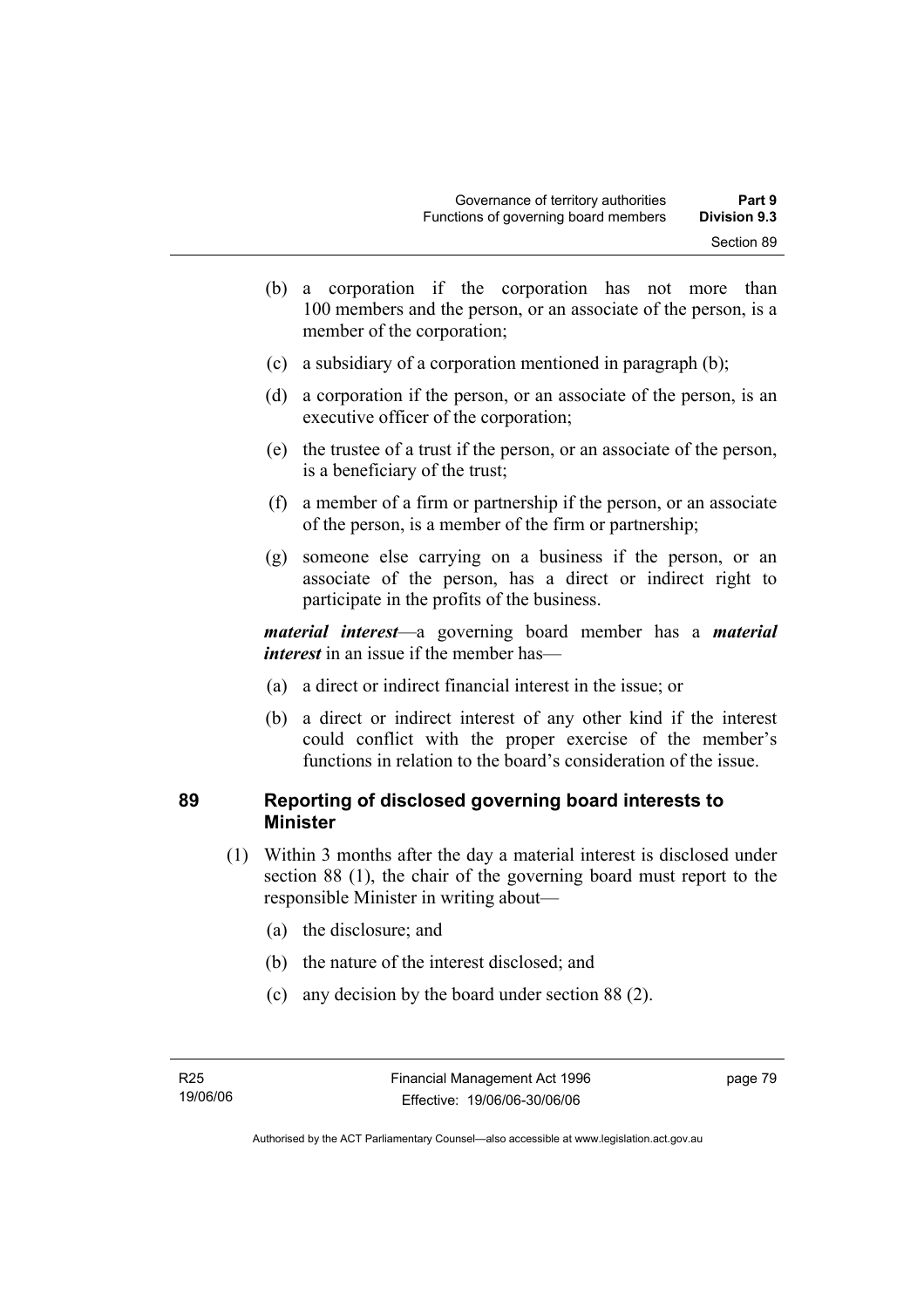(b) a corporation if the corporation has not more than 100 members and the person, or an associate of the person, is a member of the corporation;

(c) a subsidiary of a corporation mentioned in paragraph (b);

(d) a corporation if the person, or an associate of the person, is an executive officer of the corporation;

(e) the trustee of a trust if the person, or an associate of the person, is a beneficiary of the trust;

(f) a member of a firm or partnership if the person, or an associate of the person, is a member of the firm or partnership;

(g) someone else carrying on a business if the person, or an associate of the person, has a direct or indirect right to participate in the profits of the business.

***material interest***—a governing board member has a ***material interest*** in an issue if the member has—

(a) a direct or indirect financial interest in the issue; or

(b) a direct or indirect interest of any other kind if the interest could conflict with the proper exercise of the member's functions in relation to the board's consideration of the issue.

## 89 Reporting of disclosed governing board interests to Minister

(1) Within 3 months after the day a material interest is disclosed under section 88 (1), the chair of the governing board must report to the responsible Minister in writing about—

(a) the disclosure; and

(b) the nature of the interest disclosed; and

(c) any decision by the board under section 88 (2).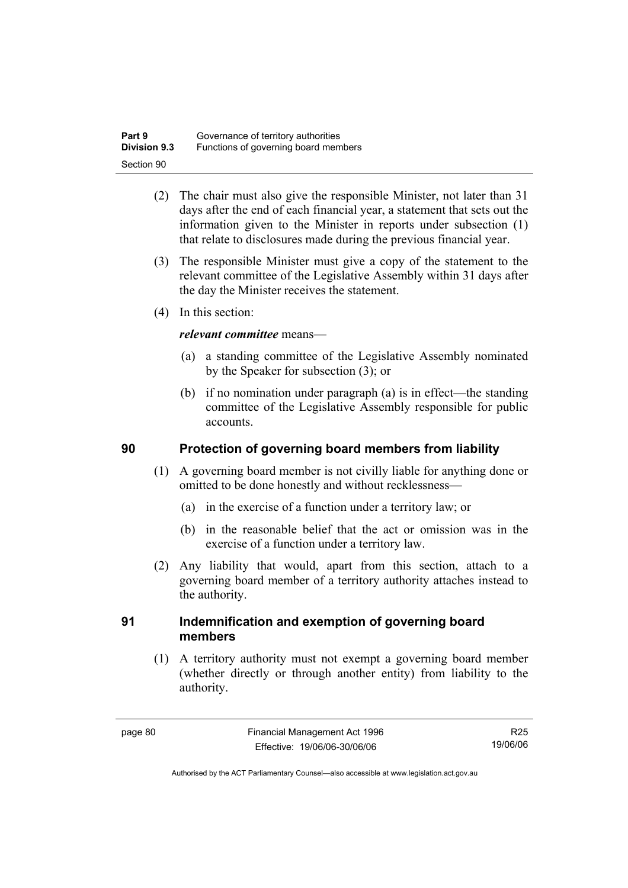(2) The chair must also give the responsible Minister, not later than 31 days after the end of each financial year, a statement that sets out the information given to the Minister in reports under subsection (1) that relate to disclosures made during the previous financial year.

(3) The responsible Minister must give a copy of the statement to the relevant committee of the Legislative Assembly within 31 days after the day the Minister receives the statement.

(4) In this section:

***relevant committee*** means—

(a) a standing committee of the Legislative Assembly nominated by the Speaker for subsection (3); or

(b) if no nomination under paragraph (a) is in effect—the standing committee of the Legislative Assembly responsible for public accounts.

## 90 Protection of governing board members from liability

(1) A governing board member is not civilly liable for anything done or omitted to be done honestly and without recklessness—

(a) in the exercise of a function under a territory law; or

(b) in the reasonable belief that the act or omission was in the exercise of a function under a territory law.

(2) Any liability that would, apart from this section, attach to a governing board member of a territory authority attaches instead to the authority.

## 91 Indemnification and exemption of governing board members

(1) A territory authority must not exempt a governing board member (whether directly or through another entity) from liability to the authority.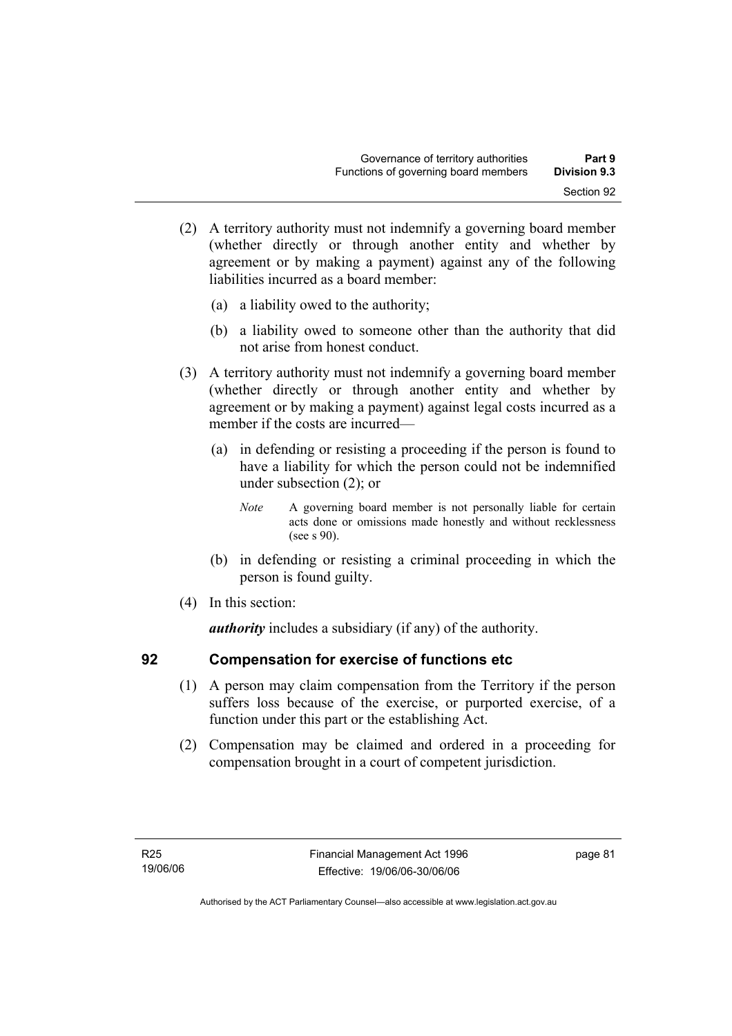(2) A territory authority must not indemnify a governing board member (whether directly or through another entity and whether by agreement or by making a payment) against any of the following liabilities incurred as a board member:

(a) a liability owed to the authority;

(b) a liability owed to someone other than the authority that did not arise from honest conduct.

(3) A territory authority must not indemnify a governing board member (whether directly or through another entity and whether by agreement or by making a payment) against legal costs incurred as a member if the costs are incurred—

(a) in defending or resisting a proceeding if the person is found to have a liability for which the person could not be indemnified under subsection (2); or

*Note* A governing board member is not personally liable for certain acts done or omissions made honestly and without recklessness (see s 90).

(b) in defending or resisting a criminal proceeding in which the person is found guilty.

(4) In this section:

***authority*** includes a subsidiary (if any) of the authority.

## 92 Compensation for exercise of functions etc

(1) A person may claim compensation from the Territory if the person suffers loss because of the exercise, or purported exercise, of a function under this part or the establishing Act.

(2) Compensation may be claimed and ordered in a proceeding for compensation brought in a court of competent jurisdiction.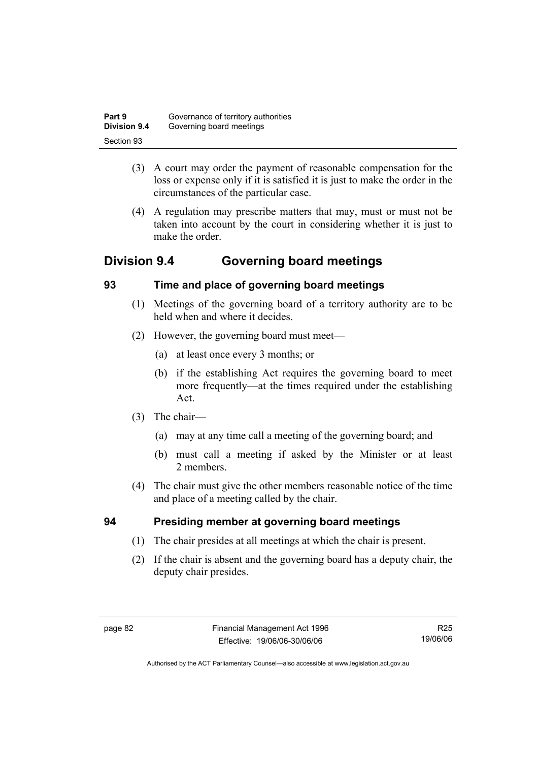(3) A court may order the payment of reasonable compensation for the loss or expense only if it is satisfied it is just to make the order in the circumstances of the particular case.

(4) A regulation may prescribe matters that may, must or must not be taken into account by the court in considering whether it is just to make the order.

## Division 9.4 Governing board meetings

### 93 Time and place of governing board meetings

(1) Meetings of the governing board of a territory authority are to be held when and where it decides.

(2) However, the governing board must meet—

(a) at least once every 3 months; or

(b) if the establishing Act requires the governing board to meet more frequently—at the times required under the establishing Act.

(3) The chair—

(a) may at any time call a meeting of the governing board; and

(b) must call a meeting if asked by the Minister or at least 2 members.

(4) The chair must give the other members reasonable notice of the time and place of a meeting called by the chair.

### 94 Presiding member at governing board meetings

(1) The chair presides at all meetings at which the chair is present.

(2) If the chair is absent and the governing board has a deputy chair, the deputy chair presides.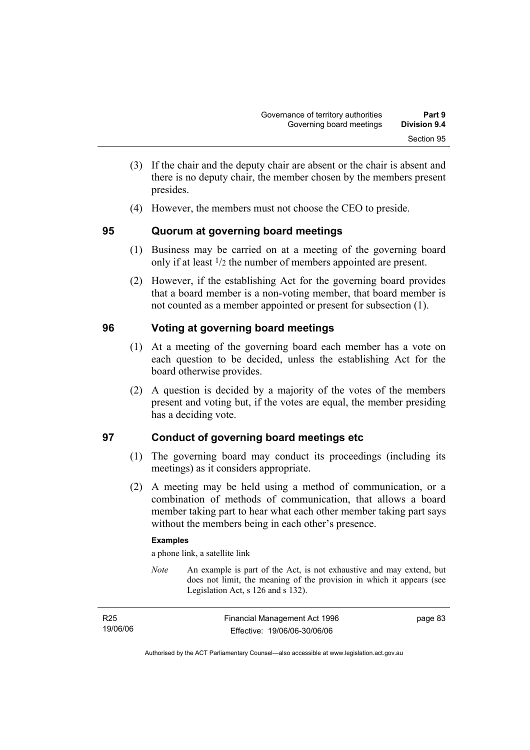(3) If the chair and the deputy chair are absent or the chair is absent and there is no deputy chair, the member chosen by the members present presides.

(4) However, the members must not choose the CEO to preside.

## 95 Quorum at governing board meetings

(1) Business may be carried on at a meeting of the governing board only if at least $^1/_2$ the number of members appointed are present.

(2) However, if the establishing Act for the governing board provides that a board member is a non-voting member, that board member is not counted as a member appointed or present for subsection (1).

## 96 Voting at governing board meetings

(1) At a meeting of the governing board each member has a vote on each question to be decided, unless the establishing Act for the board otherwise provides.

(2) A question is decided by a majority of the votes of the members present and voting but, if the votes are equal, the member presiding has a deciding vote.

## 97 Conduct of governing board meetings etc

(1) The governing board may conduct its proceedings (including its meetings) as it considers appropriate.

(2) A meeting may be held using a method of communication, or a combination of methods of communication, that allows a board member taking part to hear what each other member taking part says without the members being in each other's presence.

**Examples**

a phone link, a satellite link

*Note* An example is part of the Act, is not exhaustive and may extend, but does not limit, the meaning of the provision in which it appears (see Legislation Act, s 126 and s 132).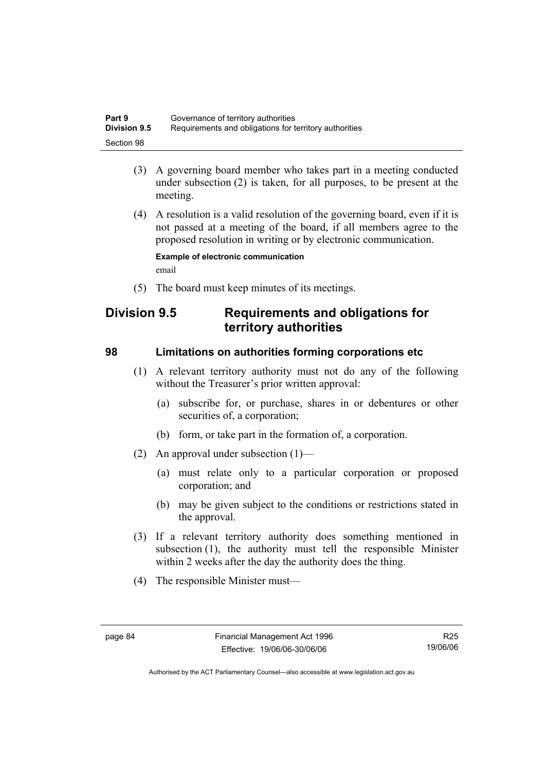(3) A governing board member who takes part in a meeting conducted under subsection (2) is taken, for all purposes, to be present at the meeting.

(4) A resolution is a valid resolution of the governing board, even if it is not passed at a meeting of the board, if all members agree to the proposed resolution in writing or by electronic communication.

**Example of electronic communication**

email

(5) The board must keep minutes of its meetings.

## Division 9.5 Requirements and obligations for territory authorities

### 98 Limitations on authorities forming corporations etc

(1) A relevant territory authority must not do any of the following without the Treasurer's prior written approval:

(a) subscribe for, or purchase, shares in or debentures or other securities of, a corporation;

(b) form, or take part in the formation of, a corporation.

(2) An approval under subsection (1)—

(a) must relate only to a particular corporation or proposed corporation; and

(b) may be given subject to the conditions or restrictions stated in the approval.

(3) If a relevant territory authority does something mentioned in subsection (1), the authority must tell the responsible Minister within 2 weeks after the day the authority does the thing.

(4) The responsible Minister must—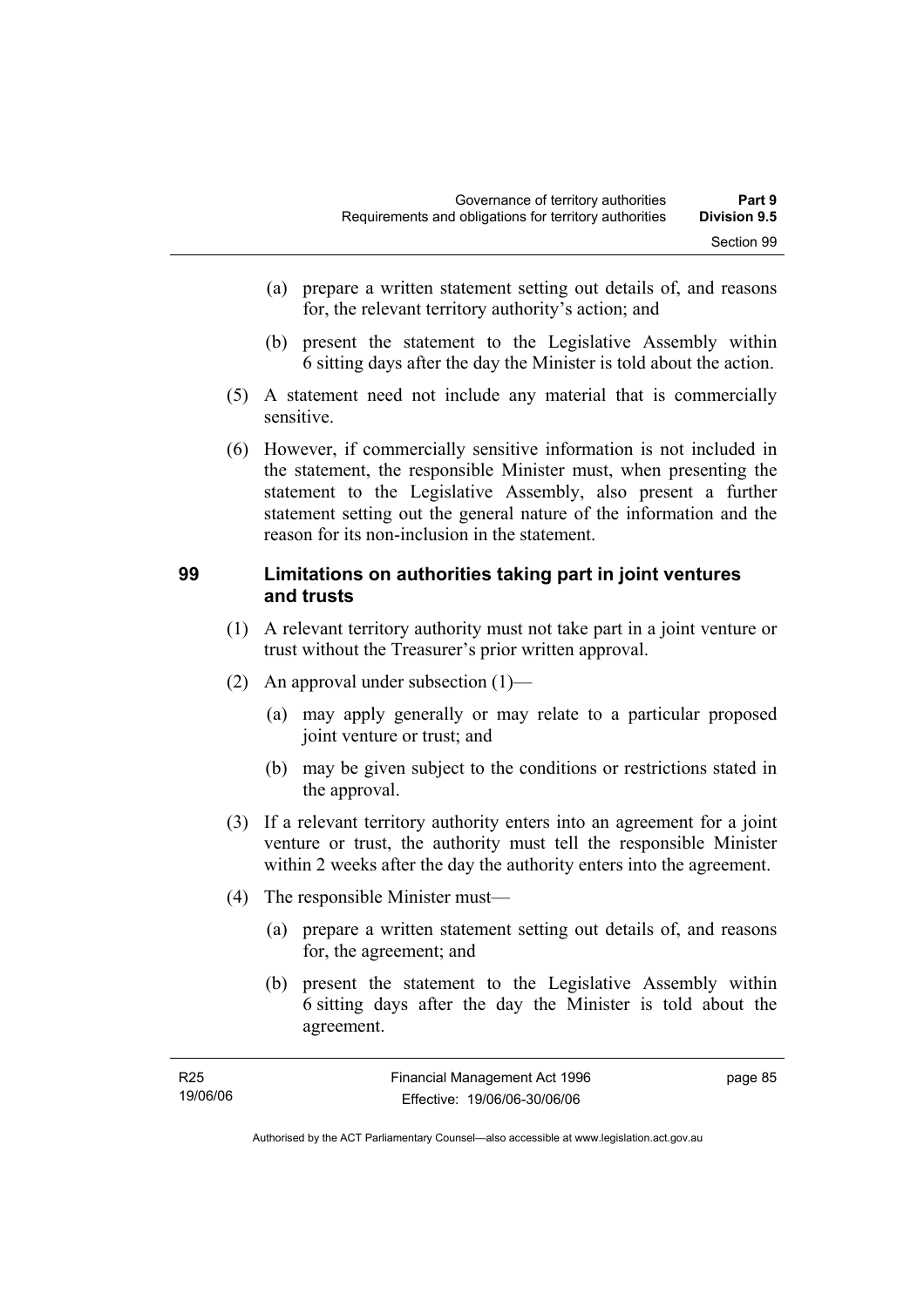(a) prepare a written statement setting out details of, and reasons for, the relevant territory authority's action; and

(b) present the statement to the Legislative Assembly within 6 sitting days after the day the Minister is told about the action.

(5) A statement need not include any material that is commercially sensitive.

(6) However, if commercially sensitive information is not included in the statement, the responsible Minister must, when presenting the statement to the Legislative Assembly, also present a further statement setting out the general nature of the information and the reason for its non-inclusion in the statement.

## 99 Limitations on authorities taking part in joint ventures and trusts

(1) A relevant territory authority must not take part in a joint venture or trust without the Treasurer's prior written approval.

(2) An approval under subsection (1)—

(a) may apply generally or may relate to a particular proposed joint venture or trust; and

(b) may be given subject to the conditions or restrictions stated in the approval.

(3) If a relevant territory authority enters into an agreement for a joint venture or trust, the authority must tell the responsible Minister within 2 weeks after the day the authority enters into the agreement.

(4) The responsible Minister must—

(a) prepare a written statement setting out details of, and reasons for, the agreement; and

(b) present the statement to the Legislative Assembly within 6 sitting days after the day the Minister is told about the agreement.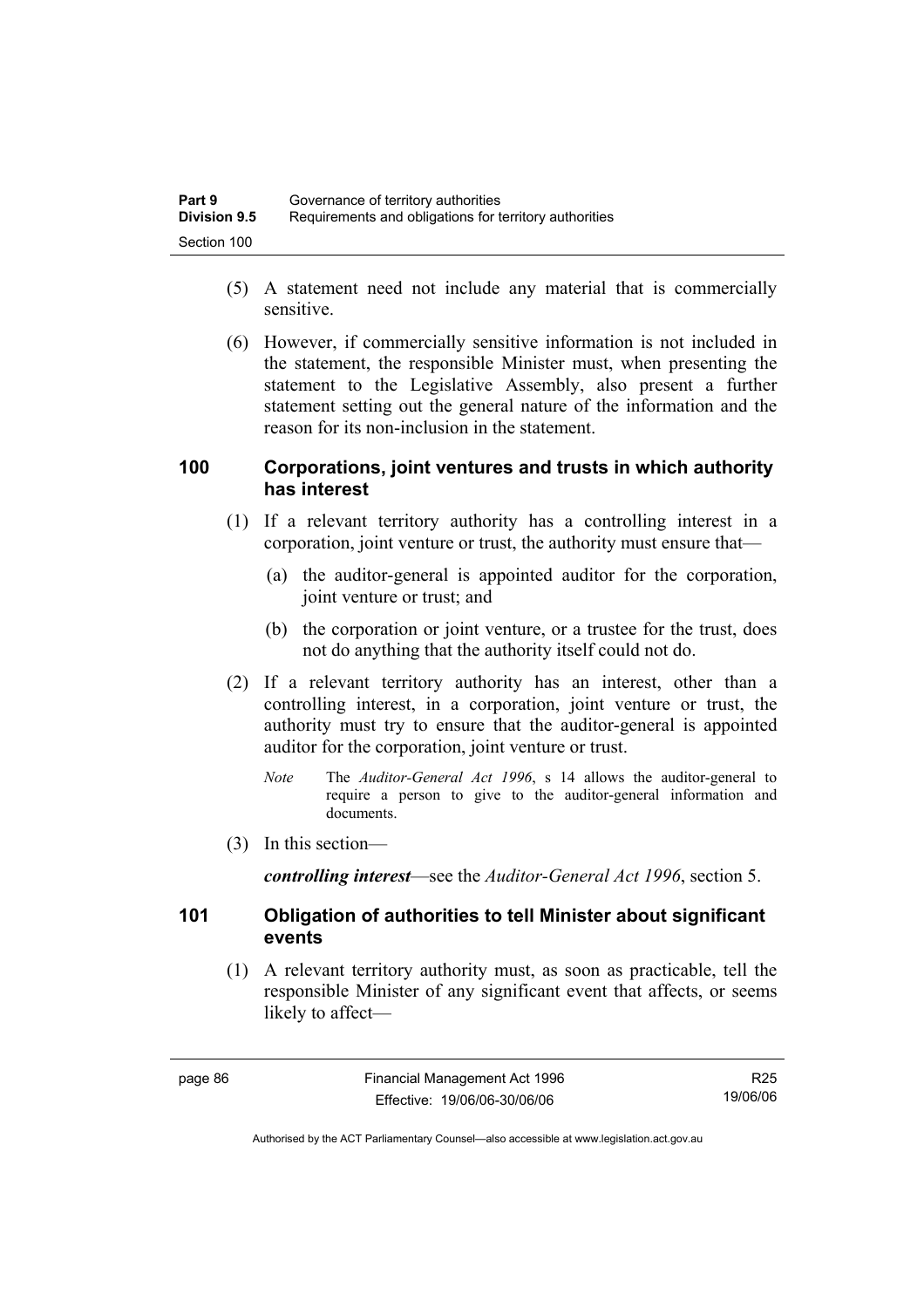(5) A statement need not include any material that is commercially sensitive.

(6) However, if commercially sensitive information is not included in the statement, the responsible Minister must, when presenting the statement to the Legislative Assembly, also present a further statement setting out the general nature of the information and the reason for its non-inclusion in the statement.

## 100 Corporations, joint ventures and trusts in which authority has interest

(1) If a relevant territory authority has a controlling interest in a corporation, joint venture or trust, the authority must ensure that—

(a) the auditor-general is appointed auditor for the corporation, joint venture or trust; and

(b) the corporation or joint venture, or a trustee for the trust, does not do anything that the authority itself could not do.

(2) If a relevant territory authority has an interest, other than a controlling interest, in a corporation, joint venture or trust, the authority must try to ensure that the auditor-general is appointed auditor for the corporation, joint venture or trust.

*Note* The *Auditor-General Act 1996*, s 14 allows the auditor-general to require a person to give to the auditor-general information and documents.

(3) In this section—

***controlling interest***—see the *Auditor-General Act 1996*, section 5.

## 101 Obligation of authorities to tell Minister about significant events

(1) A relevant territory authority must, as soon as practicable, tell the responsible Minister of any significant event that affects, or seems likely to affect—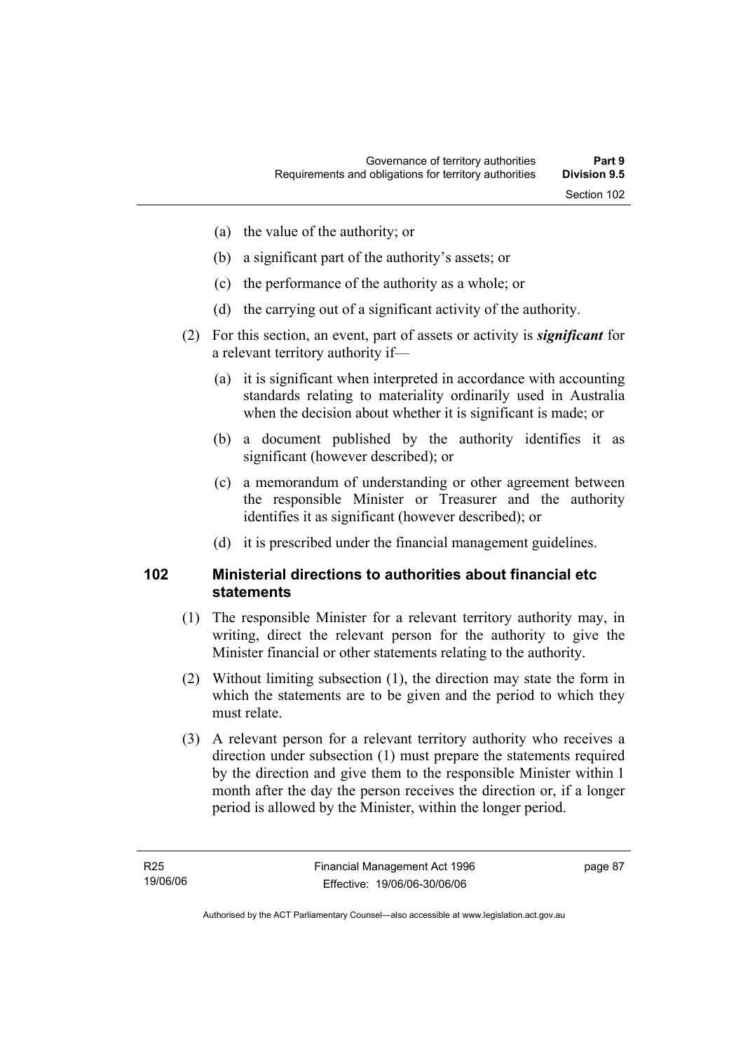- (a) the value of the authority; or
- (b) a significant part of the authority's assets; or
- (c) the performance of the authority as a whole; or
- (d) the carrying out of a significant activity of the authority.

(2) For this section, an event, part of assets or activity is ***significant*** for a relevant territory authority if—

- (a) it is significant when interpreted in accordance with accounting standards relating to materiality ordinarily used in Australia when the decision about whether it is significant is made; or
- (b) a document published by the authority identifies it as significant (however described); or
- (c) a memorandum of understanding or other agreement between the responsible Minister or Treasurer and the authority identifies it as significant (however described); or
- (d) it is prescribed under the financial management guidelines.

## 102 Ministerial directions to authorities about financial etc statements

(1) The responsible Minister for a relevant territory authority may, in writing, direct the relevant person for the authority to give the Minister financial or other statements relating to the authority.

(2) Without limiting subsection (1), the direction may state the form in which the statements are to be given and the period to which they must relate.

(3) A relevant person for a relevant territory authority who receives a direction under subsection (1) must prepare the statements required by the direction and give them to the responsible Minister within 1 month after the day the person receives the direction or, if a longer period is allowed by the Minister, within the longer period.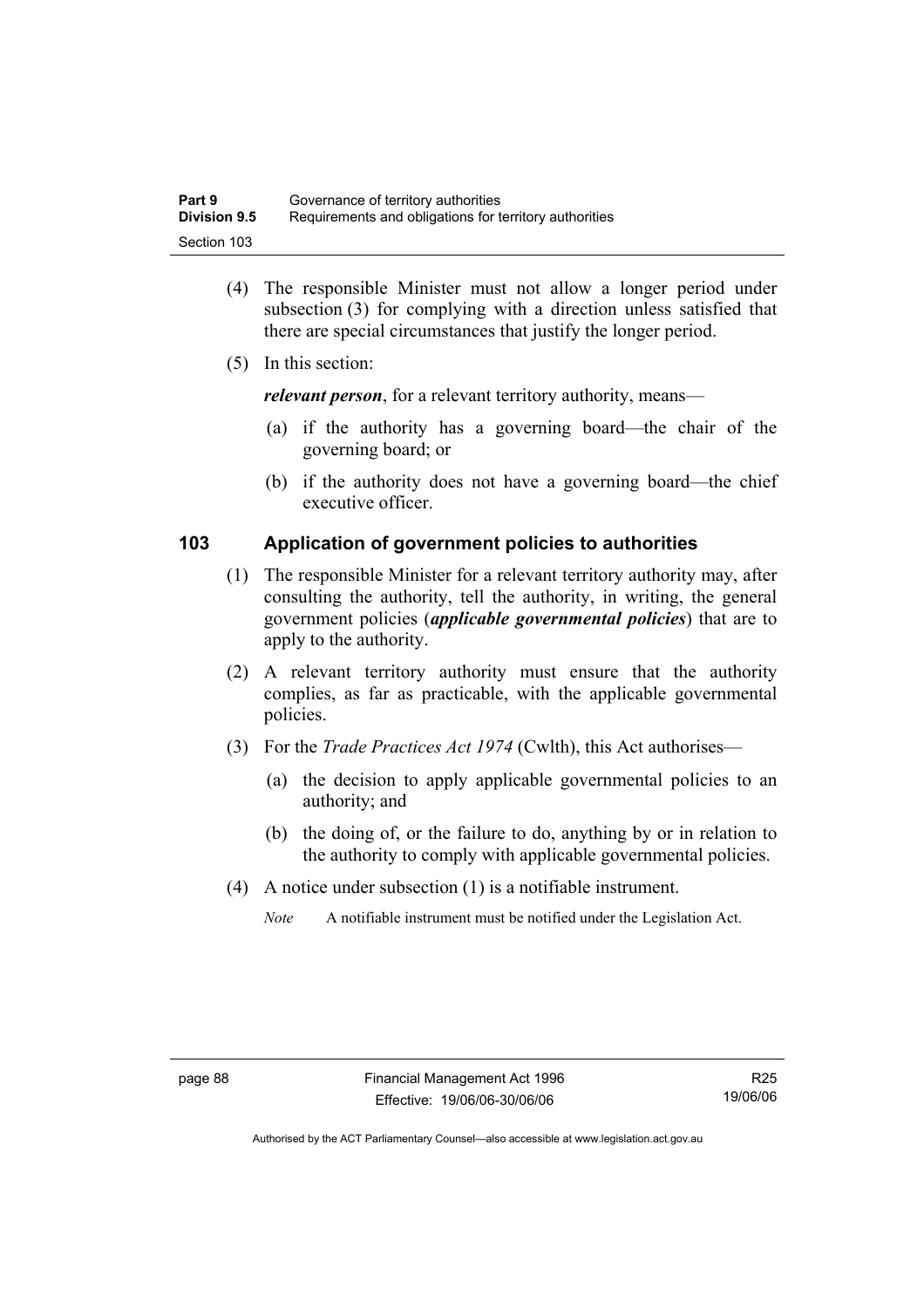(4) The responsible Minister must not allow a longer period under subsection (3) for complying with a direction unless satisfied that there are special circumstances that justify the longer period.

(5) In this section:

***relevant person***, for a relevant territory authority, means—

- (a) if the authority has a governing board—the chair of the governing board; or
- (b) if the authority does not have a governing board—the chief executive officer.

## 103 Application of government policies to authorities

(1) The responsible Minister for a relevant territory authority may, after consulting the authority, tell the authority, in writing, the general government policies (***applicable governmental policies***) that are to apply to the authority.

(2) A relevant territory authority must ensure that the authority complies, as far as practicable, with the applicable governmental policies.

(3) For the *Trade Practices Act 1974* (Cwlth), this Act authorises—

- (a) the decision to apply applicable governmental policies to an authority; and
- (b) the doing of, or the failure to do, anything by or in relation to the authority to comply with applicable governmental policies.

(4) A notice under subsection (1) is a notifiable instrument.

*Note* A notifiable instrument must be notified under the Legislation Act.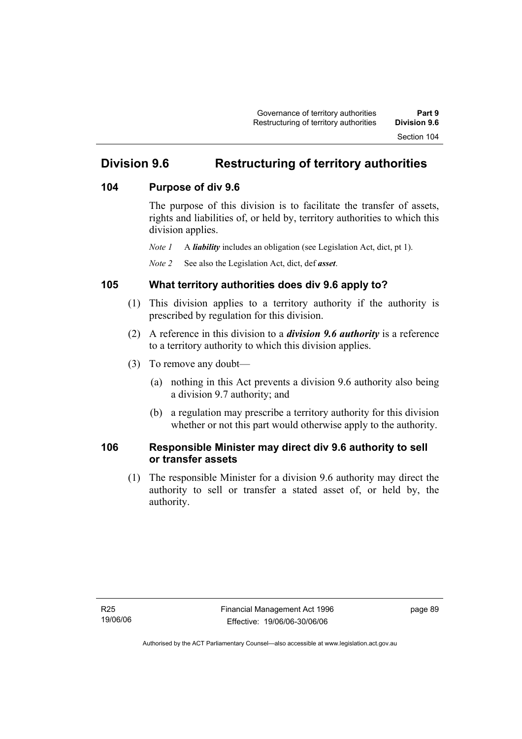# Division 9.6 Restructuring of territory authorities

## 104 Purpose of div 9.6

The purpose of this division is to facilitate the transfer of assets, rights and liabilities of, or held by, territory authorities to which this division applies.

*Note 1* A ***liability*** includes an obligation (see Legislation Act, dict, pt 1).

*Note 2* See also the Legislation Act, dict, def ***asset***.

## 105 What territory authorities does div 9.6 apply to?

(1) This division applies to a territory authority if the authority is prescribed by regulation for this division.

(2) A reference in this division to a ***division 9.6 authority*** is a reference to a territory authority to which this division applies.

(3) To remove any doubt—

(a) nothing in this Act prevents a division 9.6 authority also being a division 9.7 authority; and

(b) a regulation may prescribe a territory authority for this division whether or not this part would otherwise apply to the authority.

## 106 Responsible Minister may direct div 9.6 authority to sell or transfer assets

(1) The responsible Minister for a division 9.6 authority may direct the authority to sell or transfer a stated asset of, or held by, the authority.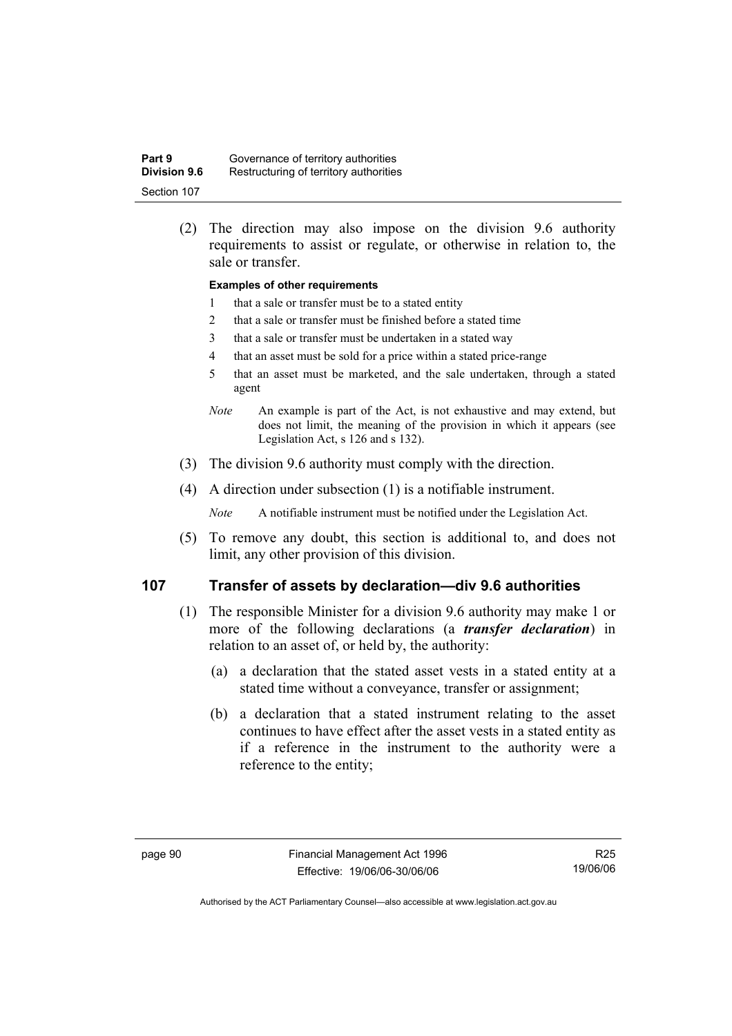(2) The direction may also impose on the division 9.6 authority requirements to assist or regulate, or otherwise in relation to, the sale or transfer.

**Examples of other requirements**

1 that a sale or transfer must be to a stated entity

2 that a sale or transfer must be finished before a stated time

3 that a sale or transfer must be undertaken in a stated way

4 that an asset must be sold for a price within a stated price-range

5 that an asset must be marketed, and the sale undertaken, through a stated agent

*Note* An example is part of the Act, is not exhaustive and may extend, but does not limit, the meaning of the provision in which it appears (see Legislation Act, s 126 and s 132).

(3) The division 9.6 authority must comply with the direction.

(4) A direction under subsection (1) is a notifiable instrument.

*Note* A notifiable instrument must be notified under the Legislation Act.

(5) To remove any doubt, this section is additional to, and does not limit, any other provision of this division.

## 107 Transfer of assets by declaration—div 9.6 authorities

(1) The responsible Minister for a division 9.6 authority may make 1 or more of the following declarations (a ***transfer declaration***) in relation to an asset of, or held by, the authority:

(a) a declaration that the stated asset vests in a stated entity at a stated time without a conveyance, transfer or assignment;

(b) a declaration that a stated instrument relating to the asset continues to have effect after the asset vests in a stated entity as if a reference in the instrument to the authority were a reference to the entity;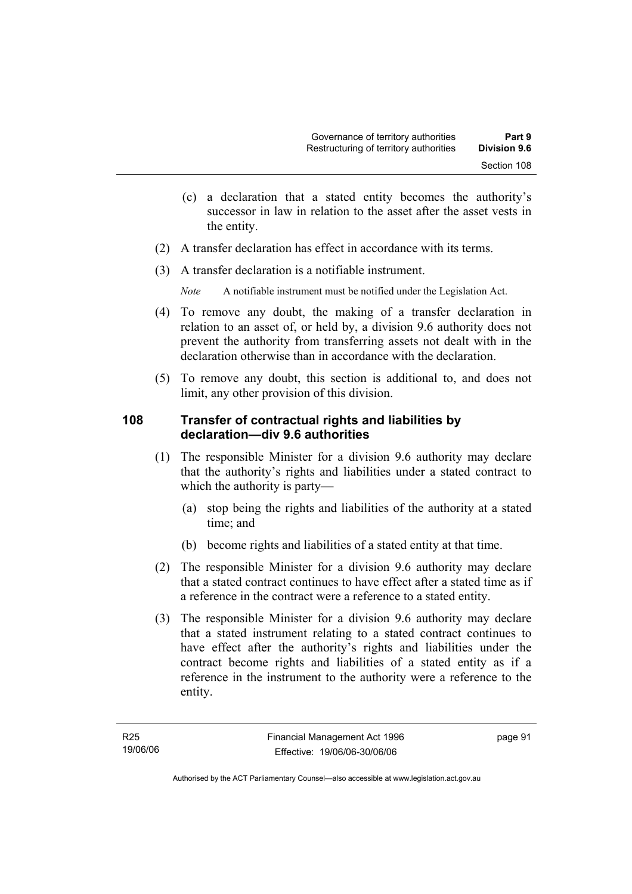(c) a declaration that a stated entity becomes the authority's successor in law in relation to the asset after the asset vests in the entity.

(2) A transfer declaration has effect in accordance with its terms.

(3) A transfer declaration is a notifiable instrument.

*Note* A notifiable instrument must be notified under the Legislation Act.

(4) To remove any doubt, the making of a transfer declaration in relation to an asset of, or held by, a division 9.6 authority does not prevent the authority from transferring assets not dealt with in the declaration otherwise than in accordance with the declaration.

(5) To remove any doubt, this section is additional to, and does not limit, any other provision of this division.

## 108 Transfer of contractual rights and liabilities by declaration—div 9.6 authorities

(1) The responsible Minister for a division 9.6 authority may declare that the authority's rights and liabilities under a stated contract to which the authority is party—

(a) stop being the rights and liabilities of the authority at a stated time; and

(b) become rights and liabilities of a stated entity at that time.

(2) The responsible Minister for a division 9.6 authority may declare that a stated contract continues to have effect after a stated time as if a reference in the contract were a reference to a stated entity.

(3) The responsible Minister for a division 9.6 authority may declare that a stated instrument relating to a stated contract continues to have effect after the authority's rights and liabilities under the contract become rights and liabilities of a stated entity as if a reference in the instrument to the authority were a reference to the entity.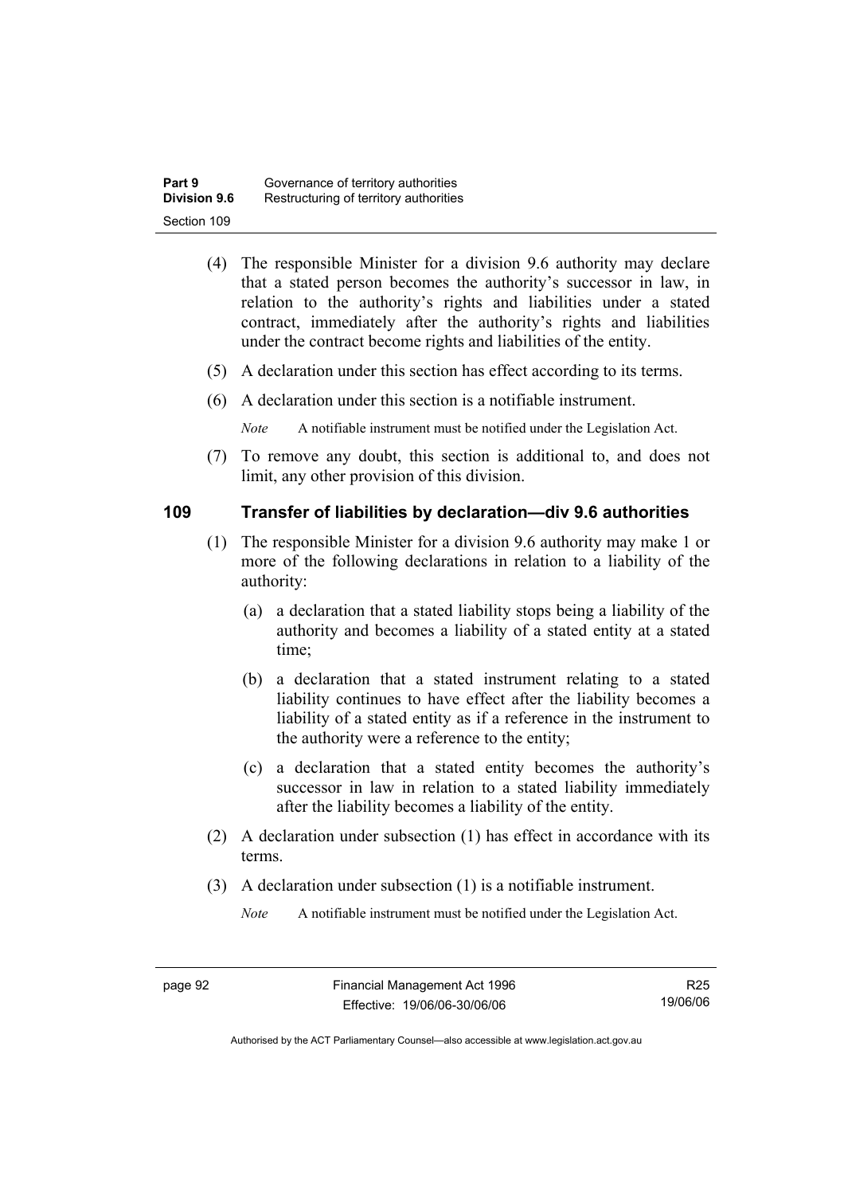(4) The responsible Minister for a division 9.6 authority may declare that a stated person becomes the authority's successor in law, in relation to the authority's rights and liabilities under a stated contract, immediately after the authority's rights and liabilities under the contract become rights and liabilities of the entity.

(5) A declaration under this section has effect according to its terms.

(6) A declaration under this section is a notifiable instrument.

*Note* A notifiable instrument must be notified under the Legislation Act.

(7) To remove any doubt, this section is additional to, and does not limit, any other provision of this division.

## 109 Transfer of liabilities by declaration—div 9.6 authorities

(1) The responsible Minister for a division 9.6 authority may make 1 or more of the following declarations in relation to a liability of the authority:

(a) a declaration that a stated liability stops being a liability of the authority and becomes a liability of a stated entity at a stated time;

(b) a declaration that a stated instrument relating to a stated liability continues to have effect after the liability becomes a liability of a stated entity as if a reference in the instrument to the authority were a reference to the entity;

(c) a declaration that a stated entity becomes the authority's successor in law in relation to a stated liability immediately after the liability becomes a liability of the entity.

(2) A declaration under subsection (1) has effect in accordance with its terms.

(3) A declaration under subsection (1) is a notifiable instrument.

*Note* A notifiable instrument must be notified under the Legislation Act.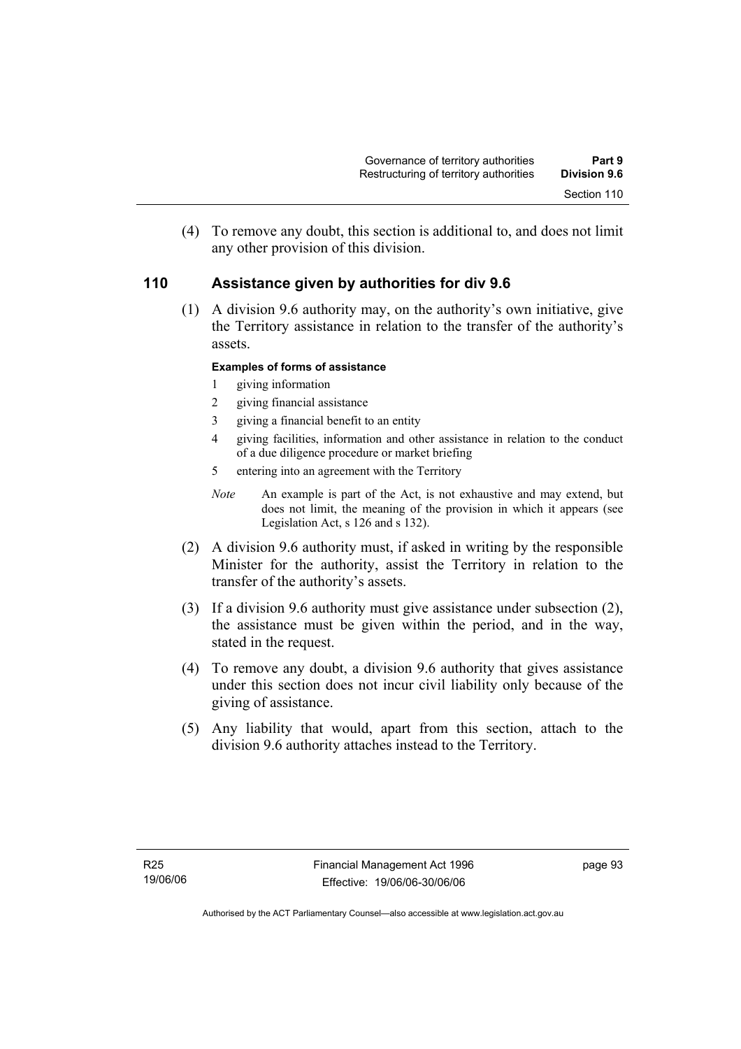(4) To remove any doubt, this section is additional to, and does not limit any other provision of this division.

## 110 Assistance given by authorities for div 9.6

(1) A division 9.6 authority may, on the authority's own initiative, give the Territory assistance in relation to the transfer of the authority's assets.

**Examples of forms of assistance**

1 giving information
2 giving financial assistance
3 giving a financial benefit to an entity
4 giving facilities, information and other assistance in relation to the conduct of a due diligence procedure or market briefing
5 entering into an agreement with the Territory

*Note* An example is part of the Act, is not exhaustive and may extend, but does not limit, the meaning of the provision in which it appears (see Legislation Act, s 126 and s 132).

(2) A division 9.6 authority must, if asked in writing by the responsible Minister for the authority, assist the Territory in relation to the transfer of the authority's assets.

(3) If a division 9.6 authority must give assistance under subsection (2), the assistance must be given within the period, and in the way, stated in the request.

(4) To remove any doubt, a division 9.6 authority that gives assistance under this section does not incur civil liability only because of the giving of assistance.

(5) Any liability that would, apart from this section, attach to the division 9.6 authority attaches instead to the Territory.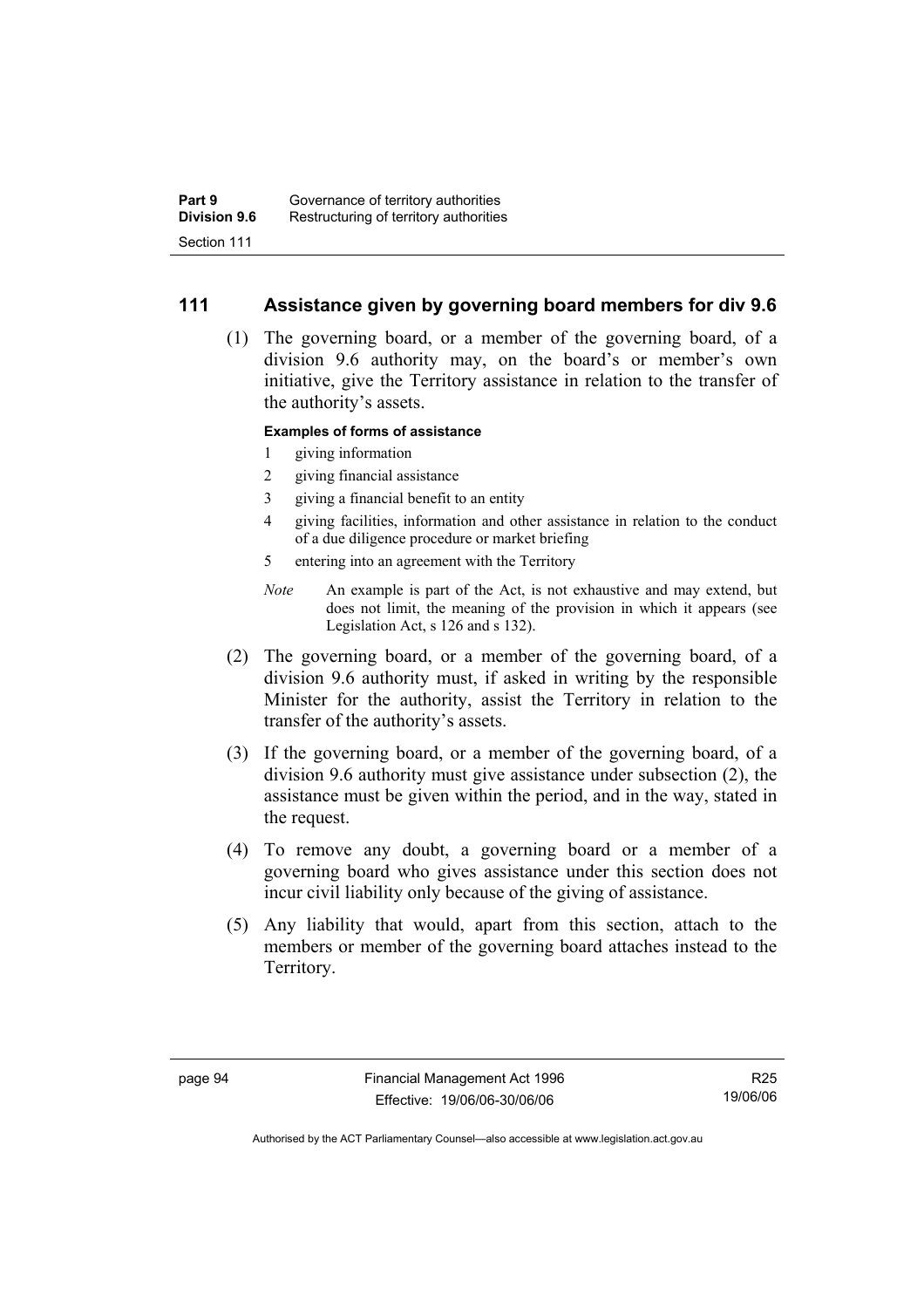## 111 Assistance given by governing board members for div 9.6

(1) The governing board, or a member of the governing board, of a division 9.6 authority may, on the board's or member's own initiative, give the Territory assistance in relation to the transfer of the authority's assets.

**Examples of forms of assistance**

1 giving information

2 giving financial assistance

3 giving a financial benefit to an entity

4 giving facilities, information and other assistance in relation to the conduct of a due diligence procedure or market briefing

5 entering into an agreement with the Territory

*Note* An example is part of the Act, is not exhaustive and may extend, but does not limit, the meaning of the provision in which it appears (see Legislation Act, s 126 and s 132).

(2) The governing board, or a member of the governing board, of a division 9.6 authority must, if asked in writing by the responsible Minister for the authority, assist the Territory in relation to the transfer of the authority's assets.

(3) If the governing board, or a member of the governing board, of a division 9.6 authority must give assistance under subsection (2), the assistance must be given within the period, and in the way, stated in the request.

(4) To remove any doubt, a governing board or a member of a governing board who gives assistance under this section does not incur civil liability only because of the giving of assistance.

(5) Any liability that would, apart from this section, attach to the members or member of the governing board attaches instead to the Territory.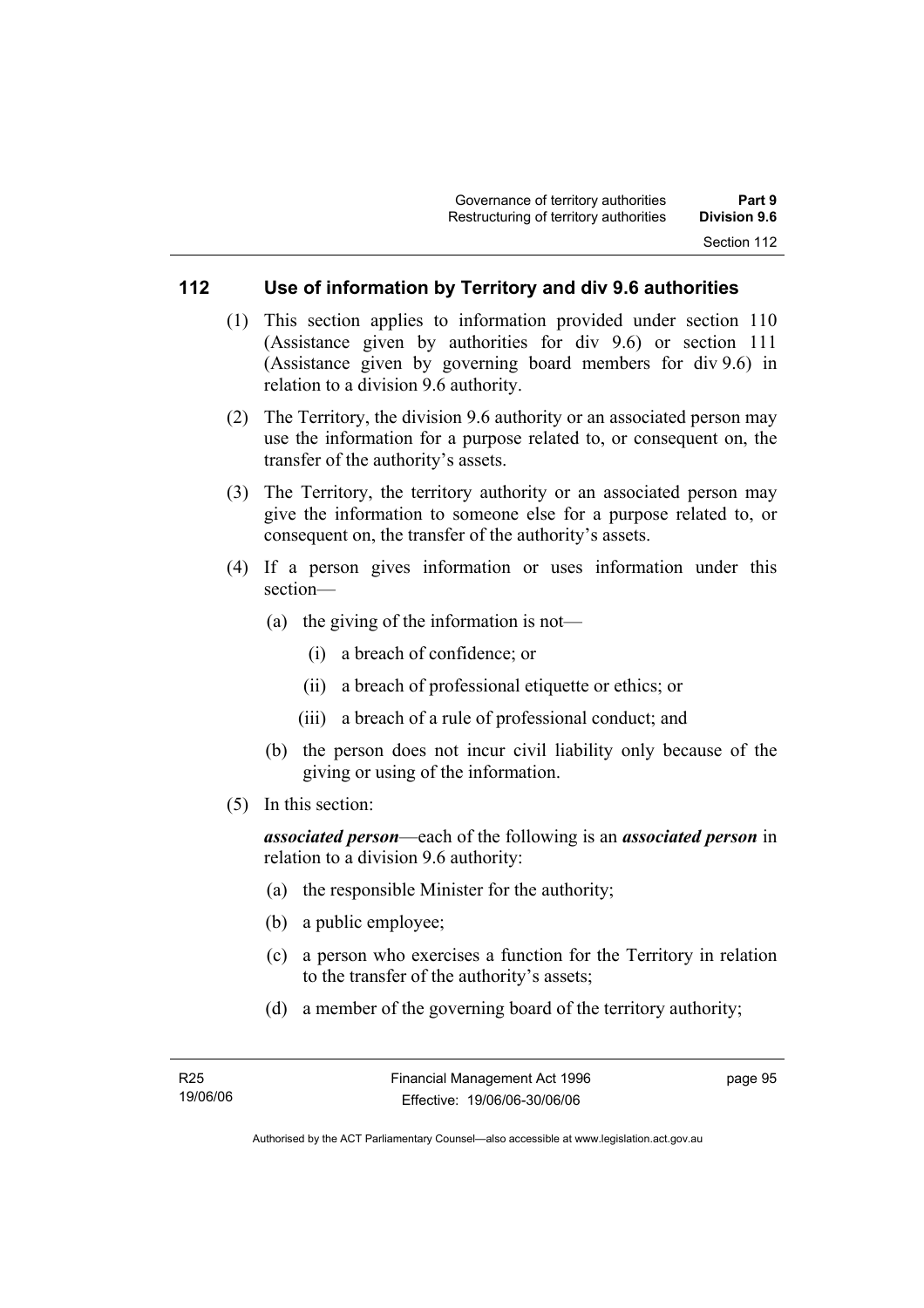## 112 Use of information by Territory and div 9.6 authorities

(1) This section applies to information provided under section 110 (Assistance given by authorities for div 9.6) or section 111 (Assistance given by governing board members for div 9.6) in relation to a division 9.6 authority.

(2) The Territory, the division 9.6 authority or an associated person may use the information for a purpose related to, or consequent on, the transfer of the authority's assets.

(3) The Territory, the territory authority or an associated person may give the information to someone else for a purpose related to, or consequent on, the transfer of the authority's assets.

(4) If a person gives information or uses information under this section—

- (a) the giving of the information is not—
  - (i) a breach of confidence; or
  - (ii) a breach of professional etiquette or ethics; or
  - (iii) a breach of a rule of professional conduct; and
- (b) the person does not incur civil liability only because of the giving or using of the information.

(5) In this section:

***associated person***—each of the following is an ***associated person*** in relation to a division 9.6 authority:

- (a) the responsible Minister for the authority;
- (b) a public employee;
- (c) a person who exercises a function for the Territory in relation to the transfer of the authority's assets;
- (d) a member of the governing board of the territory authority;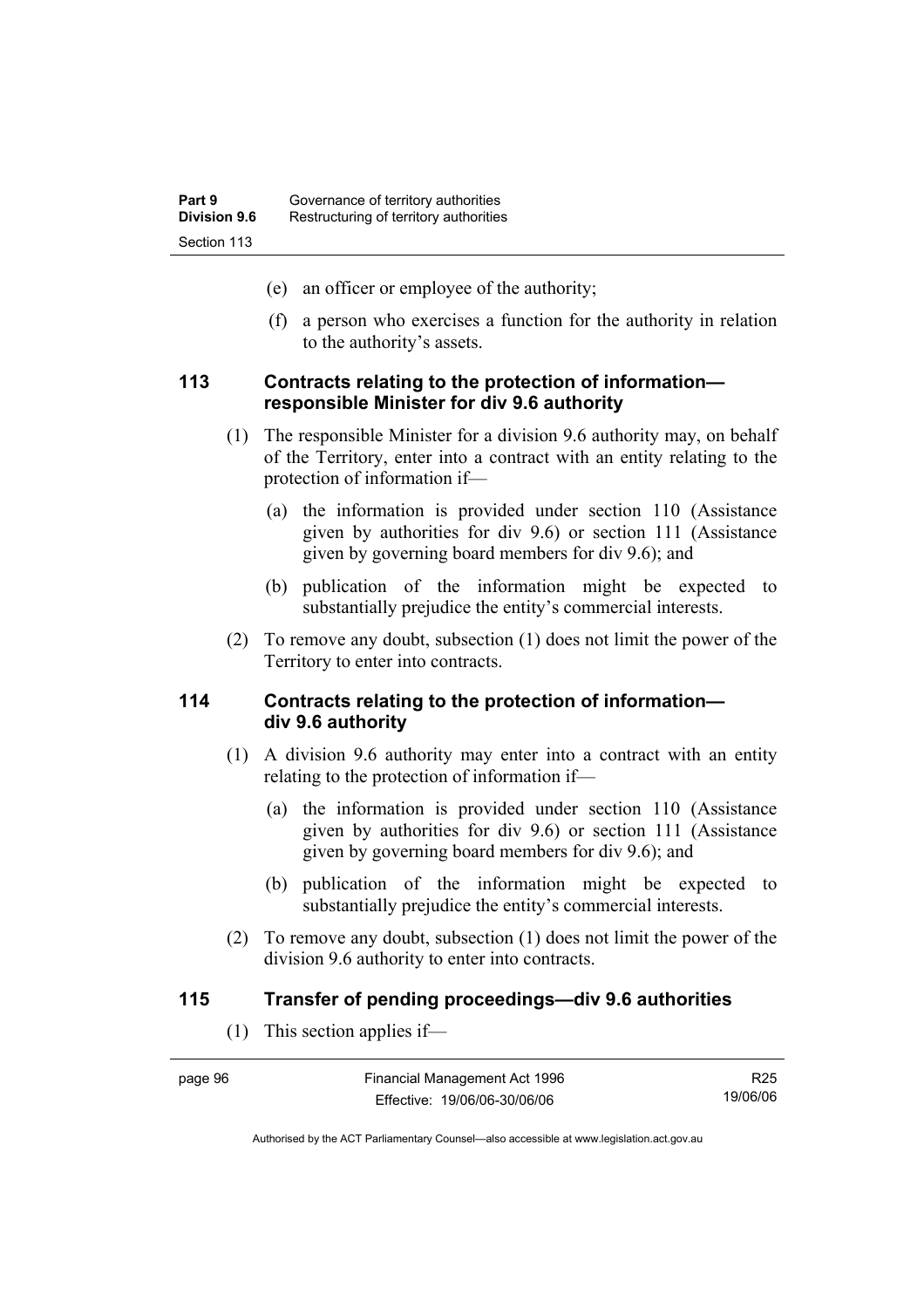(e) an officer or employee of the authority;

(f) a person who exercises a function for the authority in relation to the authority's assets.

### 113 Contracts relating to the protection of information—responsible Minister for div 9.6 authority

(1) The responsible Minister for a division 9.6 authority may, on behalf of the Territory, enter into a contract with an entity relating to the protection of information if—

(a) the information is provided under section 110 (Assistance given by authorities for div 9.6) or section 111 (Assistance given by governing board members for div 9.6); and

(b) publication of the information might be expected to substantially prejudice the entity's commercial interests.

(2) To remove any doubt, subsection (1) does not limit the power of the Territory to enter into contracts.

### 114 Contracts relating to the protection of information—div 9.6 authority

(1) A division 9.6 authority may enter into a contract with an entity relating to the protection of information if—

(a) the information is provided under section 110 (Assistance given by authorities for div 9.6) or section 111 (Assistance given by governing board members for div 9.6); and

(b) publication of the information might be expected to substantially prejudice the entity's commercial interests.

(2) To remove any doubt, subsection (1) does not limit the power of the division 9.6 authority to enter into contracts.

### 115 Transfer of pending proceedings—div 9.6 authorities

(1) This section applies if—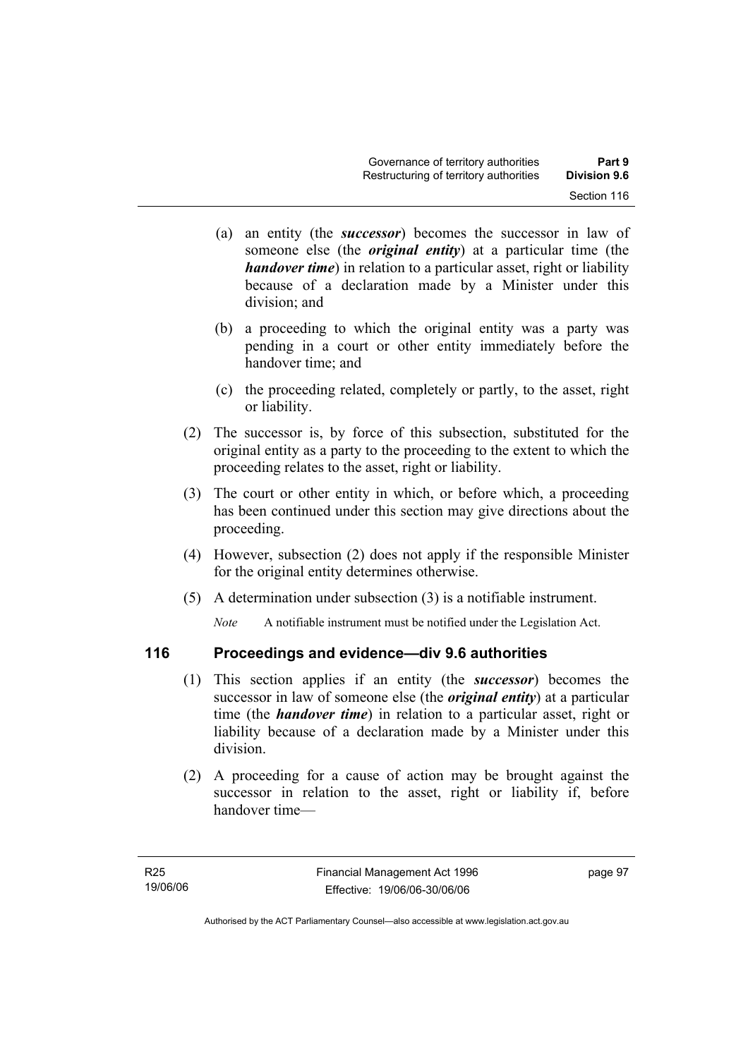(a) an entity (the ***successor***) becomes the successor in law of someone else (the ***original entity***) at a particular time (the ***handover time***) in relation to a particular asset, right or liability because of a declaration made by a Minister under this division; and

(b) a proceeding to which the original entity was a party was pending in a court or other entity immediately before the handover time; and

(c) the proceeding related, completely or partly, to the asset, right or liability.

(2) The successor is, by force of this subsection, substituted for the original entity as a party to the proceeding to the extent to which the proceeding relates to the asset, right or liability.

(3) The court or other entity in which, or before which, a proceeding has been continued under this section may give directions about the proceeding.

(4) However, subsection (2) does not apply if the responsible Minister for the original entity determines otherwise.

(5) A determination under subsection (3) is a notifiable instrument.

*Note* A notifiable instrument must be notified under the Legislation Act.

## 116 Proceedings and evidence—div 9.6 authorities

(1) This section applies if an entity (the ***successor***) becomes the successor in law of someone else (the ***original entity***) at a particular time (the ***handover time***) in relation to a particular asset, right or liability because of a declaration made by a Minister under this division.

(2) A proceeding for a cause of action may be brought against the successor in relation to the asset, right or liability if, before handover time—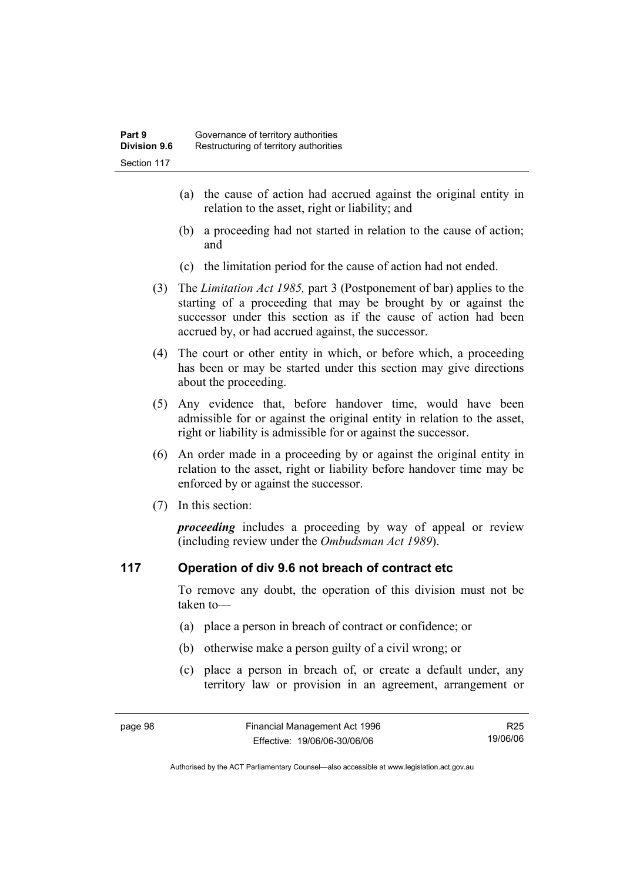(a) the cause of action had accrued against the original entity in relation to the asset, right or liability; and

(b) a proceeding had not started in relation to the cause of action; and

(c) the limitation period for the cause of action had not ended.

(3) The *Limitation Act 1985,* part 3 (Postponement of bar) applies to the starting of a proceeding that may be brought by or against the successor under this section as if the cause of action had been accrued by, or had accrued against, the successor.

(4) The court or other entity in which, or before which, a proceeding has been or may be started under this section may give directions about the proceeding.

(5) Any evidence that, before handover time, would have been admissible for or against the original entity in relation to the asset, right or liability is admissible for or against the successor.

(6) An order made in a proceeding by or against the original entity in relation to the asset, right or liability before handover time may be enforced by or against the successor.

(7) In this section:

***proceeding*** includes a proceeding by way of appeal or review (including review under the *Ombudsman Act 1989*).

## 117 Operation of div 9.6 not breach of contract etc

To remove any doubt, the operation of this division must not be taken to—

(a) place a person in breach of contract or confidence; or

(b) otherwise make a person guilty of a civil wrong; or

(c) place a person in breach of, or create a default under, any territory law or provision in an agreement, arrangement or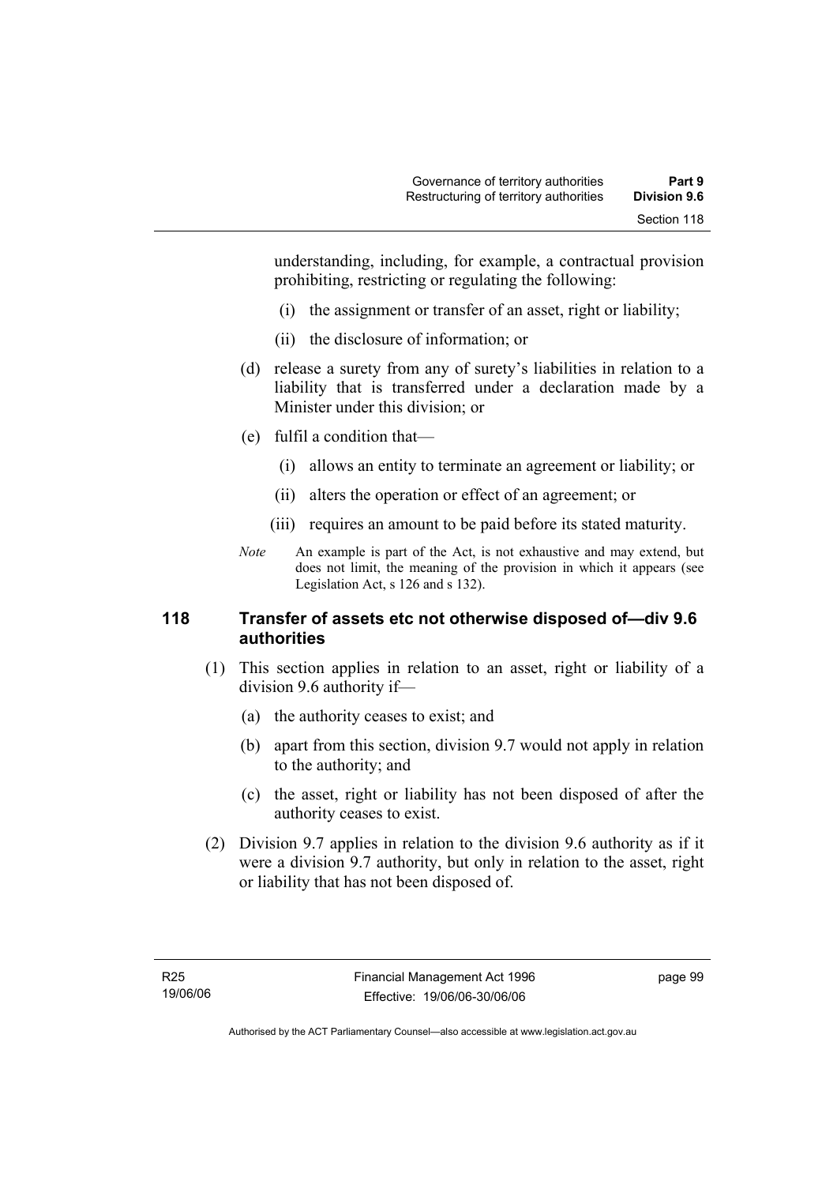understanding, including, for example, a contractual provision prohibiting, restricting or regulating the following:

(i) the assignment or transfer of an asset, right or liability;

(ii) the disclosure of information; or

(d) release a surety from any of surety's liabilities in relation to a liability that is transferred under a declaration made by a Minister under this division; or

(e) fulfil a condition that—

(i) allows an entity to terminate an agreement or liability; or

(ii) alters the operation or effect of an agreement; or

(iii) requires an amount to be paid before its stated maturity.

*Note* An example is part of the Act, is not exhaustive and may extend, but does not limit, the meaning of the provision in which it appears (see Legislation Act, s 126 and s 132).

## 118 Transfer of assets etc not otherwise disposed of—div 9.6 authorities

(1) This section applies in relation to an asset, right or liability of a division 9.6 authority if—

(a) the authority ceases to exist; and

(b) apart from this section, division 9.7 would not apply in relation to the authority; and

(c) the asset, right or liability has not been disposed of after the authority ceases to exist.

(2) Division 9.7 applies in relation to the division 9.6 authority as if it were a division 9.7 authority, but only in relation to the asset, right or liability that has not been disposed of.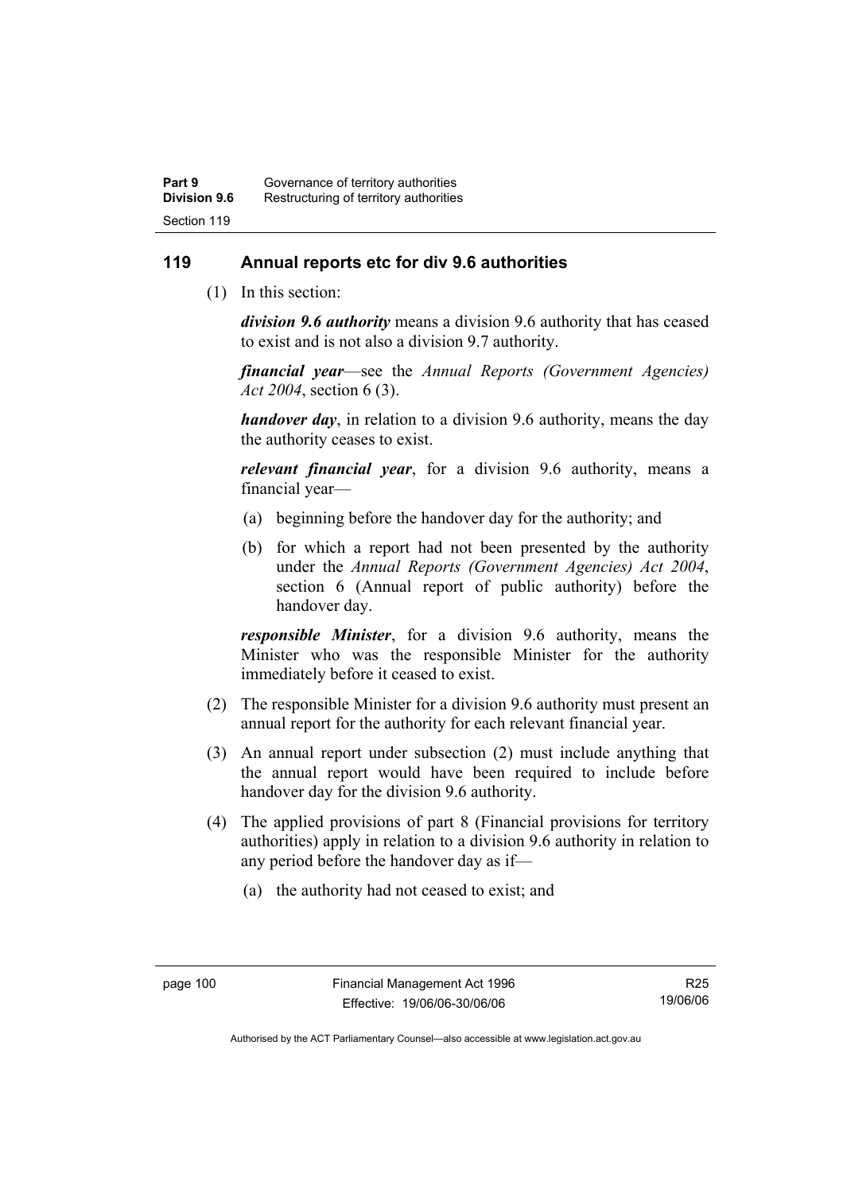## 119 Annual reports etc for div 9.6 authorities

(1) In this section:

***division 9.6 authority*** means a division 9.6 authority that has ceased to exist and is not also a division 9.7 authority.

***financial year***—see the *Annual Reports (Government Agencies) Act 2004*, section 6 (3).

***handover day***, in relation to a division 9.6 authority, means the day the authority ceases to exist.

***relevant financial year***, for a division 9.6 authority, means a financial year—

- (a) beginning before the handover day for the authority; and
- (b) for which a report had not been presented by the authority under the *Annual Reports (Government Agencies) Act 2004*, section 6 (Annual report of public authority) before the handover day.

***responsible Minister***, for a division 9.6 authority, means the Minister who was the responsible Minister for the authority immediately before it ceased to exist.

(2) The responsible Minister for a division 9.6 authority must present an annual report for the authority for each relevant financial year.

(3) An annual report under subsection (2) must include anything that the annual report would have been required to include before handover day for the division 9.6 authority.

(4) The applied provisions of part 8 (Financial provisions for territory authorities) apply in relation to a division 9.6 authority in relation to any period before the handover day as if—

- (a) the authority had not ceased to exist; and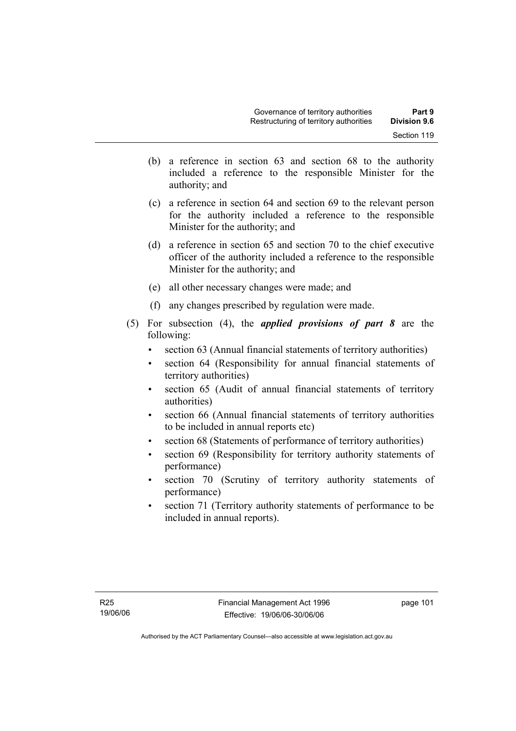(b) a reference in section 63 and section 68 to the authority included a reference to the responsible Minister for the authority; and

(c) a reference in section 64 and section 69 to the relevant person for the authority included a reference to the responsible Minister for the authority; and

(d) a reference in section 65 and section 70 to the chief executive officer of the authority included a reference to the responsible Minister for the authority; and

(e) all other necessary changes were made; and

(f) any changes prescribed by regulation were made.

(5) For subsection (4), the ***applied provisions of part 8*** are the following:

- section 63 (Annual financial statements of territory authorities)
- section 64 (Responsibility for annual financial statements of territory authorities)
- section 65 (Audit of annual financial statements of territory authorities)
- section 66 (Annual financial statements of territory authorities to be included in annual reports etc)
- section 68 (Statements of performance of territory authorities)
- section 69 (Responsibility for territory authority statements of performance)
- section 70 (Scrutiny of territory authority statements of performance)
- section 71 (Territory authority statements of performance to be included in annual reports).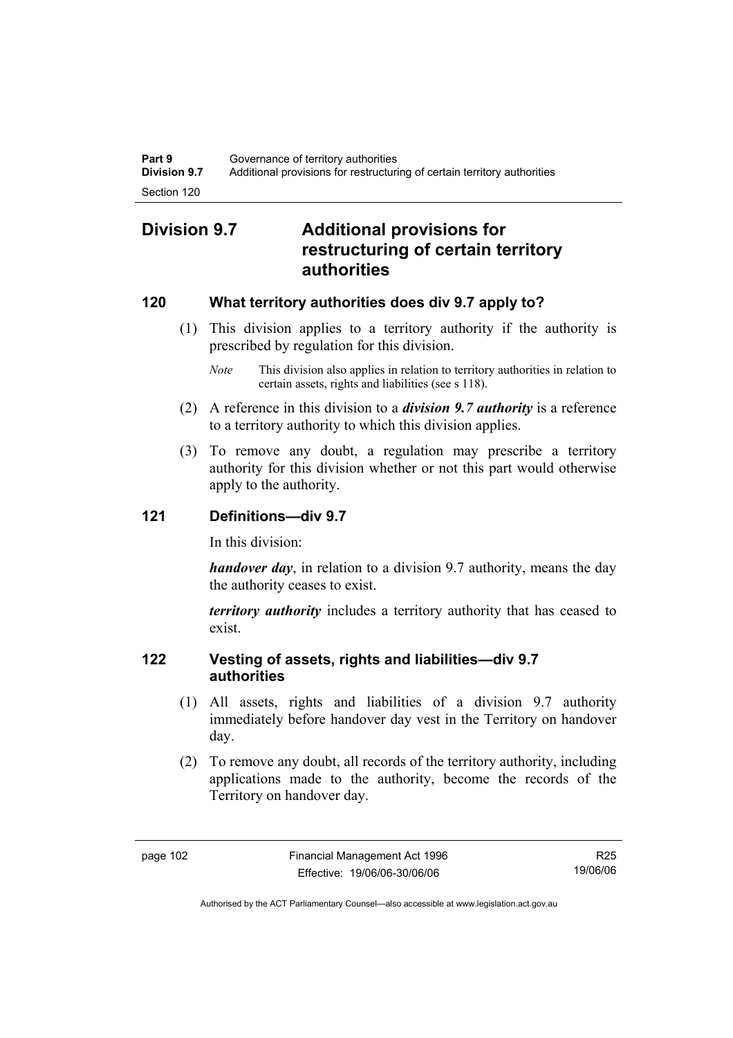## Division 9.7 Additional provisions for restructuring of certain territory authorities

### 120 What territory authorities does div 9.7 apply to?

(1) This division applies to a territory authority if the authority is prescribed by regulation for this division.

*Note* This division also applies in relation to territory authorities in relation to certain assets, rights and liabilities (see s 118).

(2) A reference in this division to a ***division 9.7 authority*** is a reference to a territory authority to which this division applies.

(3) To remove any doubt, a regulation may prescribe a territory authority for this division whether or not this part would otherwise apply to the authority.

### 121 Definitions—div 9.7

In this division:

***handover day***, in relation to a division 9.7 authority, means the day the authority ceases to exist.

***territory authority*** includes a territory authority that has ceased to exist.

### 122 Vesting of assets, rights and liabilities—div 9.7 authorities

(1) All assets, rights and liabilities of a division 9.7 authority immediately before handover day vest in the Territory on handover day.

(2) To remove any doubt, all records of the territory authority, including applications made to the authority, become the records of the Territory on handover day.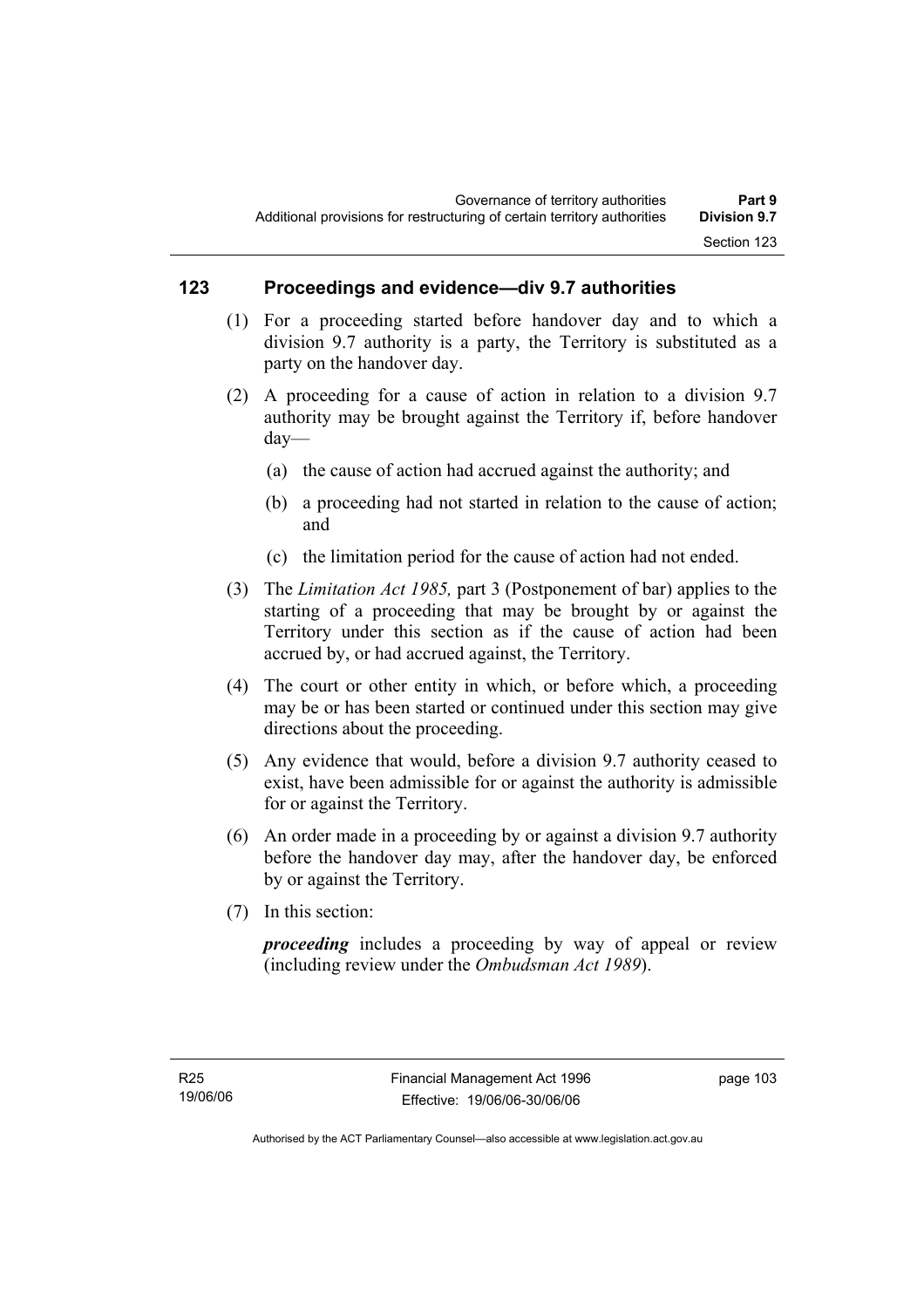## 123 Proceedings and evidence—div 9.7 authorities

(1) For a proceeding started before handover day and to which a division 9.7 authority is a party, the Territory is substituted as a party on the handover day.

(2) A proceeding for a cause of action in relation to a division 9.7 authority may be brought against the Territory if, before handover day—

(a) the cause of action had accrued against the authority; and

(b) a proceeding had not started in relation to the cause of action; and

(c) the limitation period for the cause of action had not ended.

(3) The *Limitation Act 1985,* part 3 (Postponement of bar) applies to the starting of a proceeding that may be brought by or against the Territory under this section as if the cause of action had been accrued by, or had accrued against, the Territory.

(4) The court or other entity in which, or before which, a proceeding may be or has been started or continued under this section may give directions about the proceeding.

(5) Any evidence that would, before a division 9.7 authority ceased to exist, have been admissible for or against the authority is admissible for or against the Territory.

(6) An order made in a proceeding by or against a division 9.7 authority before the handover day may, after the handover day, be enforced by or against the Territory.

(7) In this section:

***proceeding*** includes a proceeding by way of appeal or review (including review under the *Ombudsman Act 1989*).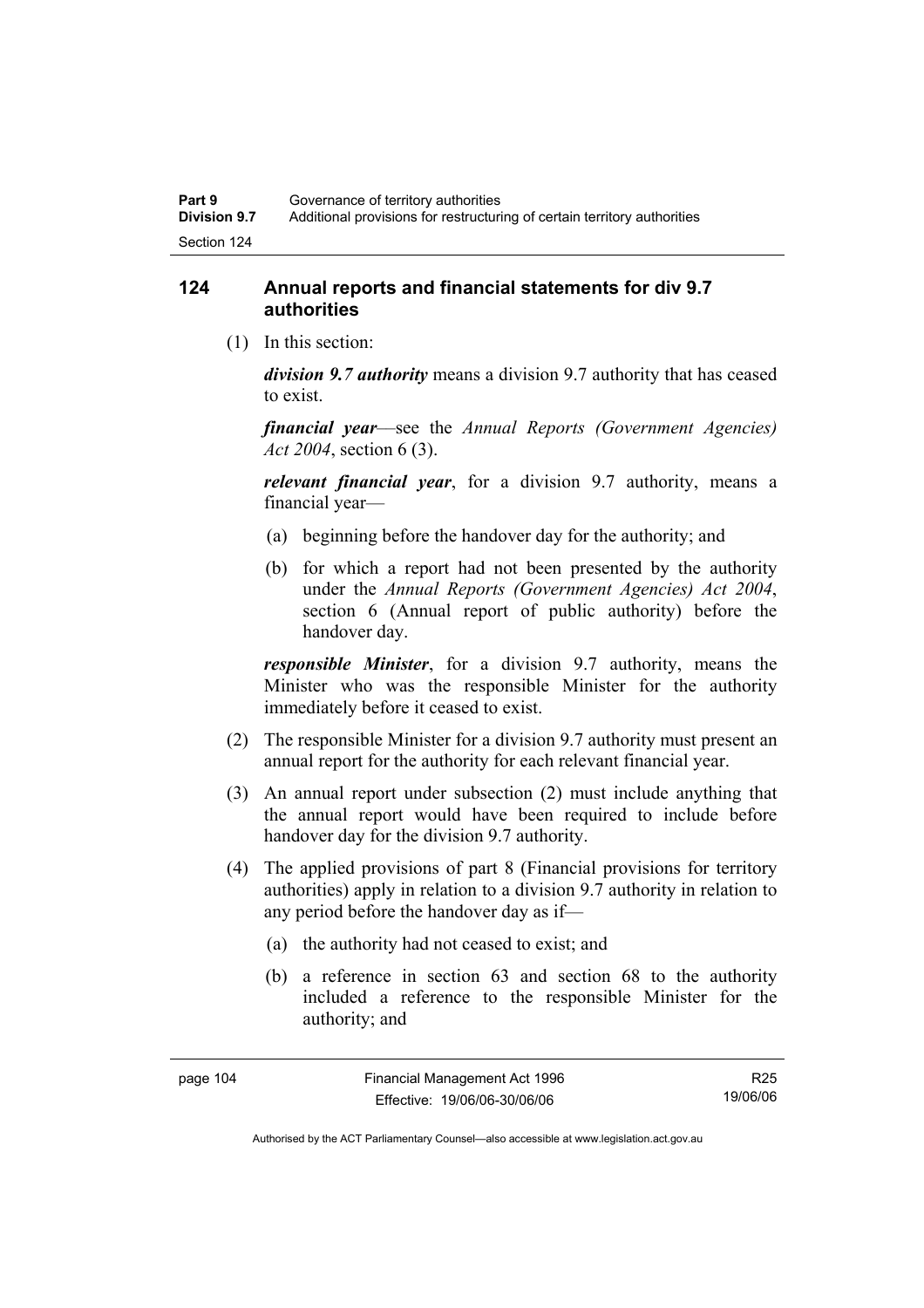## 124 Annual reports and financial statements for div 9.7 authorities

(1) In this section:

***division 9.7 authority*** means a division 9.7 authority that has ceased to exist.

***financial year***—see the *Annual Reports (Government Agencies) Act 2004*, section 6 (3).

***relevant financial year***, for a division 9.7 authority, means a financial year—

(a) beginning before the handover day for the authority; and

(b) for which a report had not been presented by the authority under the *Annual Reports (Government Agencies) Act 2004*, section 6 (Annual report of public authority) before the handover day.

***responsible Minister***, for a division 9.7 authority, means the Minister who was the responsible Minister for the authority immediately before it ceased to exist.

(2) The responsible Minister for a division 9.7 authority must present an annual report for the authority for each relevant financial year.

(3) An annual report under subsection (2) must include anything that the annual report would have been required to include before handover day for the division 9.7 authority.

(4) The applied provisions of part 8 (Financial provisions for territory authorities) apply in relation to a division 9.7 authority in relation to any period before the handover day as if—

(a) the authority had not ceased to exist; and

(b) a reference in section 63 and section 68 to the authority included a reference to the responsible Minister for the authority; and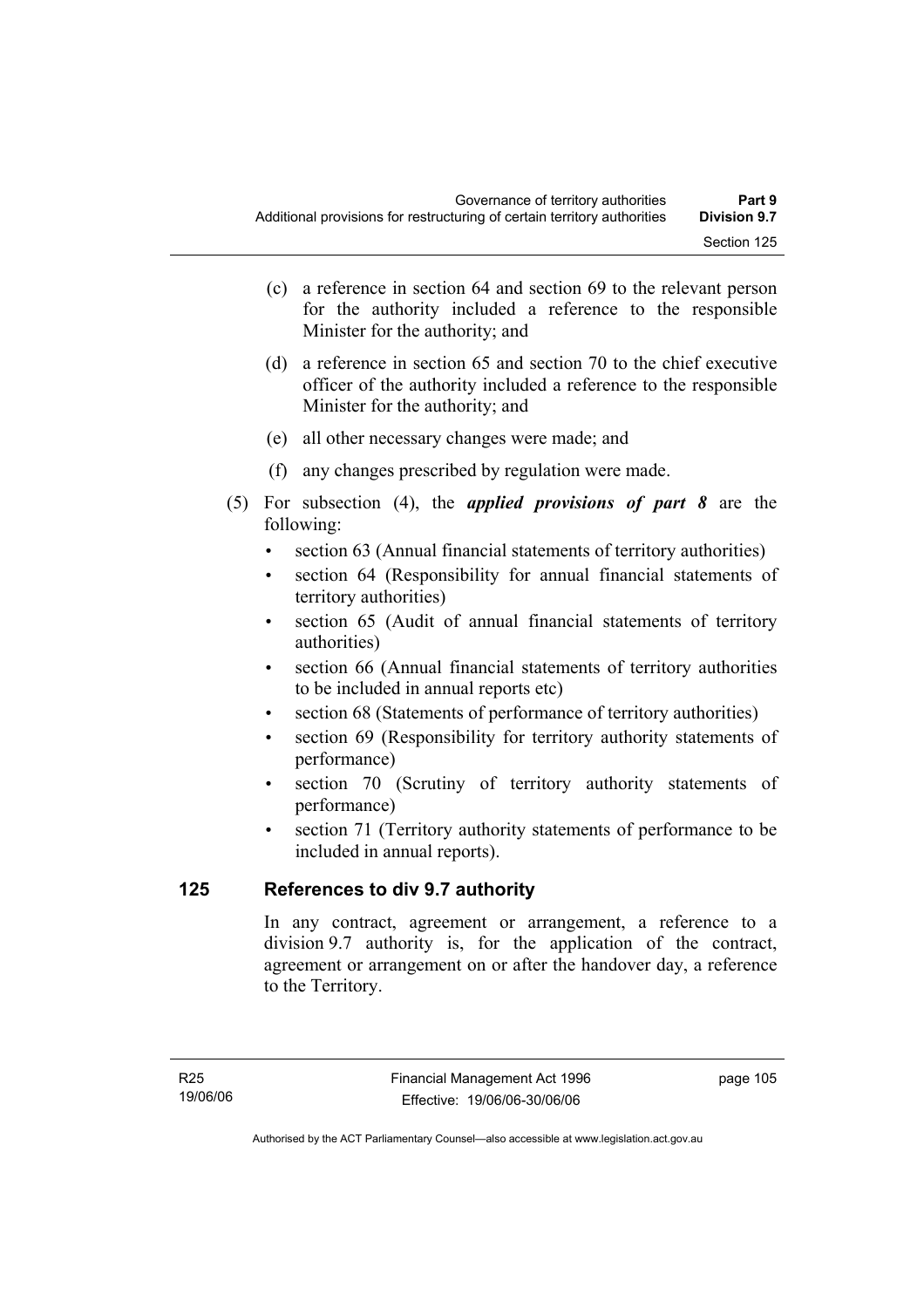(c) a reference in section 64 and section 69 to the relevant person for the authority included a reference to the responsible Minister for the authority; and

(d) a reference in section 65 and section 70 to the chief executive officer of the authority included a reference to the responsible Minister for the authority; and

(e) all other necessary changes were made; and

(f) any changes prescribed by regulation were made.

(5) For subsection (4), the ***applied provisions of part 8*** are the following:

- section 63 (Annual financial statements of territory authorities)
- section 64 (Responsibility for annual financial statements of territory authorities)
- section 65 (Audit of annual financial statements of territory authorities)
- section 66 (Annual financial statements of territory authorities to be included in annual reports etc)
- section 68 (Statements of performance of territory authorities)
- section 69 (Responsibility for territory authority statements of performance)
- section 70 (Scrutiny of territory authority statements of performance)
- section 71 (Territory authority statements of performance to be included in annual reports).

## 125 References to div 9.7 authority

In any contract, agreement or arrangement, a reference to a division 9.7 authority is, for the application of the contract, agreement or arrangement on or after the handover day, a reference to the Territory.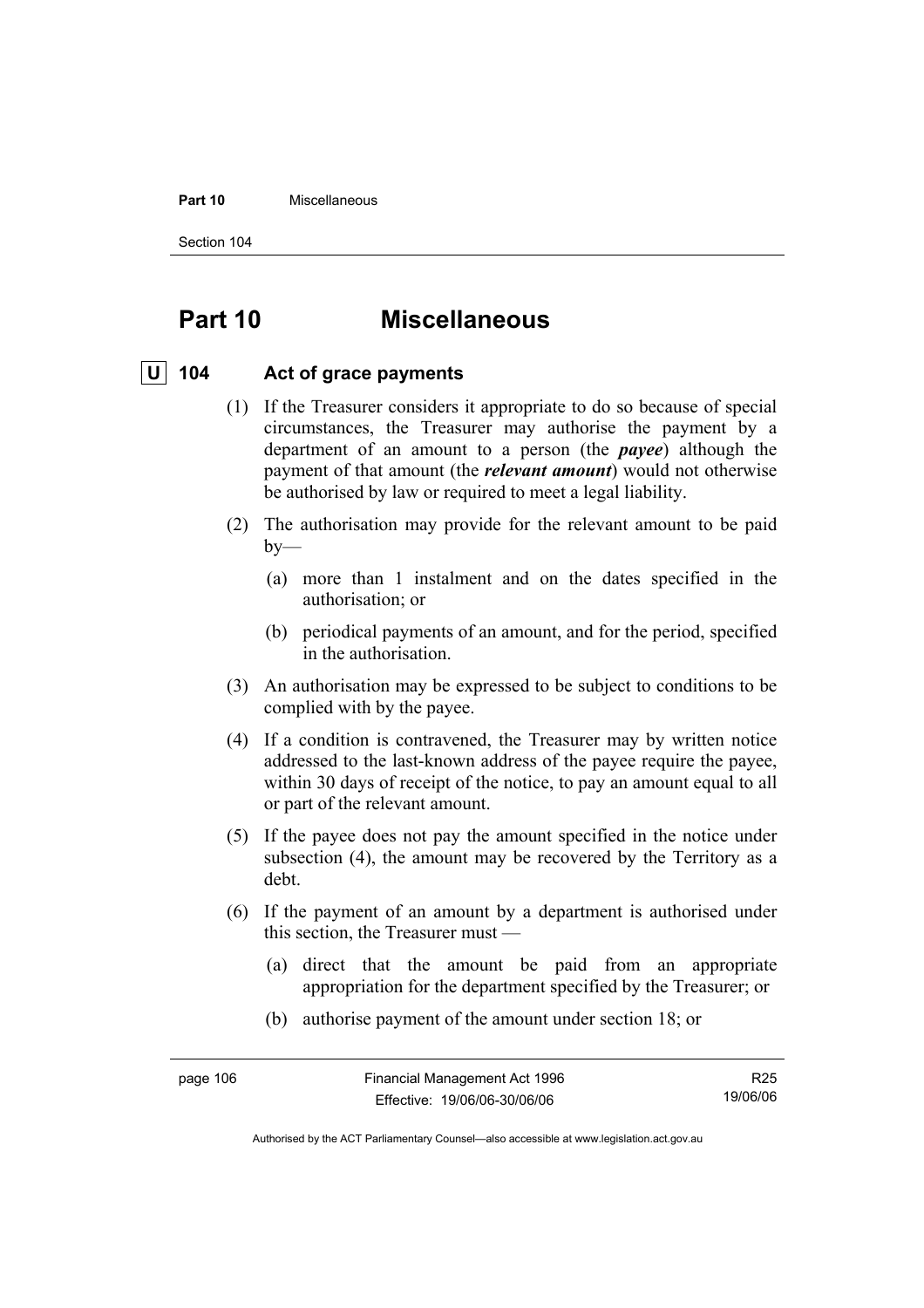# Part 10 Miscellaneous

## U 104 Act of grace payments

(1) If the Treasurer considers it appropriate to do so because of special circumstances, the Treasurer may authorise the payment by a department of an amount to a person (the ***payee***) although the payment of that amount (the ***relevant amount***) would not otherwise be authorised by law or required to meet a legal liability.

(2) The authorisation may provide for the relevant amount to be paid by—

(a) more than 1 instalment and on the dates specified in the authorisation; or

(b) periodical payments of an amount, and for the period, specified in the authorisation.

(3) An authorisation may be expressed to be subject to conditions to be complied with by the payee.

(4) If a condition is contravened, the Treasurer may by written notice addressed to the last-known address of the payee require the payee, within 30 days of receipt of the notice, to pay an amount equal to all or part of the relevant amount.

(5) If the payee does not pay the amount specified in the notice under subsection (4), the amount may be recovered by the Territory as a debt.

(6) If the payment of an amount by a department is authorised under this section, the Treasurer must —

(a) direct that the amount be paid from an appropriate appropriation for the department specified by the Treasurer; or

(b) authorise payment of the amount under section 18; or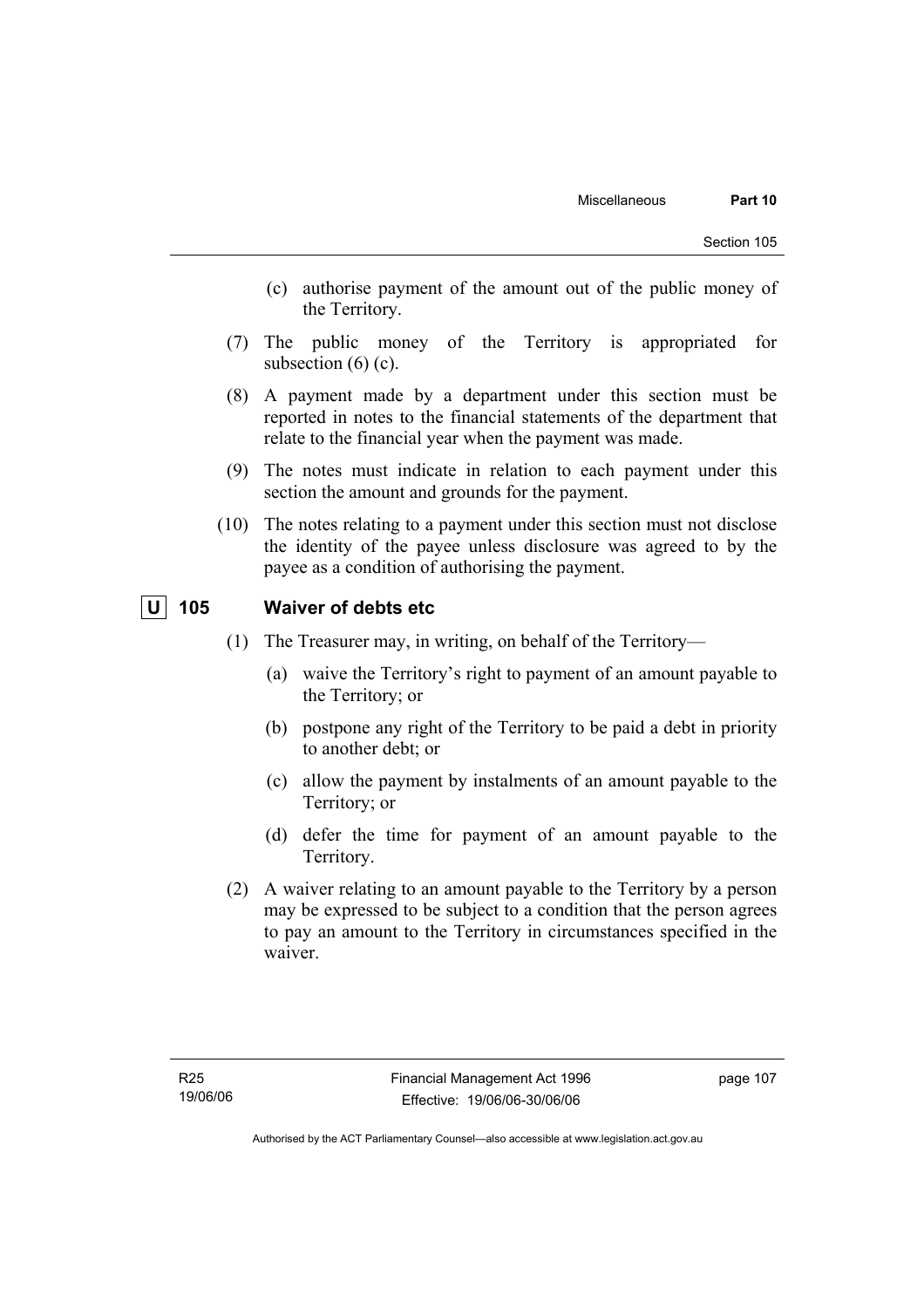(c) authorise payment of the amount out of the public money of the Territory.

(7) The public money of the Territory is appropriated for subsection (6) (c).

(8) A payment made by a department under this section must be reported in notes to the financial statements of the department that relate to the financial year when the payment was made.

(9) The notes must indicate in relation to each payment under this section the amount and grounds for the payment.

(10) The notes relating to a payment under this section must not disclose the identity of the payee unless disclosure was agreed to by the payee as a condition of authorising the payment.

## U 105 Waiver of debts etc

(1) The Treasurer may, in writing, on behalf of the Territory—

(a) waive the Territory's right to payment of an amount payable to the Territory; or

(b) postpone any right of the Territory to be paid a debt in priority to another debt; or

(c) allow the payment by instalments of an amount payable to the Territory; or

(d) defer the time for payment of an amount payable to the Territory.

(2) A waiver relating to an amount payable to the Territory by a person may be expressed to be subject to a condition that the person agrees to pay an amount to the Territory in circumstances specified in the waiver.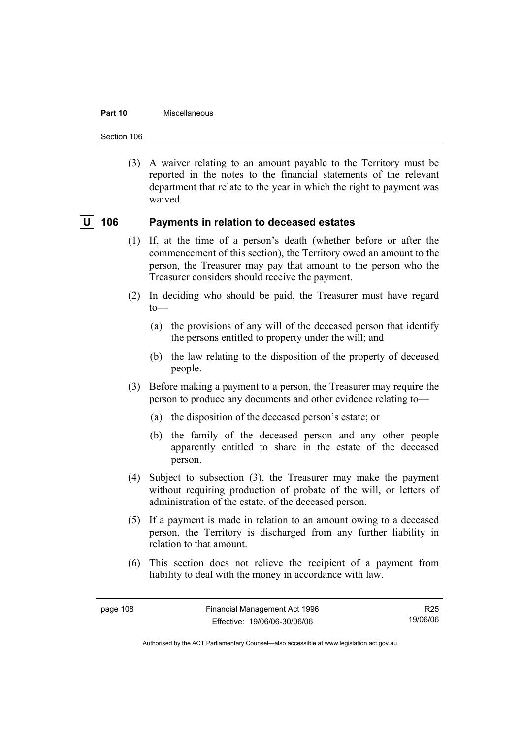(3) A waiver relating to an amount payable to the Territory must be reported in the notes to the financial statements of the relevant department that relate to the year in which the right to payment was waived.

## U 106 Payments in relation to deceased estates

(1) If, at the time of a person's death (whether before or after the commencement of this section), the Territory owed an amount to the person, the Treasurer may pay that amount to the person who the Treasurer considers should receive the payment.

(2) In deciding who should be paid, the Treasurer must have regard to—

(a) the provisions of any will of the deceased person that identify the persons entitled to property under the will; and

(b) the law relating to the disposition of the property of deceased people.

(3) Before making a payment to a person, the Treasurer may require the person to produce any documents and other evidence relating to—

(a) the disposition of the deceased person's estate; or

(b) the family of the deceased person and any other people apparently entitled to share in the estate of the deceased person.

(4) Subject to subsection (3), the Treasurer may make the payment without requiring production of probate of the will, or letters of administration of the estate, of the deceased person.

(5) If a payment is made in relation to an amount owing to a deceased person, the Territory is discharged from any further liability in relation to that amount.

(6) This section does not relieve the recipient of a payment from liability to deal with the money in accordance with law.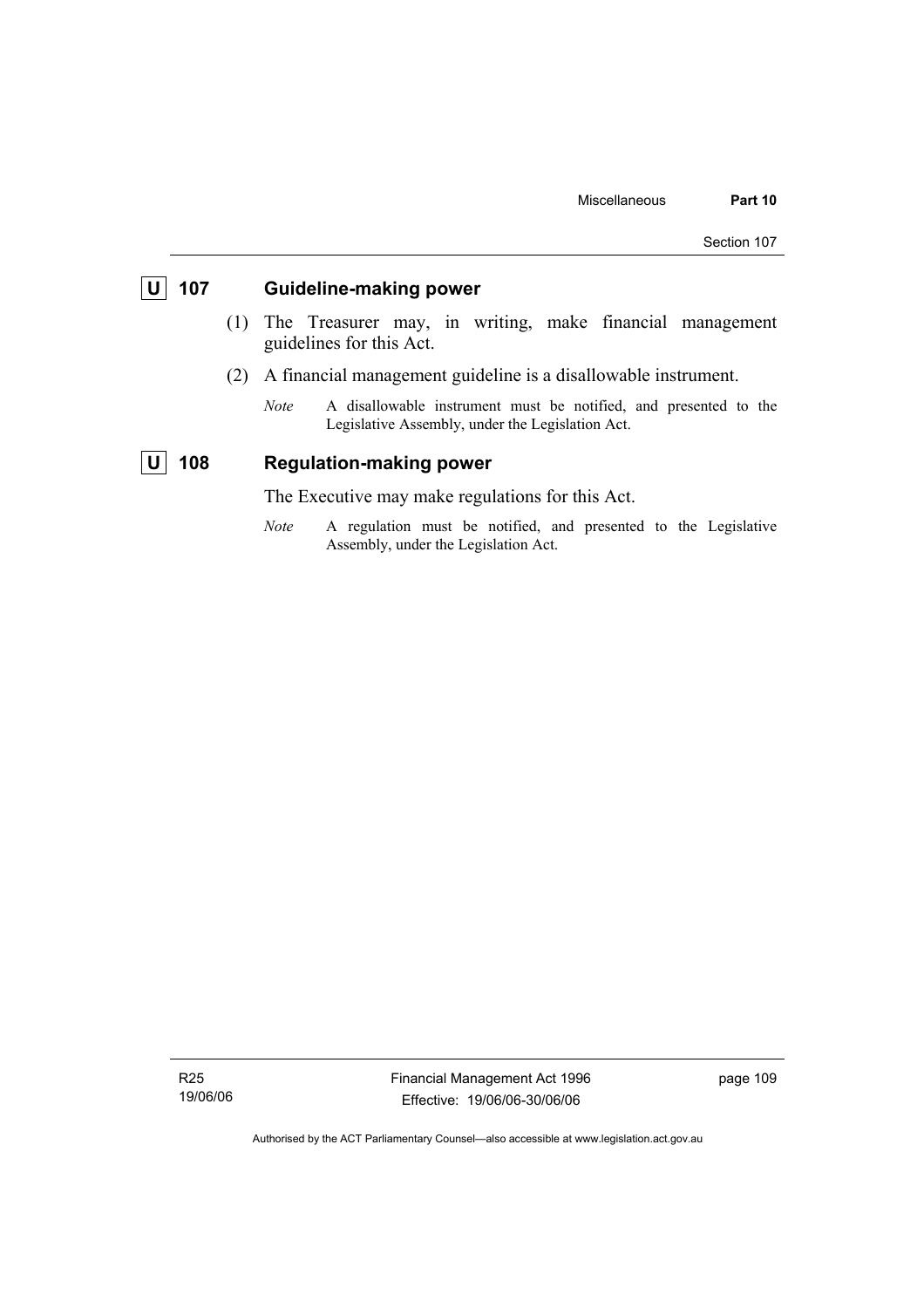## U 107 Guideline-making power

(1) The Treasurer may, in writing, make financial management guidelines for this Act.

(2) A financial management guideline is a disallowable instrument.

*Note* A disallowable instrument must be notified, and presented to the Legislative Assembly, under the Legislation Act.

## U 108 Regulation-making power

The Executive may make regulations for this Act.

*Note* A regulation must be notified, and presented to the Legislative Assembly, under the Legislation Act.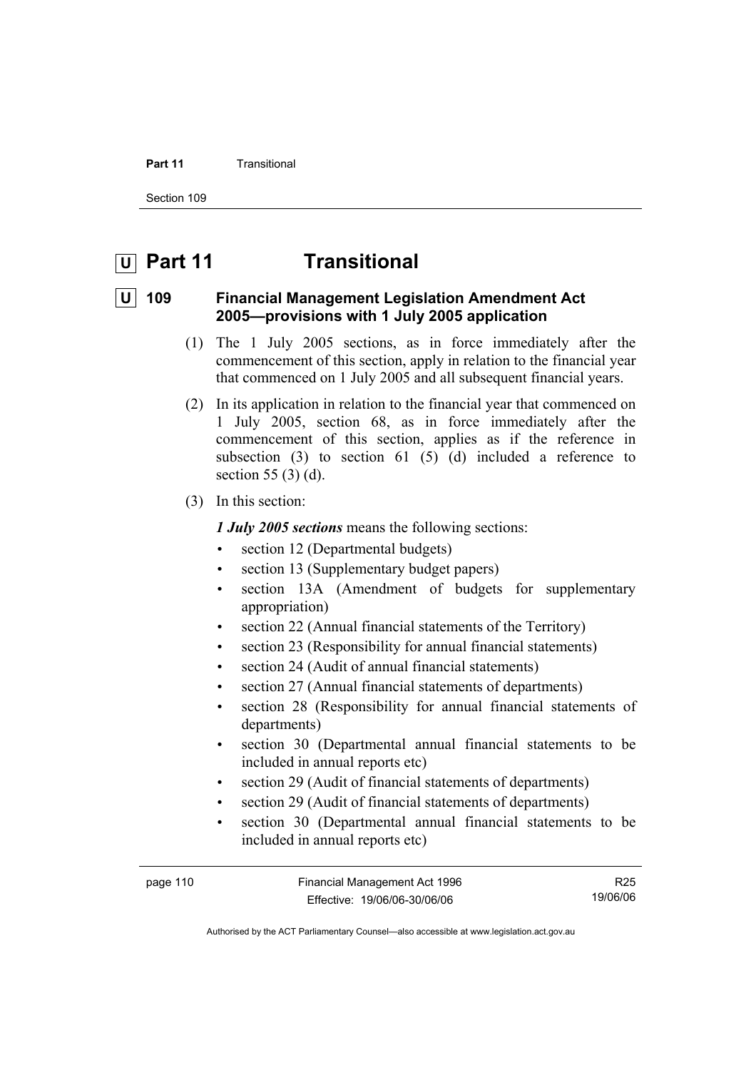# U Part 11 Transitional

## U 109 Financial Management Legislation Amendment Act 2005—provisions with 1 July 2005 application

(1) The 1 July 2005 sections, as in force immediately after the commencement of this section, apply in relation to the financial year that commenced on 1 July 2005 and all subsequent financial years.

(2) In its application in relation to the financial year that commenced on 1 July 2005, section 68, as in force immediately after the commencement of this section, applies as if the reference in subsection (3) to section 61 (5) (d) included a reference to section 55 (3) (d).

(3) In this section:

***1 July 2005 sections*** means the following sections:

- section 12 (Departmental budgets)
- section 13 (Supplementary budget papers)
- section 13A (Amendment of budgets for supplementary appropriation)
- section 22 (Annual financial statements of the Territory)
- section 23 (Responsibility for annual financial statements)
- section 24 (Audit of annual financial statements)
- section 27 (Annual financial statements of departments)
- section 28 (Responsibility for annual financial statements of departments)
- section 30 (Departmental annual financial statements to be included in annual reports etc)
- section 29 (Audit of financial statements of departments)
- section 29 (Audit of financial statements of departments)
- section 30 (Departmental annual financial statements to be included in annual reports etc)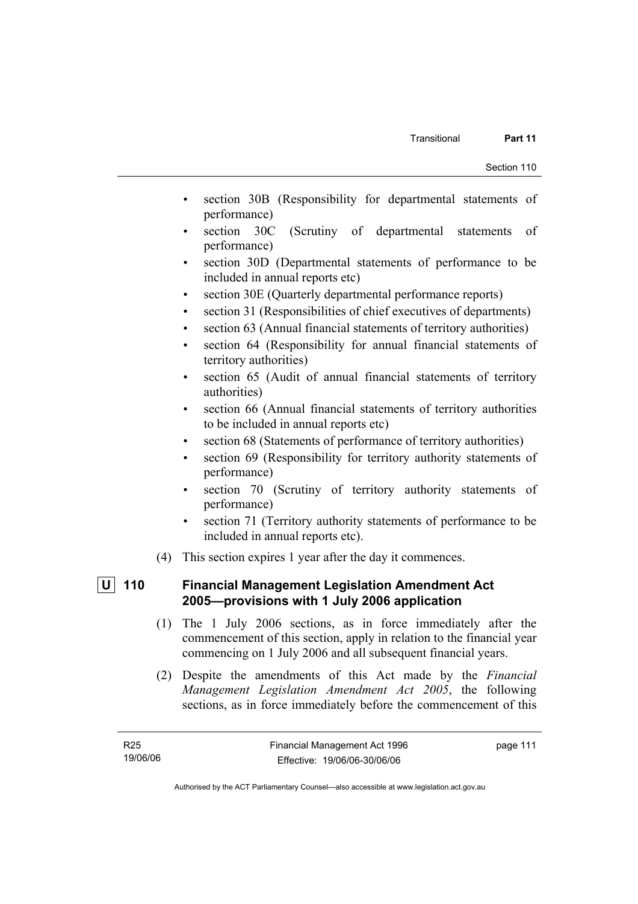- section 30B (Responsibility for departmental statements of performance)
- section 30C (Scrutiny of departmental statements of performance)
- section 30D (Departmental statements of performance to be included in annual reports etc)
- section 30E (Quarterly departmental performance reports)
- section 31 (Responsibilities of chief executives of departments)
- section 63 (Annual financial statements of territory authorities)
- section 64 (Responsibility for annual financial statements of territory authorities)
- section 65 (Audit of annual financial statements of territory authorities)
- section 66 (Annual financial statements of territory authorities to be included in annual reports etc)
- section 68 (Statements of performance of territory authorities)
- section 69 (Responsibility for territory authority statements of performance)
- section 70 (Scrutiny of territory authority statements of performance)
- section 71 (Territory authority statements of performance to be included in annual reports etc).

(4) This section expires 1 year after the day it commences.

### U 110 Financial Management Legislation Amendment Act 2005—provisions with 1 July 2006 application

(1) The 1 July 2006 sections, as in force immediately after the commencement of this section, apply in relation to the financial year commencing on 1 July 2006 and all subsequent financial years.

(2) Despite the amendments of this Act made by the *Financial Management Legislation Amendment Act 2005*, the following sections, as in force immediately before the commencement of this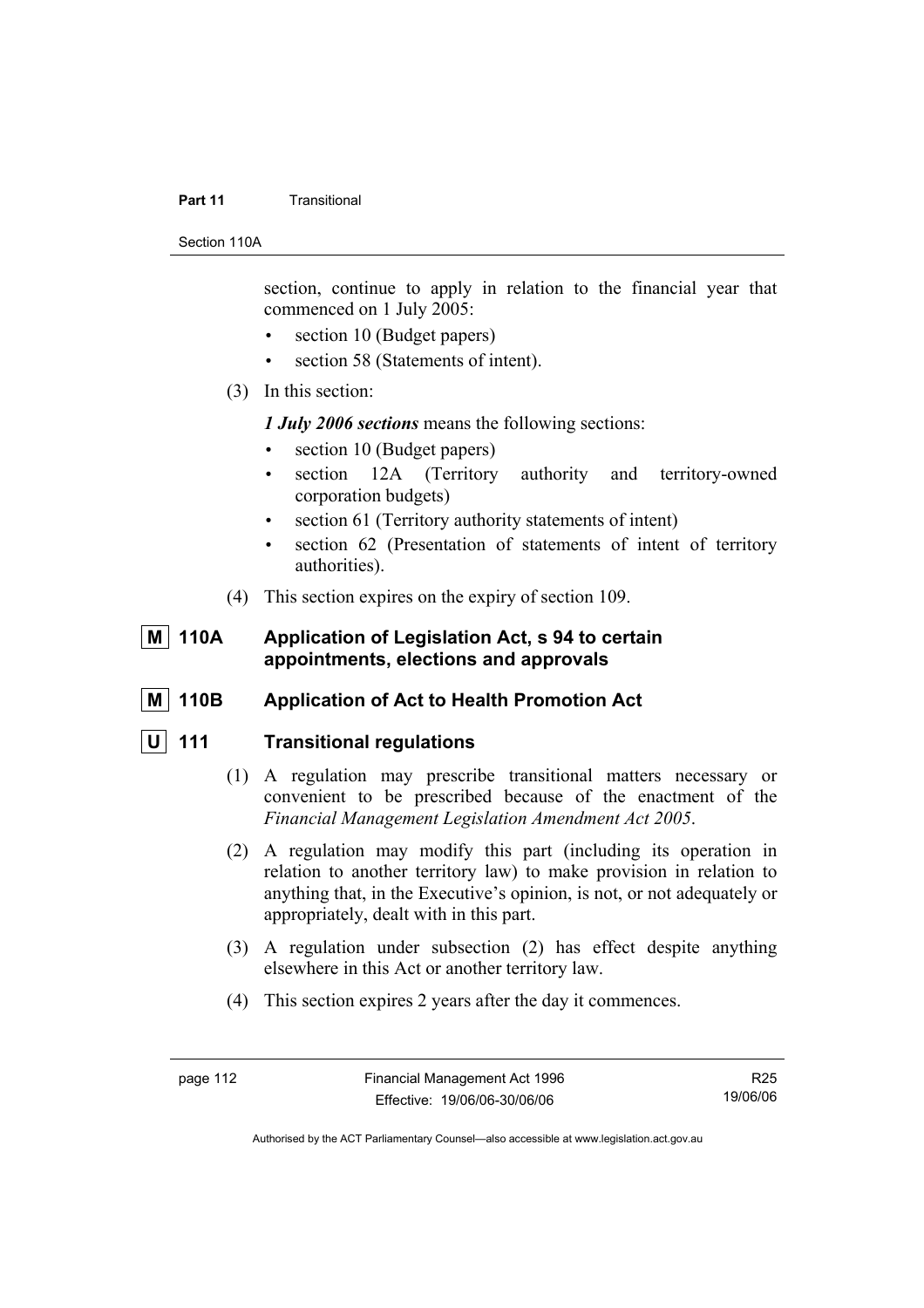section, continue to apply in relation to the financial year that commenced on 1 July 2005:

- section 10 (Budget papers)
- section 58 (Statements of intent).

(3) In this section:

***1 July 2006 sections*** means the following sections:

- section 10 (Budget papers)
- section 12A (Territory authority and territory-owned corporation budgets)
- section 61 (Territory authority statements of intent)
- section 62 (Presentation of statements of intent of territory authorities).

(4) This section expires on the expiry of section 109.

### M 110A Application of Legislation Act, s 94 to certain appointments, elections and approvals

### M 110B Application of Act to Health Promotion Act

### U 111 Transitional regulations

(1) A regulation may prescribe transitional matters necessary or convenient to be prescribed because of the enactment of the *Financial Management Legislation Amendment Act 2005*.

(2) A regulation may modify this part (including its operation in relation to another territory law) to make provision in relation to anything that, in the Executive's opinion, is not, or not adequately or appropriately, dealt with in this part.

(3) A regulation under subsection (2) has effect despite anything elsewhere in this Act or another territory law.

(4) This section expires 2 years after the day it commences.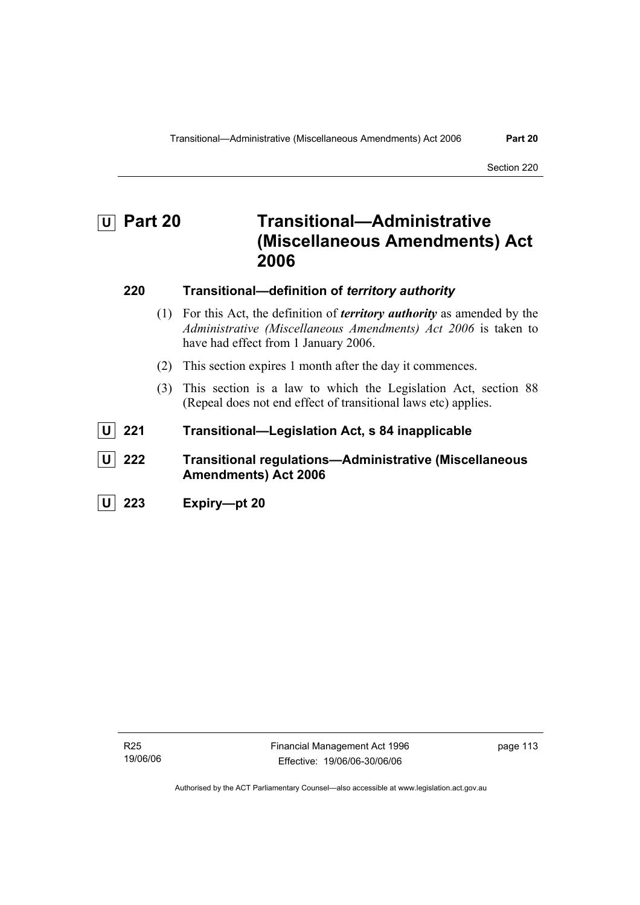# U Part 20 Transitional—Administrative (Miscellaneous Amendments) Act 2006

### 220 Transitional—definition of *territory authority*

(1) For this Act, the definition of ***territory authority*** as amended by the *Administrative (Miscellaneous Amendments) Act 2006* is taken to have had effect from 1 January 2006.

(2) This section expires 1 month after the day it commences.

(3) This section is a law to which the Legislation Act, section 88 (Repeal does not end effect of transitional laws etc) applies.

### U 221 Transitional—Legislation Act, s 84 inapplicable

### U 222 Transitional regulations—Administrative (Miscellaneous Amendments) Act 2006

### U 223 Expiry—pt 20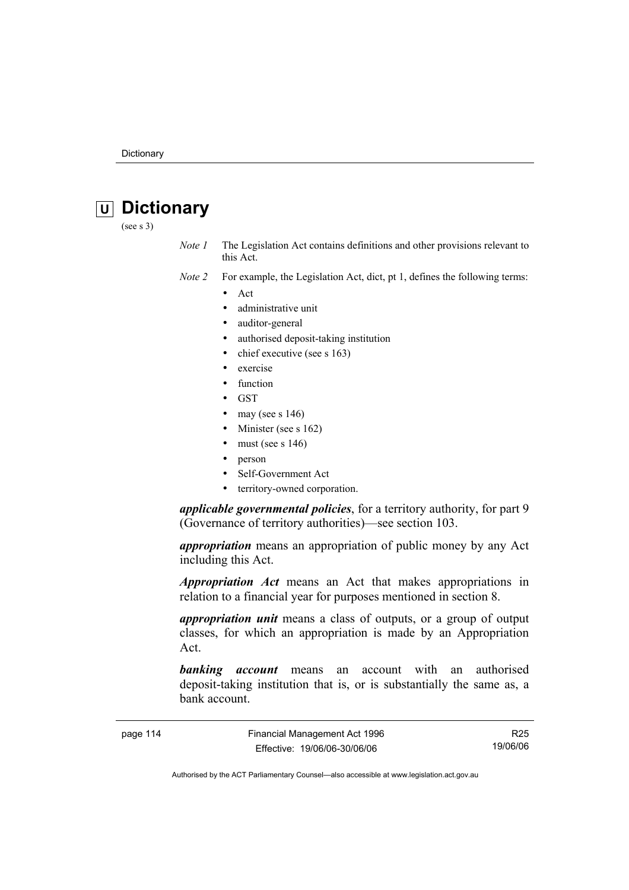# Dictionary

(see s 3)

*Note 1* The Legislation Act contains definitions and other provisions relevant to this Act.

*Note 2* For example, the Legislation Act, dict, pt 1, defines the following terms:

- Act
- administrative unit
- auditor-general
- authorised deposit-taking institution
- chief executive (see s 163)
- exercise
- function
- GST
- may (see s 146)
- Minister (see s 162)
- must (see s 146)
- person
- Self-Government Act
- territory-owned corporation.

***applicable governmental policies***, for a territory authority, for part 9 (Governance of territory authorities)—see section 103.

***appropriation*** means an appropriation of public money by any Act including this Act.

***Appropriation Act*** means an Act that makes appropriations in relation to a financial year for purposes mentioned in section 8.

***appropriation unit*** means a class of outputs, or a group of output classes, for which an appropriation is made by an Appropriation Act.

***banking account*** means an account with an authorised deposit-taking institution that is, or is substantially the same as, a bank account.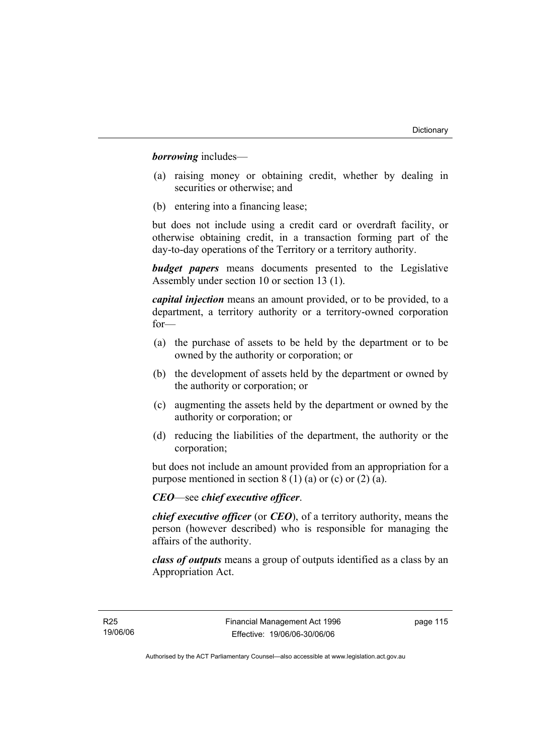***borrowing*** includes—

(a) raising money or obtaining credit, whether by dealing in securities or otherwise; and

(b) entering into a financing lease;

but does not include using a credit card or overdraft facility, or otherwise obtaining credit, in a transaction forming part of the day-to-day operations of the Territory or a territory authority.

***budget papers*** means documents presented to the Legislative Assembly under section 10 or section 13 (1).

***capital injection*** means an amount provided, or to be provided, to a department, a territory authority or a territory-owned corporation for—

(a) the purchase of assets to be held by the department or to be owned by the authority or corporation; or

(b) the development of assets held by the department or owned by the authority or corporation; or

(c) augmenting the assets held by the department or owned by the authority or corporation; or

(d) reducing the liabilities of the department, the authority or the corporation;

but does not include an amount provided from an appropriation for a purpose mentioned in section 8 (1) (a) or (c) or (2) (a).

***CEO***—see ***chief executive officer***.

***chief executive officer*** (or ***CEO***), of a territory authority, means the person (however described) who is responsible for managing the affairs of the authority.

***class of outputs*** means a group of outputs identified as a class by an Appropriation Act.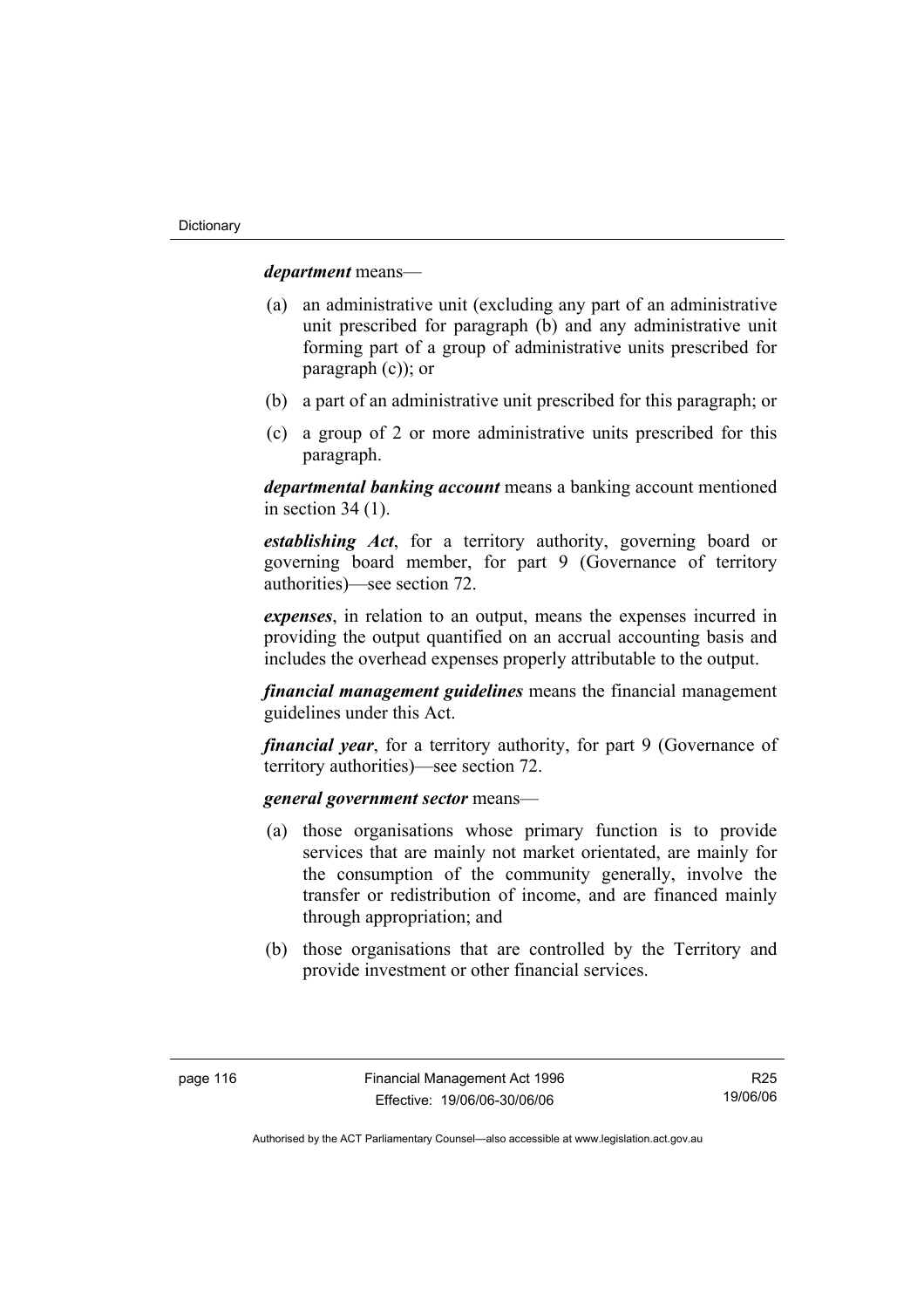***department*** means—

- (a) an administrative unit (excluding any part of an administrative unit prescribed for paragraph (b) and any administrative unit forming part of a group of administrative units prescribed for paragraph (c)); or
- (b) a part of an administrative unit prescribed for this paragraph; or
- (c) a group of 2 or more administrative units prescribed for this paragraph.

***departmental banking account*** means a banking account mentioned in section 34 (1).

***establishing Act***, for a territory authority, governing board or governing board member, for part 9 (Governance of territory authorities)—see section 72.

***expenses***, in relation to an output, means the expenses incurred in providing the output quantified on an accrual accounting basis and includes the overhead expenses properly attributable to the output.

***financial management guidelines*** means the financial management guidelines under this Act.

***financial year***, for a territory authority, for part 9 (Governance of territory authorities)—see section 72.

***general government sector*** means—

- (a) those organisations whose primary function is to provide services that are mainly not market orientated, are mainly for the consumption of the community generally, involve the transfer or redistribution of income, and are financed mainly through appropriation; and
- (b) those organisations that are controlled by the Territory and provide investment or other financial services.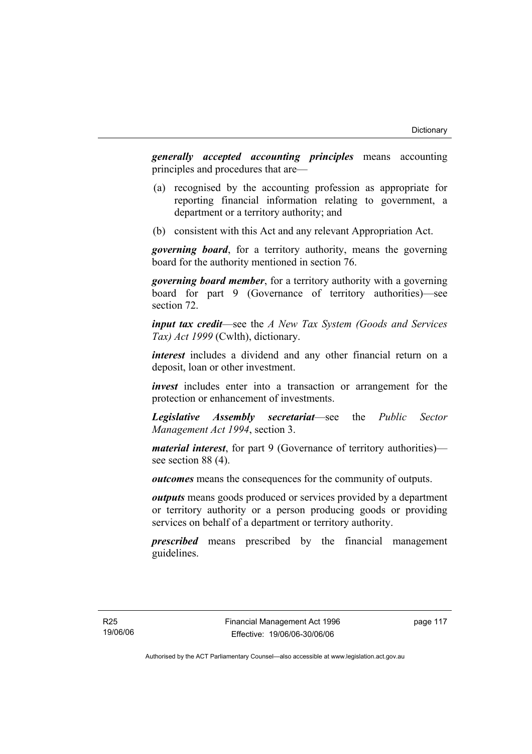***generally accepted accounting principles*** means accounting principles and procedures that are—

(a) recognised by the accounting profession as appropriate for reporting financial information relating to government, a department or a territory authority; and

(b) consistent with this Act and any relevant Appropriation Act.

***governing board***, for a territory authority, means the governing board for the authority mentioned in section 76.

***governing board member***, for a territory authority with a governing board for part 9 (Governance of territory authorities)—see section 72.

***input tax credit***—see the *A New Tax System (Goods and Services Tax) Act 1999* (Cwlth), dictionary.

***interest*** includes a dividend and any other financial return on a deposit, loan or other investment.

***invest*** includes enter into a transaction or arrangement for the protection or enhancement of investments.

***Legislative Assembly secretariat***—see the *Public Sector Management Act 1994*, section 3.

***material interest***, for part 9 (Governance of territory authorities)—see section 88 (4).

***outcomes*** means the consequences for the community of outputs.

***outputs*** means goods produced or services provided by a department or territory authority or a person producing goods or providing services on behalf of a department or territory authority.

***prescribed*** means prescribed by the financial management guidelines.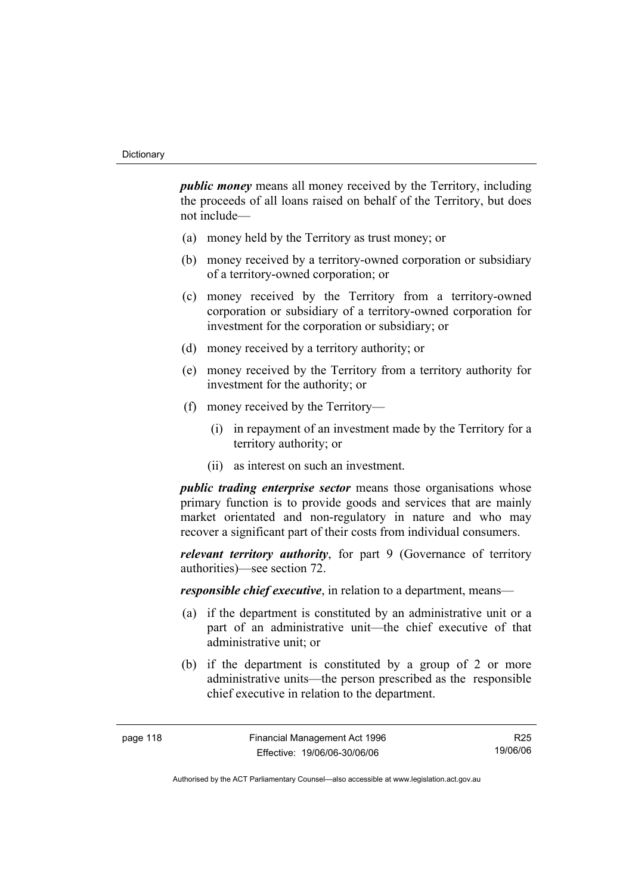***public money*** means all money received by the Territory, including the proceeds of all loans raised on behalf of the Territory, but does not include—

(a) money held by the Territory as trust money; or

(b) money received by a territory-owned corporation or subsidiary of a territory-owned corporation; or

(c) money received by the Territory from a territory-owned corporation or subsidiary of a territory-owned corporation for investment for the corporation or subsidiary; or

(d) money received by a territory authority; or

(e) money received by the Territory from a territory authority for investment for the authority; or

(f) money received by the Territory—

  (i) in repayment of an investment made by the Territory for a territory authority; or

  (ii) as interest on such an investment.

***public trading enterprise sector*** means those organisations whose primary function is to provide goods and services that are mainly market orientated and non-regulatory in nature and who may recover a significant part of their costs from individual consumers.

***relevant territory authority***, for part 9 (Governance of territory authorities)—see section 72.

***responsible chief executive***, in relation to a department, means—

(a) if the department is constituted by an administrative unit or a part of an administrative unit—the chief executive of that administrative unit; or

(b) if the department is constituted by a group of 2 or more administrative units—the person prescribed as the responsible chief executive in relation to the department.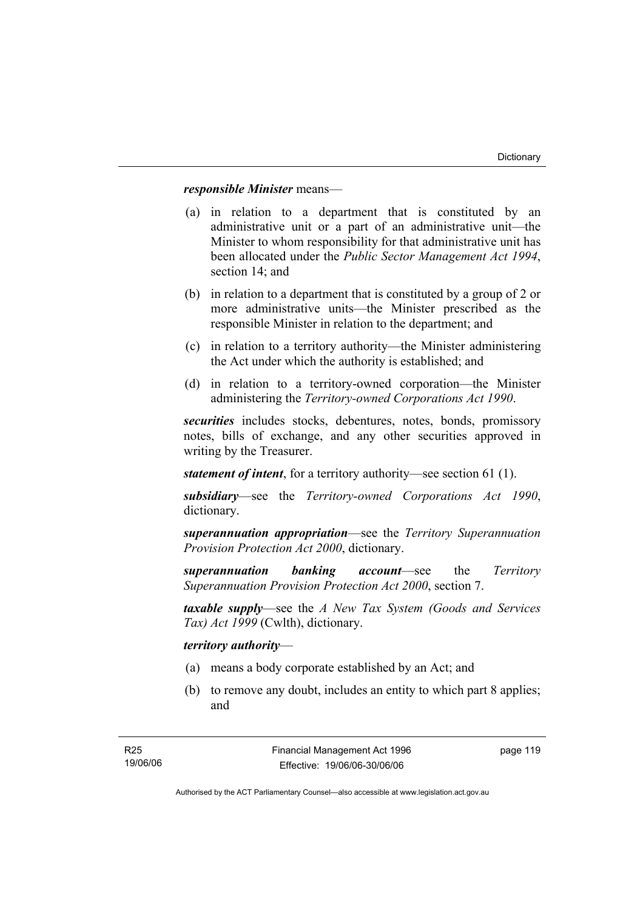***responsible Minister*** means—

(a) in relation to a department that is constituted by an administrative unit or a part of an administrative unit—the Minister to whom responsibility for that administrative unit has been allocated under the *Public Sector Management Act 1994*, section 14; and

(b) in relation to a department that is constituted by a group of 2 or more administrative units—the Minister prescribed as the responsible Minister in relation to the department; and

(c) in relation to a territory authority—the Minister administering the Act under which the authority is established; and

(d) in relation to a territory-owned corporation—the Minister administering the *Territory-owned Corporations Act 1990*.

***securities*** includes stocks, debentures, notes, bonds, promissory notes, bills of exchange, and any other securities approved in writing by the Treasurer.

***statement of intent***, for a territory authority—see section 61 (1).

***subsidiary***—see the *Territory-owned Corporations Act 1990*, dictionary.

***superannuation appropriation***—see the *Territory Superannuation Provision Protection Act 2000*, dictionary.

***superannuation banking account***—see the *Territory Superannuation Provision Protection Act 2000*, section 7.

***taxable supply***—see the *A New Tax System (Goods and Services Tax) Act 1999* (Cwlth), dictionary.

***territory authority***—

(a) means a body corporate established by an Act; and

(b) to remove any doubt, includes an entity to which part 8 applies; and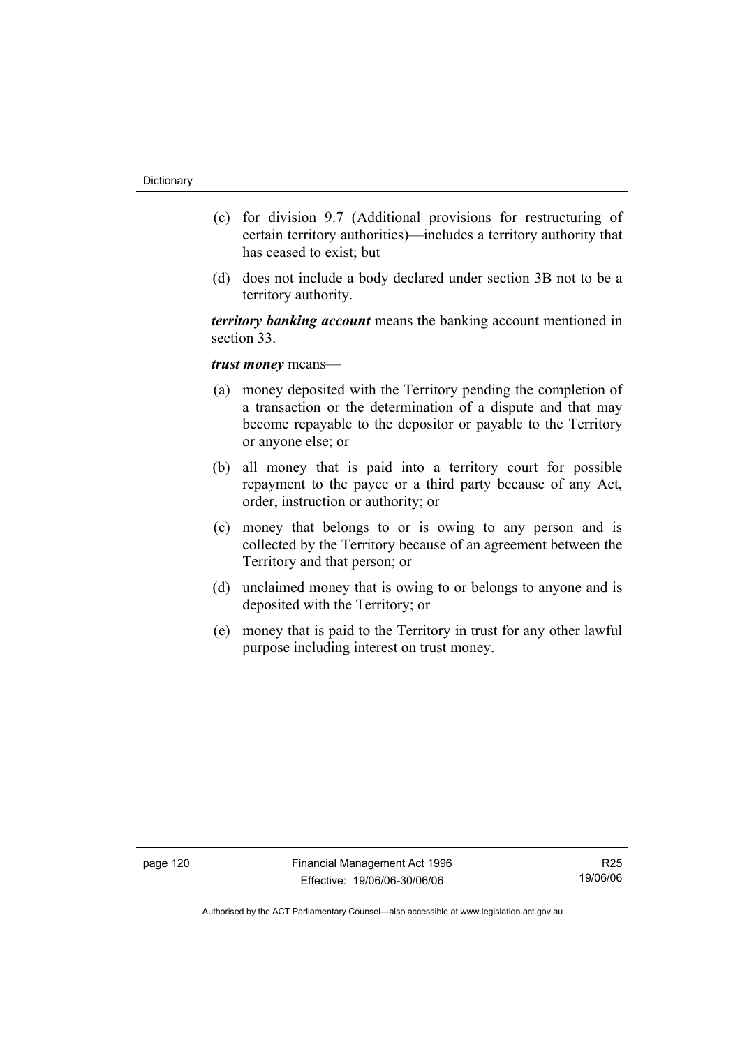(c) for division 9.7 (Additional provisions for restructuring of certain territory authorities)—includes a territory authority that has ceased to exist; but

(d) does not include a body declared under section 3B not to be a territory authority.

***territory banking account*** means the banking account mentioned in section 33.

***trust money*** means—

(a) money deposited with the Territory pending the completion of a transaction or the determination of a dispute and that may become repayable to the depositor or payable to the Territory or anyone else; or

(b) all money that is paid into a territory court for possible repayment to the payee or a third party because of any Act, order, instruction or authority; or

(c) money that belongs to or is owing to any person and is collected by the Territory because of an agreement between the Territory and that person; or

(d) unclaimed money that is owing to or belongs to anyone and is deposited with the Territory; or

(e) money that is paid to the Territory in trust for any other lawful purpose including interest on trust money.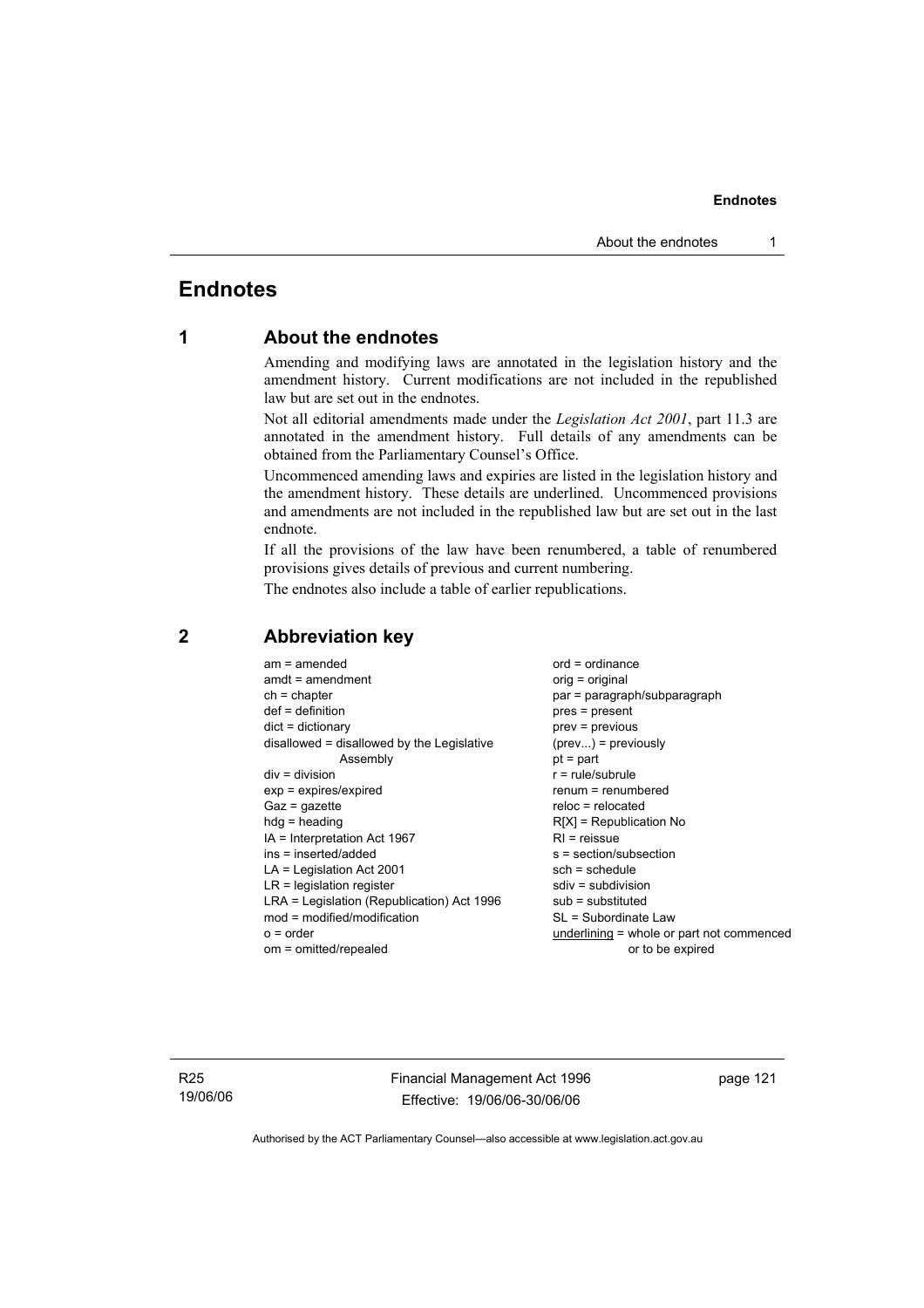# Endnotes

## 1 About the endnotes

Amending and modifying laws are annotated in the legislation history and the amendment history. Current modifications are not included in the republished law but are set out in the endnotes.

Not all editorial amendments made under the *Legislation Act 2001*, part 11.3 are annotated in the amendment history. Full details of any amendments can be obtained from the Parliamentary Counsel's Office.

Uncommenced amending laws and expiries are listed in the legislation history and the amendment history. These details are underlined. Uncommenced provisions and amendments are not included in the republished law but are set out in the last endnote.

If all the provisions of the law have been renumbered, a table of renumbered provisions gives details of previous and current numbering.

The endnotes also include a table of earlier republications.

## 2 Abbreviation key

am = amended
amdt = amendment
ch = chapter
def = definition
dict = dictionary
disallowed = disallowed by the Legislative Assembly
div = division
exp = expires/expired
Gaz = gazette
hdg = heading
IA = Interpretation Act 1967
ins = inserted/added
LA = Legislation Act 2001
LR = legislation register
LRA = Legislation (Republication) Act 1996
mod = modified/modification
o = order
om = omitted/repealed
ord = ordinance
orig = original
par = paragraph/subparagraph
pres = present
prev = previous
(prev...) = previously
pt = part
r = rule/subrule
renum = renumbered
reloc = relocated
R[X] = Republication No
RI = reissue
s = section/subsection
sch = schedule
sdiv = subdivision
sub = substituted
SL = Subordinate Law
underlining = whole or part not commenced or to be expired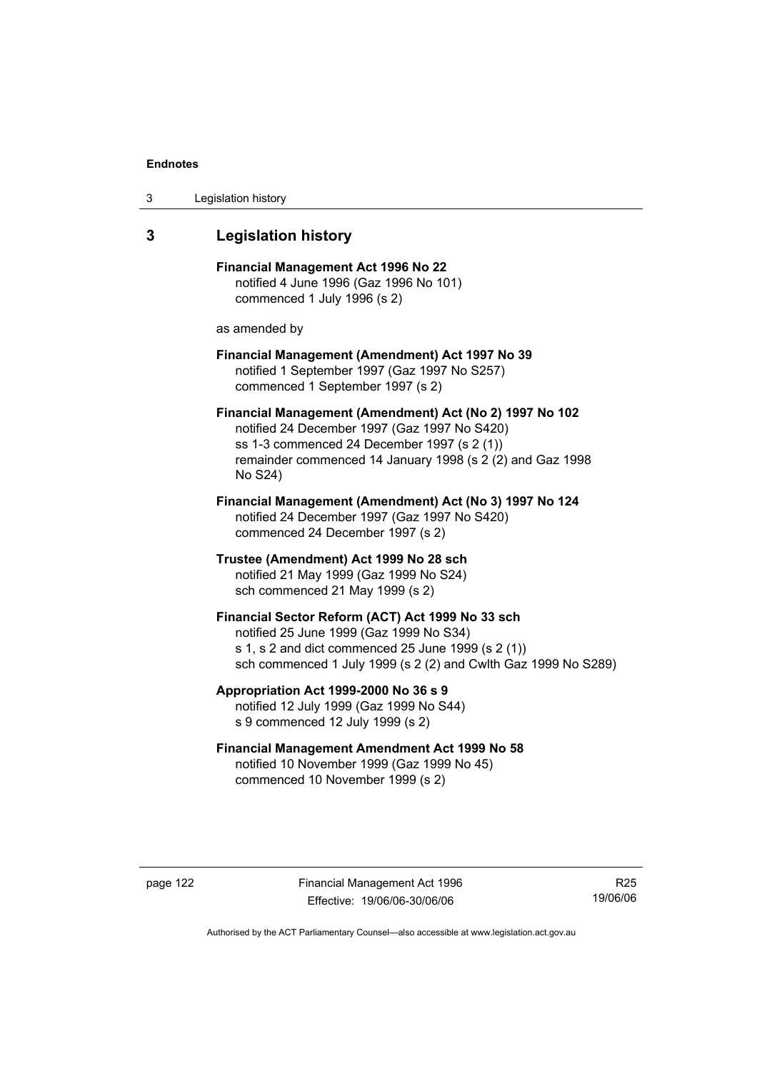## 3 Legislation history

**Financial Management Act 1996 No 22**
notified 4 June 1996 (Gaz 1996 No 101)
commenced 1 July 1996 (s 2)

as amended by

**Financial Management (Amendment) Act 1997 No 39**
notified 1 September 1997 (Gaz 1997 No S257)
commenced 1 September 1997 (s 2)

**Financial Management (Amendment) Act (No 2) 1997 No 102**
notified 24 December 1997 (Gaz 1997 No S420)
ss 1-3 commenced 24 December 1997 (s 2 (1))
remainder commenced 14 January 1998 (s 2 (2) and Gaz 1998 No S24)

**Financial Management (Amendment) Act (No 3) 1997 No 124**
notified 24 December 1997 (Gaz 1997 No S420)
commenced 24 December 1997 (s 2)

**Trustee (Amendment) Act 1999 No 28 sch**
notified 21 May 1999 (Gaz 1999 No S24)
sch commenced 21 May 1999 (s 2)

**Financial Sector Reform (ACT) Act 1999 No 33 sch**
notified 25 June 1999 (Gaz 1999 No S34)
s 1, s 2 and dict commenced 25 June 1999 (s 2 (1))
sch commenced 1 July 1999 (s 2 (2) and Cwlth Gaz 1999 No S289)

**Appropriation Act 1999-2000 No 36 s 9**
notified 12 July 1999 (Gaz 1999 No S44)
s 9 commenced 12 July 1999 (s 2)

**Financial Management Amendment Act 1999 No 58**
notified 10 November 1999 (Gaz 1999 No 45)
commenced 10 November 1999 (s 2)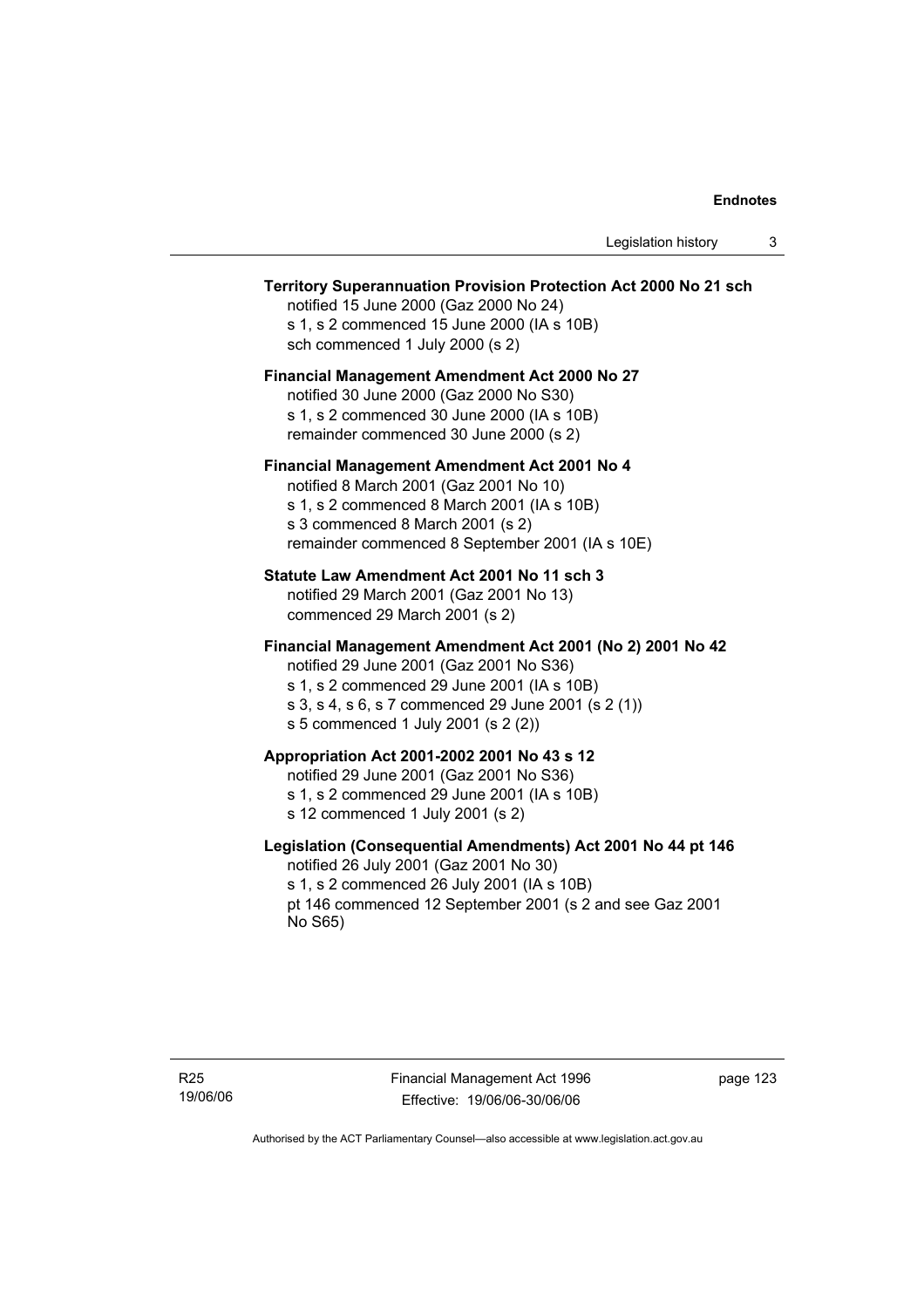**Territory Superannuation Provision Protection Act 2000 No 21 sch**

notified 15 June 2000 (Gaz 2000 No 24)
s 1, s 2 commenced 15 June 2000 (IA s 10B)
sch commenced 1 July 2000 (s 2)

**Financial Management Amendment Act 2000 No 27**

notified 30 June 2000 (Gaz 2000 No S30)
s 1, s 2 commenced 30 June 2000 (IA s 10B)
remainder commenced 30 June 2000 (s 2)

**Financial Management Amendment Act 2001 No 4**

notified 8 March 2001 (Gaz 2001 No 10)
s 1, s 2 commenced 8 March 2001 (IA s 10B)
s 3 commenced 8 March 2001 (s 2)
remainder commenced 8 September 2001 (IA s 10E)

**Statute Law Amendment Act 2001 No 11 sch 3**

notified 29 March 2001 (Gaz 2001 No 13)
commenced 29 March 2001 (s 2)

**Financial Management Amendment Act 2001 (No 2) 2001 No 42**

notified 29 June 2001 (Gaz 2001 No S36)
s 1, s 2 commenced 29 June 2001 (IA s 10B)
s 3, s 4, s 6, s 7 commenced 29 June 2001 (s 2 (1))
s 5 commenced 1 July 2001 (s 2 (2))

**Appropriation Act 2001-2002 2001 No 43 s 12**

notified 29 June 2001 (Gaz 2001 No S36)
s 1, s 2 commenced 29 June 2001 (IA s 10B)
s 12 commenced 1 July 2001 (s 2)

**Legislation (Consequential Amendments) Act 2001 No 44 pt 146**

notified 26 July 2001 (Gaz 2001 No 30)
s 1, s 2 commenced 26 July 2001 (IA s 10B)
pt 146 commenced 12 September 2001 (s 2 and see Gaz 2001 No S65)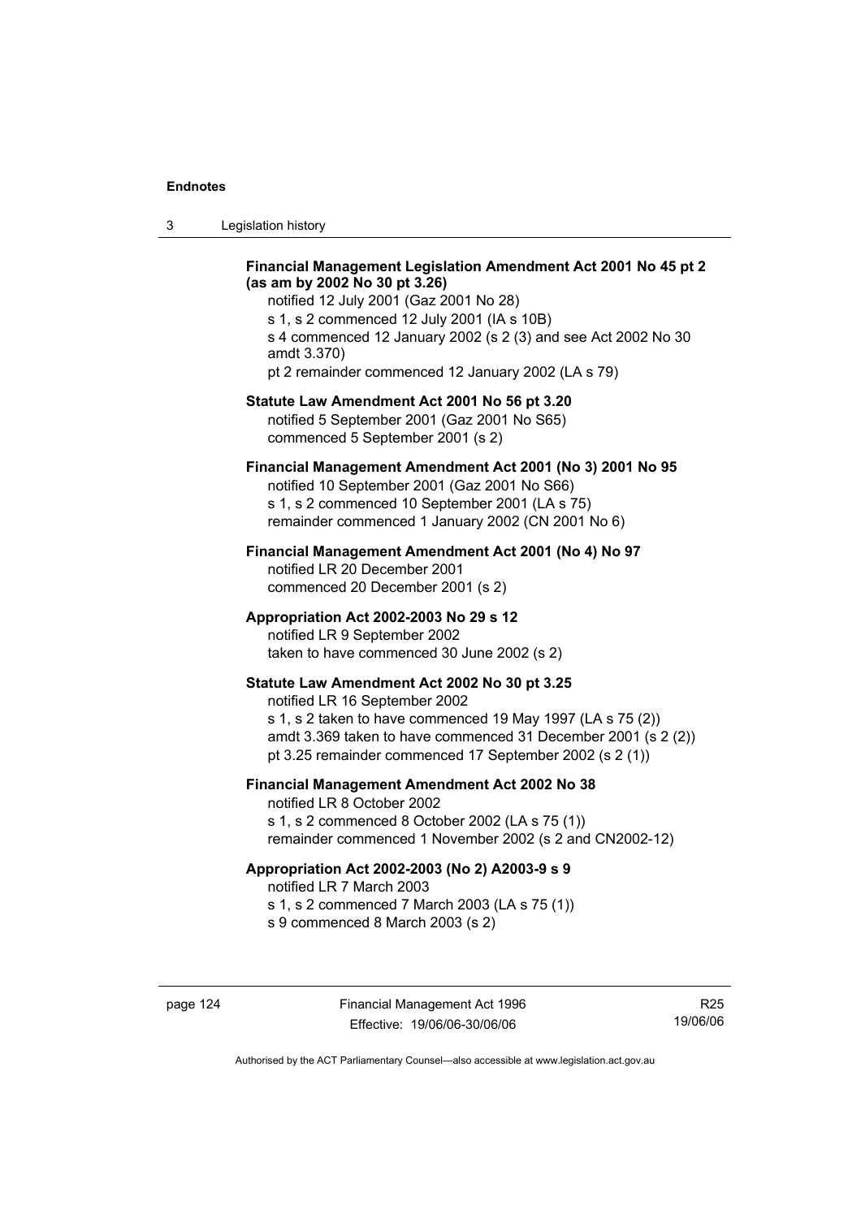**Financial Management Legislation Amendment Act 2001 No 45 pt 2 (as am by 2002 No 30 pt 3.26)**

notified 12 July 2001 (Gaz 2001 No 28)

s 1, s 2 commenced 12 July 2001 (IA s 10B)

s 4 commenced 12 January 2002 (s 2 (3) and see Act 2002 No 30 amdt 3.370)

pt 2 remainder commenced 12 January 2002 (LA s 79)

**Statute Law Amendment Act 2001 No 56 pt 3.20**

notified 5 September 2001 (Gaz 2001 No S65)

commenced 5 September 2001 (s 2)

**Financial Management Amendment Act 2001 (No 3) 2001 No 95**

notified 10 September 2001 (Gaz 2001 No S66)

s 1, s 2 commenced 10 September 2001 (LA s 75)

remainder commenced 1 January 2002 (CN 2001 No 6)

**Financial Management Amendment Act 2001 (No 4) No 97**

notified LR 20 December 2001

commenced 20 December 2001 (s 2)

**Appropriation Act 2002-2003 No 29 s 12**

notified LR 9 September 2002

taken to have commenced 30 June 2002 (s 2)

**Statute Law Amendment Act 2002 No 30 pt 3.25**

notified LR 16 September 2002

s 1, s 2 taken to have commenced 19 May 1997 (LA s 75 (2))

amdt 3.369 taken to have commenced 31 December 2001 (s 2 (2))

pt 3.25 remainder commenced 17 September 2002 (s 2 (1))

**Financial Management Amendment Act 2002 No 38**

notified LR 8 October 2002

s 1, s 2 commenced 8 October 2002 (LA s 75 (1))

remainder commenced 1 November 2002 (s 2 and CN2002-12)

**Appropriation Act 2002-2003 (No 2) A2003-9 s 9**

notified LR 7 March 2003

s 1, s 2 commenced 7 March 2003 (LA s 75 (1))

s 9 commenced 8 March 2003 (s 2)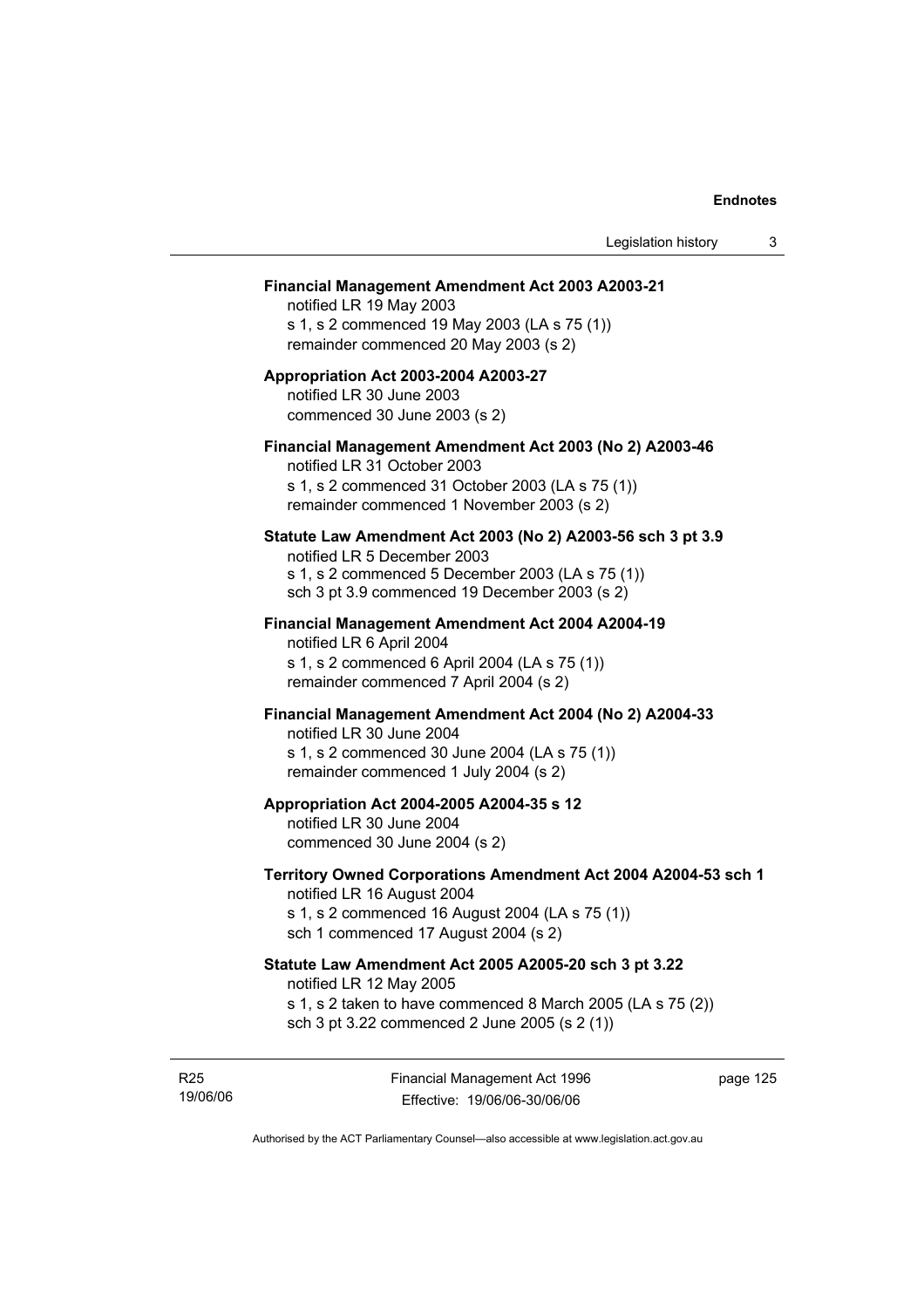**Financial Management Amendment Act 2003 A2003-21**

notified LR 19 May 2003

s 1, s 2 commenced 19 May 2003 (LA s 75 (1))

remainder commenced 20 May 2003 (s 2)

**Appropriation Act 2003-2004 A2003-27**

notified LR 30 June 2003

commenced 30 June 2003 (s 2)

**Financial Management Amendment Act 2003 (No 2) A2003-46**

notified LR 31 October 2003

s 1, s 2 commenced 31 October 2003 (LA s 75 (1))

remainder commenced 1 November 2003 (s 2)

**Statute Law Amendment Act 2003 (No 2) A2003-56 sch 3 pt 3.9**

notified LR 5 December 2003

s 1, s 2 commenced 5 December 2003 (LA s 75 (1))

sch 3 pt 3.9 commenced 19 December 2003 (s 2)

**Financial Management Amendment Act 2004 A2004-19**

notified LR 6 April 2004

s 1, s 2 commenced 6 April 2004 (LA s 75 (1))

remainder commenced 7 April 2004 (s 2)

**Financial Management Amendment Act 2004 (No 2) A2004-33**

notified LR 30 June 2004

s 1, s 2 commenced 30 June 2004 (LA s 75 (1))

remainder commenced 1 July 2004 (s 2)

**Appropriation Act 2004-2005 A2004-35 s 12**

notified LR 30 June 2004

commenced 30 June 2004 (s 2)

**Territory Owned Corporations Amendment Act 2004 A2004-53 sch 1**

notified LR 16 August 2004

s 1, s 2 commenced 16 August 2004 (LA s 75 (1))

sch 1 commenced 17 August 2004 (s 2)

**Statute Law Amendment Act 2005 A2005-20 sch 3 pt 3.22**

notified LR 12 May 2005

s 1, s 2 taken to have commenced 8 March 2005 (LA s 75 (2))

sch 3 pt 3.22 commenced 2 June 2005 (s 2 (1))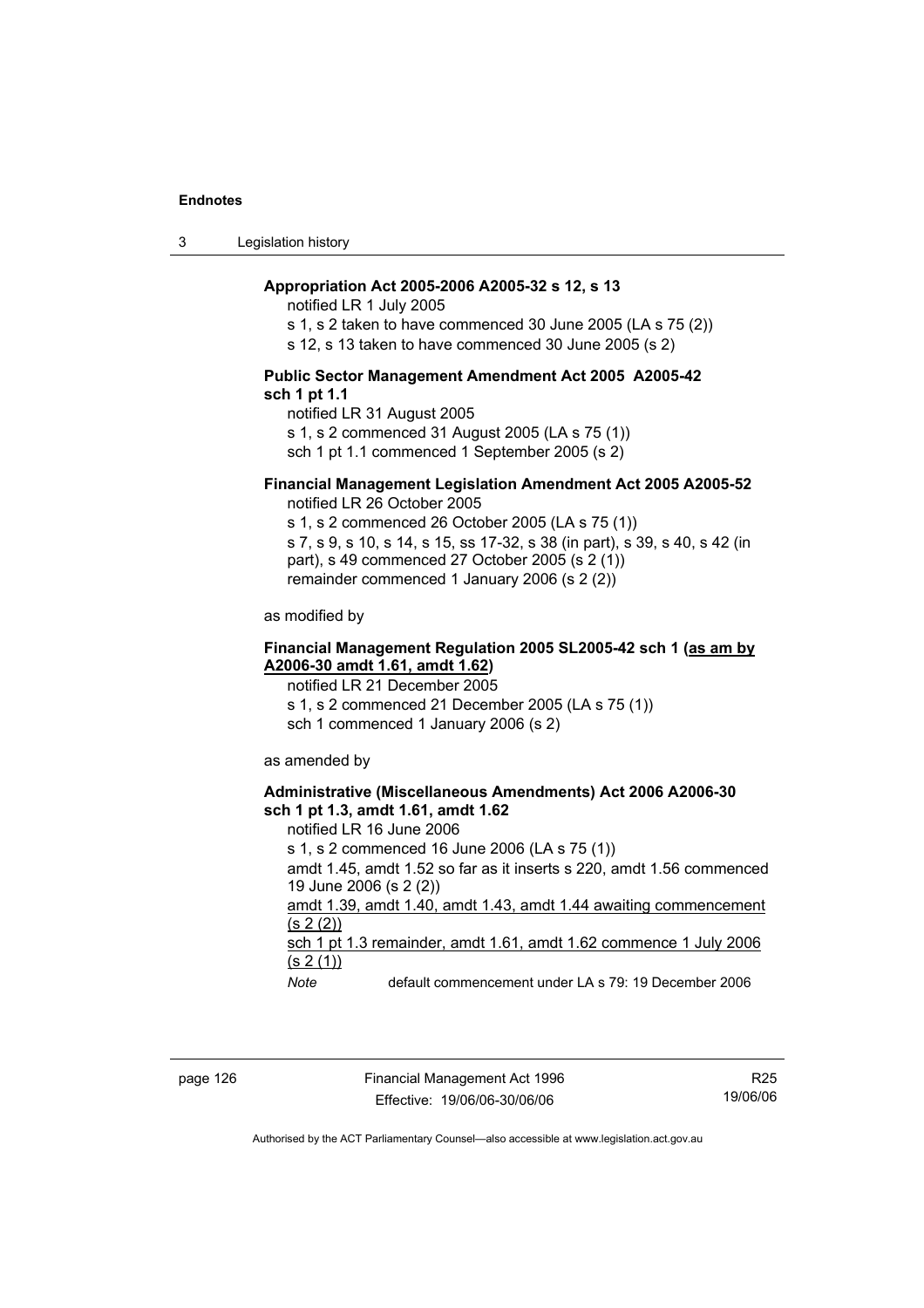**Appropriation Act 2005-2006 A2005-32 s 12, s 13**

notified LR 1 July 2005

s 1, s 2 taken to have commenced 30 June 2005 (LA s 75 (2))

s 12, s 13 taken to have commenced 30 June 2005 (s 2)

**Public Sector Management Amendment Act 2005 A2005-42 sch 1 pt 1.1**

notified LR 31 August 2005

s 1, s 2 commenced 31 August 2005 (LA s 75 (1))

sch 1 pt 1.1 commenced 1 September 2005 (s 2)

**Financial Management Legislation Amendment Act 2005 A2005-52**

notified LR 26 October 2005

s 1, s 2 commenced 26 October 2005 (LA s 75 (1))

s 7, s 9, s 10, s 14, s 15, ss 17-32, s 38 (in part), s 39, s 40, s 42 (in part), s 49 commenced 27 October 2005 (s 2 (1))

remainder commenced 1 January 2006 (s 2 (2))

as modified by

**Financial Management Regulation 2005 SL2005-42 sch 1 (as am by A2006-30 amdt 1.61, amdt 1.62)**

notified LR 21 December 2005

s 1, s 2 commenced 21 December 2005 (LA s 75 (1))

sch 1 commenced 1 January 2006 (s 2)

as amended by

**Administrative (Miscellaneous Amendments) Act 2006 A2006-30 sch 1 pt 1.3, amdt 1.61, amdt 1.62**

notified LR 16 June 2006

s 1, s 2 commenced 16 June 2006 (LA s 75 (1))

amdt 1.45, amdt 1.52 so far as it inserts s 220, amdt 1.56 commenced 19 June 2006 (s 2 (2))

amdt 1.39, amdt 1.40, amdt 1.43, amdt 1.44 awaiting commencement (s 2 (2))

sch 1 pt 1.3 remainder, amdt 1.61, amdt 1.62 commence 1 July 2006 (s 2 (1))

*Note* default commencement under LA s 79: 19 December 2006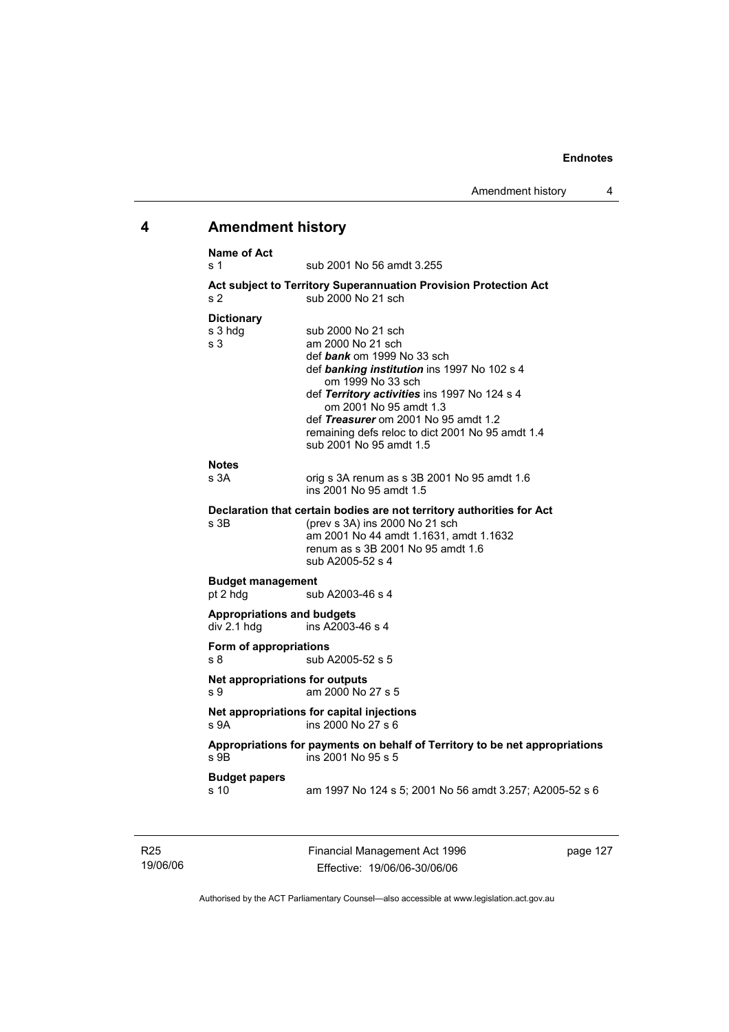## 4 Amendment history

**Name of Act**

s 1 sub 2001 No 56 amdt 3.255

**Act subject to Territory Superannuation Provision Protection Act**

s 2 sub 2000 No 21 sch

**Dictionary**

s 3 hdg sub 2000 No 21 sch

s 3 am 2000 No 21 sch
def ***bank*** om 1999 No 33 sch
def ***banking institution*** ins 1997 No 102 s 4
om 1999 No 33 sch
def ***Territory activities*** ins 1997 No 124 s 4
om 2001 No 95 amdt 1.3
def ***Treasurer*** om 2001 No 95 amdt 1.2
remaining defs reloc to dict 2001 No 95 amdt 1.4
sub 2001 No 95 amdt 1.5

**Notes**

s 3A orig s 3A renum as s 3B 2001 No 95 amdt 1.6
ins 2001 No 95 amdt 1.5

**Declaration that certain bodies are not territory authorities for Act**

s 3B (prev s 3A) ins 2000 No 21 sch
am 2001 No 44 amdt 1.1631, amdt 1.1632
renum as s 3B 2001 No 95 amdt 1.6
sub A2005-52 s 4

**Budget management**

pt 2 hdg sub A2003-46 s 4

**Appropriations and budgets**

div 2.1 hdg ins A2003-46 s 4

**Form of appropriations**

s 8 sub A2005-52 s 5

**Net appropriations for outputs**

s 9 am 2000 No 27 s 5

**Net appropriations for capital injections**

s 9A ins 2000 No 27 s 6

**Appropriations for payments on behalf of Territory to be net appropriations**

s 9B ins 2001 No 95 s 5

**Budget papers**

s 10 am 1997 No 124 s 5; 2001 No 56 amdt 3.257; A2005-52 s 6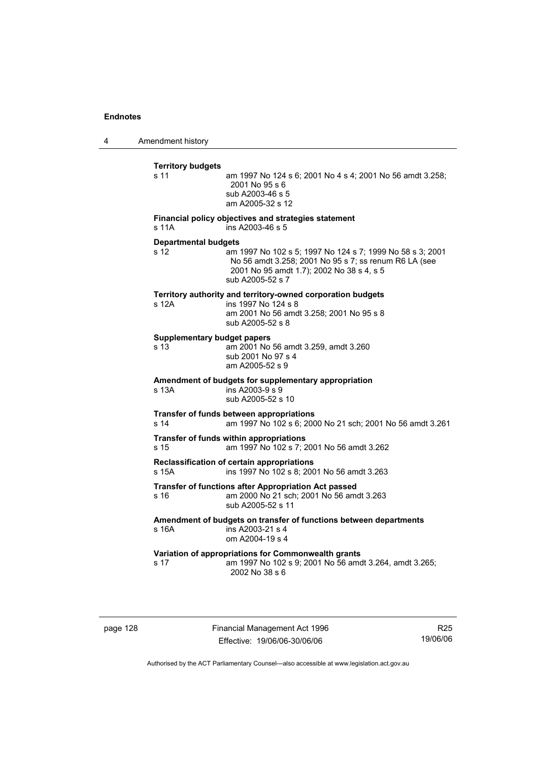**Territory budgets**

s 11 — am 1997 No 124 s 6; 2001 No 4 s 4; 2001 No 56 amdt 3.258; 2001 No 95 s 6
sub A2003-46 s 5
am A2005-32 s 12

**Financial policy objectives and strategies statement**

s 11A — ins A2003-46 s 5

**Departmental budgets**

s 12 — am 1997 No 102 s 5; 1997 No 124 s 7; 1999 No 58 s 3; 2001 No 56 amdt 3.258; 2001 No 95 s 7; ss renum R6 LA (see 2001 No 95 amdt 1.7); 2002 No 38 s 4, s 5
sub A2005-52 s 7

**Territory authority and territory-owned corporation budgets**

s 12A — ins 1997 No 124 s 8
am 2001 No 56 amdt 3.258; 2001 No 95 s 8
sub A2005-52 s 8

**Supplementary budget papers**

s 13 — am 2001 No 56 amdt 3.259, amdt 3.260
sub 2001 No 97 s 4
am A2005-52 s 9

**Amendment of budgets for supplementary appropriation**

s 13A — ins A2003-9 s 9
sub A2005-52 s 10

**Transfer of funds between appropriations**

s 14 — am 1997 No 102 s 6; 2000 No 21 sch; 2001 No 56 amdt 3.261

**Transfer of funds within appropriations**

s 15 — am 1997 No 102 s 7; 2001 No 56 amdt 3.262

**Reclassification of certain appropriations**

s 15A — ins 1997 No 102 s 8; 2001 No 56 amdt 3.263

**Transfer of functions after Appropriation Act passed**

s 16 — am 2000 No 21 sch; 2001 No 56 amdt 3.263
sub A2005-52 s 11

**Amendment of budgets on transfer of functions between departments**

s 16A — ins A2003-21 s 4
om A2004-19 s 4

**Variation of appropriations for Commonwealth grants**

s 17 — am 1997 No 102 s 9; 2001 No 56 amdt 3.264, amdt 3.265; 2002 No 38 s 6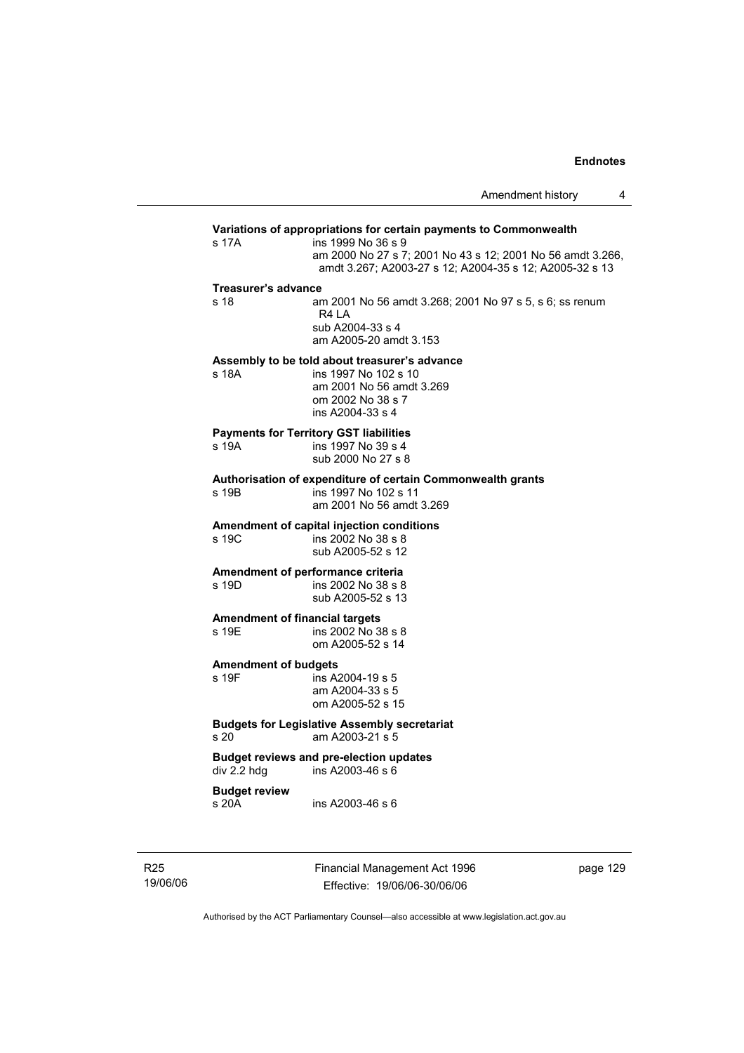**Variations of appropriations for certain payments to Commonwealth**

s 17A ins 1999 No 36 s 9
am 2000 No 27 s 7; 2001 No 43 s 12; 2001 No 56 amdt 3.266, amdt 3.267; A2003-27 s 12; A2004-35 s 12; A2005-32 s 13

**Treasurer's advance**

s 18 am 2001 No 56 amdt 3.268; 2001 No 97 s 5, s 6; ss renum R4 LA
sub A2004-33 s 4
am A2005-20 amdt 3.153

**Assembly to be told about treasurer's advance**

s 18A ins 1997 No 102 s 10
am 2001 No 56 amdt 3.269
om 2002 No 38 s 7
ins A2004-33 s 4

**Payments for Territory GST liabilities**

s 19A ins 1997 No 39 s 4
sub 2000 No 27 s 8

**Authorisation of expenditure of certain Commonwealth grants**

s 19B ins 1997 No 102 s 11
am 2001 No 56 amdt 3.269

**Amendment of capital injection conditions**

s 19C ins 2002 No 38 s 8
sub A2005-52 s 12

**Amendment of performance criteria**

s 19D ins 2002 No 38 s 8
sub A2005-52 s 13

**Amendment of financial targets**

s 19E ins 2002 No 38 s 8
om A2005-52 s 14

**Amendment of budgets**

s 19F ins A2004-19 s 5
am A2004-33 s 5
om A2005-52 s 15

**Budgets for Legislative Assembly secretariat**

s 20 am A2003-21 s 5

**Budget reviews and pre-election updates**

div 2.2 hdg ins A2003-46 s 6

**Budget review**

s 20A ins A2003-46 s 6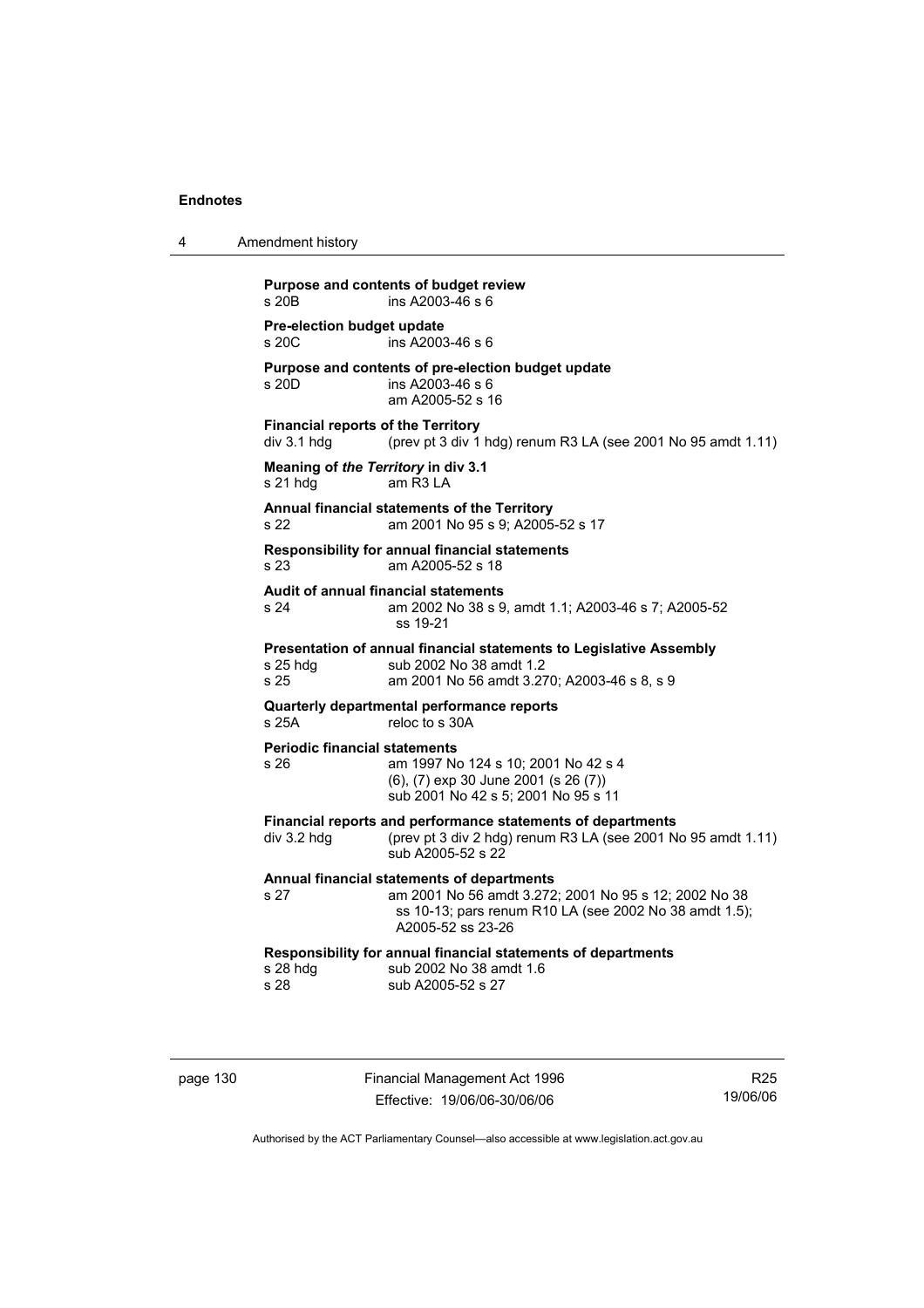**Purpose and contents of budget review**

s 20B ins A2003-46 s 6

**Pre-election budget update**

s 20C ins A2003-46 s 6

**Purpose and contents of pre-election budget update**

s 20D ins A2003-46 s 6
am A2005-52 s 16

**Financial reports of the Territory**

div 3.1 hdg (prev pt 3 div 1 hdg) renum R3 LA (see 2001 No 95 amdt 1.11)

**Meaning of *the Territory* in div 3.1**

s 21 hdg am R3 LA

**Annual financial statements of the Territory**

s 22 am 2001 No 95 s 9; A2005-52 s 17

**Responsibility for annual financial statements**

s 23 am A2005-52 s 18

**Audit of annual financial statements**

s 24 am 2002 No 38 s 9, amdt 1.1; A2003-46 s 7; A2005-52 ss 19-21

**Presentation of annual financial statements to Legislative Assembly**

s 25 hdg sub 2002 No 38 amdt 1.2
s 25 am 2001 No 56 amdt 3.270; A2003-46 s 8, s 9

**Quarterly departmental performance reports**

s 25A reloc to s 30A

**Periodic financial statements**

s 26 am 1997 No 124 s 10; 2001 No 42 s 4
(6), (7) exp 30 June 2001 (s 26 (7))
sub 2001 No 42 s 5; 2001 No 95 s 11

**Financial reports and performance statements of departments**

div 3.2 hdg (prev pt 3 div 2 hdg) renum R3 LA (see 2001 No 95 amdt 1.11)
sub A2005-52 s 22

**Annual financial statements of departments**

s 27 am 2001 No 56 amdt 3.272; 2001 No 95 s 12; 2002 No 38 ss 10-13; pars renum R10 LA (see 2002 No 38 amdt 1.5); A2005-52 ss 23-26

**Responsibility for annual financial statements of departments**

s 28 hdg sub 2002 No 38 amdt 1.6
s 28 sub A2005-52 s 27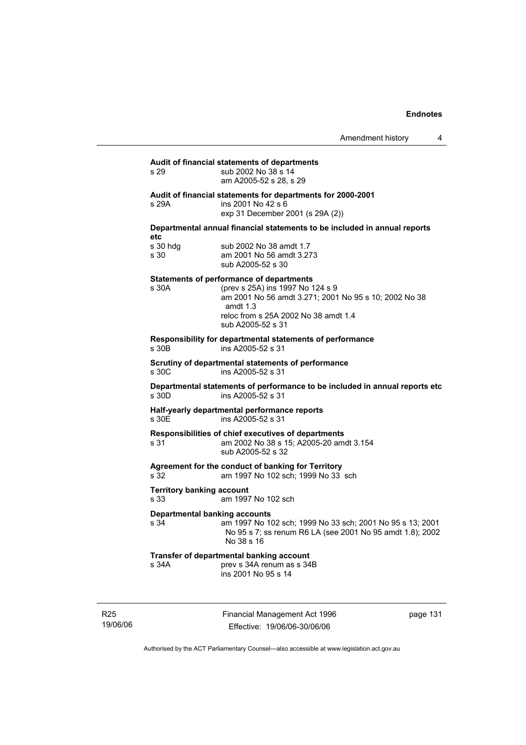**Audit of financial statements of departments**

s 29 sub 2002 No 38 s 14
am A2005-52 s 28, s 29

**Audit of financial statements for departments for 2000-2001**

s 29A ins 2001 No 42 s 6
exp 31 December 2001 (s 29A (2))

**Departmental annual financial statements to be included in annual reports etc**

s 30 hdg sub 2002 No 38 amdt 1.7
s 30 am 2001 No 56 amdt 3.273
sub A2005-52 s 30

**Statements of performance of departments**

s 30A (prev s 25A) ins 1997 No 124 s 9
am 2001 No 56 amdt 3.271; 2001 No 95 s 10; 2002 No 38 amdt 1.3
reloc from s 25A 2002 No 38 amdt 1.4
sub A2005-52 s 31

**Responsibility for departmental statements of performance**

s 30B ins A2005-52 s 31

**Scrutiny of departmental statements of performance**

s 30C ins A2005-52 s 31

**Departmental statements of performance to be included in annual reports etc**

s 30D ins A2005-52 s 31

**Half-yearly departmental performance reports**

s 30E ins A2005-52 s 31

**Responsibilities of chief executives of departments**

s 31 am 2002 No 38 s 15; A2005-20 amdt 3.154
sub A2005-52 s 32

**Agreement for the conduct of banking for Territory**

s 32 am 1997 No 102 sch; 1999 No 33 sch

**Territory banking account**

s 33 am 1997 No 102 sch

**Departmental banking accounts**

s 34 am 1997 No 102 sch; 1999 No 33 sch; 2001 No 95 s 13; 2001 No 95 s 7; ss renum R6 LA (see 2001 No 95 amdt 1.8); 2002 No 38 s 16

**Transfer of departmental banking account**

s 34A prev s 34A renum as s 34B
ins 2001 No 95 s 14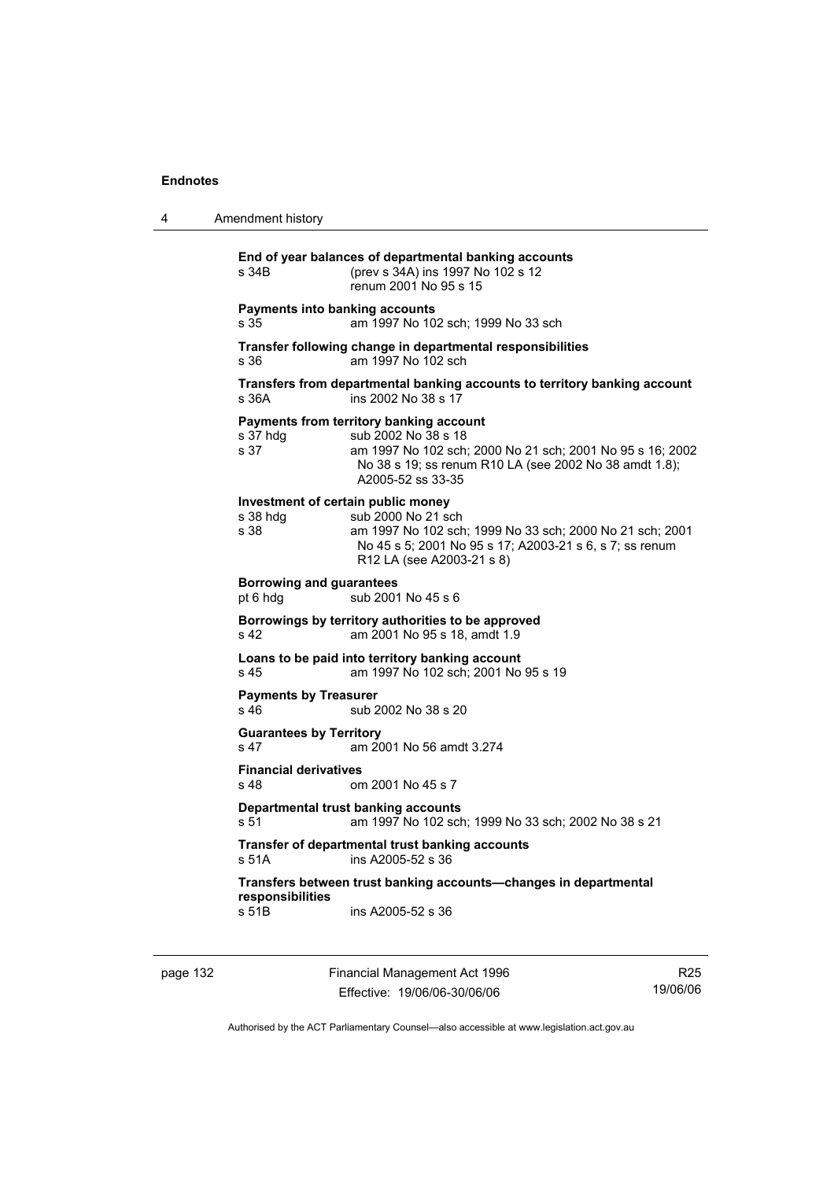**End of year balances of departmental banking accounts**
s 34B (prev s 34A) ins 1997 No 102 s 12
renum 2001 No 95 s 15

**Payments into banking accounts**
s 35 am 1997 No 102 sch; 1999 No 33 sch

**Transfer following change in departmental responsibilities**
s 36 am 1997 No 102 sch

**Transfers from departmental banking accounts to territory banking account**
s 36A ins 2002 No 38 s 17

**Payments from territory banking account**
s 37 hdg sub 2002 No 38 s 18
s 37 am 1997 No 102 sch; 2000 No 21 sch; 2001 No 95 s 16; 2002 No 38 s 19; ss renum R10 LA (see 2002 No 38 amdt 1.8); A2005-52 ss 33-35

**Investment of certain public money**
s 38 hdg sub 2000 No 21 sch
s 38 am 1997 No 102 sch; 1999 No 33 sch; 2000 No 21 sch; 2001 No 45 s 5; 2001 No 95 s 17; A2003-21 s 6, s 7; ss renum R12 LA (see A2003-21 s 8)

**Borrowing and guarantees**
pt 6 hdg sub 2001 No 45 s 6

**Borrowings by territory authorities to be approved**
s 42 am 2001 No 95 s 18, amdt 1.9

**Loans to be paid into territory banking account**
s 45 am 1997 No 102 sch; 2001 No 95 s 19

**Payments by Treasurer**
s 46 sub 2002 No 38 s 20

**Guarantees by Territory**
s 47 am 2001 No 56 amdt 3.274

**Financial derivatives**
s 48 om 2001 No 45 s 7

**Departmental trust banking accounts**
s 51 am 1997 No 102 sch; 1999 No 33 sch; 2002 No 38 s 21

**Transfer of departmental trust banking accounts**
s 51A ins A2005-52 s 36

**Transfers between trust banking accounts—changes in departmental responsibilities**
s 51B ins A2005-52 s 36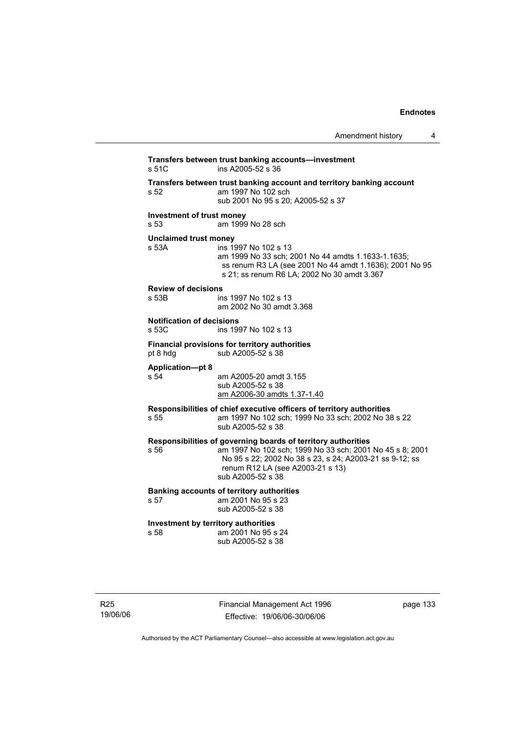**Transfers between trust banking accounts—investment**
s 51C ins A2005-52 s 36

**Transfers between trust banking account and territory banking account**
s 52 am 1997 No 102 sch
sub 2001 No 95 s 20; A2005-52 s 37

**Investment of trust money**
s 53 am 1999 No 28 sch

**Unclaimed trust money**
s 53A ins 1997 No 102 s 13
am 1999 No 33 sch; 2001 No 44 amdts 1.1633-1.1635; ss renum R3 LA (see 2001 No 44 amdt 1.1636); 2001 No 95 s 21; ss renum R6 LA; 2002 No 30 amdt 3.367

**Review of decisions**
s 53B ins 1997 No 102 s 13
am 2002 No 30 amdt 3.368

**Notification of decisions**
s 53C ins 1997 No 102 s 13

**Financial provisions for territory authorities**
pt 8 hdg sub A2005-52 s 38

**Application—pt 8**
s 54 am A2005-20 amdt 3.155
sub A2005-52 s 38
am A2006-30 amdts 1.37-1.40

**Responsibilities of chief executive officers of territory authorities**
s 55 am 1997 No 102 sch; 1999 No 33 sch; 2002 No 38 s 22
sub A2005-52 s 38

**Responsibilities of governing boards of territory authorities**
s 56 am 1997 No 102 sch; 1999 No 33 sch; 2001 No 45 s 8; 2001 No 95 s 22; 2002 No 38 s 23, s 24; A2003-21 ss 9-12; ss renum R12 LA (see A2003-21 s 13)
sub A2005-52 s 38

**Banking accounts of territory authorities**
s 57 am 2001 No 95 s 23
sub A2005-52 s 38

**Investment by territory authorities**
s 58 am 2001 No 95 s 24
sub A2005-52 s 38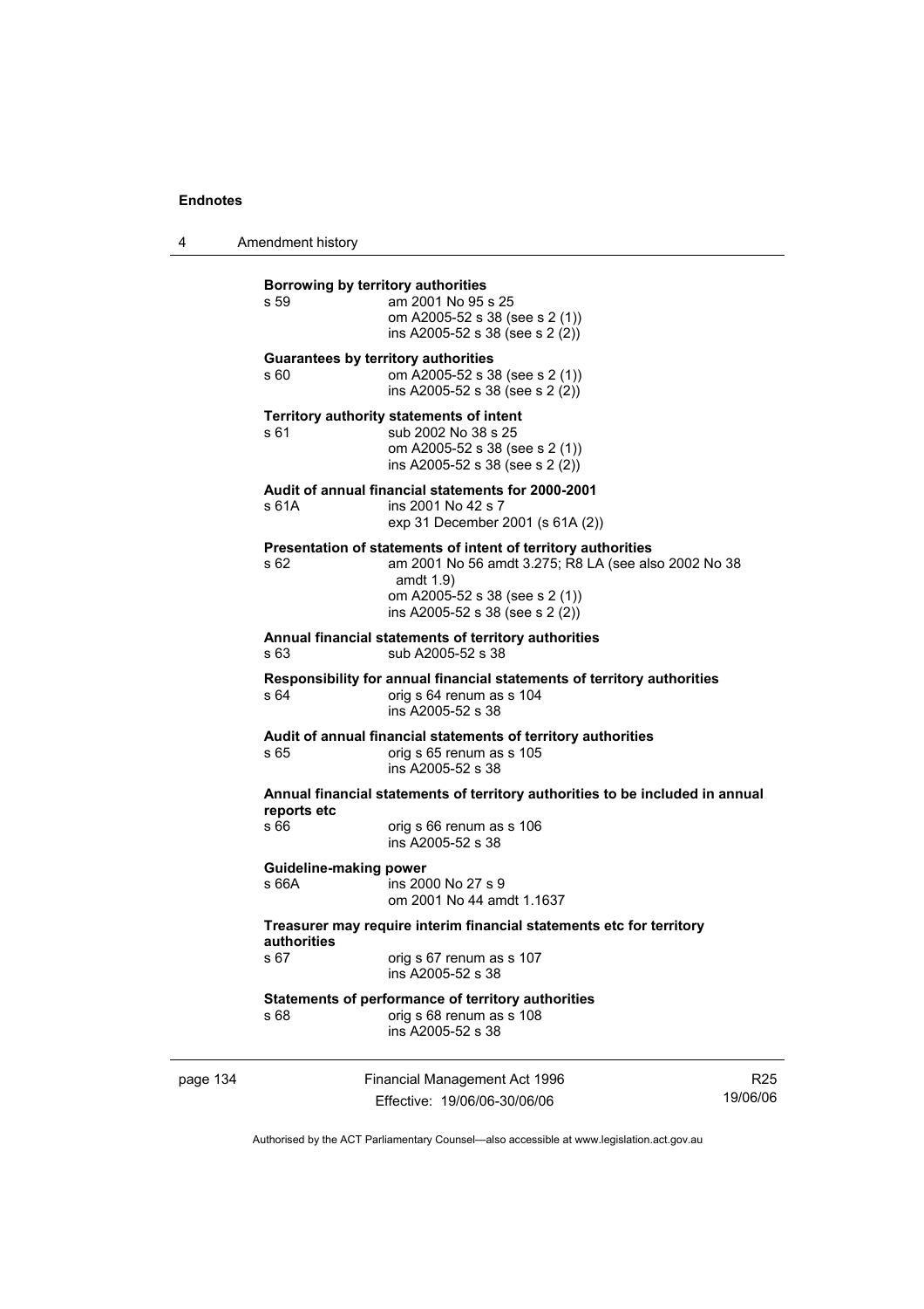**Borrowing by territory authorities**

s 59 — am 2001 No 95 s 25
om A2005-52 s 38 (see s 2 (1))
ins A2005-52 s 38 (see s 2 (2))

**Guarantees by territory authorities**

s 60 — om A2005-52 s 38 (see s 2 (1))
ins A2005-52 s 38 (see s 2 (2))

**Territory authority statements of intent**

s 61 — sub 2002 No 38 s 25
om A2005-52 s 38 (see s 2 (1))
ins A2005-52 s 38 (see s 2 (2))

**Audit of annual financial statements for 2000-2001**

s 61A — ins 2001 No 42 s 7
exp 31 December 2001 (s 61A (2))

**Presentation of statements of intent of territory authorities**

s 62 — am 2001 No 56 amdt 3.275; R8 LA (see also 2002 No 38 amdt 1.9)
om A2005-52 s 38 (see s 2 (1))
ins A2005-52 s 38 (see s 2 (2))

**Annual financial statements of territory authorities**

s 63 — sub A2005-52 s 38

**Responsibility for annual financial statements of territory authorities**

s 64 — orig s 64 renum as s 104
ins A2005-52 s 38

**Audit of annual financial statements of territory authorities**

s 65 — orig s 65 renum as s 105
ins A2005-52 s 38

**Annual financial statements of territory authorities to be included in annual reports etc**

s 66 — orig s 66 renum as s 106
ins A2005-52 s 38

**Guideline-making power**

s 66A — ins 2000 No 27 s 9
om 2001 No 44 amdt 1.1637

**Treasurer may require interim financial statements etc for territory authorities**

s 67 — orig s 67 renum as s 107
ins A2005-52 s 38

**Statements of performance of territory authorities**

s 68 — orig s 68 renum as s 108
ins A2005-52 s 38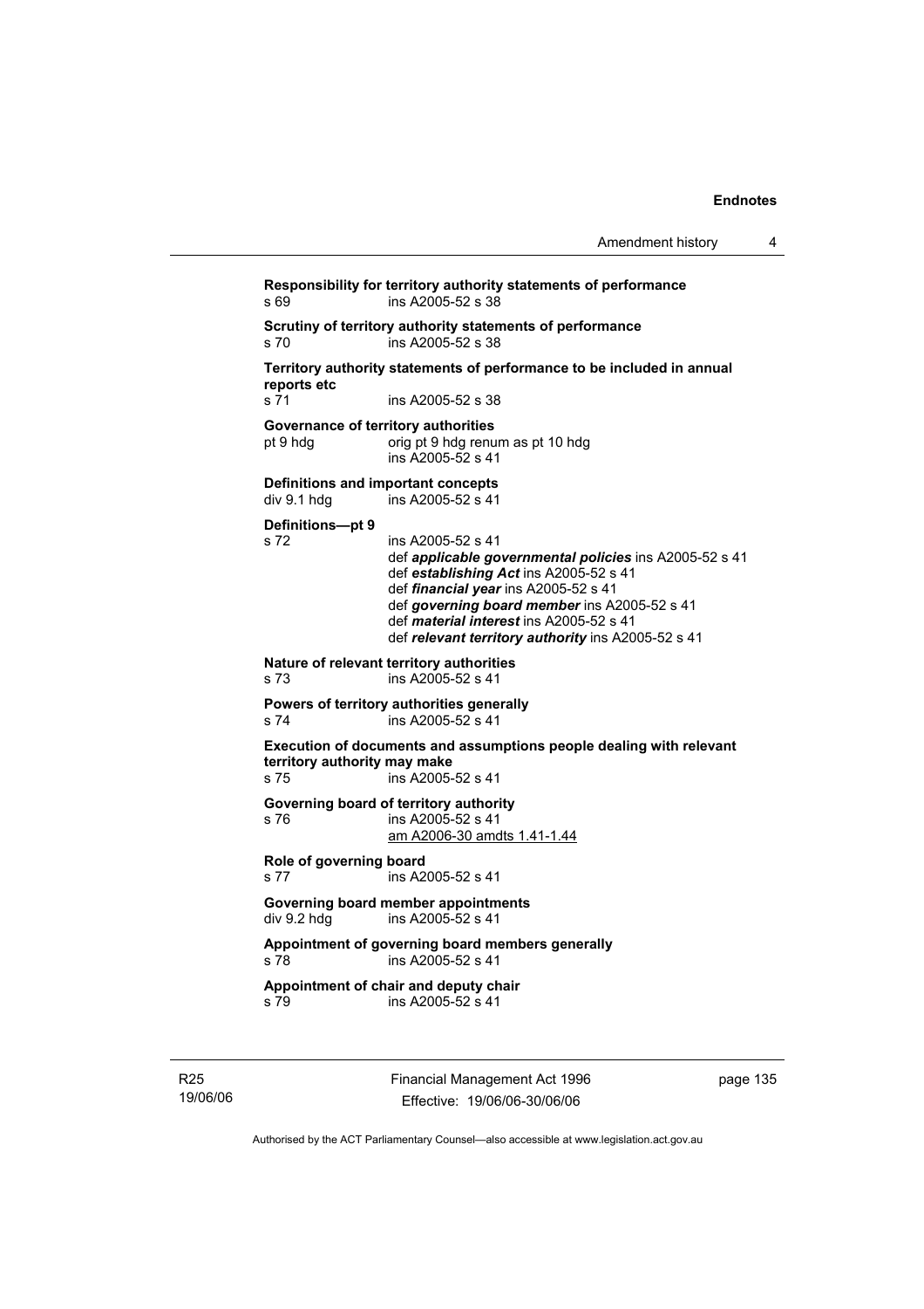**Responsibility for territory authority statements of performance**
s 69 ins A2005-52 s 38

**Scrutiny of territory authority statements of performance**
s 70 ins A2005-52 s 38

**Territory authority statements of performance to be included in annual reports etc**
s 71 ins A2005-52 s 38

**Governance of territory authorities**
pt 9 hdg orig pt 9 hdg renum as pt 10 hdg
ins A2005-52 s 41

**Definitions and important concepts**
div 9.1 hdg ins A2005-52 s 41

**Definitions—pt 9**
s 72 ins A2005-52 s 41
def ***applicable governmental policies*** ins A2005-52 s 41
def ***establishing Act*** ins A2005-52 s 41
def ***financial year*** ins A2005-52 s 41
def ***governing board member*** ins A2005-52 s 41
def ***material interest*** ins A2005-52 s 41
def ***relevant territory authority*** ins A2005-52 s 41

**Nature of relevant territory authorities**
s 73 ins A2005-52 s 41

**Powers of territory authorities generally**
s 74 ins A2005-52 s 41

**Execution of documents and assumptions people dealing with relevant territory authority may make**
s 75 ins A2005-52 s 41

**Governing board of territory authority**
s 76 ins A2005-52 s 41
am A2006-30 amdts 1.41-1.44

**Role of governing board**
s 77 ins A2005-52 s 41

**Governing board member appointments**
div 9.2 hdg ins A2005-52 s 41

**Appointment of governing board members generally**
s 78 ins A2005-52 s 41

**Appointment of chair and deputy chair**
s 79 ins A2005-52 s 41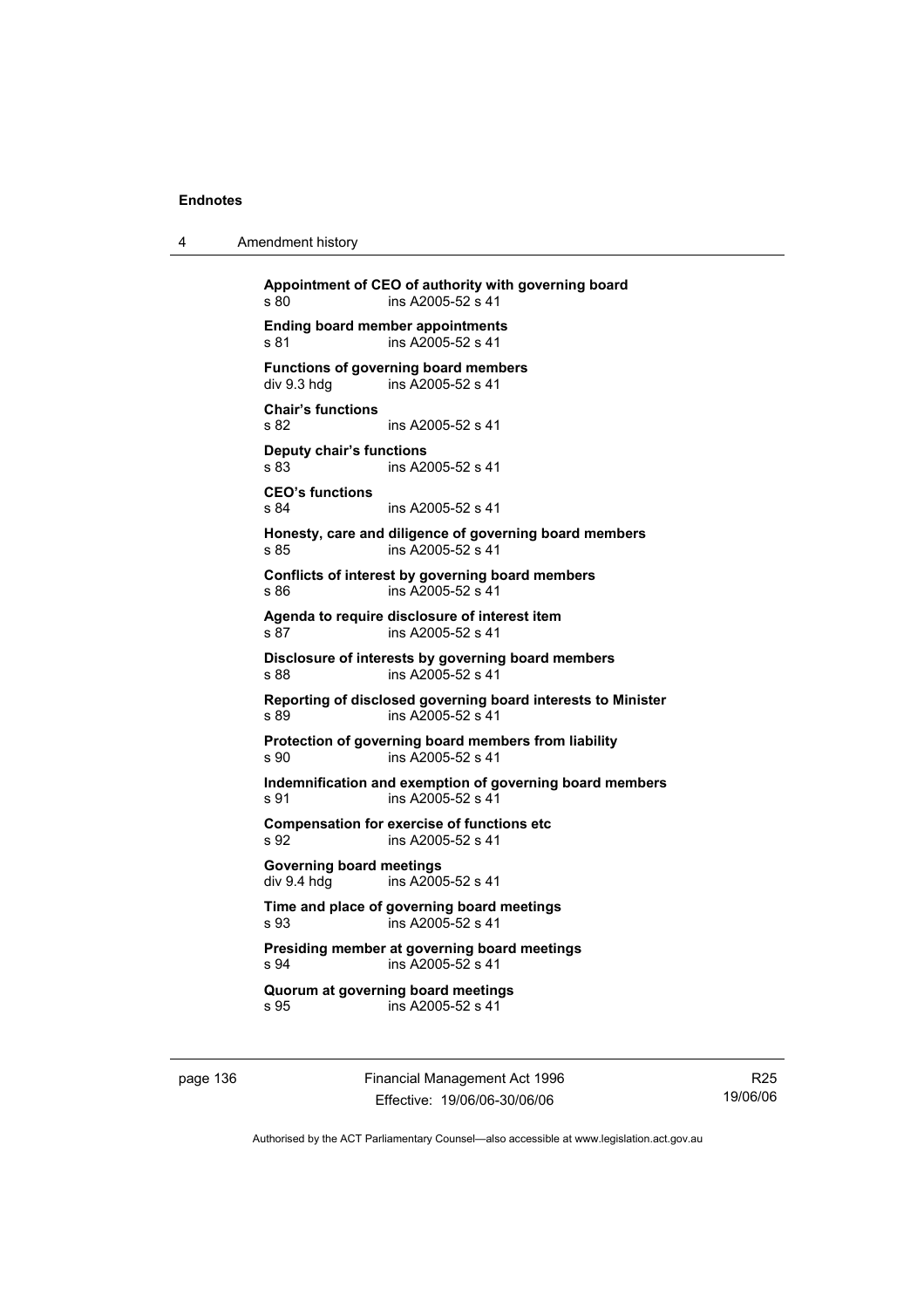**Appointment of CEO of authority with governing board**
s 80 ins A2005-52 s 41

**Ending board member appointments**
s 81 ins A2005-52 s 41

**Functions of governing board members**
div 9.3 hdg ins A2005-52 s 41

**Chair's functions**
s 82 ins A2005-52 s 41

**Deputy chair's functions**
s 83 ins A2005-52 s 41

**CEO's functions**
s 84 ins A2005-52 s 41

**Honesty, care and diligence of governing board members**
s 85 ins A2005-52 s 41

**Conflicts of interest by governing board members**
s 86 ins A2005-52 s 41

**Agenda to require disclosure of interest item**
s 87 ins A2005-52 s 41

**Disclosure of interests by governing board members**
s 88 ins A2005-52 s 41

**Reporting of disclosed governing board interests to Minister**
s 89 ins A2005-52 s 41

**Protection of governing board members from liability**
s 90 ins A2005-52 s 41

**Indemnification and exemption of governing board members**
s 91 ins A2005-52 s 41

**Compensation for exercise of functions etc**
s 92 ins A2005-52 s 41

**Governing board meetings**
div 9.4 hdg ins A2005-52 s 41

**Time and place of governing board meetings**
s 93 ins A2005-52 s 41

**Presiding member at governing board meetings**
s 94 ins A2005-52 s 41

**Quorum at governing board meetings**
s 95 ins A2005-52 s 41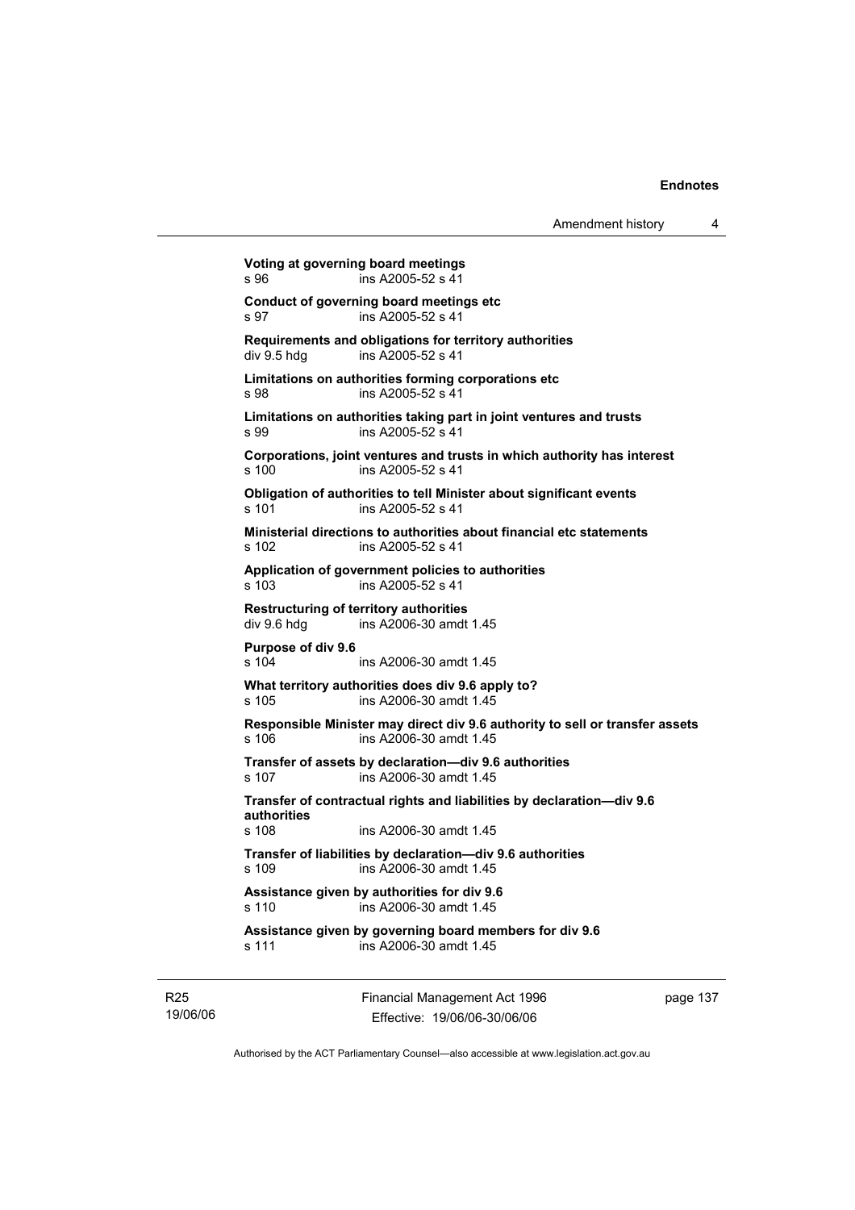**Voting at governing board meetings**
s 96 ins A2005-52 s 41

**Conduct of governing board meetings etc**
s 97 ins A2005-52 s 41

**Requirements and obligations for territory authorities**
div 9.5 hdg ins A2005-52 s 41

**Limitations on authorities forming corporations etc**
s 98 ins A2005-52 s 41

**Limitations on authorities taking part in joint ventures and trusts**
s 99 ins A2005-52 s 41

**Corporations, joint ventures and trusts in which authority has interest**
s 100 ins A2005-52 s 41

**Obligation of authorities to tell Minister about significant events**
s 101 ins A2005-52 s 41

**Ministerial directions to authorities about financial etc statements**
s 102 ins A2005-52 s 41

**Application of government policies to authorities**
s 103 ins A2005-52 s 41

**Restructuring of territory authorities**
div 9.6 hdg ins A2006-30 amdt 1.45

**Purpose of div 9.6**
s 104 ins A2006-30 amdt 1.45

**What territory authorities does div 9.6 apply to?**
s 105 ins A2006-30 amdt 1.45

**Responsible Minister may direct div 9.6 authority to sell or transfer assets**
s 106 ins A2006-30 amdt 1.45

**Transfer of assets by declaration—div 9.6 authorities**
s 107 ins A2006-30 amdt 1.45

**Transfer of contractual rights and liabilities by declaration—div 9.6 authorities**
s 108 ins A2006-30 amdt 1.45

**Transfer of liabilities by declaration—div 9.6 authorities**
s 109 ins A2006-30 amdt 1.45

**Assistance given by authorities for div 9.6**
s 110 ins A2006-30 amdt 1.45

**Assistance given by governing board members for div 9.6**
s 111 ins A2006-30 amdt 1.45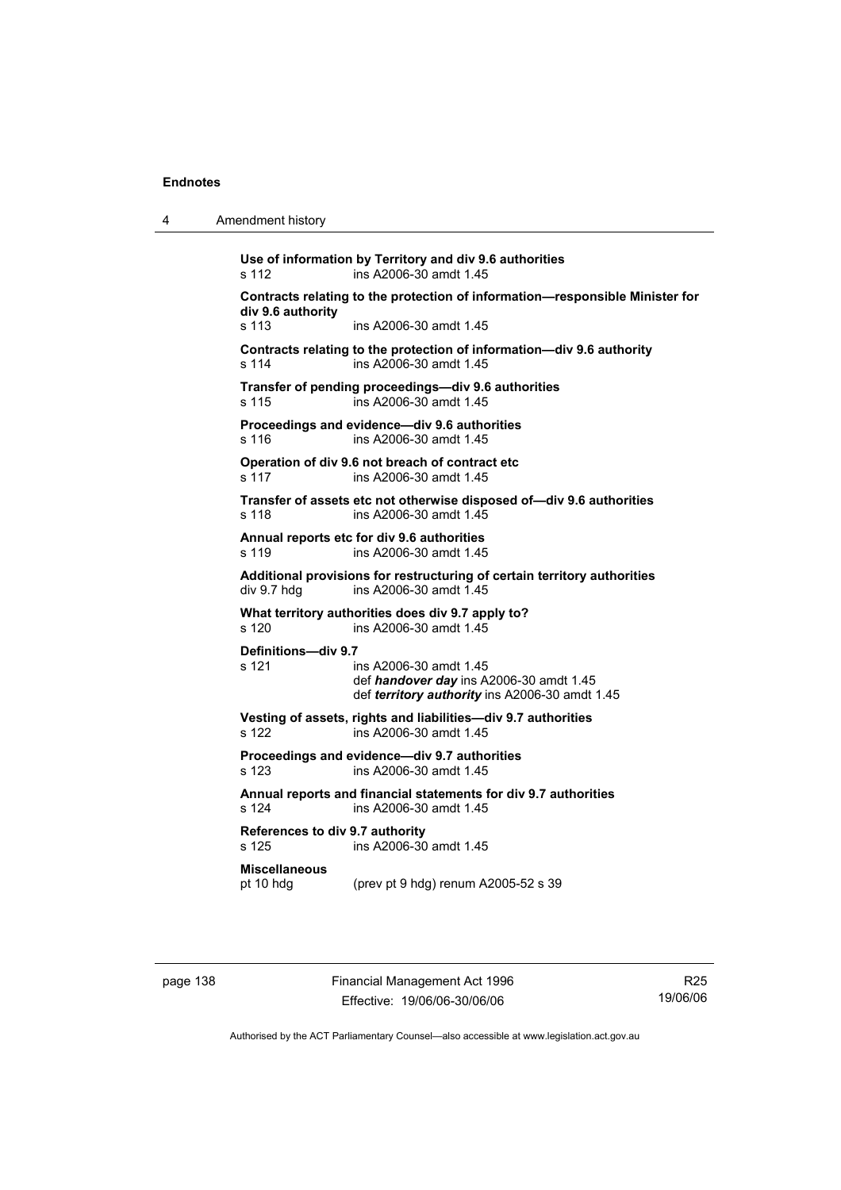**Use of information by Territory and div 9.6 authorities**
s 112 ins A2006-30 amdt 1.45

**Contracts relating to the protection of information—responsible Minister for div 9.6 authority**
s 113 ins A2006-30 amdt 1.45

**Contracts relating to the protection of information—div 9.6 authority**
s 114 ins A2006-30 amdt 1.45

**Transfer of pending proceedings—div 9.6 authorities**
s 115 ins A2006-30 amdt 1.45

**Proceedings and evidence—div 9.6 authorities**
s 116 ins A2006-30 amdt 1.45

**Operation of div 9.6 not breach of contract etc**
s 117 ins A2006-30 amdt 1.45

**Transfer of assets etc not otherwise disposed of—div 9.6 authorities**
s 118 ins A2006-30 amdt 1.45

**Annual reports etc for div 9.6 authorities**
s 119 ins A2006-30 amdt 1.45

**Additional provisions for restructuring of certain territory authorities**
div 9.7 hdg ins A2006-30 amdt 1.45

**What territory authorities does div 9.7 apply to?**
s 120 ins A2006-30 amdt 1.45

**Definitions—div 9.7**
s 121 ins A2006-30 amdt 1.45
def ***handover day*** ins A2006-30 amdt 1.45
def ***territory authority*** ins A2006-30 amdt 1.45

**Vesting of assets, rights and liabilities—div 9.7 authorities**
s 122 ins A2006-30 amdt 1.45

**Proceedings and evidence—div 9.7 authorities**
s 123 ins A2006-30 amdt 1.45

**Annual reports and financial statements for div 9.7 authorities**
s 124 ins A2006-30 amdt 1.45

**References to div 9.7 authority**
s 125 ins A2006-30 amdt 1.45

**Miscellaneous**
pt 10 hdg (prev pt 9 hdg) renum A2005-52 s 39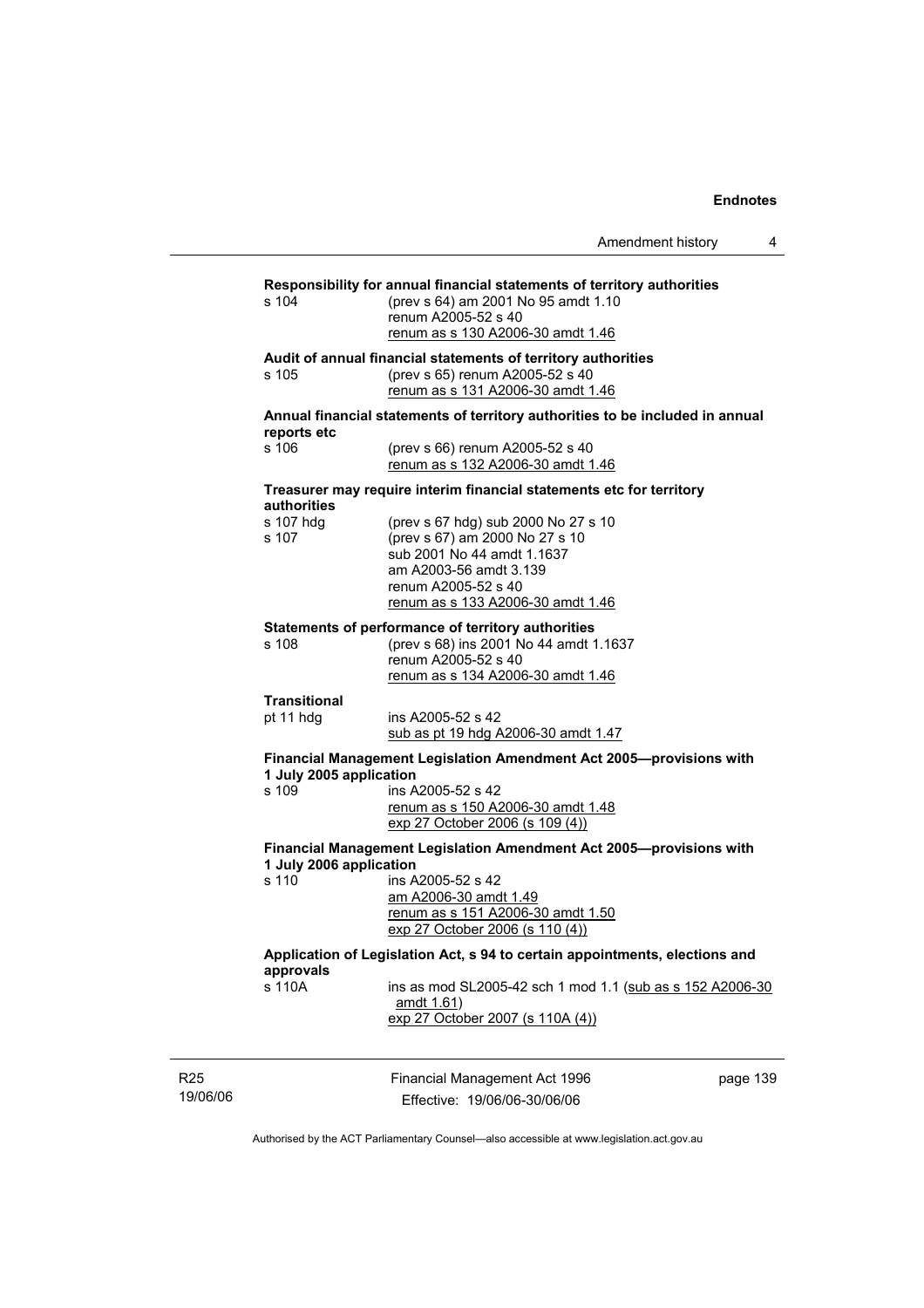**Responsibility for annual financial statements of territory authorities**

s 104 (prev s 64) am 2001 No 95 amdt 1.10
renum A2005-52 s 40
renum as s 130 A2006-30 amdt 1.46

**Audit of annual financial statements of territory authorities**

s 105 (prev s 65) renum A2005-52 s 40
renum as s 131 A2006-30 amdt 1.46

**Annual financial statements of territory authorities to be included in annual reports etc**

s 106 (prev s 66) renum A2005-52 s 40
renum as s 132 A2006-30 amdt 1.46

**Treasurer may require interim financial statements etc for territory authorities**

s 107 hdg (prev s 67 hdg) sub 2000 No 27 s 10
s 107 (prev s 67) am 2000 No 27 s 10
sub 2001 No 44 amdt 1.1637
am A2003-56 amdt 3.139
renum A2005-52 s 40
renum as s 133 A2006-30 amdt 1.46

**Statements of performance of territory authorities**

s 108 (prev s 68) ins 2001 No 44 amdt 1.1637
renum A2005-52 s 40
renum as s 134 A2006-30 amdt 1.46

**Transitional**

pt 11 hdg ins A2005-52 s 42
sub as pt 19 hdg A2006-30 amdt 1.47

**Financial Management Legislation Amendment Act 2005—provisions with 1 July 2005 application**

s 109 ins A2005-52 s 42
renum as s 150 A2006-30 amdt 1.48
exp 27 October 2006 (s 109 (4))

**Financial Management Legislation Amendment Act 2005—provisions with 1 July 2006 application**

s 110 ins A2005-52 s 42
am A2006-30 amdt 1.49
renum as s 151 A2006-30 amdt 1.50
exp 27 October 2006 (s 110 (4))

**Application of Legislation Act, s 94 to certain appointments, elections and approvals**

s 110A ins as mod SL2005-42 sch 1 mod 1.1 (sub as s 152 A2006-30 amdt 1.61)
exp 27 October 2007 (s 110A (4))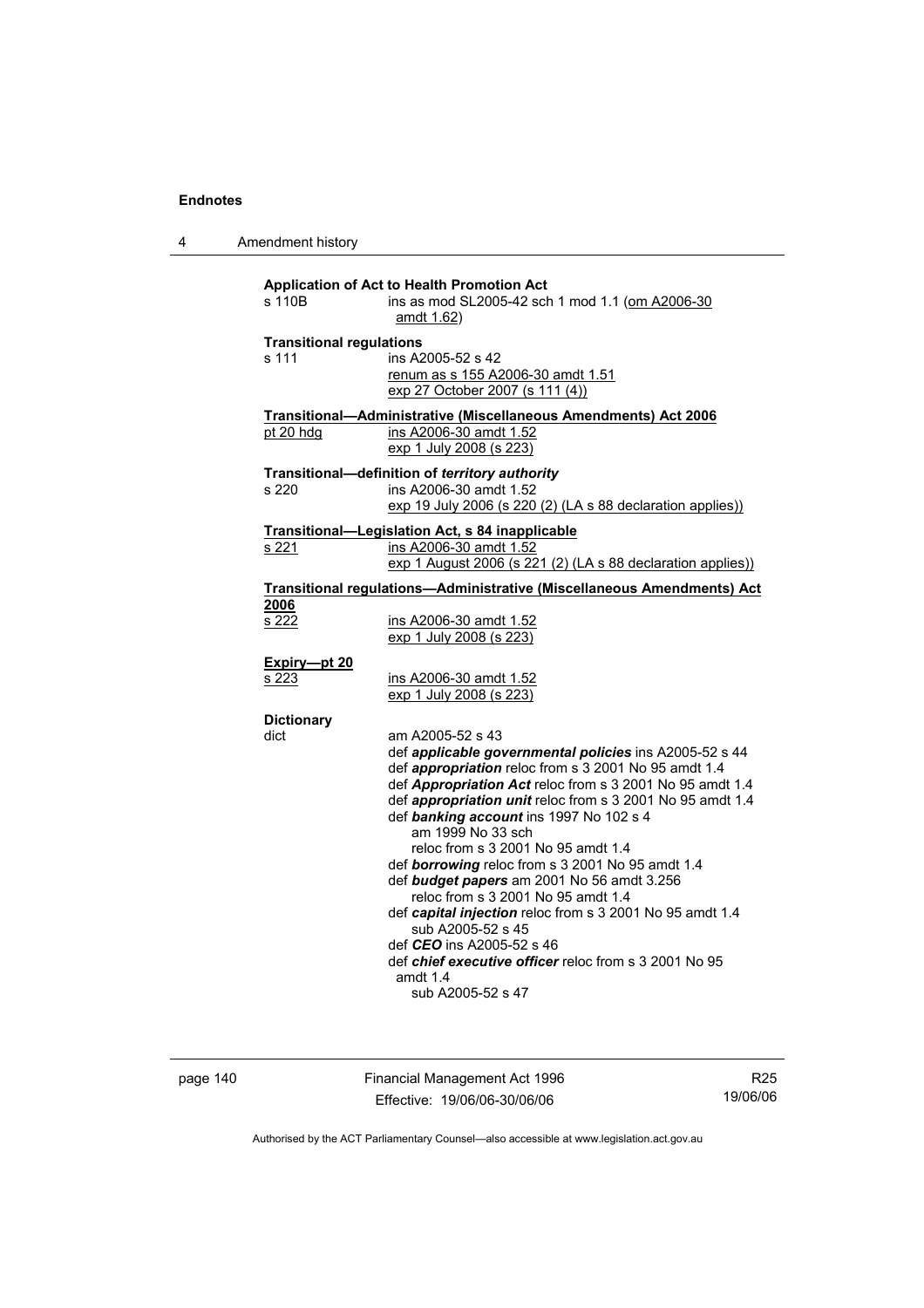**Application of Act to Health Promotion Act**

s 110B ins as mod SL2005-42 sch 1 mod 1.1 (om A2006-30 amdt 1.62)

**Transitional regulations**

s 111 ins A2005-52 s 42
renum as s 155 A2006-30 amdt 1.51
exp 27 October 2007 (s 111 (4))

**Transitional—Administrative (Miscellaneous Amendments) Act 2006**

pt 20 hdg ins A2006-30 amdt 1.52
exp 1 July 2008 (s 223)

**Transitional—definition of *territory authority***

s 220 ins A2006-30 amdt 1.52
exp 19 July 2006 (s 220 (2) (LA s 88 declaration applies))

**Transitional—Legislation Act, s 84 inapplicable**

s 221 ins A2006-30 amdt 1.52
exp 1 August 2006 (s 221 (2) (LA s 88 declaration applies))

**Transitional regulations—Administrative (Miscellaneous Amendments) Act 2006**

s 222 ins A2006-30 amdt 1.52
exp 1 July 2008 (s 223)

**Expiry—pt 20**

s 223 ins A2006-30 amdt 1.52
exp 1 July 2008 (s 223)

**Dictionary**

dict am A2005-52 s 43
def ***applicable governmental policies*** ins A2005-52 s 44
def ***appropriation*** reloc from s 3 2001 No 95 amdt 1.4
def ***Appropriation Act*** reloc from s 3 2001 No 95 amdt 1.4
def ***appropriation unit*** reloc from s 3 2001 No 95 amdt 1.4
def ***banking account*** ins 1997 No 102 s 4
am 1999 No 33 sch
reloc from s 3 2001 No 95 amdt 1.4
def ***borrowing*** reloc from s 3 2001 No 95 amdt 1.4
def ***budget papers*** am 2001 No 56 amdt 3.256
reloc from s 3 2001 No 95 amdt 1.4
def ***capital injection*** reloc from s 3 2001 No 95 amdt 1.4
sub A2005-52 s 45
def ***CEO*** ins A2005-52 s 46
def ***chief executive officer*** reloc from s 3 2001 No 95 amdt 1.4
sub A2005-52 s 47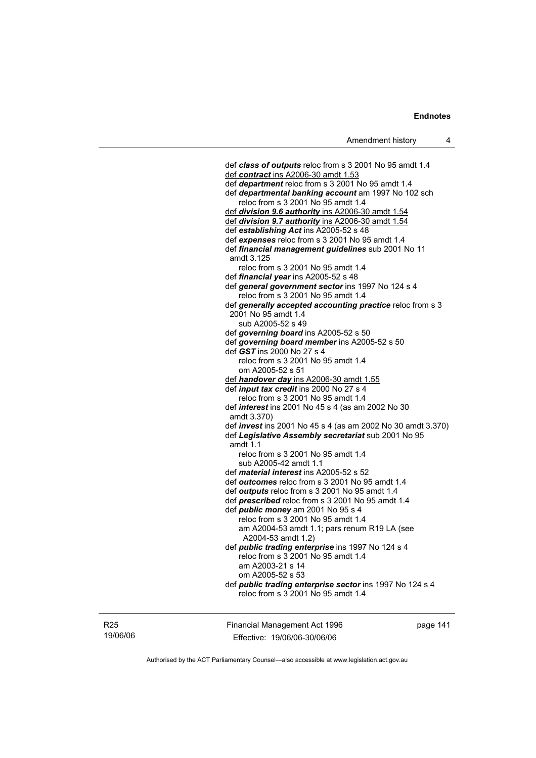def ***class of outputs*** reloc from s 3 2001 No 95 amdt 1.4
def ***contract*** ins A2006-30 amdt 1.53
def ***department*** reloc from s 3 2001 No 95 amdt 1.4
def ***departmental banking account*** am 1997 No 102 sch
    reloc from s 3 2001 No 95 amdt 1.4
def ***division 9.6 authority*** ins A2006-30 amdt 1.54
def ***division 9.7 authority*** ins A2006-30 amdt 1.54
def ***establishing Act*** ins A2005-52 s 48
def ***expenses*** reloc from s 3 2001 No 95 amdt 1.4
def ***financial management guidelines*** sub 2001 No 11 amdt 3.125
    reloc from s 3 2001 No 95 amdt 1.4
def ***financial year*** ins A2005-52 s 48
def ***general government sector*** ins 1997 No 124 s 4
    reloc from s 3 2001 No 95 amdt 1.4
def ***generally accepted accounting practice*** reloc from s 3 2001 No 95 amdt 1.4
    sub A2005-52 s 49
def ***governing board*** ins A2005-52 s 50
def ***governing board member*** ins A2005-52 s 50
def ***GST*** ins 2000 No 27 s 4
    reloc from s 3 2001 No 95 amdt 1.4
    om A2005-52 s 51
def ***handover day*** ins A2006-30 amdt 1.55
def ***input tax credit*** ins 2000 No 27 s 4
    reloc from s 3 2001 No 95 amdt 1.4
def ***interest*** ins 2001 No 45 s 4 (as am 2002 No 30 amdt 3.370)
def ***invest*** ins 2001 No 45 s 4 (as am 2002 No 30 amdt 3.370)
def ***Legislative Assembly secretariat*** sub 2001 No 95 amdt 1.1
    reloc from s 3 2001 No 95 amdt 1.4
    sub A2005-42 amdt 1.1
def ***material interest*** ins A2005-52 s 52
def ***outcomes*** reloc from s 3 2001 No 95 amdt 1.4
def ***outputs*** reloc from s 3 2001 No 95 amdt 1.4
def ***prescribed*** reloc from s 3 2001 No 95 amdt 1.4
def ***public money*** am 2001 No 95 s 4
    reloc from s 3 2001 No 95 amdt 1.4
    am A2004-53 amdt 1.1; pars renum R19 LA (see A2004-53 amdt 1.2)
def ***public trading enterprise*** ins 1997 No 124 s 4
    reloc from s 3 2001 No 95 amdt 1.4
    am A2003-21 s 14
    om A2005-52 s 53
def ***public trading enterprise sector*** ins 1997 No 124 s 4
    reloc from s 3 2001 No 95 amdt 1.4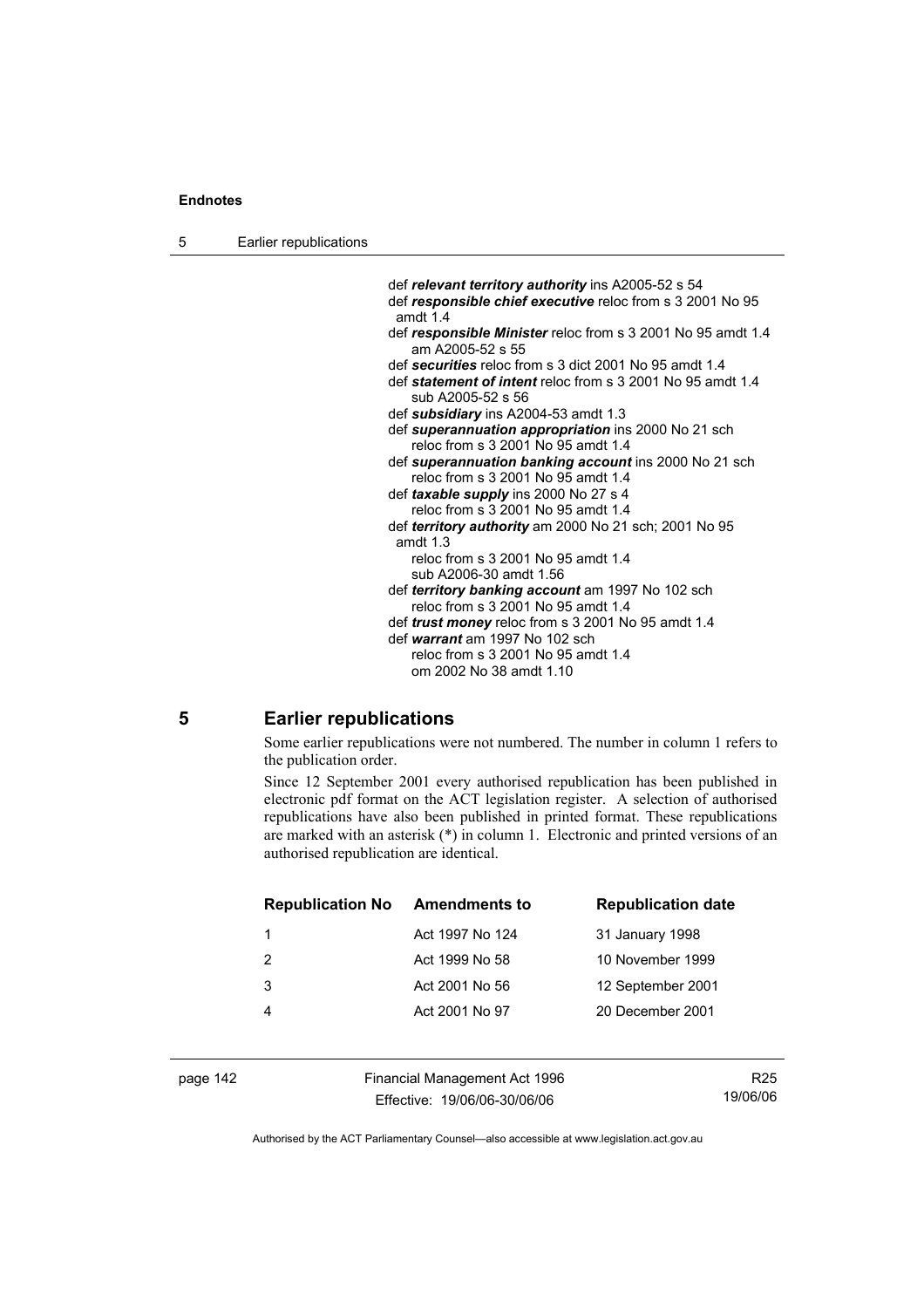def ***relevant territory authority*** ins A2005-52 s 54
def ***responsible chief executive*** reloc from s 3 2001 No 95 amdt 1.4
def ***responsible Minister*** reloc from s 3 2001 No 95 amdt 1.4
am A2005-52 s 55
def ***securities*** reloc from s 3 dict 2001 No 95 amdt 1.4
def ***statement of intent*** reloc from s 3 2001 No 95 amdt 1.4
sub A2005-52 s 56
def ***subsidiary*** ins A2004-53 amdt 1.3
def ***superannuation appropriation*** ins 2000 No 21 sch
reloc from s 3 2001 No 95 amdt 1.4
def ***superannuation banking account*** ins 2000 No 21 sch
reloc from s 3 2001 No 95 amdt 1.4
def ***taxable supply*** ins 2000 No 27 s 4
reloc from s 3 2001 No 95 amdt 1.4
def ***territory authority*** am 2000 No 21 sch; 2001 No 95 amdt 1.3
reloc from s 3 2001 No 95 amdt 1.4
sub A2006-30 amdt 1.56
def ***territory banking account*** am 1997 No 102 sch
reloc from s 3 2001 No 95 amdt 1.4
def ***trust money*** reloc from s 3 2001 No 95 amdt 1.4
def ***warrant*** am 1997 No 102 sch
reloc from s 3 2001 No 95 amdt 1.4
om 2002 No 38 amdt 1.10

## 5 Earlier republications

Some earlier republications were not numbered. The number in column 1 refers to the publication order.

Since 12 September 2001 every authorised republication has been published in electronic pdf format on the ACT legislation register. A selection of authorised republications have also been published in printed format. These republications are marked with an asterisk (*) in column 1. Electronic and printed versions of an authorised republication are identical.

| Republication No | Amendments to | Republication date |
|---|---|---|
| 1 | Act 1997 No 124 | 31 January 1998 |
| 2 | Act 1999 No 58 | 10 November 1999 |
| 3 | Act 2001 No 56 | 12 September 2001 |
| 4 | Act 2001 No 97 | 20 December 2001 |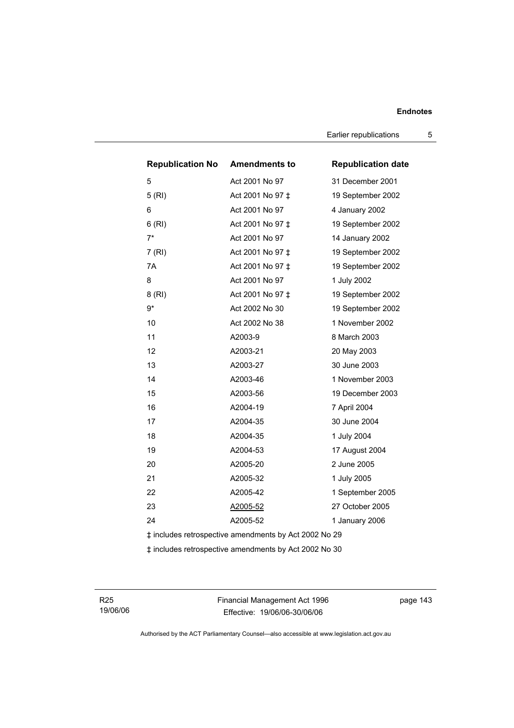| Republication No | Amendments to | Republication date |
|---|---|---|
| 5 | Act 2001 No 97 | 31 December 2001 |
| 5 (RI) | Act 2001 No 97 ‡ | 19 September 2002 |
| 6 | Act 2001 No 97 | 4 January 2002 |
| 6 (RI) | Act 2001 No 97 ‡ | 19 September 2002 |
| 7* | Act 2001 No 97 | 14 January 2002 |
| 7 (RI) | Act 2001 No 97 ‡ | 19 September 2002 |
| 7A | Act 2001 No 97 ‡ | 19 September 2002 |
| 8 | Act 2001 No 97 | 1 July 2002 |
| 8 (RI) | Act 2001 No 97 ‡ | 19 September 2002 |
| 9* | Act 2002 No 30 | 19 September 2002 |
| 10 | Act 2002 No 38 | 1 November 2002 |
| 11 | A2003-9 | 8 March 2003 |
| 12 | A2003-21 | 20 May 2003 |
| 13 | A2003-27 | 30 June 2003 |
| 14 | A2003-46 | 1 November 2003 |
| 15 | A2003-56 | 19 December 2003 |
| 16 | A2004-19 | 7 April 2004 |
| 17 | A2004-35 | 30 June 2004 |
| 18 | A2004-35 | 1 July 2004 |
| 19 | A2004-53 | 17 August 2004 |
| 20 | A2005-20 | 2 June 2005 |
| 21 | A2005-32 | 1 July 2005 |
| 22 | A2005-42 | 1 September 2005 |
| 23 | A2005-52 | 27 October 2005 |
| 24 | A2005-52 | 1 January 2006 |

‡ includes retrospective amendments by Act 2002 No 29

‡ includes retrospective amendments by Act 2002 No 30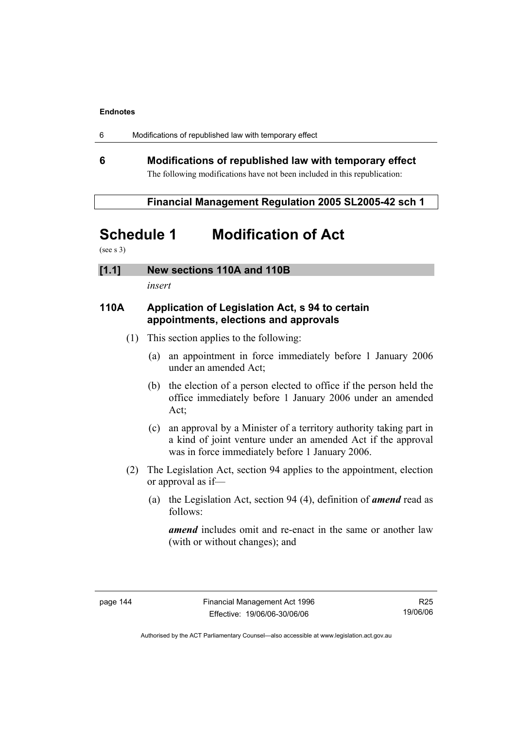## 6 Modifications of republished law with temporary effect

The following modifications have not been included in this republication:

**Financial Management Regulation 2005 SL2005-42 sch 1**

# Schedule 1 Modification of Act

(see s 3)

### [1.1] New sections 110A and 110B

*insert*

### 110A Application of Legislation Act, s 94 to certain appointments, elections and approvals

(1) This section applies to the following:

(a) an appointment in force immediately before 1 January 2006 under an amended Act;

(b) the election of a person elected to office if the person held the office immediately before 1 January 2006 under an amended Act;

(c) an approval by a Minister of a territory authority taking part in a kind of joint venture under an amended Act if the approval was in force immediately before 1 January 2006.

(2) The Legislation Act, section 94 applies to the appointment, election or approval as if—

(a) the Legislation Act, section 94 (4), definition of ***amend*** read as follows:

***amend*** includes omit and re-enact in the same or another law (with or without changes); and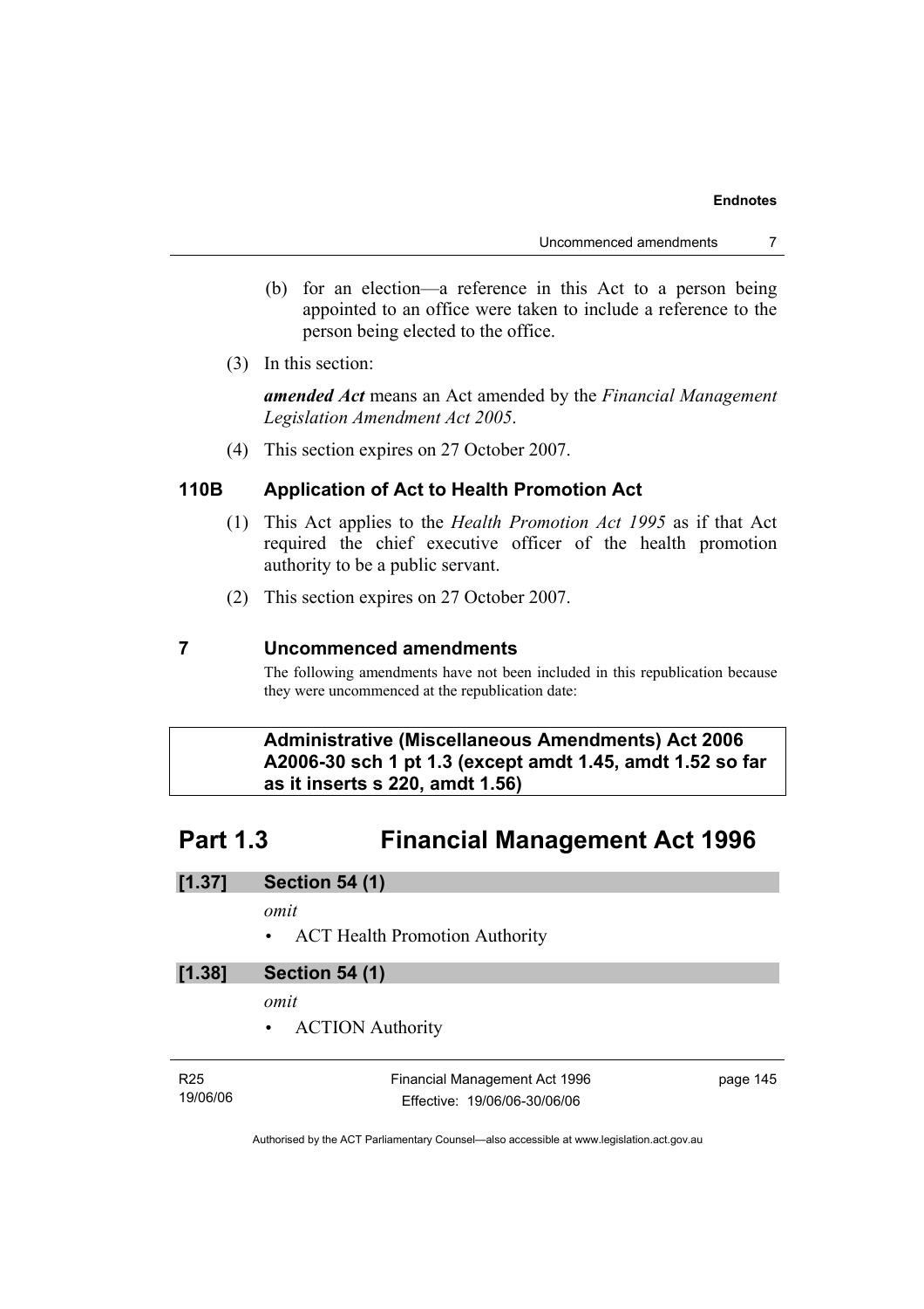(b) for an election—a reference in this Act to a person being appointed to an office were taken to include a reference to the person being elected to the office.

(3) In this section:

***amended Act*** means an Act amended by the *Financial Management Legislation Amendment Act 2005*.

(4) This section expires on 27 October 2007.

### 110B Application of Act to Health Promotion Act

(1) This Act applies to the *Health Promotion Act 1995* as if that Act required the chief executive officer of the health promotion authority to be a public servant.

(2) This section expires on 27 October 2007.

## 7 Uncommenced amendments

The following amendments have not been included in this republication because they were uncommenced at the republication date:

**Administrative (Miscellaneous Amendments) Act 2006 A2006-30 sch 1 pt 1.3 (except amdt 1.45, amdt 1.52 so far as it inserts s 220, amdt 1.56)**

# Part 1.3 Financial Management Act 1996

**[1.37] Section 54 (1)**

*omit*

- ACT Health Promotion Authority

**[1.38] Section 54 (1)**

*omit*

- ACTION Authority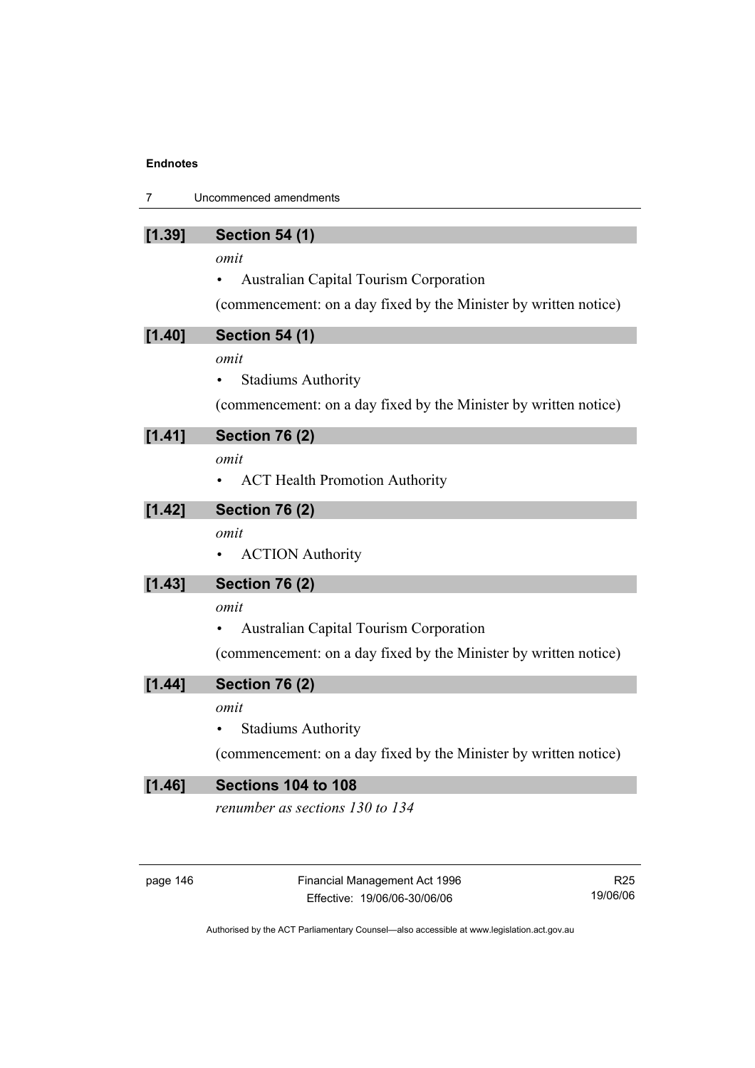### [1.39] Section 54 (1)

*omit*

- Australian Capital Tourism Corporation

(commencement: on a day fixed by the Minister by written notice)

### [1.40] Section 54 (1)

*omit*

- Stadiums Authority

(commencement: on a day fixed by the Minister by written notice)

### [1.41] Section 76 (2)

*omit*

- ACT Health Promotion Authority

### [1.42] Section 76 (2)

*omit*

- ACTION Authority

### [1.43] Section 76 (2)

*omit*

- Australian Capital Tourism Corporation

(commencement: on a day fixed by the Minister by written notice)

### [1.44] Section 76 (2)

*omit*

- Stadiums Authority

(commencement: on a day fixed by the Minister by written notice)

### [1.46] Sections 104 to 108

*renumber as sections 130 to 134*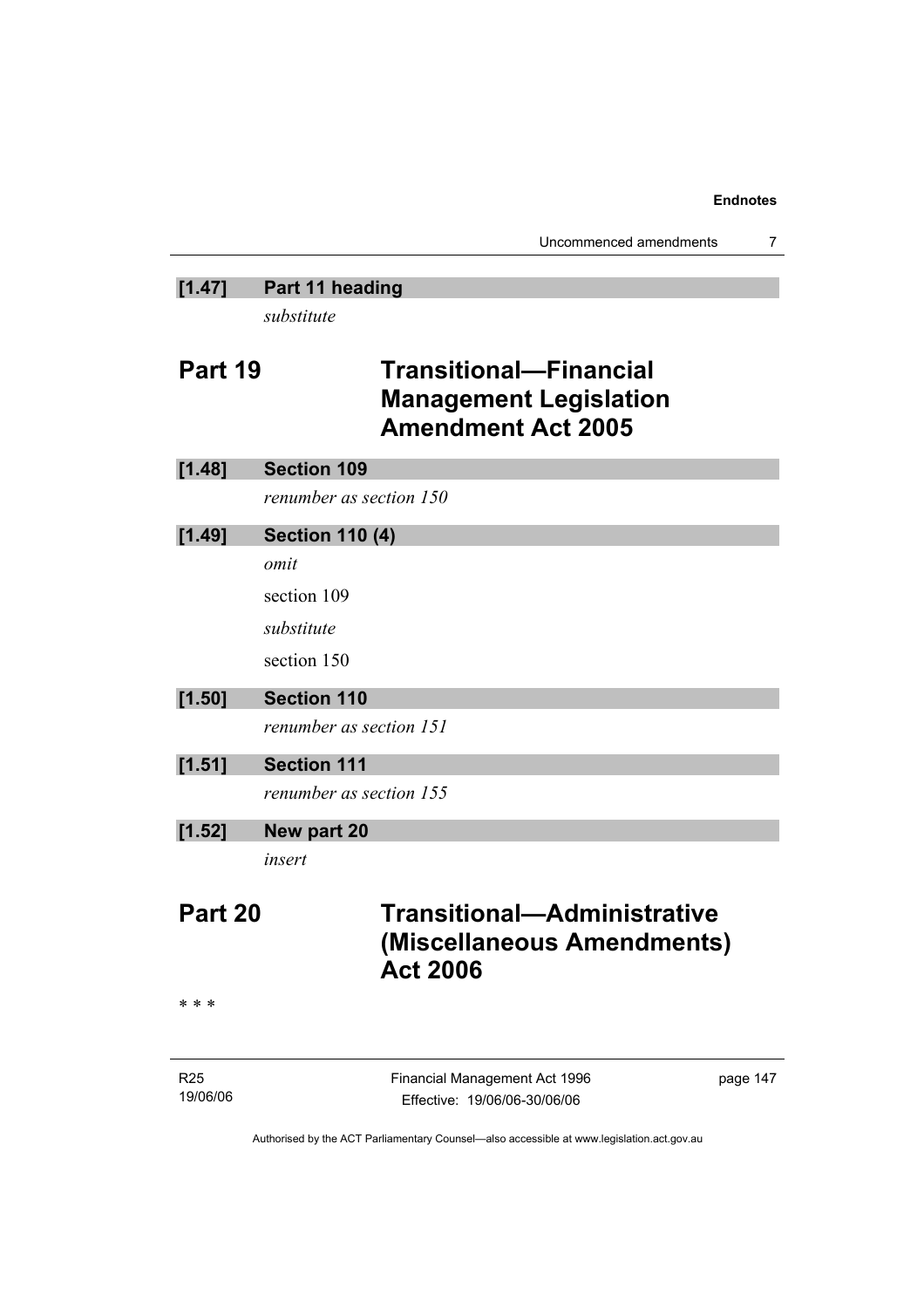**[1.47] Part 11 heading**

*substitute*

## Part 19 Transitional—Financial Management Legislation Amendment Act 2005

**[1.48] Section 109**

*renumber as section 150*

**[1.49] Section 110 (4)**

*omit*

section 109

*substitute*

section 150

**[1.50] Section 110**

*renumber as section 151*

**[1.51] Section 111**

*renumber as section 155*

**[1.52] New part 20**

*insert*

## Part 20 Transitional—Administrative (Miscellaneous Amendments) Act 2006

\* \* \*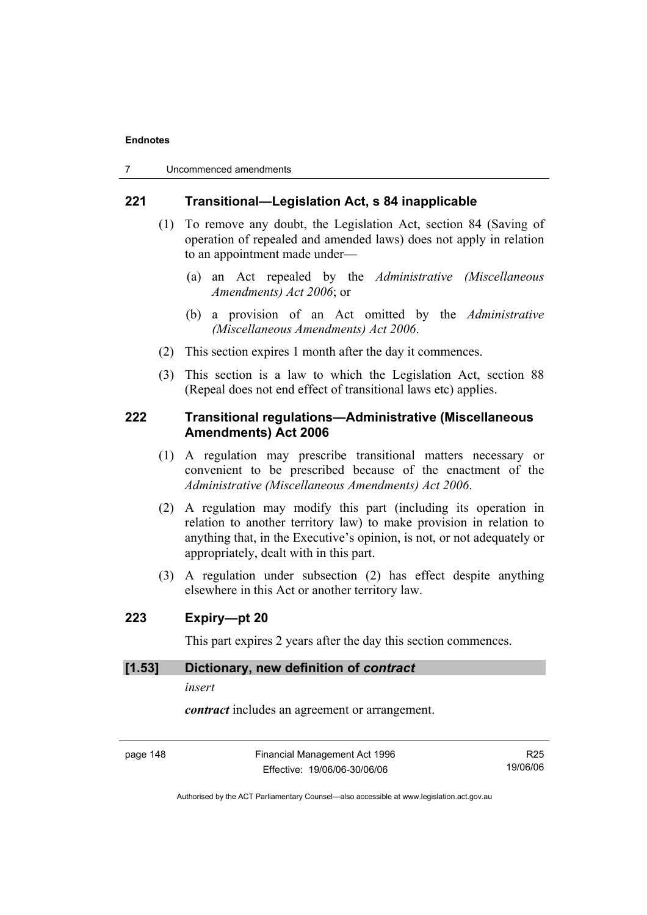### 221 Transitional—Legislation Act, s 84 inapplicable

(1) To remove any doubt, the Legislation Act, section 84 (Saving of operation of repealed and amended laws) does not apply in relation to an appointment made under—

(a) an Act repealed by the *Administrative (Miscellaneous Amendments) Act 2006*; or

(b) a provision of an Act omitted by the *Administrative (Miscellaneous Amendments) Act 2006*.

(2) This section expires 1 month after the day it commences.

(3) This section is a law to which the Legislation Act, section 88 (Repeal does not end effect of transitional laws etc) applies.

### 222 Transitional regulations—Administrative (Miscellaneous Amendments) Act 2006

(1) A regulation may prescribe transitional matters necessary or convenient to be prescribed because of the enactment of the *Administrative (Miscellaneous Amendments) Act 2006*.

(2) A regulation may modify this part (including its operation in relation to another territory law) to make provision in relation to anything that, in the Executive's opinion, is not, or not adequately or appropriately, dealt with in this part.

(3) A regulation under subsection (2) has effect despite anything elsewhere in this Act or another territory law.

### 223 Expiry—pt 20

This part expires 2 years after the day this section commences.

### [1.53] Dictionary, new definition of *contract*

*insert*

***contract*** includes an agreement or arrangement.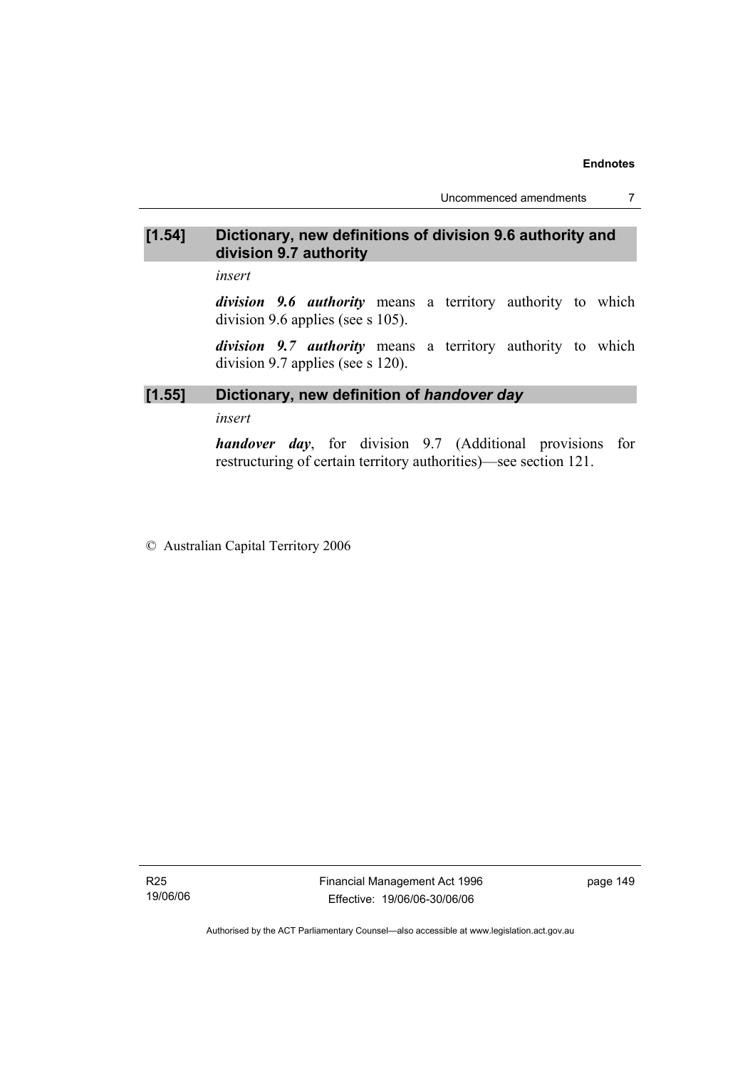### [1.54] Dictionary, new definitions of division 9.6 authority and division 9.7 authority

*insert*

***division 9.6 authority*** means a territory authority to which division 9.6 applies (see s 105).

***division 9.7 authority*** means a territory authority to which division 9.7 applies (see s 120).

### [1.55] Dictionary, new definition of *handover day*

*insert*

***handover day***, for division 9.7 (Additional provisions for restructuring of certain territory authorities)—see section 121.

© Australian Capital Territory 2006